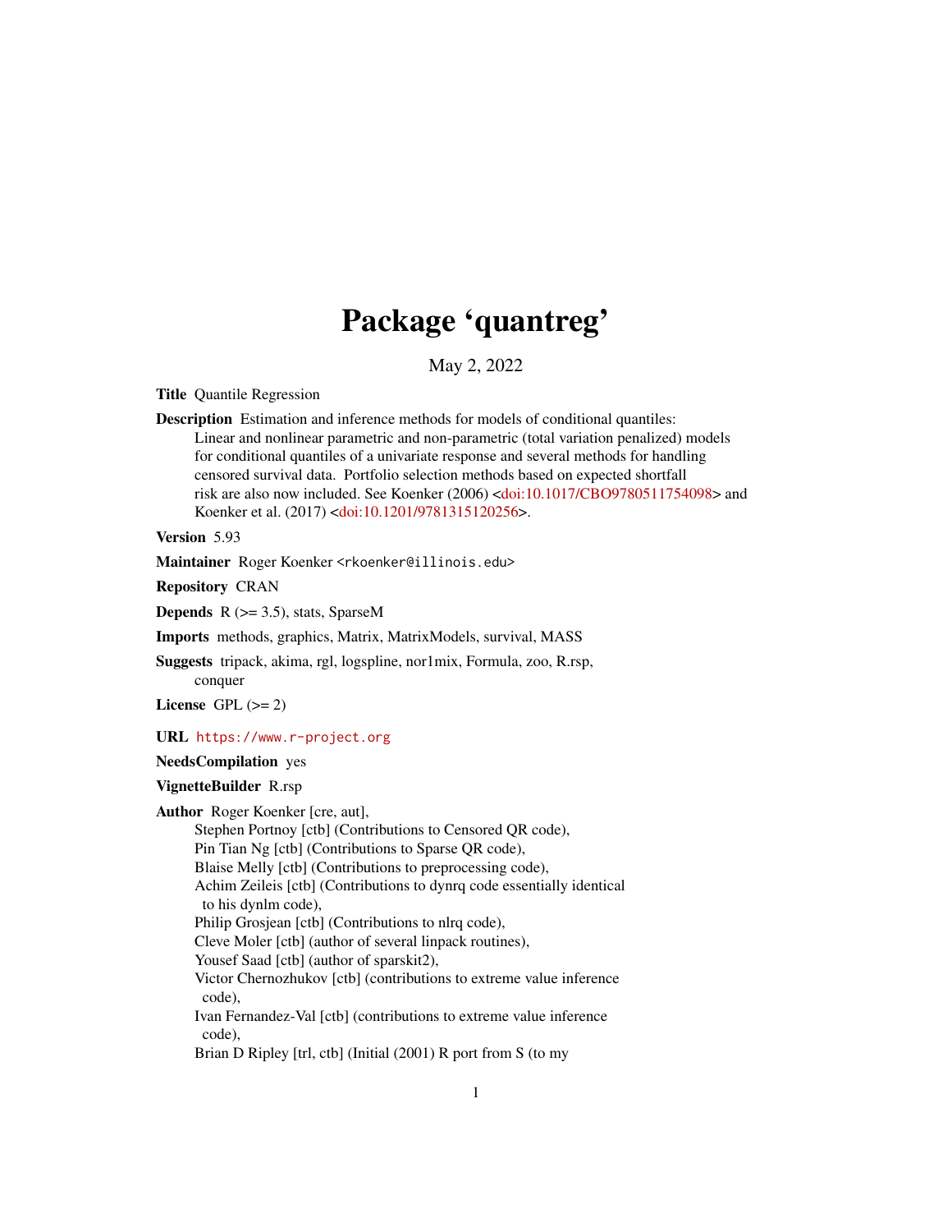# Package 'quantreg'

May 2, 2022

**Title** Quantile Regression

**Description** Estimation and inference methods for models of conditional quantiles: Linear and nonlinear parametric and non-parametric (total variation penalized) models for conditional quantiles of a univariate response and several methods for handling censored survival data. Portfolio selection methods based on expected shortfall risk are also now included. See Koenker (2006) <doi:10.1017/CBO9780511754098> and Koenker et al. (2017) <doi:10.1201/9781315120256>.

**Version** 5.93

**Maintainer** Roger Koenker <rkoenker@illinois.edu>

**Repository** CRAN

**Depends** R (>= 3.5), stats, SparseM

**Imports** methods, graphics, Matrix, MatrixModels, survival, MASS

**Suggests** tripack, akima, rgl, logspline, nor1mix, Formula, zoo, R.rsp, conquer

**License** GPL (>= 2)

**URL** https://www.r-project.org

**NeedsCompilation** yes

**VignetteBuilder** R.rsp

**Author** Roger Koenker [cre, aut],
Stephen Portnoy [ctb] (Contributions to Censored QR code),
Pin Tian Ng [ctb] (Contributions to Sparse QR code),
Blaise Melly [ctb] (Contributions to preprocessing code),
Achim Zeileis [ctb] (Contributions to dynrq code essentially identical to his dynlm code),
Philip Grosjean [ctb] (Contributions to nlrq code),
Cleve Moler [ctb] (author of several linpack routines),
Yousef Saad [ctb] (author of sparskit2),
Victor Chernozhukov [ctb] (contributions to extreme value inference code),
Ivan Fernandez-Val [ctb] (contributions to extreme value inference code),
Brian D Ripley [trl, ctb] (Initial (2001) R port from S (to my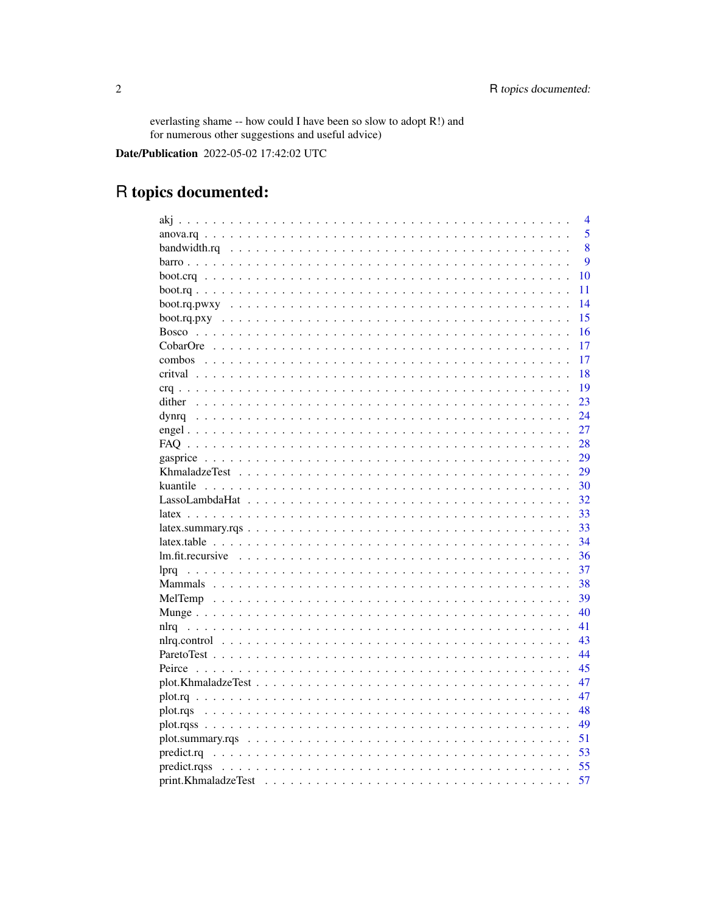everlasting shame -- how could I have been so slow to adopt R!) and
for numerous other suggestions and useful advice)

**Date/Publication** 2022-05-02 17:42:02 UTC

# R topics documented:

| | |
|---|---|
| akj | 4 |
| anova.rq | 5 |
| bandwidth.rq | 8 |
| barro | 9 |
| boot.crq | 10 |
| boot.rq | 11 |
| boot.rq.pwxy | 14 |
| boot.rq.pxy | 15 |
| Bosco | 16 |
| CobarOre | 17 |
| combos | 17 |
| critval | 18 |
| crq | 19 |
| dither | 23 |
| dynrq | 24 |
| engel | 27 |
| FAQ | 28 |
| gasprice | 29 |
| KhmaladzeTest | 29 |
| kuantile | 30 |
| LassoLambdaHat | 32 |
| latex | 33 |
| latex.summary.rqs | 33 |
| latex.table | 34 |
| lm.fit.recursive | 36 |
| lprq | 37 |
| Mammals | 38 |
| MelTemp | 39 |
| Munge | 40 |
| nlrq | 41 |
| nlrq.control | 43 |
| ParetoTest | 44 |
| Peirce | 45 |
| plot.KhmaladzeTest | 47 |
| plot.rq | 47 |
| plot.rqs | 48 |
| plot.rqss | 49 |
| plot.summary.rqs | 51 |
| predict.rq | 53 |
| predict.rqss | 55 |
| print.KhmaladzeTest | 57 |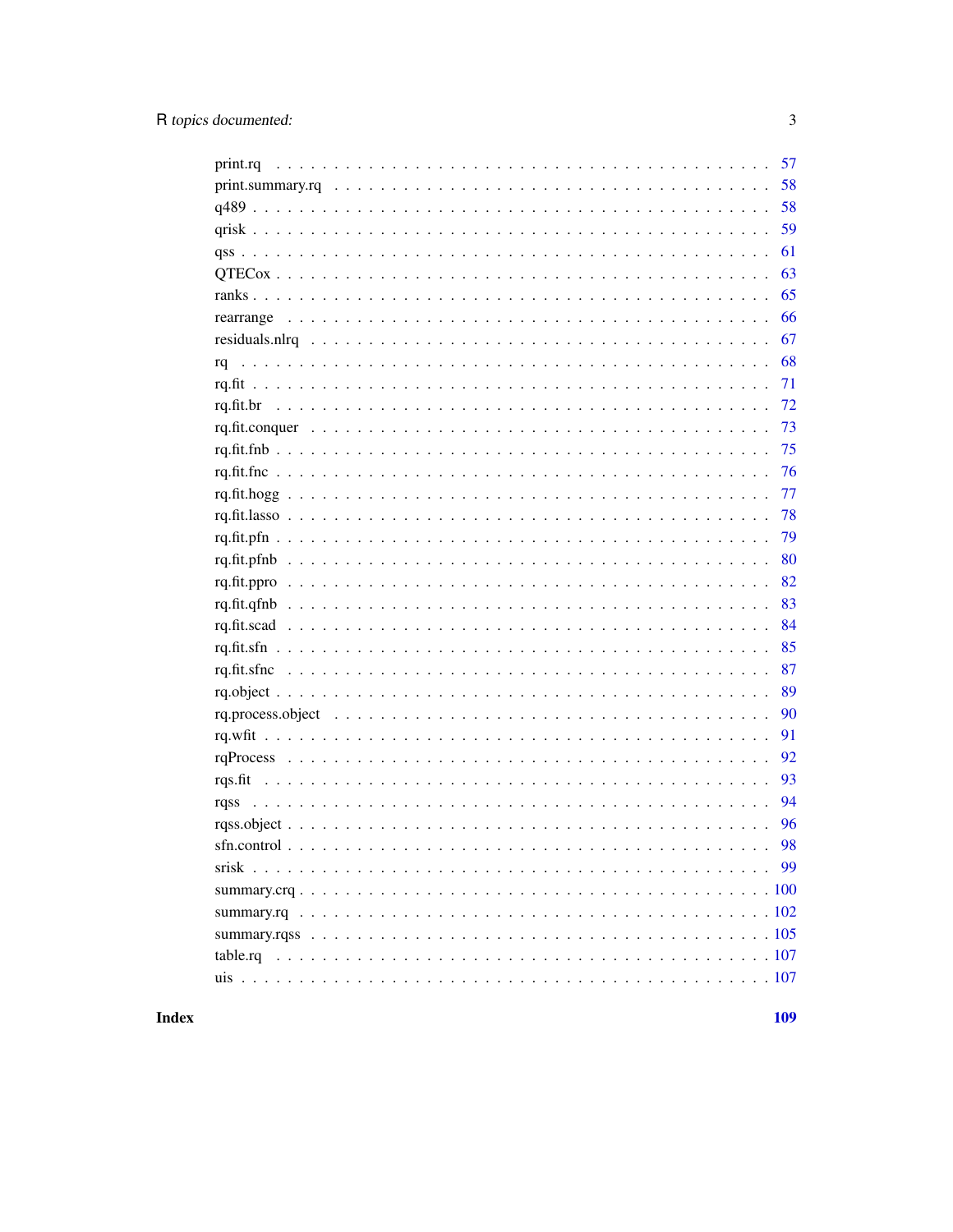print.rq . . . . . . . . . . . . . . . . . . . . . . . . . . . . . . . . . . . . . . . . 57
print.summary.rq . . . . . . . . . . . . . . . . . . . . . . . . . . . . . . . . . . . . 58
q489 . . . . . . . . . . . . . . . . . . . . . . . . . . . . . . . . . . . . . . . . . . . 58
qrisk . . . . . . . . . . . . . . . . . . . . . . . . . . . . . . . . . . . . . . . . . . 59
qss . . . . . . . . . . . . . . . . . . . . . . . . . . . . . . . . . . . . . . . . . . . 61
QTECox . . . . . . . . . . . . . . . . . . . . . . . . . . . . . . . . . . . . . . . . . 63
ranks . . . . . . . . . . . . . . . . . . . . . . . . . . . . . . . . . . . . . . . . . . 65
rearrange . . . . . . . . . . . . . . . . . . . . . . . . . . . . . . . . . . . . . . . 66
residuals.nlrq . . . . . . . . . . . . . . . . . . . . . . . . . . . . . . . . . . . . 67
rq . . . . . . . . . . . . . . . . . . . . . . . . . . . . . . . . . . . . . . . . . . . . 68
rq.fit . . . . . . . . . . . . . . . . . . . . . . . . . . . . . . . . . . . . . . . . . . 71
rq.fit.br . . . . . . . . . . . . . . . . . . . . . . . . . . . . . . . . . . . . . . . . 72
rq.fit.conquer . . . . . . . . . . . . . . . . . . . . . . . . . . . . . . . . . . . . 73
rq.fit.fnb . . . . . . . . . . . . . . . . . . . . . . . . . . . . . . . . . . . . . . . 75
rq.fit.fnc . . . . . . . . . . . . . . . . . . . . . . . . . . . . . . . . . . . . . . . 76
rq.fit.hogg . . . . . . . . . . . . . . . . . . . . . . . . . . . . . . . . . . . . . . 77
rq.fit.lasso . . . . . . . . . . . . . . . . . . . . . . . . . . . . . . . . . . . . . . 78
rq.fit.pfn . . . . . . . . . . . . . . . . . . . . . . . . . . . . . . . . . . . . . . . 79
rq.fit.pfnb . . . . . . . . . . . . . . . . . . . . . . . . . . . . . . . . . . . . . . 80
rq.fit.ppro . . . . . . . . . . . . . . . . . . . . . . . . . . . . . . . . . . . . . . 82
rq.fit.qfnb . . . . . . . . . . . . . . . . . . . . . . . . . . . . . . . . . . . . . . 83
rq.fit.scad . . . . . . . . . . . . . . . . . . . . . . . . . . . . . . . . . . . . . . 84
rq.fit.sfn . . . . . . . . . . . . . . . . . . . . . . . . . . . . . . . . . . . . . . . 85
rq.fit.sfnc . . . . . . . . . . . . . . . . . . . . . . . . . . . . . . . . . . . . . . 87
rq.object . . . . . . . . . . . . . . . . . . . . . . . . . . . . . . . . . . . . . . . 89
rq.process.object . . . . . . . . . . . . . . . . . . . . . . . . . . . . . . . . . . 90
rq.wfit . . . . . . . . . . . . . . . . . . . . . . . . . . . . . . . . . . . . . . . . . 91
rqProcess . . . . . . . . . . . . . . . . . . . . . . . . . . . . . . . . . . . . . . . 92
rqs.fit . . . . . . . . . . . . . . . . . . . . . . . . . . . . . . . . . . . . . . . . . 93
rqss . . . . . . . . . . . . . . . . . . . . . . . . . . . . . . . . . . . . . . . . . . . 94
rqss.object . . . . . . . . . . . . . . . . . . . . . . . . . . . . . . . . . . . . . . 96
sfn.control . . . . . . . . . . . . . . . . . . . . . . . . . . . . . . . . . . . . . . 98
srisk . . . . . . . . . . . . . . . . . . . . . . . . . . . . . . . . . . . . . . . . . . 99
summary.crq . . . . . . . . . . . . . . . . . . . . . . . . . . . . . . . . . . . . . . 100
summary.rq . . . . . . . . . . . . . . . . . . . . . . . . . . . . . . . . . . . . . . 102
summary.rqss . . . . . . . . . . . . . . . . . . . . . . . . . . . . . . . . . . . . . 105
table.rq . . . . . . . . . . . . . . . . . . . . . . . . . . . . . . . . . . . . . . . . 107
uis . . . . . . . . . . . . . . . . . . . . . . . . . . . . . . . . . . . . . . . . . . . 107

**Index** **109**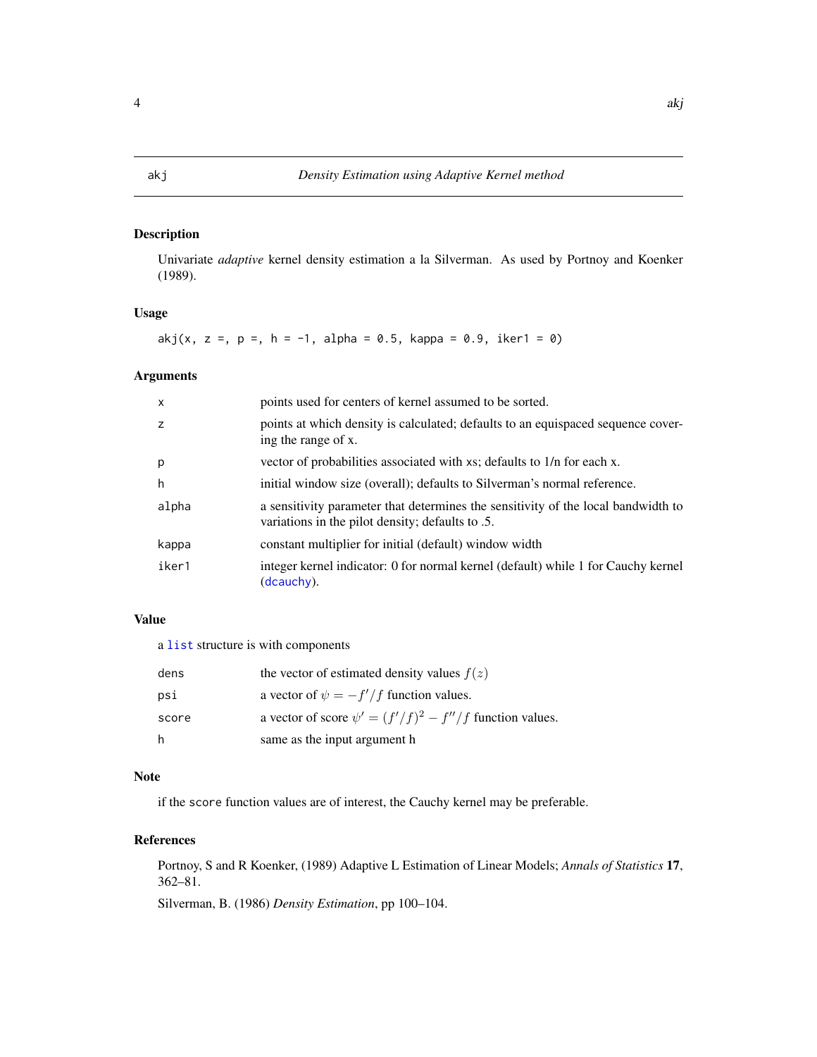# akj — *Density Estimation using Adaptive Kernel method*

## Description

Univariate *adaptive* kernel density estimation a la Silverman. As used by Portnoy and Koenker (1989).

## Usage

```
akj(x, z =, p =, h = -1, alpha = 0.5, kappa = 0.9, iker1 = 0)
```

## Arguments

| | |
|---|---|
| x | points used for centers of kernel assumed to be sorted. |
| z | points at which density is calculated; defaults to an equispaced sequence covering the range of x. |
| p | vector of probabilities associated with xs; defaults to 1/n for each x. |
| h | initial window size (overall); defaults to Silverman's normal reference. |
| alpha | a sensitivity parameter that determines the sensitivity of the local bandwidth to variations in the pilot density; defaults to .5. |
| kappa | constant multiplier for initial (default) window width |
| iker1 | integer kernel indicator: 0 for normal kernel (default) while 1 for Cauchy kernel (dcauchy). |

## Value

a list structure is with components

| | |
|---|---|
| dens | the vector of estimated density values $f(z)$ |
| psi | a vector of $\psi = -f'/f$ function values. |
| score | a vector of score $\psi' = (f'/f)^2 - f''/f$ function values. |
| h | same as the input argument h |

## Note

if the score function values are of interest, the Cauchy kernel may be preferable.

## References

Portnoy, S and R Koenker, (1989) Adaptive L Estimation of Linear Models; *Annals of Statistics* **17**, 362–81.

Silverman, B. (1986) *Density Estimation*, pp 100–104.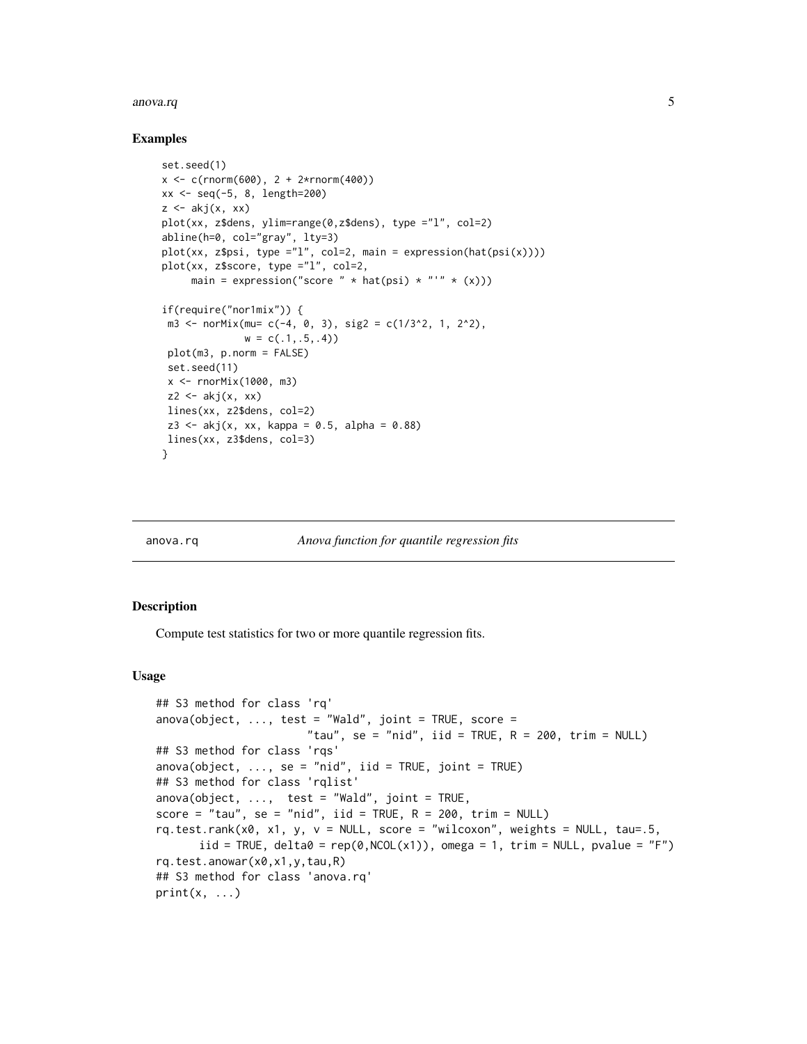### Examples

```
set.seed(1)
x <- c(rnorm(600), 2 + 2*rnorm(400))
xx <- seq(-5, 8, length=200)
z <- akj(x, xx)
plot(xx, z$dens, ylim=range(0,z$dens), type ="l", col=2)
abline(h=0, col="gray", lty=3)
plot(xx, z$psi, type ="l", col=2, main = expression(hat(psi(x))))
plot(xx, z$score, type ="l", col=2,
     main = expression("score " * hat(psi) * "'" * (x)))

if(require("nor1mix")) {
 m3 <- norMix(mu= c(-4, 0, 3), sig2 = c(1/3^2, 1, 2^2),
              w = c(.1,.5,.4))
 plot(m3, p.norm = FALSE)
 set.seed(11)
 x <- rnorMix(1000, m3)
 z2 <- akj(x, xx)
 lines(xx, z2$dens, col=2)
 z3 <- akj(x, xx, kappa = 0.5, alpha = 0.88)
 lines(xx, z3$dens, col=3)
}
```

---

## anova.rq — *Anova function for quantile regression fits*

---

### Description

Compute test statistics for two or more quantile regression fits.

### Usage

```
## S3 method for class 'rq'
anova(object, ..., test = "Wald", joint = TRUE, score =
                      "tau", se = "nid", iid = TRUE, R = 200, trim = NULL)
## S3 method for class 'rqs'
anova(object, ..., se = "nid", iid = TRUE, joint = TRUE)
## S3 method for class 'rqlist'
anova(object, ...,  test = "Wald", joint = TRUE,
score = "tau", se = "nid", iid = TRUE, R = 200, trim = NULL)
rq.test.rank(x0, x1, y, v = NULL, score = "wilcoxon", weights = NULL, tau=.5,
      iid = TRUE, delta0 = rep(0,NCOL(x1)), omega = 1, trim = NULL, pvalue = "F")
rq.test.anowar(x0,x1,y,tau,R)
## S3 method for class 'anova.rq'
print(x, ...)
```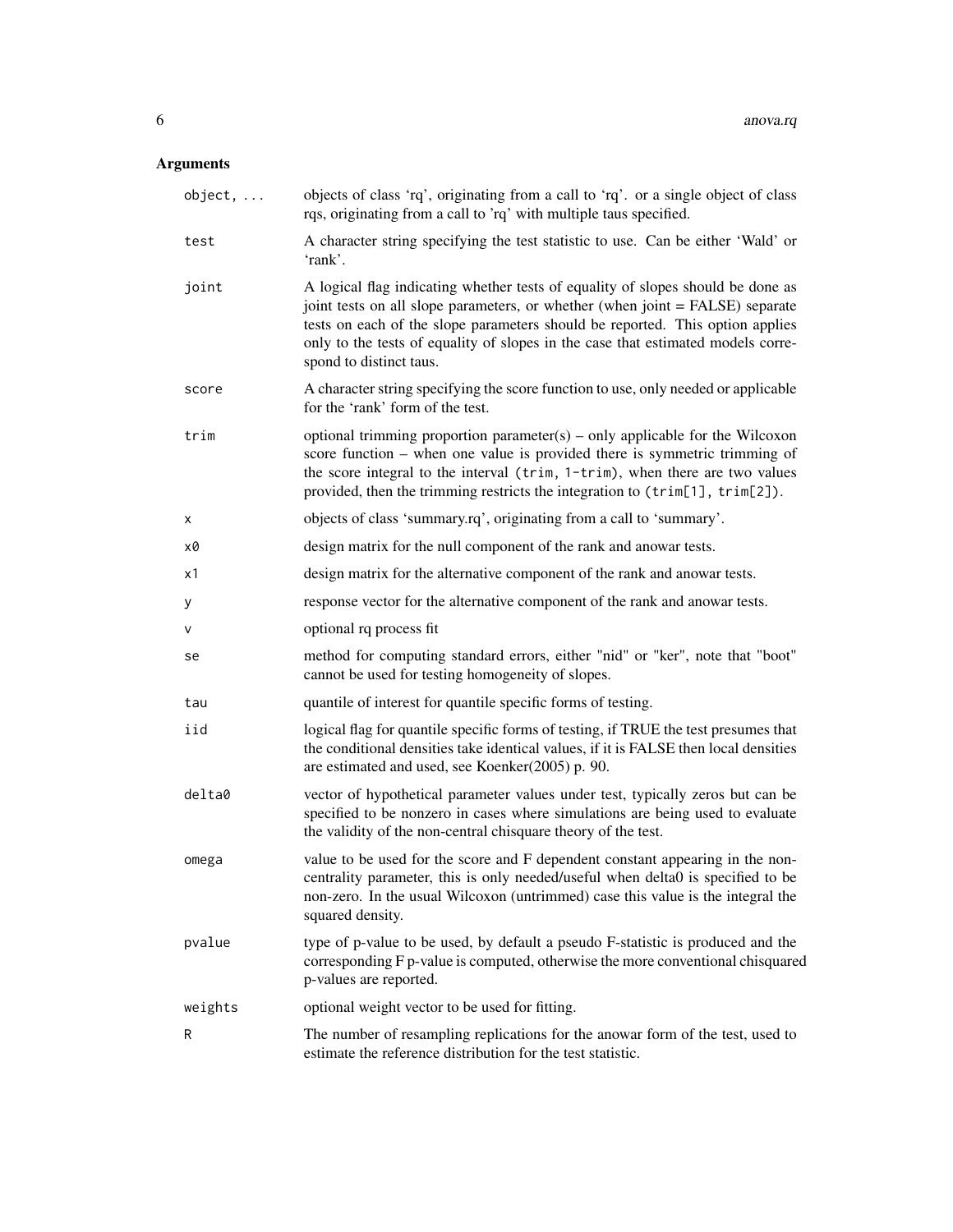## Arguments

| | |
|---|---|
| `object, ...` | objects of class 'rq', originating from a call to 'rq'. or a single object of class rqs, originating from a call to 'rq' with multiple taus specified. |
| `test` | A character string specifying the test statistic to use. Can be either 'Wald' or 'rank'. |
| `joint` | A logical flag indicating whether tests of equality of slopes should be done as joint tests on all slope parameters, or whether (when joint = FALSE) separate tests on each of the slope parameters should be reported. This option applies only to the tests of equality of slopes in the case that estimated models correspond to distinct taus. |
| `score` | A character string specifying the score function to use, only needed or applicable for the 'rank' form of the test. |
| `trim` | optional trimming proportion parameter(s) – only applicable for the Wilcoxon score function – when one value is provided there is symmetric trimming of the score integral to the interval (`trim, 1-trim`), when there are two values provided, then the trimming restricts the integration to (`trim[1], trim[2]`). |
| `x` | objects of class 'summary.rq', originating from a call to 'summary'. |
| `x0` | design matrix for the null component of the rank and anowar tests. |
| `x1` | design matrix for the alternative component of the rank and anowar tests. |
| `y` | response vector for the alternative component of the rank and anowar tests. |
| `v` | optional rq process fit |
| `se` | method for computing standard errors, either "nid" or "ker", note that "boot" cannot be used for testing homogeneity of slopes. |
| `tau` | quantile of interest for quantile specific forms of testing. |
| `iid` | logical flag for quantile specific forms of testing, if TRUE the test presumes that the conditional densities take identical values, if it is FALSE then local densities are estimated and used, see Koenker(2005) p. 90. |
| `delta0` | vector of hypothetical parameter values under test, typically zeros but can be specified to be nonzero in cases where simulations are being used to evaluate the validity of the non-central chisquare theory of the test. |
| `omega` | value to be used for the score and F dependent constant appearing in the non-centrality parameter, this is only needed/useful when delta0 is specified to be non-zero. In the usual Wilcoxon (untrimmed) case this value is the integral the squared density. |
| `pvalue` | type of p-value to be used, by default a pseudo F-statistic is produced and the corresponding F p-value is computed, otherwise the more conventional chisquared p-values are reported. |
| `weights` | optional weight vector to be used for fitting. |
| `R` | The number of resampling replications for the anowar form of the test, used to estimate the reference distribution for the test statistic. |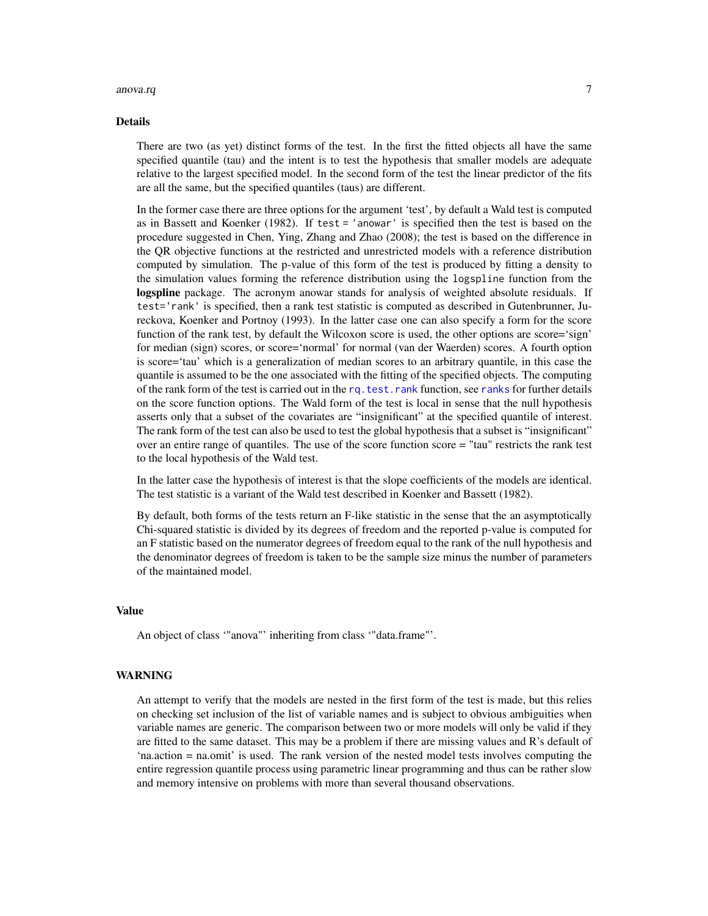## Details

There are two (as yet) distinct forms of the test. In the first the fitted objects all have the same specified quantile (tau) and the intent is to test the hypothesis that smaller models are adequate relative to the largest specified model. In the second form of the test the linear predictor of the fits are all the same, but the specified quantiles (taus) are different.

In the former case there are three options for the argument 'test', by default a Wald test is computed as in Bassett and Koenker (1982). If `test = 'anowar'` is specified then the test is based on the procedure suggested in Chen, Ying, Zhang and Zhao (2008); the test is based on the difference in the QR objective functions at the restricted and unrestricted models with a reference distribution computed by simulation. The p-value of this form of the test is produced by fitting a density to the simulation values forming the reference distribution using the `logspline` function from the **logspline** package. The acronym anowar stands for analysis of weighted absolute residuals. If `test='rank'` is specified, then a rank test statistic is computed as described in Gutenbrunner, Jureckova, Koenker and Portnoy (1993). In the latter case one can also specify a form for the score function of the rank test, by default the Wilcoxon score is used, the other options are score='sign' for median (sign) scores, or score='normal' for normal (van der Waerden) scores. A fourth option is score='tau' which is a generalization of median scores to an arbitrary quantile, in this case the quantile is assumed to be the one associated with the fitting of the specified objects. The computing of the rank form of the test is carried out in the `rq.test.rank` function, see `ranks` for further details on the score function options. The Wald form of the test is local in sense that the null hypothesis asserts only that a subset of the covariates are "insignificant" at the specified quantile of interest. The rank form of the test can also be used to test the global hypothesis that a subset is "insignificant" over an entire range of quantiles. The use of the score function score = "tau" restricts the rank test to the local hypothesis of the Wald test.

In the latter case the hypothesis of interest is that the slope coefficients of the models are identical. The test statistic is a variant of the Wald test described in Koenker and Bassett (1982).

By default, both forms of the tests return an F-like statistic in the sense that the an asymptotically Chi-squared statistic is divided by its degrees of freedom and the reported p-value is computed for an F statistic based on the numerator degrees of freedom equal to the rank of the null hypothesis and the denominator degrees of freedom is taken to be the sample size minus the number of parameters of the maintained model.

## Value

An object of class '"anova"' inheriting from class '"data.frame"'.

## WARNING

An attempt to verify that the models are nested in the first form of the test is made, but this relies on checking set inclusion of the list of variable names and is subject to obvious ambiguities when variable names are generic. The comparison between two or more models will only be valid if they are fitted to the same dataset. This may be a problem if there are missing values and R's default of 'na.action = na.omit' is used. The rank version of the nested model tests involves computing the entire regression quantile process using parametric linear programming and thus can be rather slow and memory intensive on problems with more than several thousand observations.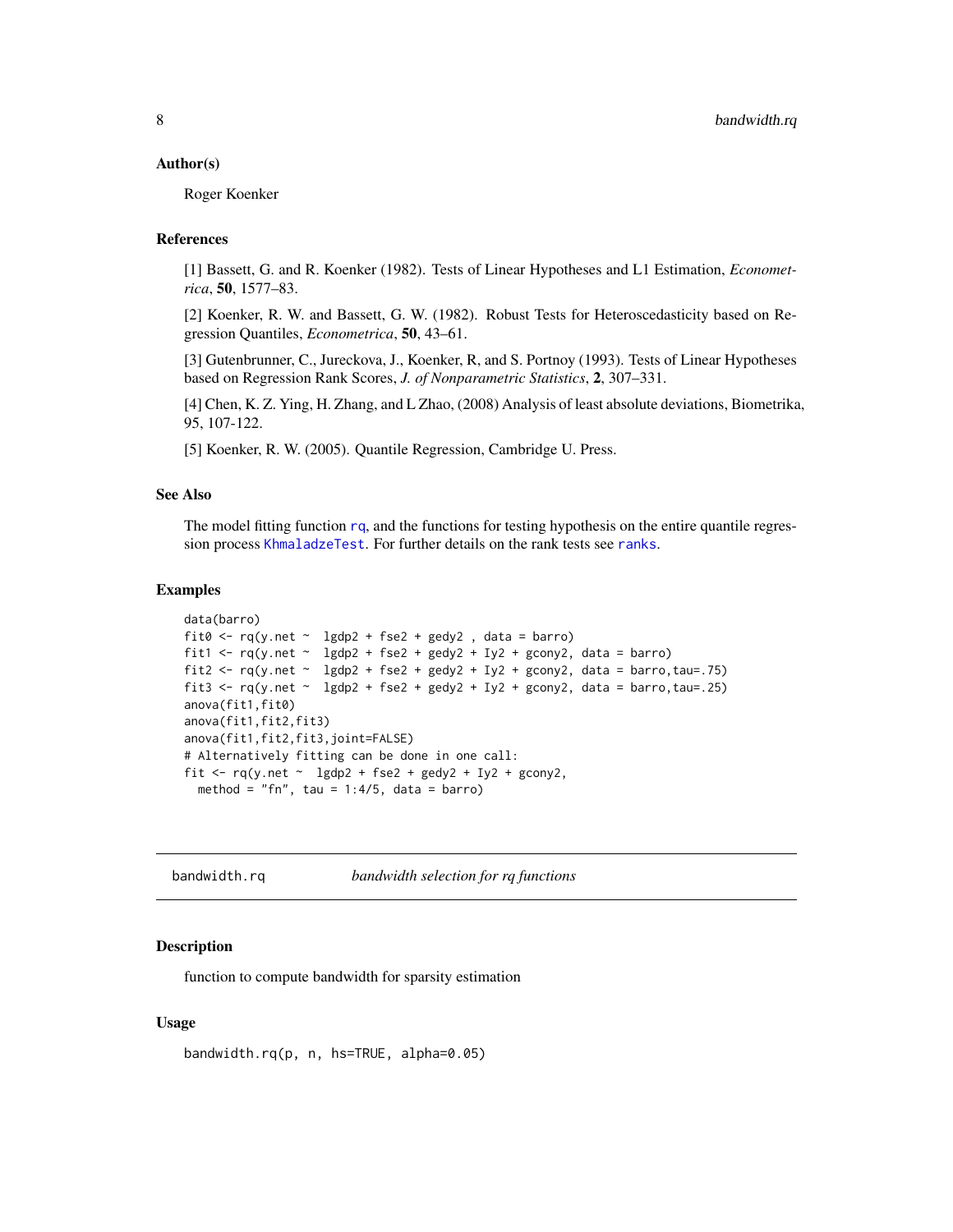### Author(s)

Roger Koenker

### References

[1] Bassett, G. and R. Koenker (1982). Tests of Linear Hypotheses and L1 Estimation, *Econometrica*, **50**, 1577–83.

[2] Koenker, R. W. and Bassett, G. W. (1982). Robust Tests for Heteroscedasticity based on Regression Quantiles, *Econometrica*, **50**, 43–61.

[3] Gutenbrunner, C., Jureckova, J., Koenker, R, and S. Portnoy (1993). Tests of Linear Hypotheses based on Regression Rank Scores, *J. of Nonparametric Statistics*, **2**, 307–331.

[4] Chen, K. Z. Ying, H. Zhang, and L Zhao, (2008) Analysis of least absolute deviations, Biometrika, 95, 107-122.

[5] Koenker, R. W. (2005). Quantile Regression, Cambridge U. Press.

### See Also

The model fitting function `rq`, and the functions for testing hypothesis on the entire quantile regression process `KhmaladzeTest`. For further details on the rank tests see `ranks`.

### Examples

```
data(barro)
fit0 <- rq(y.net ~  lgdp2 + fse2 + gedy2 , data = barro)
fit1 <- rq(y.net ~  lgdp2 + fse2 + gedy2 + Iy2 + gcony2, data = barro)
fit2 <- rq(y.net ~  lgdp2 + fse2 + gedy2 + Iy2 + gcony2, data = barro,tau=.75)
fit3 <- rq(y.net ~  lgdp2 + fse2 + gedy2 + Iy2 + gcony2, data = barro,tau=.25)
anova(fit1,fit0)
anova(fit1,fit2,fit3)
anova(fit1,fit2,fit3,joint=FALSE)
# Alternatively fitting can be done in one call:
fit <- rq(y.net ~  lgdp2 + fse2 + gedy2 + Iy2 + gcony2,
  method = "fn", tau = 1:4/5, data = barro)
```

---

## bandwidth.rq    *bandwidth selection for rq functions*

### Description

function to compute bandwidth for sparsity estimation

### Usage

```
bandwidth.rq(p, n, hs=TRUE, alpha=0.05)
```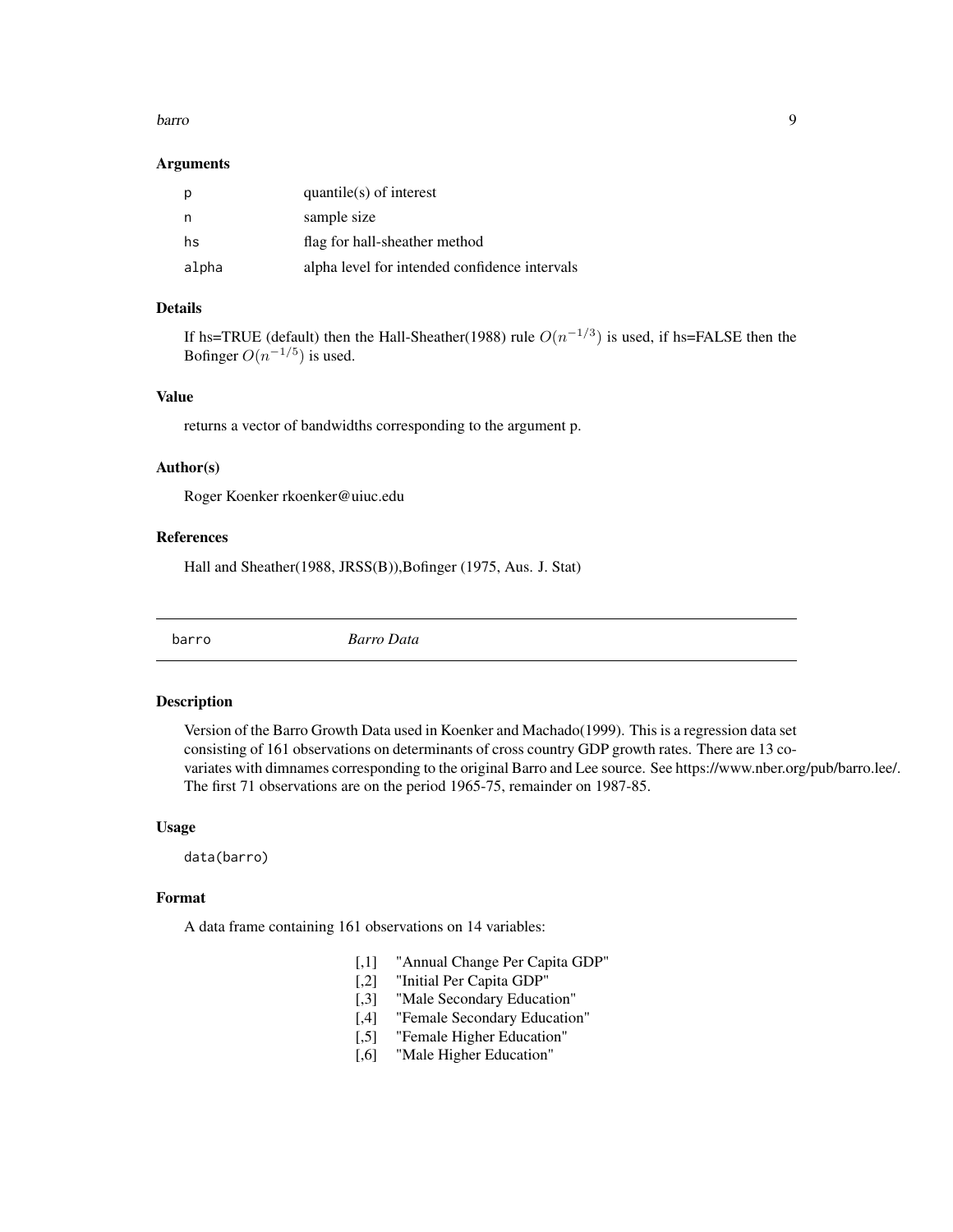### Arguments

| | |
|---|---|
| p | quantile(s) of interest |
| n | sample size |
| hs | flag for hall-sheather method |
| alpha | alpha level for intended confidence intervals |

### Details

If hs=TRUE (default) then the Hall-Sheather(1988) rule $O(n^{-1/3})$ is used, if hs=FALSE then the Bofinger $O(n^{-1/5})$ is used.

### Value

returns a vector of bandwidths corresponding to the argument p.

### Author(s)

Roger Koenker rkoenker@uiuc.edu

### References

Hall and Sheather(1988, JRSS(B)),Bofinger (1975, Aus. J. Stat)

---

## barro *Barro Data*

---

### Description

Version of the Barro Growth Data used in Koenker and Machado(1999). This is a regression data set consisting of 161 observations on determinants of cross country GDP growth rates. There are 13 covariates with dimnames corresponding to the original Barro and Lee source. See https://www.nber.org/pub/barro.lee/. The first 71 observations are on the period 1965-75, remainder on 1987-85.

### Usage

```
data(barro)
```

### Format

A data frame containing 161 observations on 14 variables:

```
[,1]   "Annual Change Per Capita GDP"
[,2]   "Initial Per Capita GDP"
[,3]   "Male Secondary Education"
[,4]   "Female Secondary Education"
[,5]   "Female Higher Education"
[,6]   "Male Higher Education"
```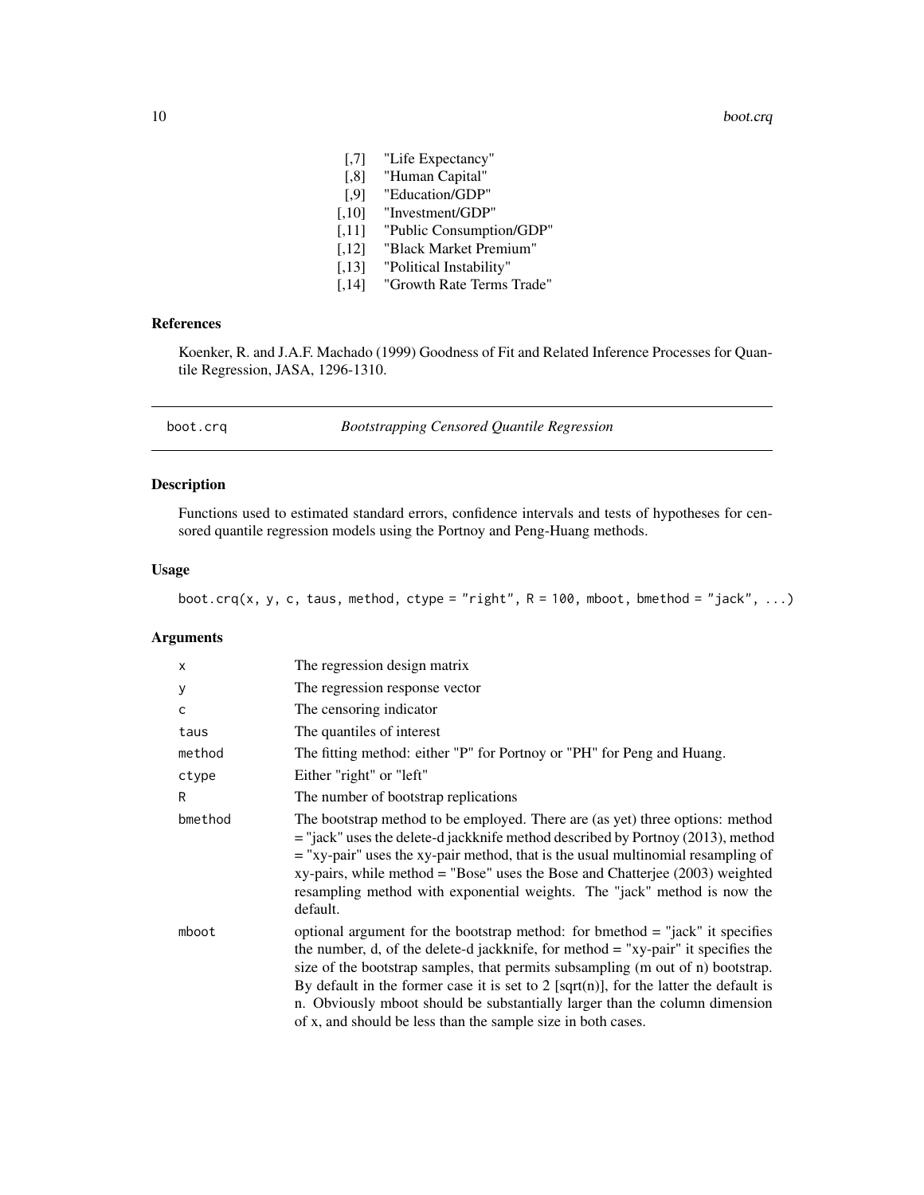| | |
|---|---|
| [,7] | "Life Expectancy" |
| [,8] | "Human Capital" |
| [,9] | "Education/GDP" |
| [,10] | "Investment/GDP" |
| [,11] | "Public Consumption/GDP" |
| [,12] | "Black Market Premium" |
| [,13] | "Political Instability" |
| [,14] | "Growth Rate Terms Trade" |

### References

Koenker, R. and J.A.F. Machado (1999) Goodness of Fit and Related Inference Processes for Quantile Regression, JASA, 1296-1310.

---

## boot.crq — *Bootstrapping Censored Quantile Regression*

---

### Description

Functions used to estimated standard errors, confidence intervals and tests of hypotheses for censored quantile regression models using the Portnoy and Peng-Huang methods.

### Usage

```
boot.crq(x, y, c, taus, method, ctype = "right", R = 100, mboot, bmethod = "jack", ...)
```

### Arguments

| | |
|---|---|
| x | The regression design matrix |
| y | The regression response vector |
| c | The censoring indicator |
| taus | The quantiles of interest |
| method | The fitting method: either "P" for Portnoy or "PH" for Peng and Huang. |
| ctype | Either "right" or "left" |
| R | The number of bootstrap replications |
| bmethod | The bootstrap method to be employed. There are (as yet) three options: method = "jack" uses the delete-d jackknife method described by Portnoy (2013), method = "xy-pair" uses the xy-pair method, that is the usual multinomial resampling of xy-pairs, while method = "Bose" uses the Bose and Chatterjee (2003) weighted resampling method with exponential weights. The "jack" method is now the default. |
| mboot | optional argument for the bootstrap method: for bmethod = "jack" it specifies the number, d, of the delete-d jackknife, for method = "xy-pair" it specifies the size of the bootstrap samples, that permits subsampling (m out of n) bootstrap. By default in the former case it is set to 2 [sqrt(n)], for the latter the default is n. Obviously mboot should be substantially larger than the column dimension of x, and should be less than the sample size in both cases. |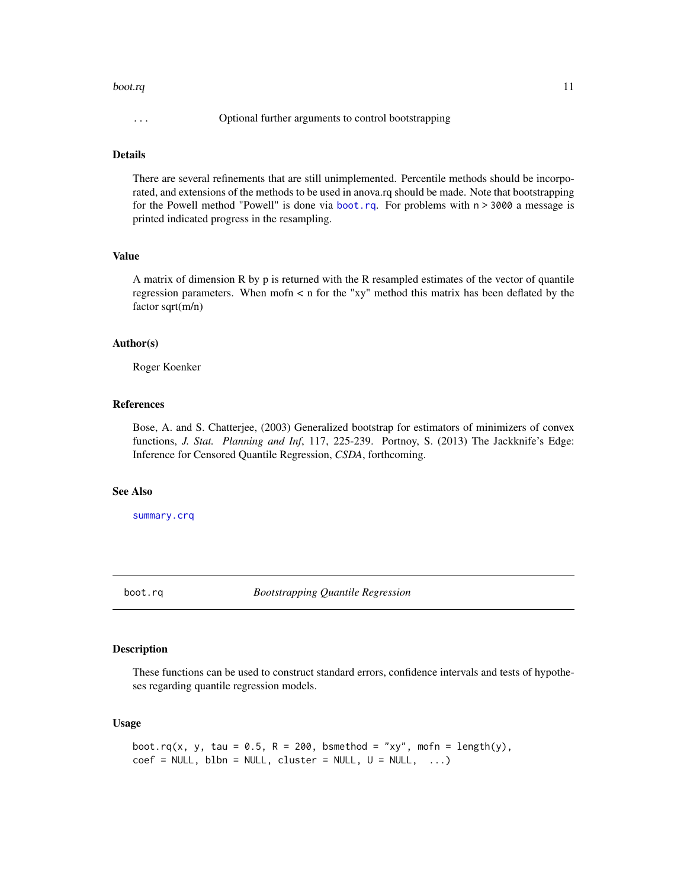| | |
|---|---|
| ... | Optional further arguments to control bootstrapping |

### Details

There are several refinements that are still unimplemented. Percentile methods should be incorporated, and extensions of the methods to be used in anova.rq should be made. Note that bootstrapping for the Powell method "Powell" is done via `boot.rq`. For problems with `n > 3000` a message is printed indicated progress in the resampling.

### Value

A matrix of dimension R by p is returned with the R resampled estimates of the vector of quantile regression parameters. When mofn < n for the "xy" method this matrix has been deflated by the factor sqrt(m/n)

### Author(s)

Roger Koenker

### References

Bose, A. and S. Chatterjee, (2003) Generalized bootstrap for estimators of minimizers of convex functions, *J. Stat. Planning and Inf*, 117, 225-239. Portnoy, S. (2013) The Jackknife's Edge: Inference for Censored Quantile Regression, *CSDA*, forthcoming.

### See Also

`summary.crq`

---

## boot.rq *Bootstrapping Quantile Regression*

---

### Description

These functions can be used to construct standard errors, confidence intervals and tests of hypotheses regarding quantile regression models.

### Usage

```
boot.rq(x, y, tau = 0.5, R = 200, bsmethod = "xy", mofn = length(y),
coef = NULL, blbn = NULL, cluster = NULL, U = NULL,  ...)
```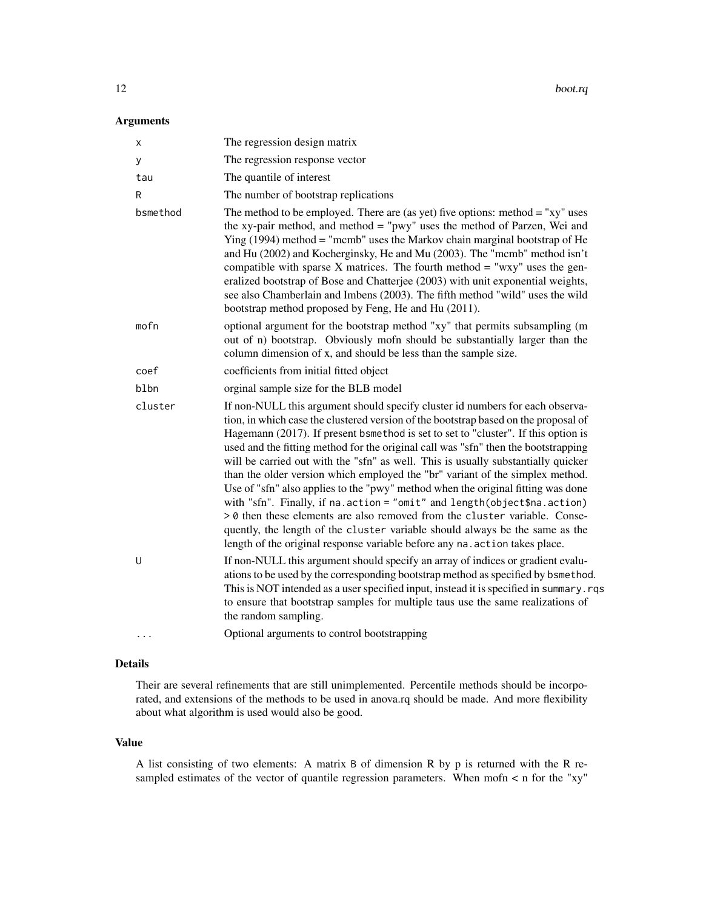### Arguments

| | |
|---|---|
| `x` | The regression design matrix |
| `y` | The regression response vector |
| `tau` | The quantile of interest |
| `R` | The number of bootstrap replications |
| `bsmethod` | The method to be employed. There are (as yet) five options: method = "xy" uses the xy-pair method, and method = "pwy" uses the method of Parzen, Wei and Ying (1994) method = "mcmb" uses the Markov chain marginal bootstrap of He and Hu (2002) and Kocherginsky, He and Mu (2003). The "mcmb" method isn't compatible with sparse X matrices. The fourth method = "wxy" uses the generalized bootstrap of Bose and Chatterjee (2003) with unit exponential weights, see also Chamberlain and Imbens (2003). The fifth method "wild" uses the wild bootstrap method proposed by Feng, He and Hu (2011). |
| `mofn` | optional argument for the bootstrap method "xy" that permits subsampling (m out of n) bootstrap. Obviously mofn should be substantially larger than the column dimension of x, and should be less than the sample size. |
| `coef` | coefficients from initial fitted object |
| `blbn` | orginal sample size for the BLB model |
| `cluster` | If non-NULL this argument should specify cluster id numbers for each observation, in which case the clustered version of the bootstrap based on the proposal of Hagemann (2017). If present `bsmethod` is set to set to "cluster". If this option is used and the fitting method for the original call was "sfn" then the bootstrapping will be carried out with the "sfn" as well. This is usually substantially quicker than the older version which employed the "br" variant of the simplex method. Use of "sfn" also applies to the "pwy" method when the original fitting was done with "sfn". Finally, if `na.action = "omit"` and `length(object$na.action) > 0` then these elements are also removed from the `cluster` variable. Consequently, the length of the `cluster` variable should always be the same as the length of the original response variable before any `na.action` takes place. |
| `U` | If non-NULL this argument should specify an array of indices or gradient evaluations to be used by the corresponding bootstrap method as specified by `bsmethod`. This is NOT intended as a user specified input, instead it is specified in `summary.rqs` to ensure that bootstrap samples for multiple taus use the same realizations of the random sampling. |
| `...` | Optional arguments to control bootstrapping |

### Details

Their are several refinements that are still unimplemented. Percentile methods should be incorporated, and extensions of the methods to be used in anova.rq should be made. And more flexibility about what algorithm is used would also be good.

### Value

A list consisting of two elements: A matrix `B` of dimension R by p is returned with the R resampled estimates of the vector of quantile regression parameters. When mofn < n for the "xy"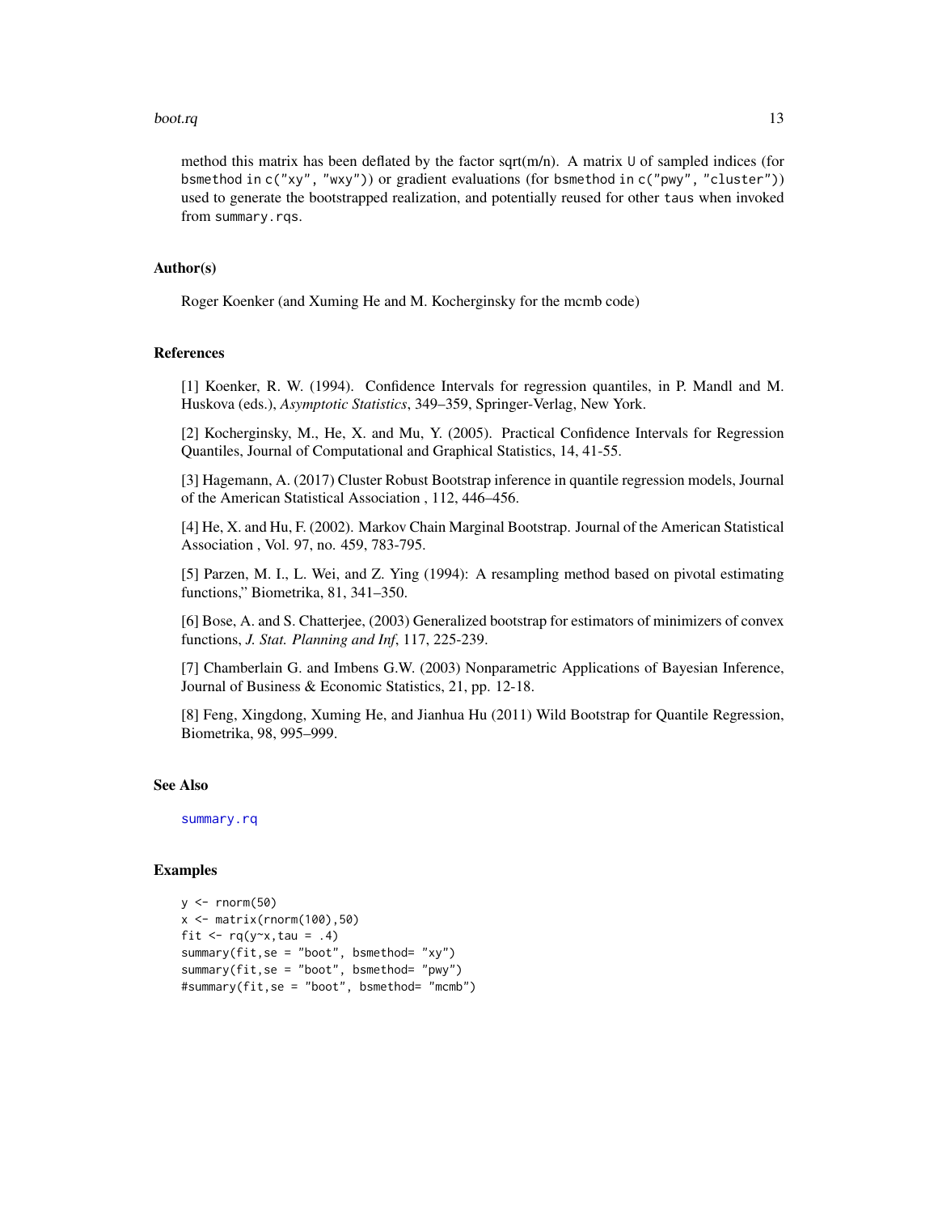method this matrix has been deflated by the factor sqrt(m/n). A matrix `U` of sampled indices (for `bsmethod` in `c("xy", "wxy")`) or gradient evaluations (for `bsmethod` in `c("pwy", "cluster")`) used to generate the bootstrapped realization, and potentially reused for other `taus` when invoked from `summary.rqs`.

### Author(s)

Roger Koenker (and Xuming He and M. Kocherginsky for the mcmb code)

### References

[1] Koenker, R. W. (1994). Confidence Intervals for regression quantiles, in P. Mandl and M. Huskova (eds.), *Asymptotic Statistics*, 349–359, Springer-Verlag, New York.

[2] Kocherginsky, M., He, X. and Mu, Y. (2005). Practical Confidence Intervals for Regression Quantiles, Journal of Computational and Graphical Statistics, 14, 41-55.

[3] Hagemann, A. (2017) Cluster Robust Bootstrap inference in quantile regression models, Journal of the American Statistical Association , 112, 446–456.

[4] He, X. and Hu, F. (2002). Markov Chain Marginal Bootstrap. Journal of the American Statistical Association , Vol. 97, no. 459, 783-795.

[5] Parzen, M. I., L. Wei, and Z. Ying (1994): A resampling method based on pivotal estimating functions," Biometrika, 81, 341–350.

[6] Bose, A. and S. Chatterjee, (2003) Generalized bootstrap for estimators of minimizers of convex functions, *J. Stat. Planning and Inf*, 117, 225-239.

[7] Chamberlain G. and Imbens G.W. (2003) Nonparametric Applications of Bayesian Inference, Journal of Business & Economic Statistics, 21, pp. 12-18.

[8] Feng, Xingdong, Xuming He, and Jianhua Hu (2011) Wild Bootstrap for Quantile Regression, Biometrika, 98, 995–999.

### See Also

summary.rq

### Examples

```
y <- rnorm(50)
x <- matrix(rnorm(100),50)
fit <- rq(y~x,tau = .4)
summary(fit,se = "boot", bsmethod= "xy")
summary(fit,se = "boot", bsmethod= "pwy")
#summary(fit,se = "boot", bsmethod= "mcmb")
```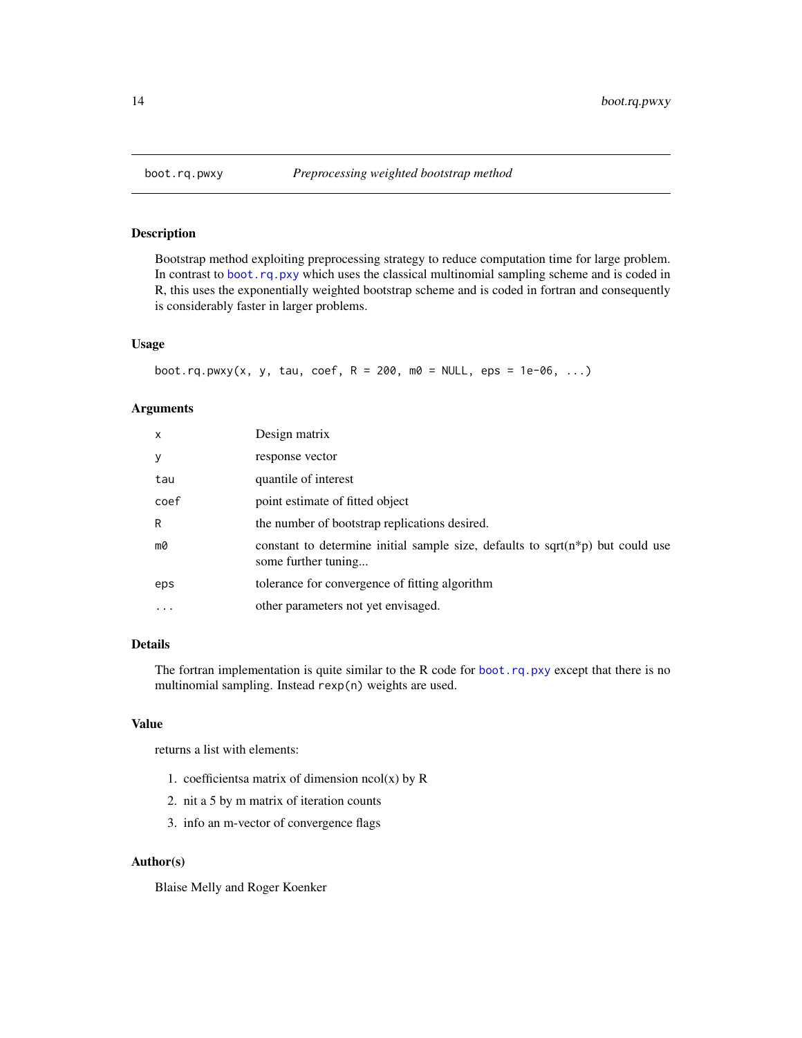boot.rq.pwxy — *Preprocessing weighted bootstrap method*

### Description

Bootstrap method exploiting preprocessing strategy to reduce computation time for large problem. In contrast to `boot.rq.pxy` which uses the classical multinomial sampling scheme and is coded in R, this uses the exponentially weighted bootstrap scheme and is coded in fortran and consequently is considerably faster in larger problems.

### Usage

```
boot.rq.pwxy(x, y, tau, coef, R = 200, m0 = NULL, eps = 1e-06, ...)
```

### Arguments

| | |
|---|---|
| `x` | Design matrix |
| `y` | response vector |
| `tau` | quantile of interest |
| `coef` | point estimate of fitted object |
| `R` | the number of bootstrap replications desired. |
| `m0` | constant to determine initial sample size, defaults to sqrt(n*p) but could use some further tuning... |
| `eps` | tolerance for convergence of fitting algorithm |
| `...` | other parameters not yet envisaged. |

### Details

The fortran implementation is quite similar to the R code for `boot.rq.pxy` except that there is no multinomial sampling. Instead `rexp(n)` weights are used.

### Value

returns a list with elements:

1. coefficientsa matrix of dimension ncol(x) by R
2. nit a 5 by m matrix of iteration counts
3. info an m-vector of convergence flags

### Author(s)

Blaise Melly and Roger Koenker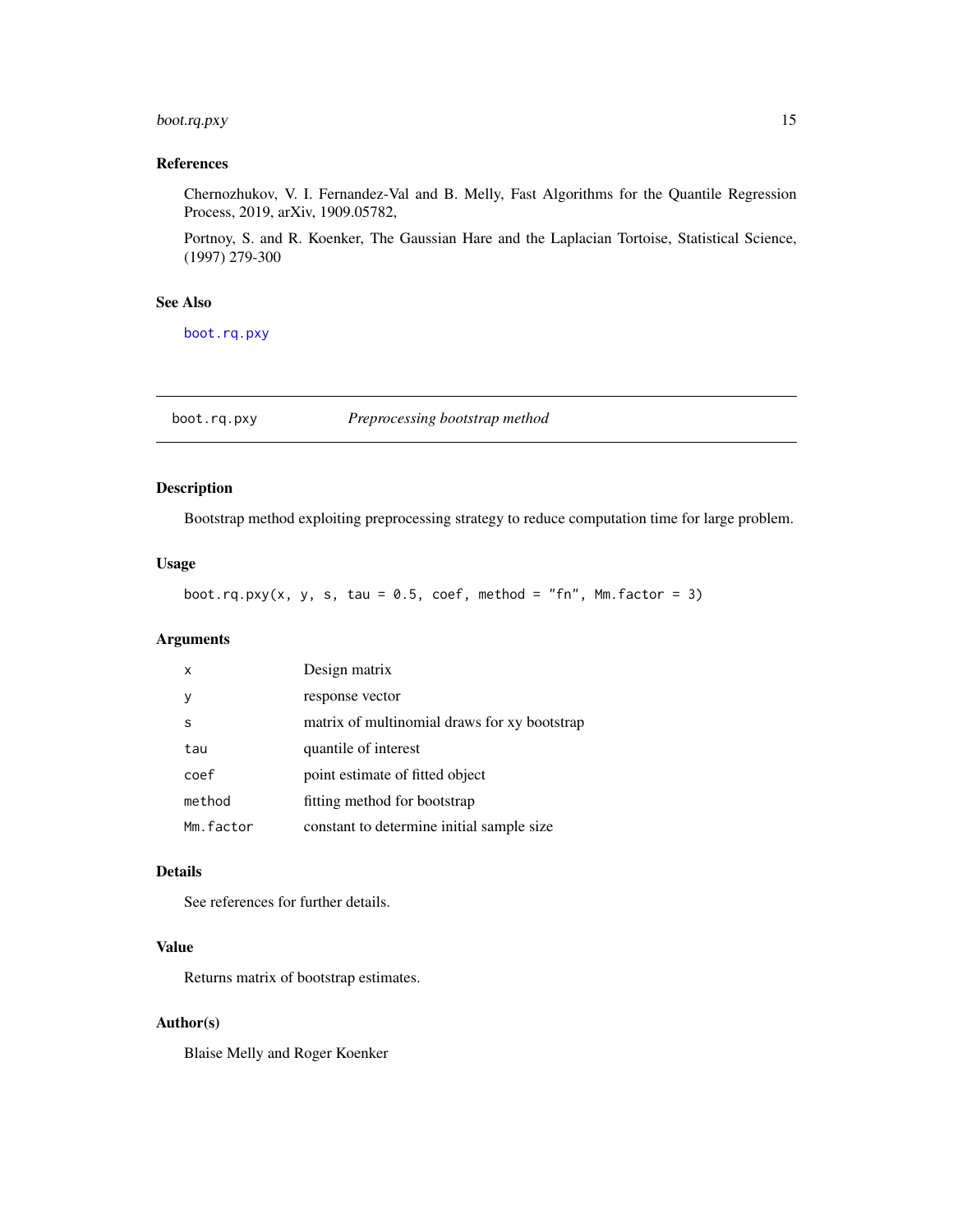### References

Chernozhukov, V. I. Fernandez-Val and B. Melly, Fast Algorithms for the Quantile Regression Process, 2019, arXiv, 1909.05782,

Portnoy, S. and R. Koenker, The Gaussian Hare and the Laplacian Tortoise, Statistical Science, (1997) 279-300

### See Also

boot.rq.pxy

---

## boot.rq.pxy *Preprocessing bootstrap method*

---

### Description

Bootstrap method exploiting preprocessing strategy to reduce computation time for large problem.

### Usage

```
boot.rq.pxy(x, y, s, tau = 0.5, coef, method = "fn", Mm.factor = 3)
```

### Arguments

| | |
|---|---|
| x | Design matrix |
| y | response vector |
| s | matrix of multinomial draws for xy bootstrap |
| tau | quantile of interest |
| coef | point estimate of fitted object |
| method | fitting method for bootstrap |
| Mm.factor | constant to determine initial sample size |

### Details

See references for further details.

### Value

Returns matrix of bootstrap estimates.

### Author(s)

Blaise Melly and Roger Koenker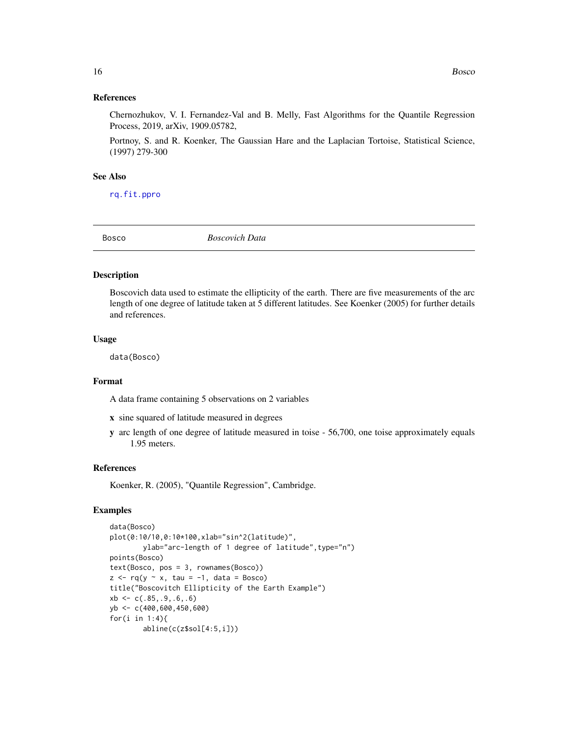### References

Chernozhukov, V. I. Fernandez-Val and B. Melly, Fast Algorithms for the Quantile Regression Process, 2019, arXiv, 1909.05782,

Portnoy, S. and R. Koenker, The Gaussian Hare and the Laplacian Tortoise, Statistical Science, (1997) 279-300

### See Also

rq.fit.ppro

---

## Bosco — *Boscovich Data*

### Description

Boscovich data used to estimate the ellipticity of the earth. There are five measurements of the arc length of one degree of latitude taken at 5 different latitudes. See Koenker (2005) for further details and references.

### Usage

```
data(Bosco)
```

### Format

A data frame containing 5 observations on 2 variables

- **x** sine squared of latitude measured in degrees
- **y** arc length of one degree of latitude measured in toise - 56,700, one toise approximately equals 1.95 meters.

### References

Koenker, R. (2005), "Quantile Regression", Cambridge.

### Examples

```
data(Bosco)
plot(0:10/10,0:10*100,xlab="sin^2(latitude)",
        ylab="arc-length of 1 degree of latitude",type="n")
points(Bosco)
text(Bosco, pos = 3, rownames(Bosco))
z <- rq(y ~ x, tau = -1, data = Bosco)
title("Boscovitch Ellipticity of the Earth Example")
xb <- c(.85,.9,.6,.6)
yb <- c(400,600,450,600)
for(i in 1:4){
        abline(c(z$sol[4:5,i]))
```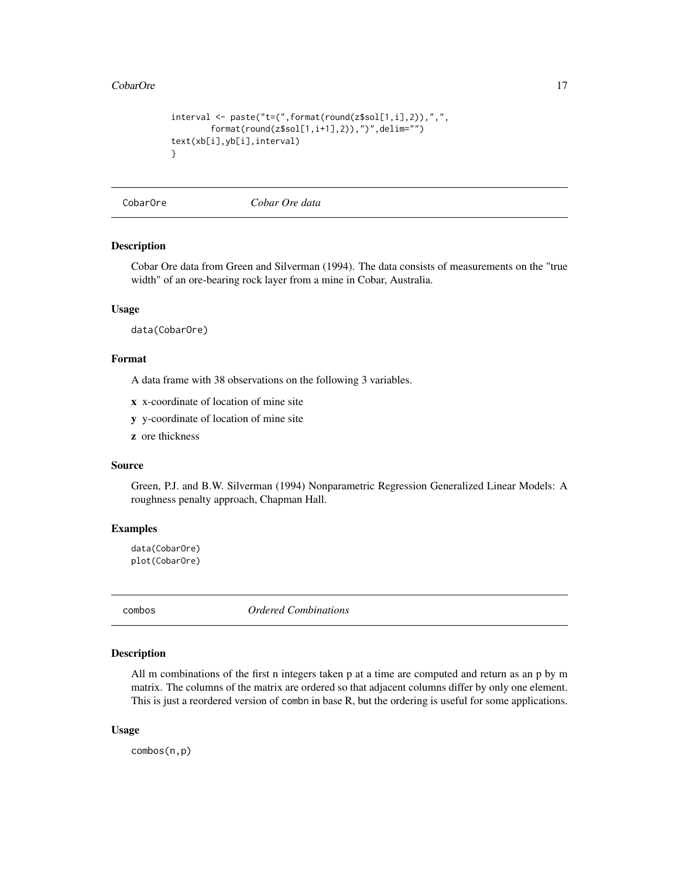```
interval <- paste("t=(",format(round(z$sol[1,i],2)),",",
        format(round(z$sol[1,i+1],2)),")",delim="")
text(xb[i],yb[i],interval)
}
```

## CobarOre — *Cobar Ore data*

### Description

Cobar Ore data from Green and Silverman (1994). The data consists of measurements on the "true width" of an ore-bearing rock layer from a mine in Cobar, Australia.

### Usage

```
data(CobarOre)
```

### Format

A data frame with 38 observations on the following 3 variables.

**x** x-coordinate of location of mine site

**y** y-coordinate of location of mine site

**z** ore thickness

### Source

Green, P.J. and B.W. Silverman (1994) Nonparametric Regression Generalized Linear Models: A roughness penalty approach, Chapman Hall.

### Examples

```
data(CobarOre)
plot(CobarOre)
```

## combos — *Ordered Combinations*

### Description

All m combinations of the first n integers taken p at a time are computed and return as an p by m matrix. The columns of the matrix are ordered so that adjacent columns differ by only one element. This is just a reordered version of combn in base R, but the ordering is useful for some applications.

### Usage

```
combos(n,p)
```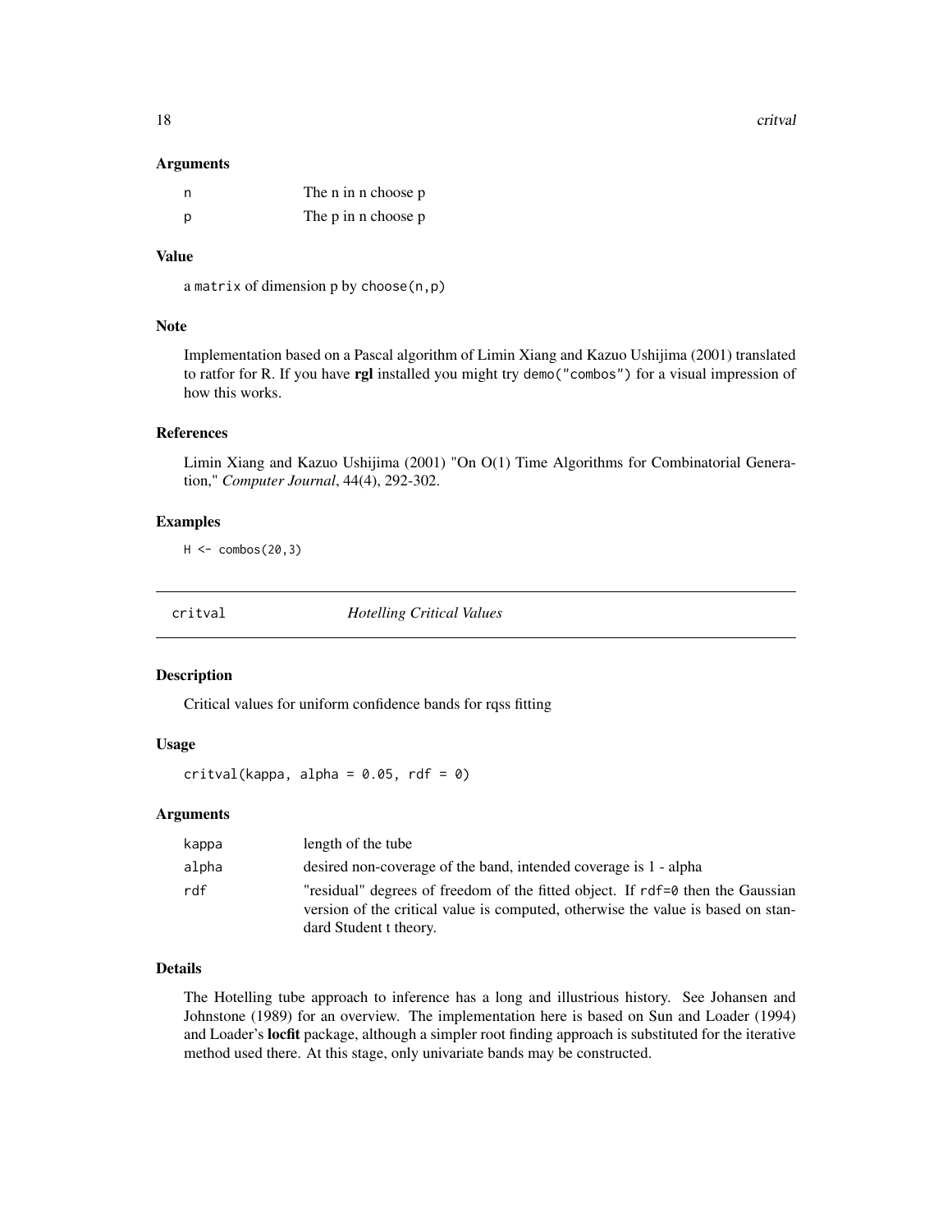### Arguments

| | |
|---|---|
| n | The n in n choose p |
| p | The p in n choose p |

### Value

a `matrix` of dimension p by `choose(n,p)`

### Note

Implementation based on a Pascal algorithm of Limin Xiang and Kazuo Ushijima (2001) translated to ratfor for R. If you have **rgl** installed you might try `demo("combos")` for a visual impression of how this works.

### References

Limin Xiang and Kazuo Ushijima (2001) "On O(1) Time Algorithms for Combinatorial Generation," *Computer Journal*, 44(4), 292-302.

### Examples

```
H <- combos(20,3)
```

---

## critval *Hotelling Critical Values*

---

### Description

Critical values for uniform confidence bands for rqss fitting

### Usage

```
critval(kappa, alpha = 0.05, rdf = 0)
```

### Arguments

| | |
|---|---|
| kappa | length of the tube |
| alpha | desired non-coverage of the band, intended coverage is 1 - alpha |
| rdf | "residual" degrees of freedom of the fitted object. If `rdf=0` then the Gaussian version of the critical value is computed, otherwise the value is based on standard Student t theory. |

### Details

The Hotelling tube approach to inference has a long and illustrious history. See Johansen and Johnstone (1989) for an overview. The implementation here is based on Sun and Loader (1994) and Loader's **locfit** package, although a simpler root finding approach is substituted for the iterative method used there. At this stage, only univariate bands may be constructed.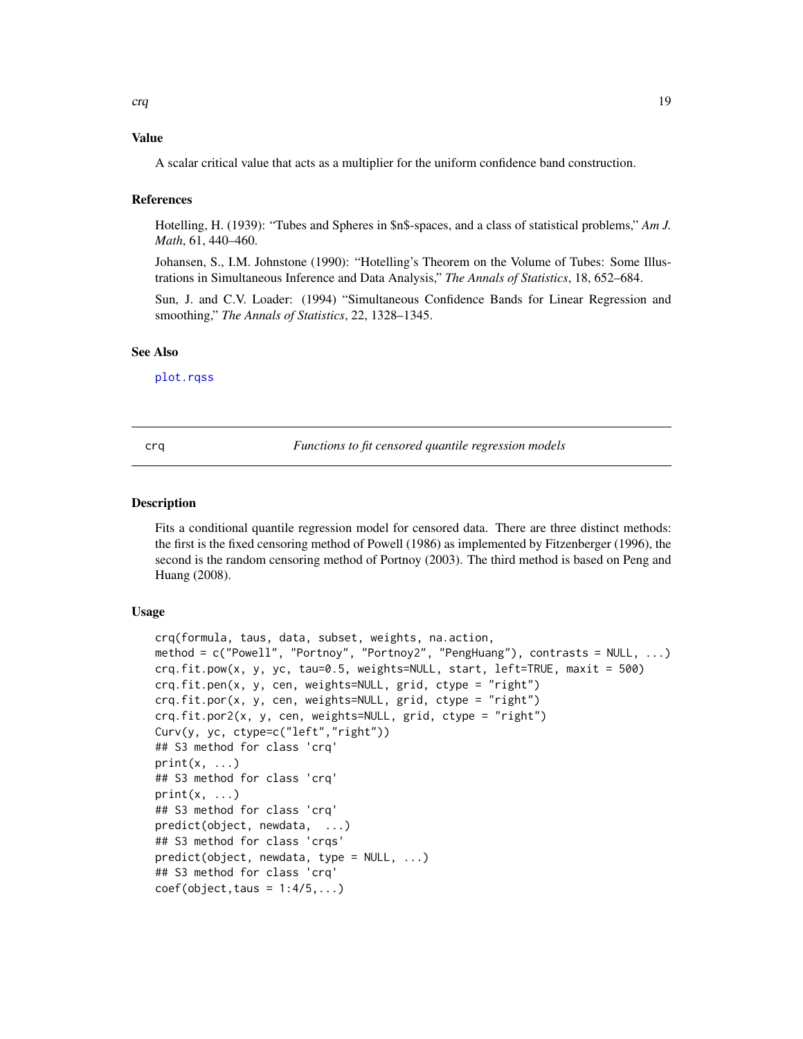## Value

A scalar critical value that acts as a multiplier for the uniform confidence band construction.

## References

Hotelling, H. (1939): "Tubes and Spheres in $n$-spaces, and a class of statistical problems," *Am J. Math*, 61, 440–460.

Johansen, S., I.M. Johnstone (1990): "Hotelling's Theorem on the Volume of Tubes: Some Illustrations in Simultaneous Inference and Data Analysis," *The Annals of Statistics*, 18, 652–684.

Sun, J. and C.V. Loader: (1994) "Simultaneous Confidence Bands for Linear Regression and smoothing," *The Annals of Statistics*, 22, 1328–1345.

## See Also

plot.rqss

---

# crq — *Functions to fit censored quantile regression models*

## Description

Fits a conditional quantile regression model for censored data. There are three distinct methods: the first is the fixed censoring method of Powell (1986) as implemented by Fitzenberger (1996), the second is the random censoring method of Portnoy (2003). The third method is based on Peng and Huang (2008).

## Usage

```
crq(formula, taus, data, subset, weights, na.action,
method = c("Powell", "Portnoy", "Portnoy2", "PengHuang"), contrasts = NULL, ...)
crq.fit.pow(x, y, yc, tau=0.5, weights=NULL, start, left=TRUE, maxit = 500)
crq.fit.pen(x, y, cen, weights=NULL, grid, ctype = "right")
crq.fit.por(x, y, cen, weights=NULL, grid, ctype = "right")
crq.fit.por2(x, y, cen, weights=NULL, grid, ctype = "right")
Curv(y, yc, ctype=c("left","right"))
## S3 method for class 'crq'
print(x, ...)
## S3 method for class 'crq'
print(x, ...)
## S3 method for class 'crq'
predict(object, newdata,  ...)
## S3 method for class 'crqs'
predict(object, newdata, type = NULL, ...)
## S3 method for class 'crq'
coef(object,taus = 1:4/5,...)
```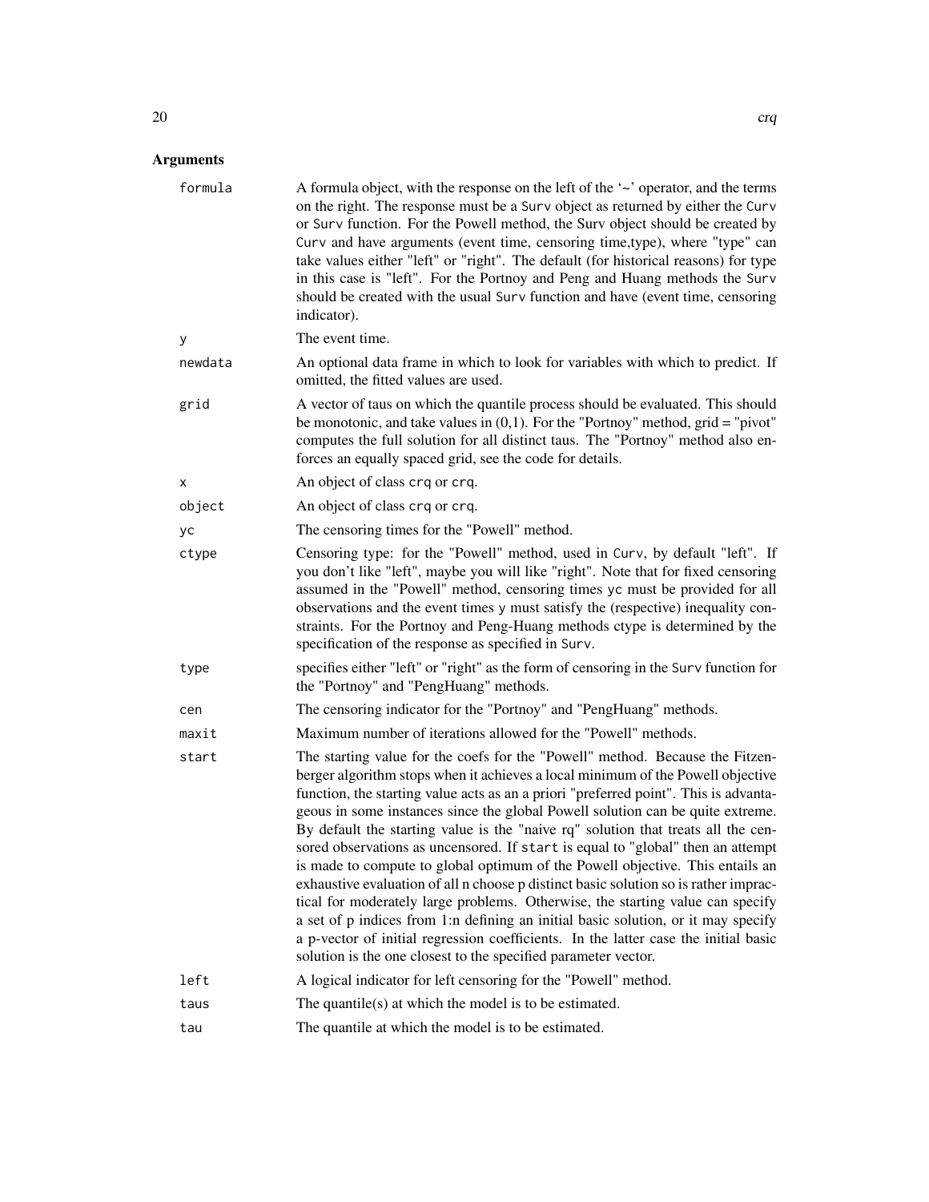## Arguments

| | |
|---|---|
| formula | A formula object, with the response on the left of the '~' operator, and the terms on the right. The response must be a Surv object as returned by either the Curv or Surv function. For the Powell method, the Surv object should be created by Curv and have arguments (event time, censoring time,type), where "type" can take values either "left" or "right". The default (for historical reasons) for type in this case is "left". For the Portnoy and Peng and Huang methods the Surv should be created with the usual Surv function and have (event time, censoring indicator). |
| y | The event time. |
| newdata | An optional data frame in which to look for variables with which to predict. If omitted, the fitted values are used. |
| grid | A vector of taus on which the quantile process should be evaluated. This should be monotonic, and take values in (0,1). For the "Portnoy" method, grid = "pivot" computes the full solution for all distinct taus. The "Portnoy" method also enforces an equally spaced grid, see the code for details. |
| x | An object of class crq or crq. |
| object | An object of class crq or crq. |
| yc | The censoring times for the "Powell" method. |
| ctype | Censoring type: for the "Powell" method, used in Curv, by default "left". If you don't like "left", maybe you will like "right". Note that for fixed censoring assumed in the "Powell" method, censoring times yc must be provided for all observations and the event times y must satisfy the (respective) inequality constraints. For the Portnoy and Peng-Huang methods ctype is determined by the specification of the response as specified in Surv. |
| type | specifies either "left" or "right" as the form of censoring in the Surv function for the "Portnoy" and "PengHuang" methods. |
| cen | The censoring indicator for the "Portnoy" and "PengHuang" methods. |
| maxit | Maximum number of iterations allowed for the "Powell" methods. |
| start | The starting value for the coefs for the "Powell" method. Because the Fitzenberger algorithm stops when it achieves a local minimum of the Powell objective function, the starting value acts as an a priori "preferred point". This is advantageous in some instances since the global Powell solution can be quite extreme. By default the starting value is the "naive rq" solution that treats all the censored observations as uncensored. If start is equal to "global" then an attempt is made to compute to global optimum of the Powell objective. This entails an exhaustive evaluation of all n choose p distinct basic solution so is rather impractical for moderately large problems. Otherwise, the starting value can specify a set of p indices from 1:n defining an initial basic solution, or it may specify a p-vector of initial regression coefficients. In the latter case the initial basic solution is the one closest to the specified parameter vector. |
| left | A logical indicator for left censoring for the "Powell" method. |
| taus | The quantile(s) at which the model is to be estimated. |
| tau | The quantile at which the model is to be estimated. |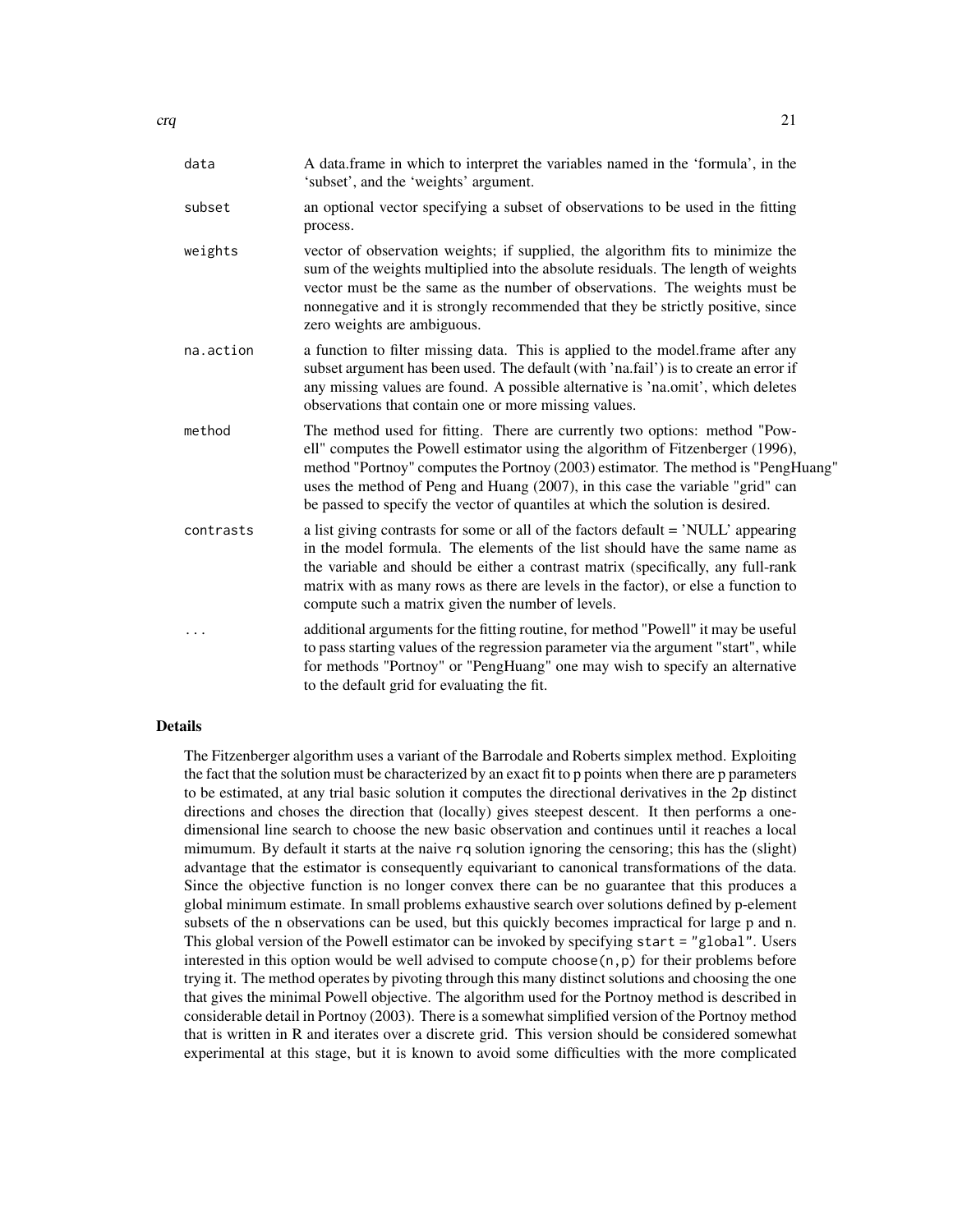| | |
|---|---|
| `data` | A data.frame in which to interpret the variables named in the 'formula', in the 'subset', and the 'weights' argument. |
| `subset` | an optional vector specifying a subset of observations to be used in the fitting process. |
| `weights` | vector of observation weights; if supplied, the algorithm fits to minimize the sum of the weights multiplied into the absolute residuals. The length of weights vector must be the same as the number of observations. The weights must be nonnegative and it is strongly recommended that they be strictly positive, since zero weights are ambiguous. |
| `na.action` | a function to filter missing data. This is applied to the model.frame after any subset argument has been used. The default (with 'na.fail') is to create an error if any missing values are found. A possible alternative is 'na.omit', which deletes observations that contain one or more missing values. |
| `method` | The method used for fitting. There are currently two options: method "Powell" computes the Powell estimator using the algorithm of Fitzenberger (1996), method "Portnoy" computes the Portnoy (2003) estimator. The method is "PengHuang" uses the method of Peng and Huang (2007), in this case the variable "grid" can be passed to specify the vector of quantiles at which the solution is desired. |
| `contrasts` | a list giving contrasts for some or all of the factors default = 'NULL' appearing in the model formula. The elements of the list should have the same name as the variable and should be either a contrast matrix (specifically, any full-rank matrix with as many rows as there are levels in the factor), or else a function to compute such a matrix given the number of levels. |
| `...` | additional arguments for the fitting routine, for method "Powell" it may be useful to pass starting values of the regression parameter via the argument "start", while for methods "Portnoy" or "PengHuang" one may wish to specify an alternative to the default grid for evaluating the fit. |

## Details

The Fitzenberger algorithm uses a variant of the Barrodale and Roberts simplex method. Exploiting the fact that the solution must be characterized by an exact fit to p points when there are p parameters to be estimated, at any trial basic solution it computes the directional derivatives in the 2p distinct directions and choses the direction that (locally) gives steepest descent. It then performs a one-dimensional line search to choose the new basic observation and continues until it reaches a local mimumum. By default it starts at the naive `rq` solution ignoring the censoring; this has the (slight) advantage that the estimator is consequently equivariant to canonical transformations of the data. Since the objective function is no longer convex there can be no guarantee that this produces a global minimum estimate. In small problems exhaustive search over solutions defined by p-element subsets of the n observations can be used, but this quickly becomes impractical for large p and n. This global version of the Powell estimator can be invoked by specifying `start = "global"`. Users interested in this option would be well advised to compute `choose(n,p)` for their problems before trying it. The method operates by pivoting through this many distinct solutions and choosing the one that gives the minimal Powell objective. The algorithm used for the Portnoy method is described in considerable detail in Portnoy (2003). There is a somewhat simplified version of the Portnoy method that is written in R and iterates over a discrete grid. This version should be considered somewhat experimental at this stage, but it is known to avoid some difficulties with the more complicated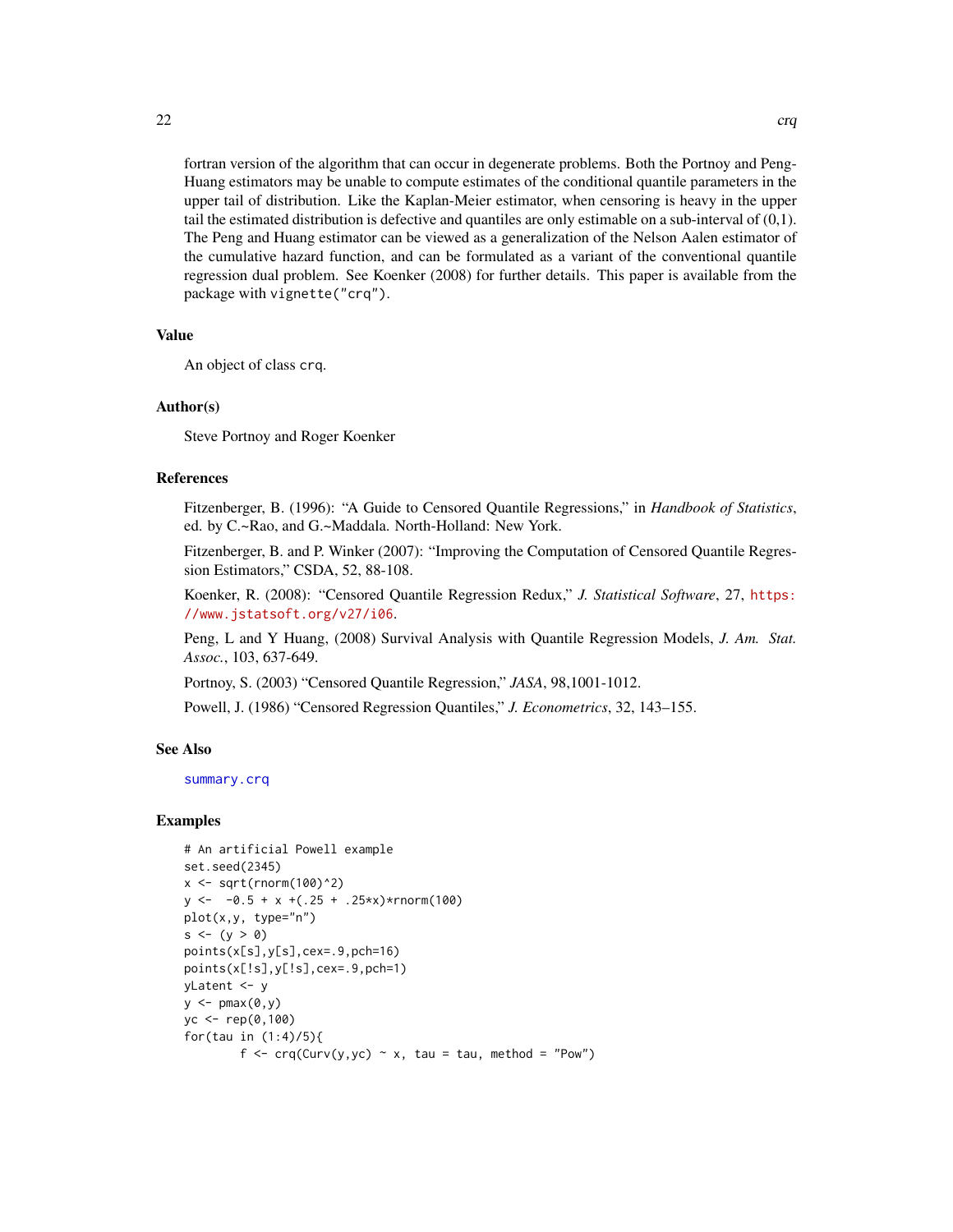fortran version of the algorithm that can occur in degenerate problems. Both the Portnoy and Peng-Huang estimators may be unable to compute estimates of the conditional quantile parameters in the upper tail of distribution. Like the Kaplan-Meier estimator, when censoring is heavy in the upper tail the estimated distribution is defective and quantiles are only estimable on a sub-interval of (0,1). The Peng and Huang estimator can be viewed as a generalization of the Nelson Aalen estimator of the cumulative hazard function, and can be formulated as a variant of the conventional quantile regression dual problem. See Koenker (2008) for further details. This paper is available from the package with `vignette("crq")`.

### Value

An object of class `crq`.

### Author(s)

Steve Portnoy and Roger Koenker

### References

Fitzenberger, B. (1996): "A Guide to Censored Quantile Regressions," in *Handbook of Statistics*, ed. by C.~Rao, and G.~Maddala. North-Holland: New York.

Fitzenberger, B. and P. Winker (2007): "Improving the Computation of Censored Quantile Regression Estimators," CSDA, 52, 88-108.

Koenker, R. (2008): "Censored Quantile Regression Redux," *J. Statistical Software*, 27, https://www.jstatsoft.org/v27/i06.

Peng, L and Y Huang, (2008) Survival Analysis with Quantile Regression Models, *J. Am. Stat. Assoc.*, 103, 637-649.

Portnoy, S. (2003) "Censored Quantile Regression," *JASA*, 98,1001-1012.

Powell, J. (1986) "Censored Regression Quantiles," *J. Econometrics*, 32, 143–155.

### See Also

summary.crq

### Examples

```
# An artificial Powell example
set.seed(2345)
x <- sqrt(rnorm(100)^2)
y <-  -0.5 + x +(.25 + .25*x)*rnorm(100)
plot(x,y, type="n")
s <- (y > 0)
points(x[s],y[s],cex=.9,pch=16)
points(x[!s],y[!s],cex=.9,pch=1)
yLatent <- y
y <- pmax(0,y)
yc <- rep(0,100)
for(tau in (1:4)/5){
        f <- crq(Curv(y,yc) ~ x, tau = tau, method = "Pow")
```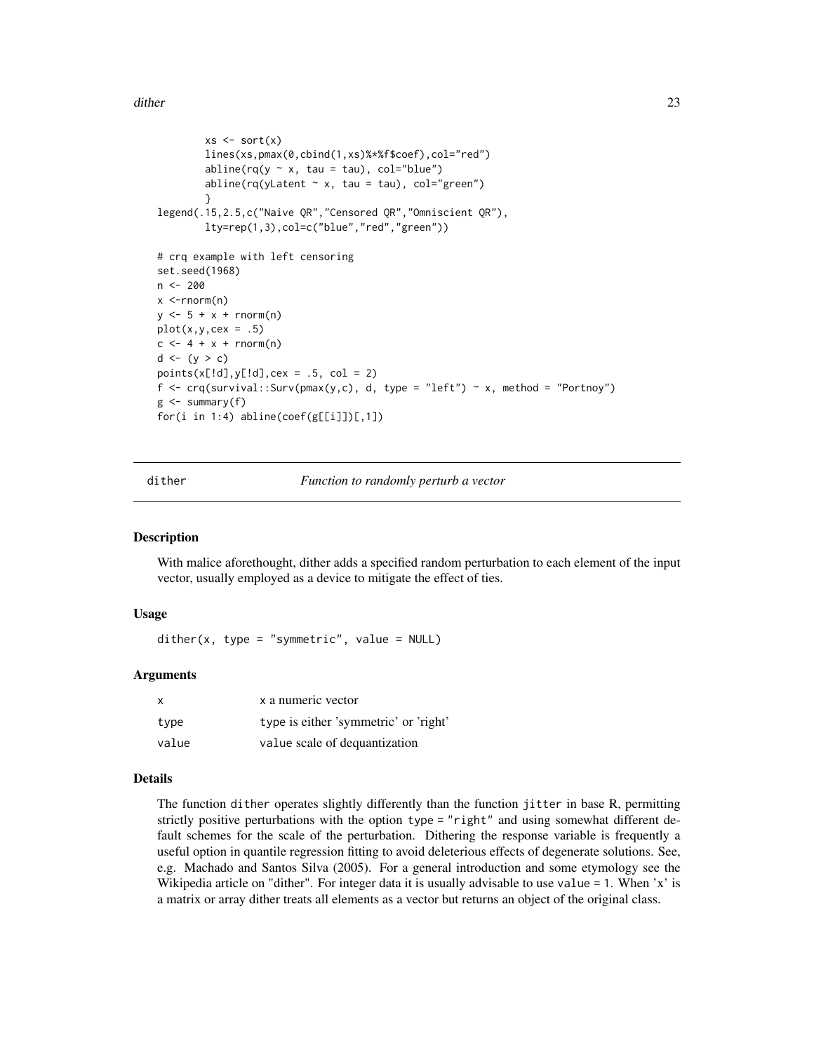```
        xs <- sort(x)
        lines(xs,pmax(0,cbind(1,xs)%*%f$coef),col="red")
        abline(rq(y ~ x, tau = tau), col="blue")
        abline(rq(yLatent ~ x, tau = tau), col="green")
        }
legend(.15,2.5,c("Naive QR","Censored QR","Omniscient QR"),
        lty=rep(1,3),col=c("blue","red","green"))

# crq example with left censoring
set.seed(1968)
n <- 200
x <-rnorm(n)
y <- 5 + x + rnorm(n)
plot(x,y,cex = .5)
c <- 4 + x + rnorm(n)
d <- (y > c)
points(x[!d],y[!d],cex = .5, col = 2)
f <- crq(survival::Surv(pmax(y,c), d, type = "left") ~ x, method = "Portnoy")
g <- summary(f)
for(i in 1:4) abline(coef(g[[i]])[,1])
```

---

## dither — *Function to randomly perturb a vector*

### Description

With malice aforethought, dither adds a specified random perturbation to each element of the input vector, usually employed as a device to mitigate the effect of ties.

### Usage

```
dither(x, type = "symmetric", value = NULL)
```

### Arguments

| | |
|---|---|
| `x` | x a numeric vector |
| `type` | type is either 'symmetric' or 'right' |
| `value` | value scale of dequantization |

### Details

The function `dither` operates slightly differently than the function `jitter` in base R, permitting strictly positive perturbations with the option `type = "right"` and using somewhat different default schemes for the scale of the perturbation. Dithering the response variable is frequently a useful option in quantile regression fitting to avoid deleterious effects of degenerate solutions. See, e.g. Machado and Santos Silva (2005). For a general introduction and some etymology see the Wikipedia article on "dither". For integer data it is usually advisable to use `value = 1`. When 'x' is a matrix or array dither treats all elements as a vector but returns an object of the original class.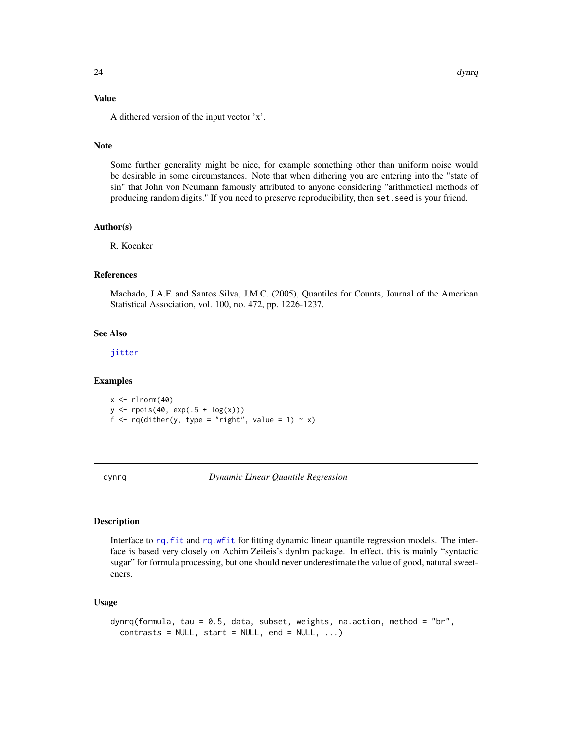## Value

A dithered version of the input vector 'x'.

## Note

Some further generality might be nice, for example something other than uniform noise would be desirable in some circumstances. Note that when dithering you are entering into the "state of sin" that John von Neumann famously attributed to anyone considering "arithmetical methods of producing random digits." If you need to preserve reproducibility, then `set.seed` is your friend.

## Author(s)

R. Koenker

## References

Machado, J.A.F. and Santos Silva, J.M.C. (2005), Quantiles for Counts, Journal of the American Statistical Association, vol. 100, no. 472, pp. 1226-1237.

## See Also

`jitter`

## Examples

```
x <- rlnorm(40)
y <- rpois(40, exp(.5 + log(x)))
f <- rq(dither(y, type = "right", value = 1) ~ x)
```

---

# dynrq — *Dynamic Linear Quantile Regression*

## Description

Interface to `rq.fit` and `rq.wfit` for fitting dynamic linear quantile regression models. The interface is based very closely on Achim Zeileis's dynlm package. In effect, this is mainly "syntactic sugar" for formula processing, but one should never underestimate the value of good, natural sweeteners.

## Usage

```
dynrq(formula, tau = 0.5, data, subset, weights, na.action, method = "br",
  contrasts = NULL, start = NULL, end = NULL, ...)
```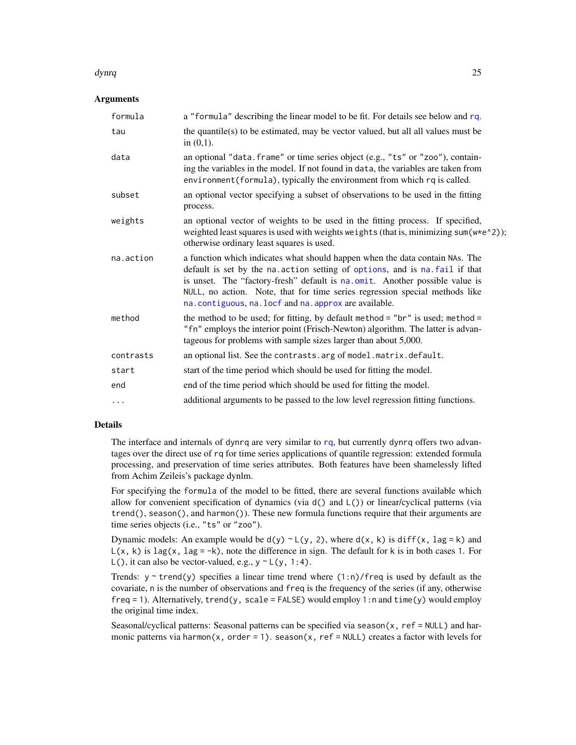## Arguments

| | |
|---|---|
| `formula` | a `"formula"` describing the linear model to be fit. For details see below and `rq`. |
| `tau` | the quantile(s) to be estimated, may be vector valued, but all all values must be in (0,1). |
| `data` | an optional `"data.frame"` or time series object (e.g., `"ts"` or `"zoo"`), containing the variables in the model. If not found in `data`, the variables are taken from `environment(formula)`, typically the environment from which `rq` is called. |
| `subset` | an optional vector specifying a subset of observations to be used in the fitting process. |
| `weights` | an optional vector of weights to be used in the fitting process. If specified, weighted least squares is used with weights `weights` (that is, minimizing `sum(w*e^2)`); otherwise ordinary least squares is used. |
| `na.action` | a function which indicates what should happen when the data contain `NA`s. The default is set by the `na.action` setting of `options`, and is `na.fail` if that is unset. The "factory-fresh" default is `na.omit`. Another possible value is `NULL`, no action. Note, that for time series regression special methods like `na.contiguous`, `na.locf` and `na.approx` are available. |
| `method` | the method to be used; for fitting, by default `method = "br"` is used; `method = "fn"` employs the interior point (Frisch-Newton) algorithm. The latter is advantageous for problems with sample sizes larger than about 5,000. |
| `contrasts` | an optional list. See the `contrasts.arg` of `model.matrix.default`. |
| `start` | start of the time period which should be used for fitting the model. |
| `end` | end of the time period which should be used for fitting the model. |
| `...` | additional arguments to be passed to the low level regression fitting functions. |

## Details

The interface and internals of `dynrq` are very similar to `rq`, but currently `dynrq` offers two advantages over the direct use of `rq` for time series applications of quantile regression: extended formula processing, and preservation of time series attributes. Both features have been shamelessly lifted from Achim Zeileis's package dynlm.

For specifying the `formula` of the model to be fitted, there are several functions available which allow for convenient specification of dynamics (via `d()` and `L()`) or linear/cyclical patterns (via `trend()`, `season()`, and `harmon()`). These new formula functions require that their arguments are time series objects (i.e., `"ts"` or `"zoo"`).

Dynamic models: An example would be `d(y) ~ L(y, 2)`, where `d(x, k)` is `diff(x, lag = k)` and `L(x, k)` is `lag(x, lag = -k)`, note the difference in sign. The default for `k` is in both cases `1`. For `L()`, it can also be vector-valued, e.g., `y ~ L(y, 1:4)`.

Trends: `y ~ trend(y)` specifies a linear time trend where `(1:n)/freq` is used by default as the covariate, `n` is the number of observations and `freq` is the frequency of the series (if any, otherwise `freq = 1`). Alternatively, `trend(y, scale = FALSE)` would employ `1:n` and `time(y)` would employ the original time index.

Seasonal/cyclical patterns: Seasonal patterns can be specified via `season(x, ref = NULL)` and harmonic patterns via `harmon(x, order = 1)`. `season(x, ref = NULL)` creates a factor with levels for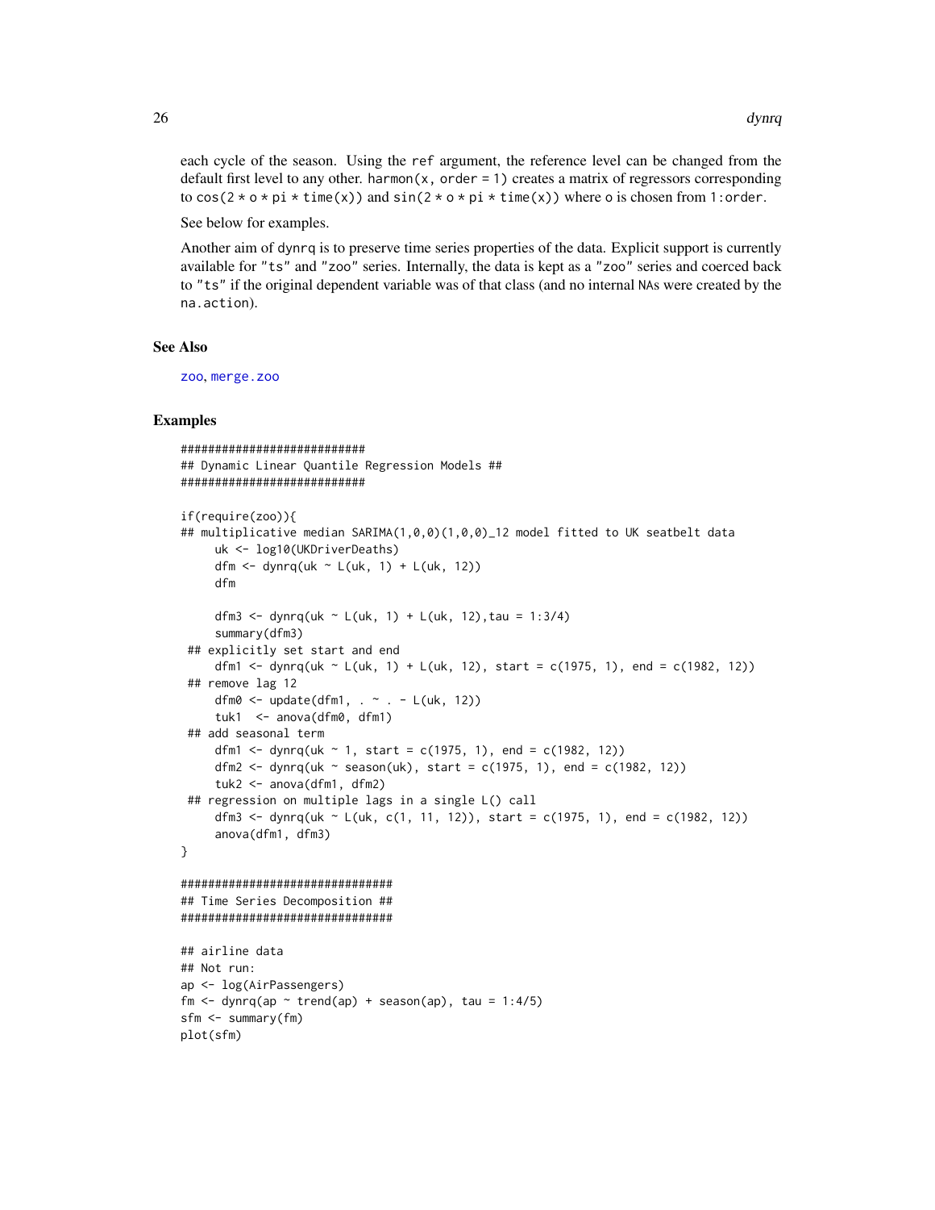each cycle of the season. Using the `ref` argument, the reference level can be changed from the default first level to any other. `harmon(x, order = 1)` creates a matrix of regressors corresponding to `cos(2 * o * pi * time(x))` and `sin(2 * o * pi * time(x))` where `o` is chosen from `1:order`.

See below for examples.

Another aim of `dynrq` is to preserve time series properties of the data. Explicit support is currently available for `"ts"` and `"zoo"` series. Internally, the data is kept as a `"zoo"` series and coerced back to `"ts"` if the original dependent variable was of that class (and no internal `NA`s were created by the `na.action`).

## See Also

`zoo`, `merge.zoo`

## Examples

```
###########################
## Dynamic Linear Quantile Regression Models ##
###########################

if(require(zoo)){
## multiplicative median SARIMA(1,0,0)(1,0,0)_12 model fitted to UK seatbelt data
     uk <- log10(UKDriverDeaths)
     dfm <- dynrq(uk ~ L(uk, 1) + L(uk, 12))
     dfm

     dfm3 <- dynrq(uk ~ L(uk, 1) + L(uk, 12),tau = 1:3/4)
     summary(dfm3)
 ## explicitly set start and end
     dfm1 <- dynrq(uk ~ L(uk, 1) + L(uk, 12), start = c(1975, 1), end = c(1982, 12))
 ## remove lag 12
     dfm0 <- update(dfm1, . ~ . - L(uk, 12))
     tuk1  <- anova(dfm0, dfm1)
 ## add seasonal term
     dfm1 <- dynrq(uk ~ 1, start = c(1975, 1), end = c(1982, 12))
     dfm2 <- dynrq(uk ~ season(uk), start = c(1975, 1), end = c(1982, 12))
     tuk2 <- anova(dfm1, dfm2)
 ## regression on multiple lags in a single L() call
     dfm3 <- dynrq(uk ~ L(uk, c(1, 11, 12)), start = c(1975, 1), end = c(1982, 12))
     anova(dfm1, dfm3)
}

###############################
## Time Series Decomposition ##
###############################

## airline data
## Not run:
ap <- log(AirPassengers)
fm <- dynrq(ap ~ trend(ap) + season(ap), tau = 1:4/5)
sfm <- summary(fm)
plot(sfm)
```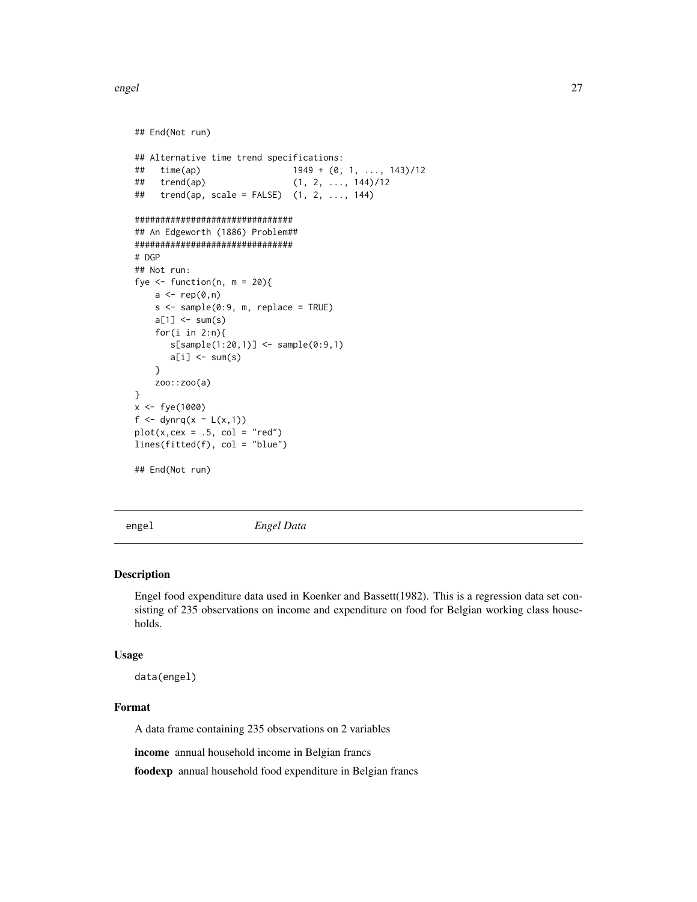```
## End(Not run)

## Alternative time trend specifications:
##   time(ap)                  1949 + (0, 1, ..., 143)/12
##   trend(ap)                 (1, 2, ..., 144)/12
##   trend(ap, scale = FALSE)  (1, 2, ..., 144)

###############################
## An Edgeworth (1886) Problem##
###############################
# DGP
## Not run:
fye <- function(n, m = 20){
    a <- rep(0,n)
    s <- sample(0:9, m, replace = TRUE)
    a[1] <- sum(s)
    for(i in 2:n){
       s[sample(1:20,1)] <- sample(0:9,1)
       a[i] <- sum(s)
    }
    zoo::zoo(a)
}
x <- fye(1000)
f <- dynrq(x ~ L(x,1))
plot(x,cex = .5, col = "red")
lines(fitted(f), col = "blue")

## End(Not run)
```

---

`engel` *Engel Data*

---

### Description

Engel food expenditure data used in Koenker and Bassett(1982). This is a regression data set consisting of 235 observations on income and expenditure on food for Belgian working class households.

### Usage

```
data(engel)
```

### Format

A data frame containing 235 observations on 2 variables

**income** annual household income in Belgian francs

**foodexp** annual household food expenditure in Belgian francs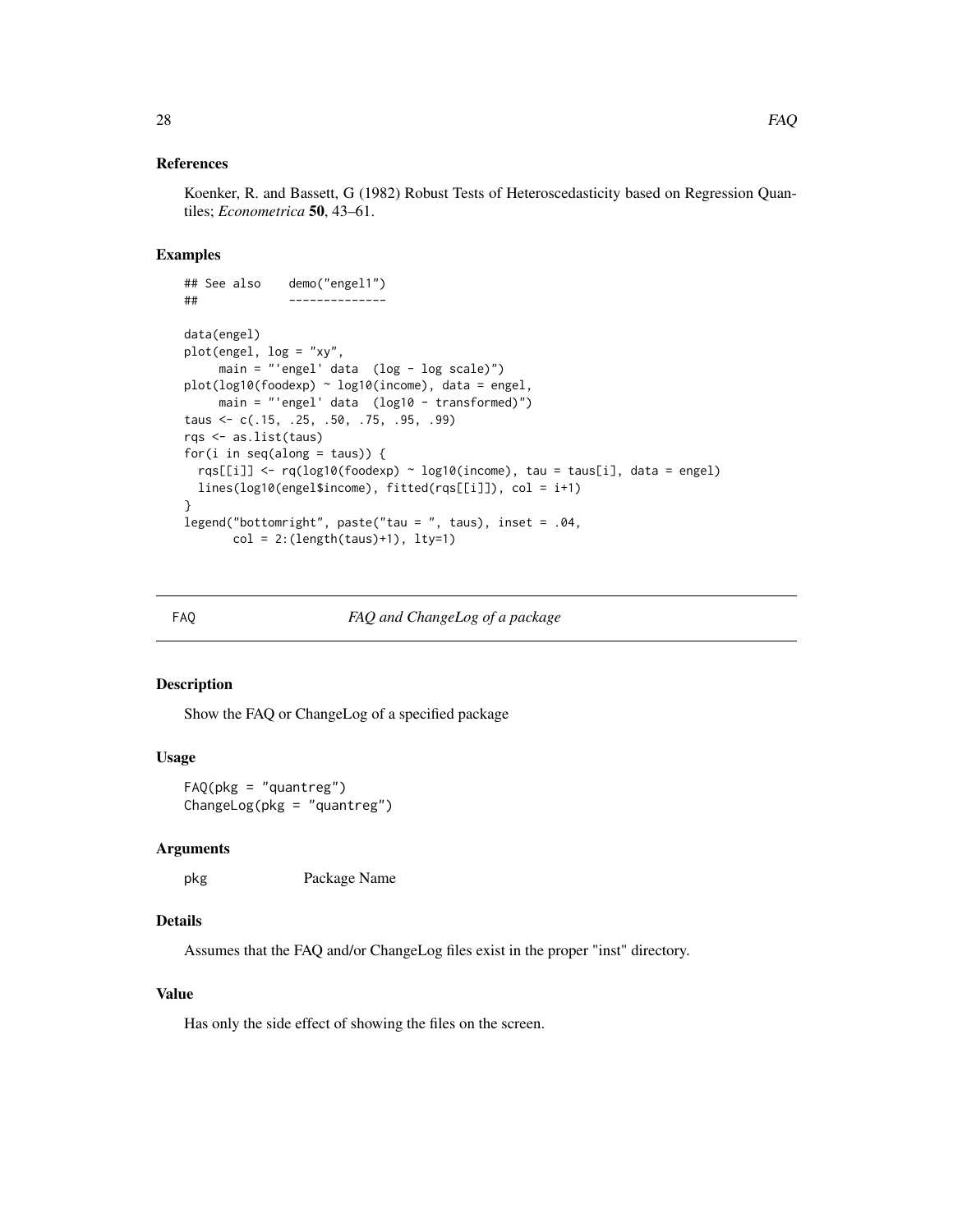### References

Koenker, R. and Bassett, G (1982) Robust Tests of Heteroscedasticity based on Regression Quantiles; *Econometrica* **50**, 43–61.

### Examples

```
## See also    demo("engel1")
##             --------------

data(engel)
plot(engel, log = "xy",
     main = "'engel' data  (log - log scale)")
plot(log10(foodexp) ~ log10(income), data = engel,
     main = "'engel' data  (log10 - transformed)")
taus <- c(.15, .25, .50, .75, .95, .99)
rqs <- as.list(taus)
for(i in seq(along = taus)) {
  rqs[[i]] <- rq(log10(foodexp) ~ log10(income), tau = taus[i], data = engel)
  lines(log10(engel$income), fitted(rqs[[i]]), col = i+1)
}
legend("bottomright", paste("tau = ", taus), inset = .04,
       col = 2:(length(taus)+1), lty=1)
```

---

## FAQ — *FAQ and ChangeLog of a package*

### Description

Show the FAQ or ChangeLog of a specified package

### Usage

```
FAQ(pkg = "quantreg")
ChangeLog(pkg = "quantreg")
```

### Arguments

| | |
|---|---|
| pkg | Package Name |

### Details

Assumes that the FAQ and/or ChangeLog files exist in the proper "inst" directory.

### Value

Has only the side effect of showing the files on the screen.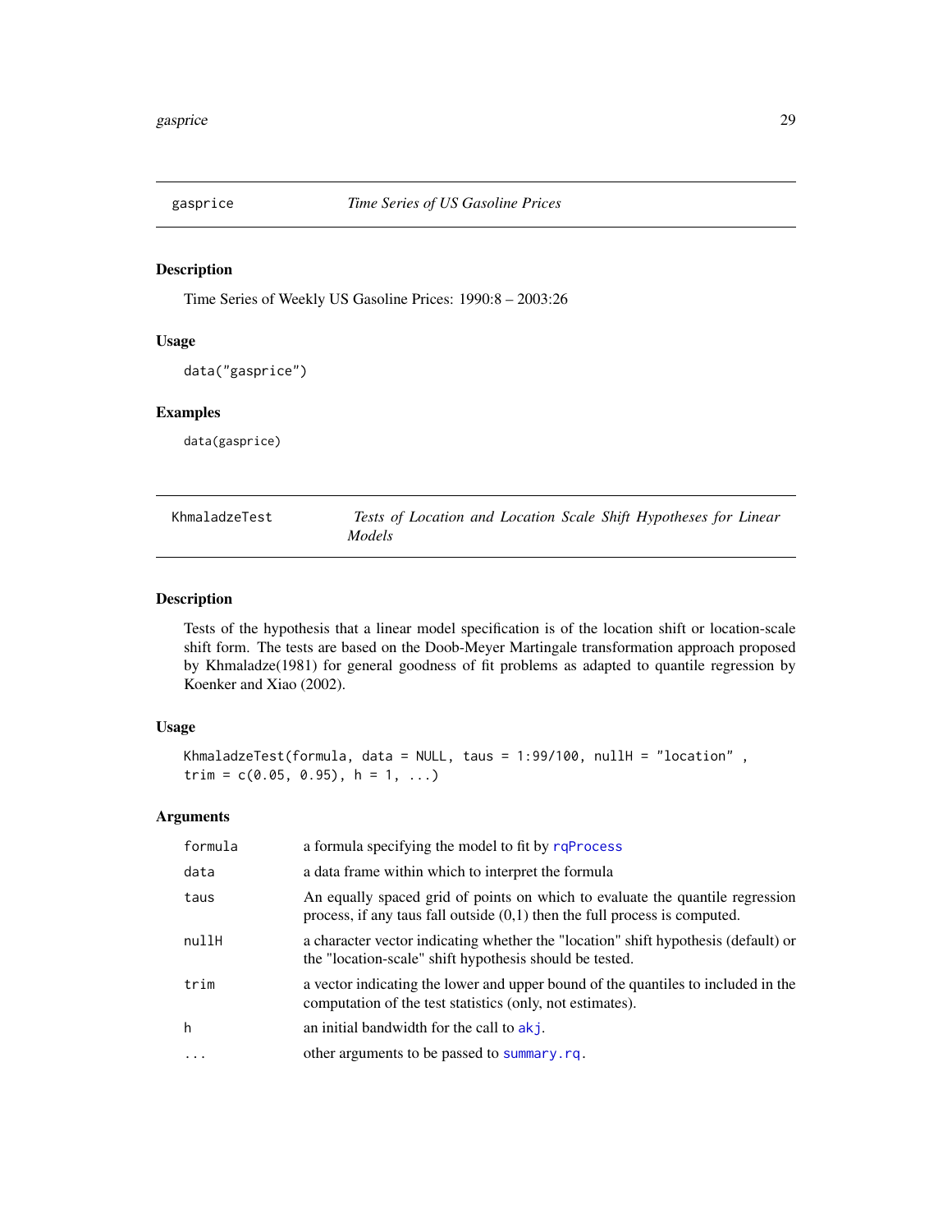## gasprice — *Time Series of US Gasoline Prices*

### Description

Time Series of Weekly US Gasoline Prices: 1990:8 – 2003:26

### Usage

```
data("gasprice")
```

### Examples

```
data(gasprice)
```

## KhmaladzeTest — *Tests of Location and Location Scale Shift Hypotheses for Linear Models*

### Description

Tests of the hypothesis that a linear model specification is of the location shift or location-scale shift form. The tests are based on the Doob-Meyer Martingale transformation approach proposed by Khmaladze(1981) for general goodness of fit problems as adapted to quantile regression by Koenker and Xiao (2002).

### Usage

```
KhmaladzeTest(formula, data = NULL, taus = 1:99/100, nullH = "location" ,
trim = c(0.05, 0.95), h = 1, ...)
```

### Arguments

| | |
|---|---|
| formula | a formula specifying the model to fit by rqProcess |
| data | a data frame within which to interpret the formula |
| taus | An equally spaced grid of points on which to evaluate the quantile regression process, if any taus fall outside (0,1) then the full process is computed. |
| nullH | a character vector indicating whether the "location" shift hypothesis (default) or the "location-scale" shift hypothesis should be tested. |
| trim | a vector indicating the lower and upper bound of the quantiles to included in the computation of the test statistics (only, not estimates). |
| h | an initial bandwidth for the call to akj. |
| ... | other arguments to be passed to summary.rq. |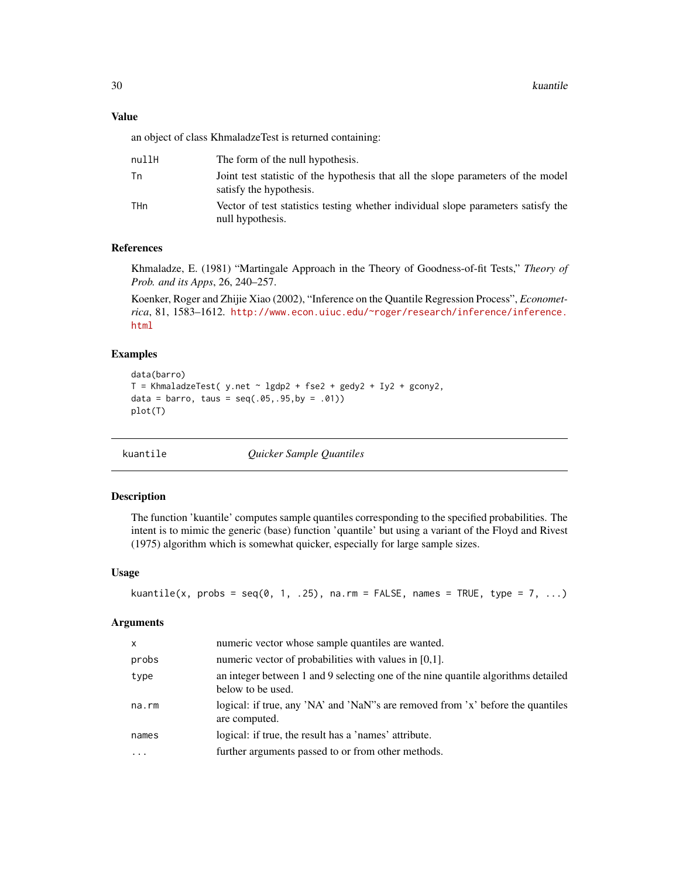## Value

an object of class KhmaladzeTest is returned containing:

| | |
|---|---|
| nullH | The form of the null hypothesis. |
| Tn | Joint test statistic of the hypothesis that all the slope parameters of the model satisfy the hypothesis. |
| THn | Vector of test statistics testing whether individual slope parameters satisfy the null hypothesis. |

## References

Khmaladze, E. (1981) "Martingale Approach in the Theory of Goodness-of-fit Tests," *Theory of Prob. and its Apps*, 26, 240–257.

Koenker, Roger and Zhijie Xiao (2002), "Inference on the Quantile Regression Process", *Econometrica*, 81, 1583–1612. http://www.econ.uiuc.edu/~roger/research/inference/inference.html

## Examples

```
data(barro)
T = KhmaladzeTest( y.net ~ lgdp2 + fse2 + gedy2 + Iy2 + gcony2,
data = barro, taus = seq(.05,.95,by = .01))
plot(T)
```

---

# kuantile *Quicker Sample Quantiles*

## Description

The function 'kuantile' computes sample quantiles corresponding to the specified probabilities. The intent is to mimic the generic (base) function 'quantile' but using a variant of the Floyd and Rivest (1975) algorithm which is somewhat quicker, especially for large sample sizes.

## Usage

```
kuantile(x, probs = seq(0, 1, .25), na.rm = FALSE, names = TRUE, type = 7, ...)
```

## Arguments

| | |
|---|---|
| x | numeric vector whose sample quantiles are wanted. |
| probs | numeric vector of probabilities with values in [0,1]. |
| type | an integer between 1 and 9 selecting one of the nine quantile algorithms detailed below to be used. |
| na.rm | logical: if true, any 'NA' and 'NaN''s are removed from 'x' before the quantiles are computed. |
| names | logical: if true, the result has a 'names' attribute. |
| ... | further arguments passed to or from other methods. |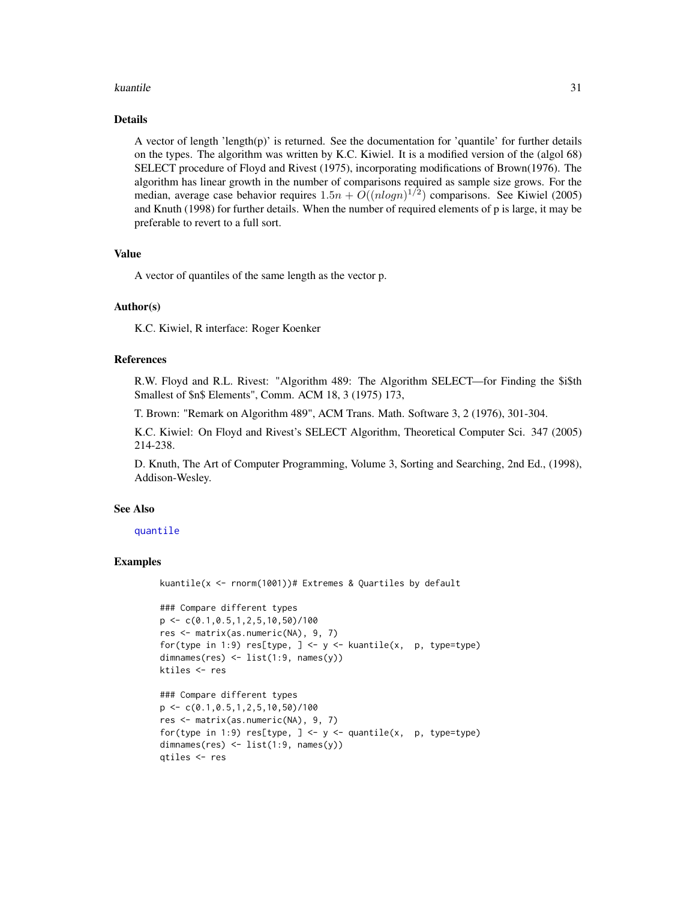## Details

A vector of length 'length(p)' is returned. See the documentation for 'quantile' for further details on the types. The algorithm was written by K.C. Kiwiel. It is a modified version of the (algol 68) SELECT procedure of Floyd and Rivest (1975), incorporating modifications of Brown(1976). The algorithm has linear growth in the number of comparisons required as sample size grows. For the median, average case behavior requires $1.5n + O((nlogn)^{1/2})$ comparisons. See Kiwiel (2005) and Knuth (1998) for further details. When the number of required elements of p is large, it may be preferable to revert to a full sort.

## Value

A vector of quantiles of the same length as the vector p.

## Author(s)

K.C. Kiwiel, R interface: Roger Koenker

## References

R.W. Floyd and R.L. Rivest: "Algorithm 489: The Algorithm SELECT—for Finding the $i$th Smallest of $n$ Elements", Comm. ACM 18, 3 (1975) 173,

T. Brown: "Remark on Algorithm 489", ACM Trans. Math. Software 3, 2 (1976), 301-304.

K.C. Kiwiel: On Floyd and Rivest's SELECT Algorithm, Theoretical Computer Sci. 347 (2005) 214-238.

D. Knuth, The Art of Computer Programming, Volume 3, Sorting and Searching, 2nd Ed., (1998), Addison-Wesley.

## See Also

quantile

## Examples

```
kuantile(x <- rnorm(1001))# Extremes & Quartiles by default

### Compare different types
p <- c(0.1,0.5,1,2,5,10,50)/100
res <- matrix(as.numeric(NA), 9, 7)
for(type in 1:9) res[type, ] <- y <- kuantile(x,  p, type=type)
dimnames(res) <- list(1:9, names(y))
ktiles <- res

### Compare different types
p <- c(0.1,0.5,1,2,5,10,50)/100
res <- matrix(as.numeric(NA), 9, 7)
for(type in 1:9) res[type, ] <- y <- quantile(x,  p, type=type)
dimnames(res) <- list(1:9, names(y))
qtiles <- res
```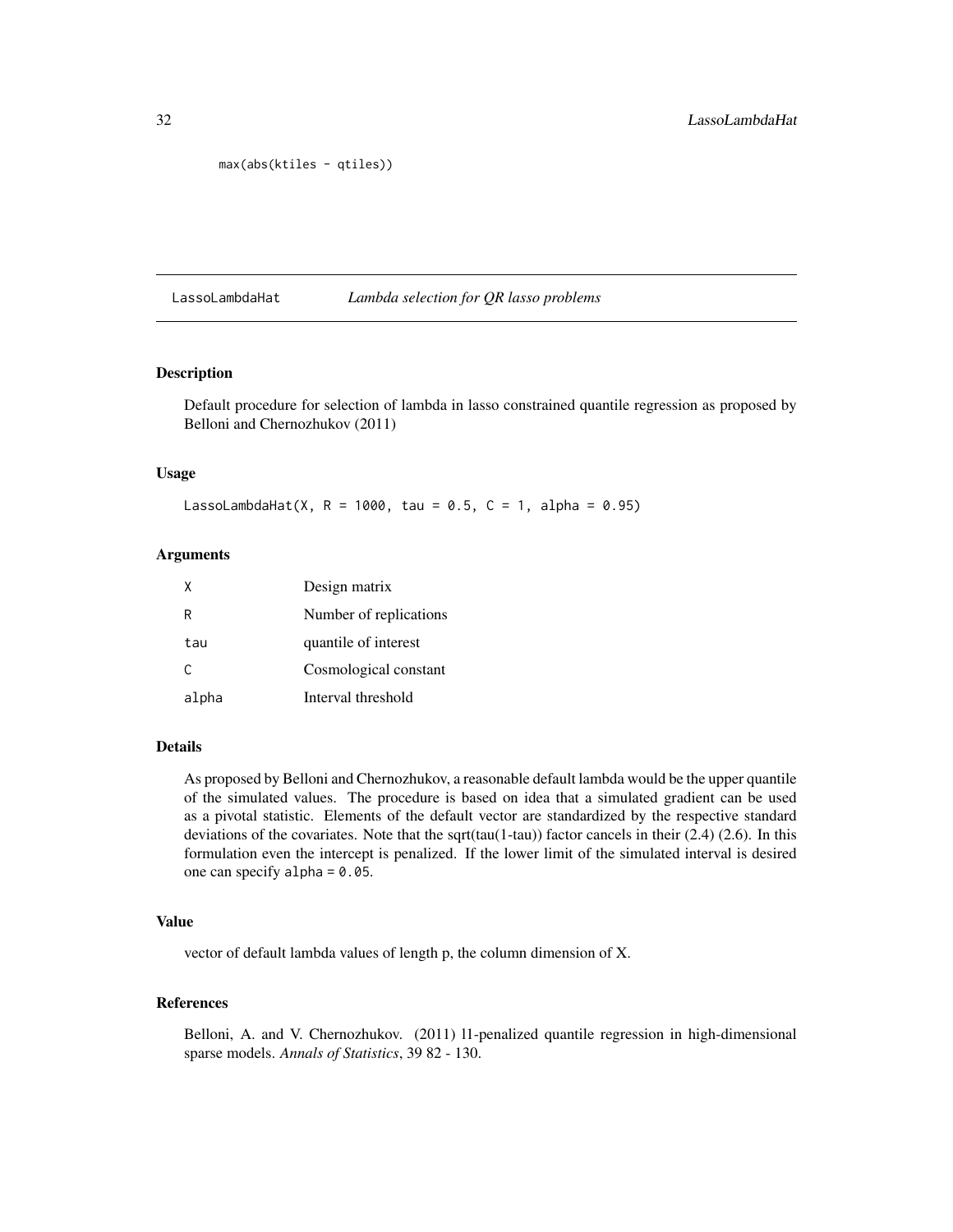```
max(abs(ktiles - qtiles))
```

## LassoLambdaHat *Lambda selection for QR lasso problems*

### Description

Default procedure for selection of lambda in lasso constrained quantile regression as proposed by Belloni and Chernozhukov (2011)

### Usage

```
LassoLambdaHat(X, R = 1000, tau = 0.5, C = 1, alpha = 0.95)
```

### Arguments

| | |
|---|---|
| X | Design matrix |
| R | Number of replications |
| tau | quantile of interest |
| C | Cosmological constant |
| alpha | Interval threshold |

### Details

As proposed by Belloni and Chernozhukov, a reasonable default lambda would be the upper quantile of the simulated values. The procedure is based on idea that a simulated gradient can be used as a pivotal statistic. Elements of the default vector are standardized by the respective standard deviations of the covariates. Note that the sqrt(tau(1-tau)) factor cancels in their (2.4) (2.6). In this formulation even the intercept is penalized. If the lower limit of the simulated interval is desired one can specify `alpha = 0.05`.

### Value

vector of default lambda values of length p, the column dimension of X.

### References

Belloni, A. and V. Chernozhukov. (2011) l1-penalized quantile regression in high-dimensional sparse models. *Annals of Statistics*, 39 82 - 130.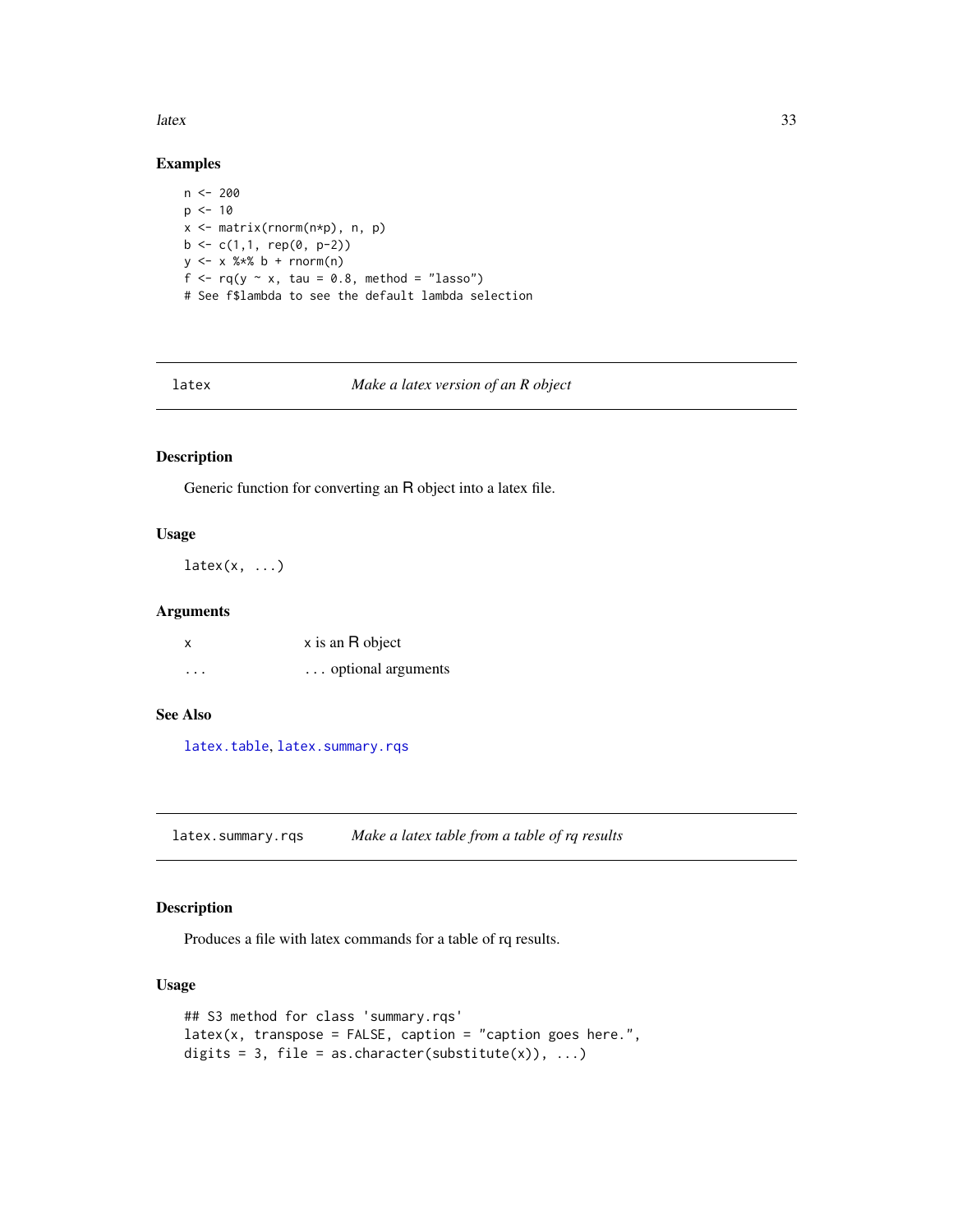## Examples

```
n <- 200
p <- 10
x <- matrix(rnorm(n*p), n, p)
b <- c(1,1, rep(0, p-2))
y <- x %*% b + rnorm(n)
f <- rq(y ~ x, tau = 0.8, method = "lasso")
# See f$lambda to see the default lambda selection
```

---

# latex — *Make a latex version of an R object*

---

## Description

Generic function for converting an R object into a latex file.

## Usage

```
latex(x, ...)
```

## Arguments

| | |
|---|---|
| x | x is an R object |
| ... | ... optional arguments |

## See Also

latex.table, latex.summary.rqs

---

# latex.summary.rqs — *Make a latex table from a table of rq results*

---

## Description

Produces a file with latex commands for a table of rq results.

## Usage

```
## S3 method for class 'summary.rqs'
latex(x, transpose = FALSE, caption = "caption goes here.",
digits = 3, file = as.character(substitute(x)), ...)
```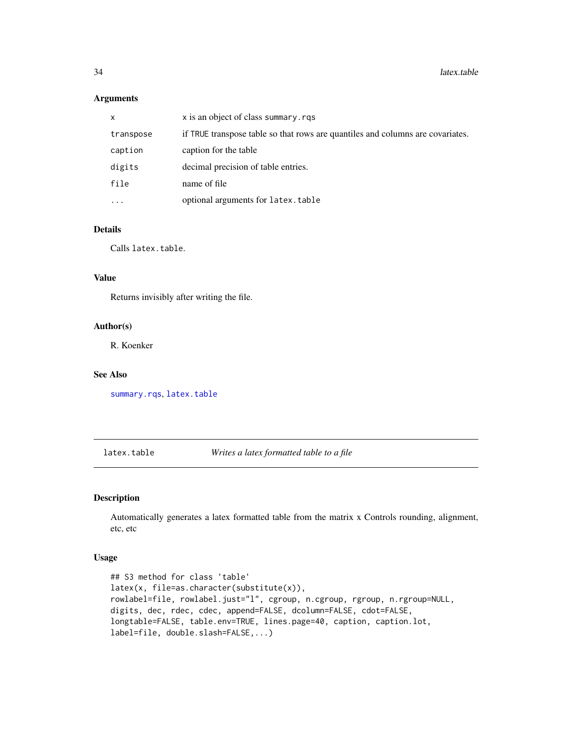### Arguments

| | |
|---|---|
| x | x is an object of class summary.rqs |
| transpose | if TRUE transpose table so that rows are quantiles and columns are covariates. |
| caption | caption for the table |
| digits | decimal precision of table entries. |
| file | name of file |
| ... | optional arguments for latex.table |

### Details

Calls latex.table.

### Value

Returns invisibly after writing the file.

### Author(s)

R. Koenker

### See Also

summary.rqs, latex.table

---

## latex.table *Writes a latex formatted table to a file*

---

### Description

Automatically generates a latex formatted table from the matrix x Controls rounding, alignment, etc, etc

### Usage

```
## S3 method for class 'table'
latex(x, file=as.character(substitute(x)),
rowlabel=file, rowlabel.just="l", cgroup, n.cgroup, rgroup, n.rgroup=NULL,
digits, dec, rdec, cdec, append=FALSE, dcolumn=FALSE, cdot=FALSE,
longtable=FALSE, table.env=TRUE, lines.page=40, caption, caption.lot,
label=file, double.slash=FALSE,...)
```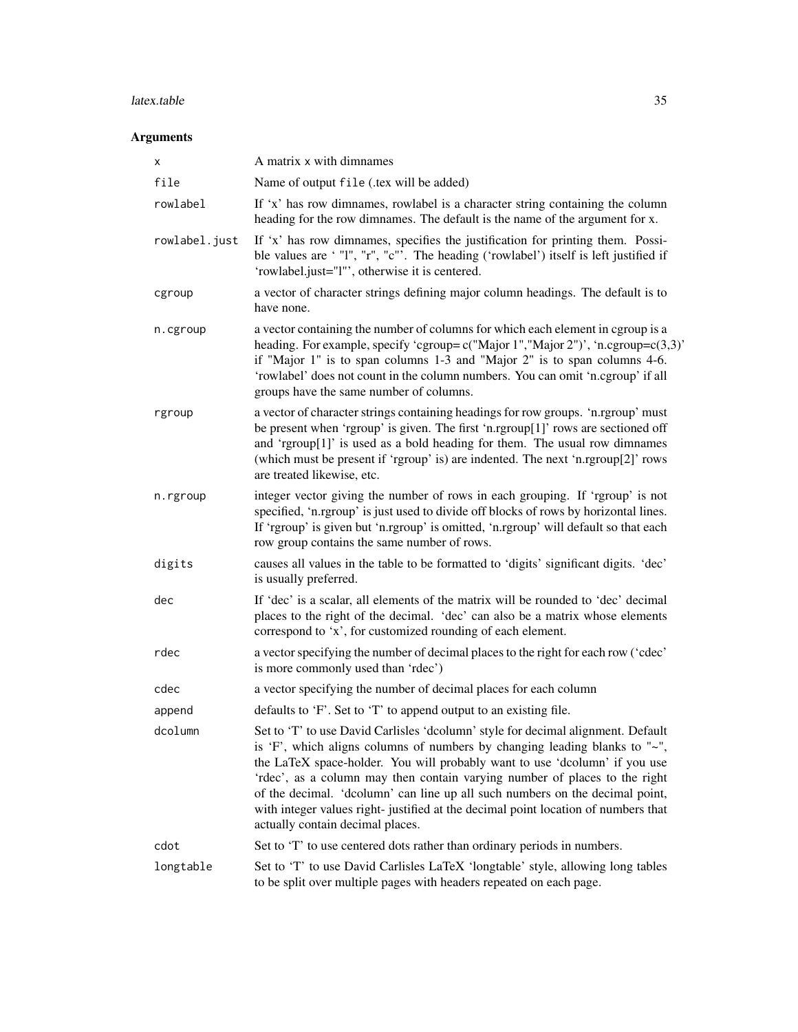## Arguments

| | |
|---|---|
| `x` | A matrix `x` with dimnames |
| `file` | Name of output `file` (.tex will be added) |
| `rowlabel` | If 'x' has row dimnames, rowlabel is a character string containing the column heading for the row dimnames. The default is the name of the argument for x. |
| `rowlabel.just` | If 'x' has row dimnames, specifies the justification for printing them. Possible values are ' "l", "r", "c"'. The heading ('rowlabel') itself is left justified if 'rowlabel.just="l"', otherwise it is centered. |
| `cgroup` | a vector of character strings defining major column headings. The default is to have none. |
| `n.cgroup` | a vector containing the number of columns for which each element in cgroup is a heading. For example, specify 'cgroup= c("Major 1","Major 2")', 'n.cgroup=c(3,3)' if "Major 1" is to span columns 1-3 and "Major 2" is to span columns 4-6. 'rowlabel' does not count in the column numbers. You can omit 'n.cgroup' if all groups have the same number of columns. |
| `rgroup` | a vector of character strings containing headings for row groups. 'n.rgroup' must be present when 'rgroup' is given. The first 'n.rgroup[1]' rows are sectioned off and 'rgroup[1]' is used as a bold heading for them. The usual row dimnames (which must be present if 'rgroup' is) are indented. The next 'n.rgroup[2]' rows are treated likewise, etc. |
| `n.rgroup` | integer vector giving the number of rows in each grouping. If 'rgroup' is not specified, 'n.rgroup' is just used to divide off blocks of rows by horizontal lines. If 'rgroup' is given but 'n.rgroup' is omitted, 'n.rgroup' will default so that each row group contains the same number of rows. |
| `digits` | causes all values in the table to be formatted to 'digits' significant digits. 'dec' is usually preferred. |
| `dec` | If 'dec' is a scalar, all elements of the matrix will be rounded to 'dec' decimal places to the right of the decimal. 'dec' can also be a matrix whose elements correspond to 'x', for customized rounding of each element. |
| `rdec` | a vector specifying the number of decimal places to the right for each row ('cdec' is more commonly used than 'rdec') |
| `cdec` | a vector specifying the number of decimal places for each column |
| `append` | defaults to 'F'. Set to 'T' to append output to an existing file. |
| `dcolumn` | Set to 'T' to use David Carlisles 'dcolumn' style for decimal alignment. Default is 'F', which aligns columns of numbers by changing leading blanks to "~", the LaTeX space-holder. You will probably want to use 'dcolumn' if you use 'rdec', as a column may then contain varying number of places to the right of the decimal. 'dcolumn' can line up all such numbers on the decimal point, with integer values right- justified at the decimal point location of numbers that actually contain decimal places. |
| `cdot` | Set to 'T' to use centered dots rather than ordinary periods in numbers. |
| `longtable` | Set to 'T' to use David Carlisles LaTeX 'longtable' style, allowing long tables to be split over multiple pages with headers repeated on each page. |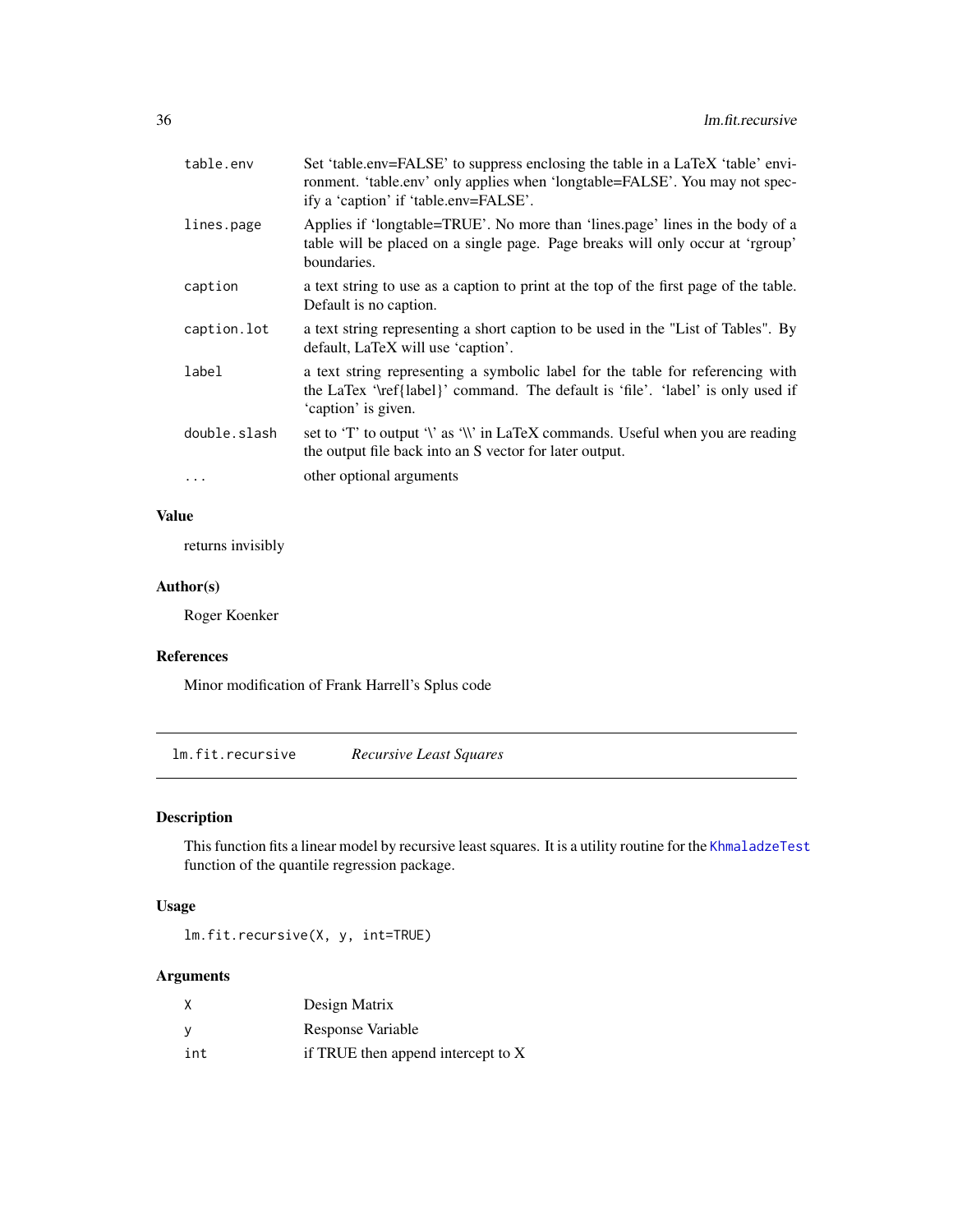| | |
|---|---|
| `table.env` | Set 'table.env=FALSE' to suppress enclosing the table in a LaTeX 'table' environment. 'table.env' only applies when 'longtable=FALSE'. You may not specify a 'caption' if 'table.env=FALSE'. |
| `lines.page` | Applies if 'longtable=TRUE'. No more than 'lines.page' lines in the body of a table will be placed on a single page. Page breaks will only occur at 'rgroup' boundaries. |
| `caption` | a text string to use as a caption to print at the top of the first page of the table. Default is no caption. |
| `caption.lot` | a text string representing a short caption to be used in the "List of Tables". By default, LaTeX will use 'caption'. |
| `label` | a text string representing a symbolic label for the table for referencing with the LaTex '\ref{label}' command. The default is 'file'. 'label' is only used if 'caption' is given. |
| `double.slash` | set to 'T' to output '\' as '\\' in LaTeX commands. Useful when you are reading the output file back into an S vector for later output. |
| `...` | other optional arguments |

## Value

returns invisibly

## Author(s)

Roger Koenker

## References

Minor modification of Frank Harrell's Splus code

---

# `lm.fit.recursive` *Recursive Least Squares*

---

## Description

This function fits a linear model by recursive least squares. It is a utility routine for the `KhmaladzeTest` function of the quantile regression package.

## Usage

```
lm.fit.recursive(X, y, int=TRUE)
```

## Arguments

| | |
|---|---|
| `X` | Design Matrix |
| `y` | Response Variable |
| `int` | if TRUE then append intercept to X |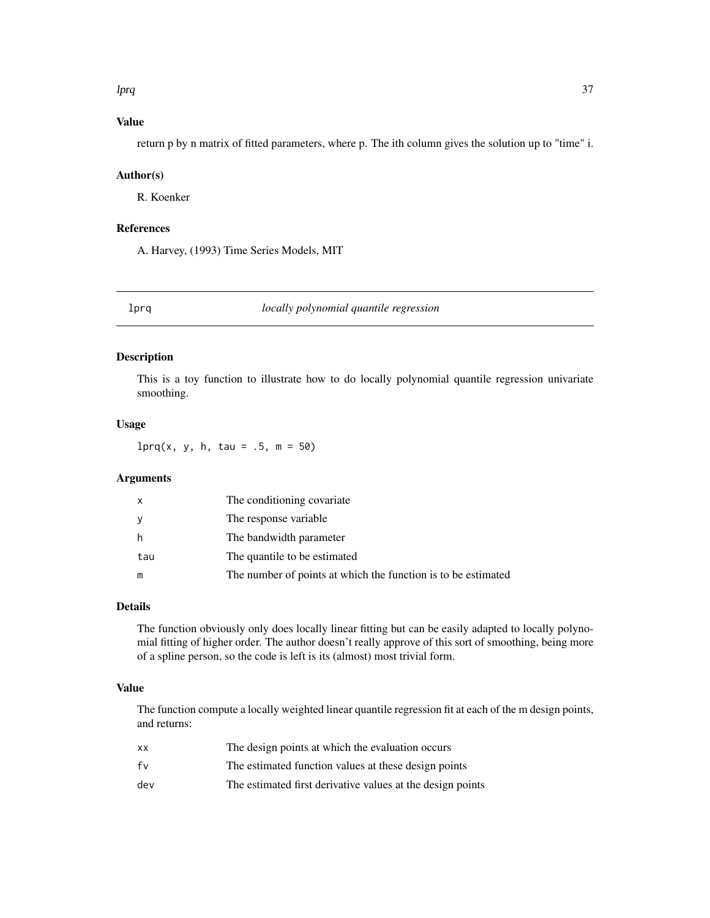### Value

return p by n matrix of fitted parameters, where p. The ith column gives the solution up to "time" i.

### Author(s)

R. Koenker

### References

A. Harvey, (1993) Time Series Models, MIT

## lprq *locally polynomial quantile regression*

### Description

This is a toy function to illustrate how to do locally polynomial quantile regression univariate smoothing.

### Usage

```
lprq(x, y, h, tau = .5, m = 50)
```

### Arguments

| | |
|---|---|
| x | The conditioning covariate |
| y | The response variable |
| h | The bandwidth parameter |
| tau | The quantile to be estimated |
| m | The number of points at which the function is to be estimated |

### Details

The function obviously only does locally linear fitting but can be easily adapted to locally polynomial fitting of higher order. The author doesn't really approve of this sort of smoothing, being more of a spline person, so the code is left is its (almost) most trivial form.

### Value

The function compute a locally weighted linear quantile regression fit at each of the m design points, and returns:

| | |
|---|---|
| xx | The design points at which the evaluation occurs |
| fv | The estimated function values at these design points |
| dev | The estimated first derivative values at the design points |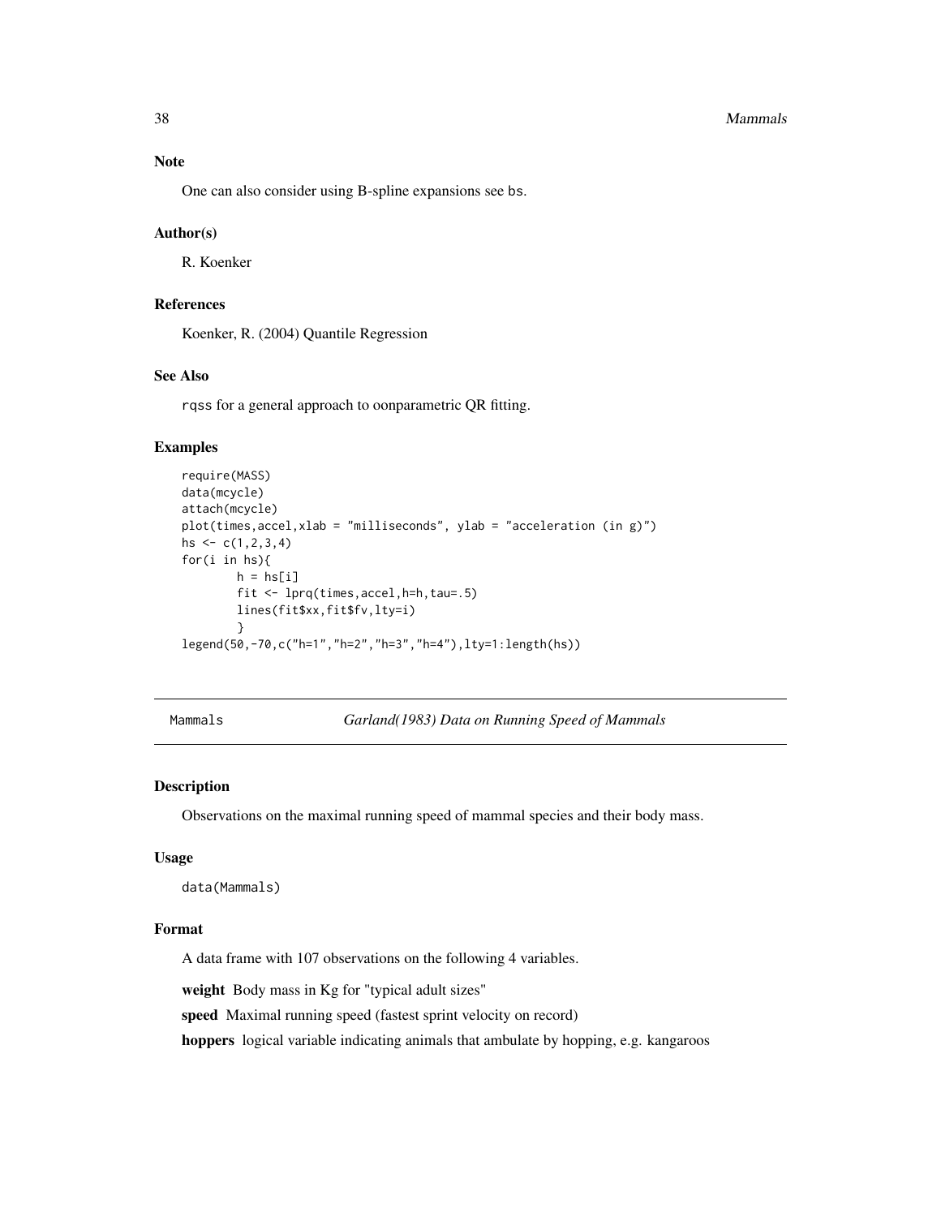### Note

One can also consider using B-spline expansions see bs.

### Author(s)

R. Koenker

### References

Koenker, R. (2004) Quantile Regression

### See Also

rqss for a general approach to oonparametric QR fitting.

### Examples

```
require(MASS)
data(mcycle)
attach(mcycle)
plot(times,accel,xlab = "milliseconds", ylab = "acceleration (in g)")
hs <- c(1,2,3,4)
for(i in hs){
        h = hs[i]
        fit <- lprq(times,accel,h=h,tau=.5)
        lines(fit$xx,fit$fv,lty=i)
        }
legend(50,-70,c("h=1","h=2","h=3","h=4"),lty=1:length(hs))
```

---

## Mammals — *Garland(1983) Data on Running Speed of Mammals*

### Description

Observations on the maximal running speed of mammal species and their body mass.

### Usage

```
data(Mammals)
```

### Format

A data frame with 107 observations on the following 4 variables.

**weight** Body mass in Kg for "typical adult sizes"

**speed** Maximal running speed (fastest sprint velocity on record)

**hoppers** logical variable indicating animals that ambulate by hopping, e.g. kangaroos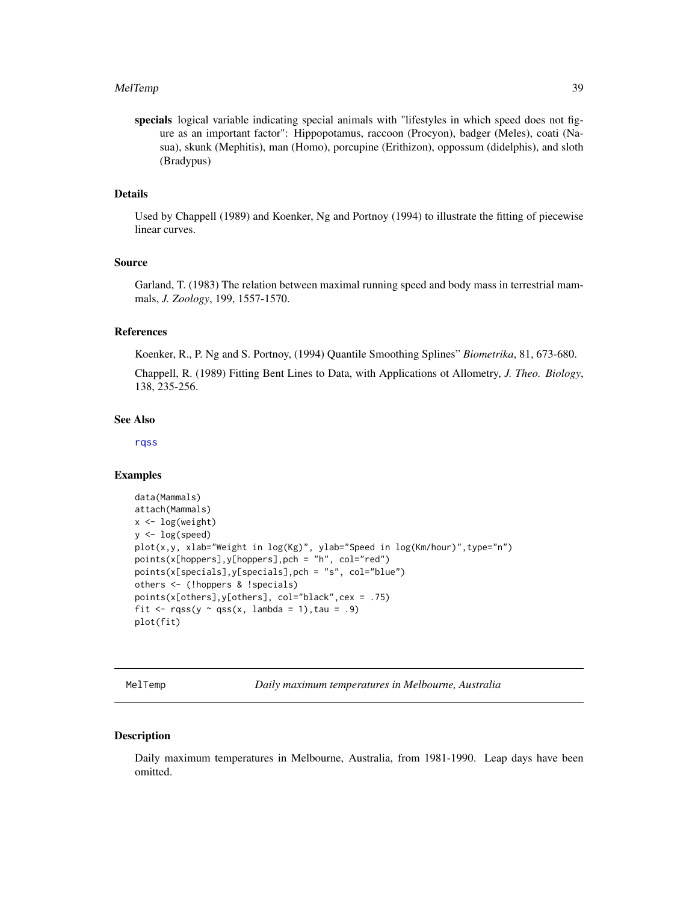**specials** logical variable indicating special animals with "lifestyles in which speed does not figure as an important factor": Hippopotamus, raccoon (Procyon), badger (Meles), coati (Nasua), skunk (Mephitis), man (Homo), porcupine (Erithizon), oppossum (didelphis), and sloth (Bradypus)

### Details

Used by Chappell (1989) and Koenker, Ng and Portnoy (1994) to illustrate the fitting of piecewise linear curves.

### Source

Garland, T. (1983) The relation between maximal running speed and body mass in terrestrial mammals, *J. Zoology*, 199, 1557-1570.

### References

Koenker, R., P. Ng and S. Portnoy, (1994) Quantile Smoothing Splines" *Biometrika*, 81, 673-680.

Chappell, R. (1989) Fitting Bent Lines to Data, with Applications ot Allometry, *J. Theo. Biology*, 138, 235-256.

### See Also

rqss

### Examples

```
data(Mammals)
attach(Mammals)
x <- log(weight)
y <- log(speed)
plot(x,y, xlab="Weight in log(Kg)", ylab="Speed in log(Km/hour)",type="n")
points(x[hoppers],y[hoppers],pch = "h", col="red")
points(x[specials],y[specials],pch = "s", col="blue")
others <- (!hoppers & !specials)
points(x[others],y[others], col="black",cex = .75)
fit <- rqss(y ~ qss(x, lambda = 1),tau = .9)
plot(fit)
```

---

## MelTemp *Daily maximum temperatures in Melbourne, Australia*

### Description

Daily maximum temperatures in Melbourne, Australia, from 1981-1990. Leap days have been omitted.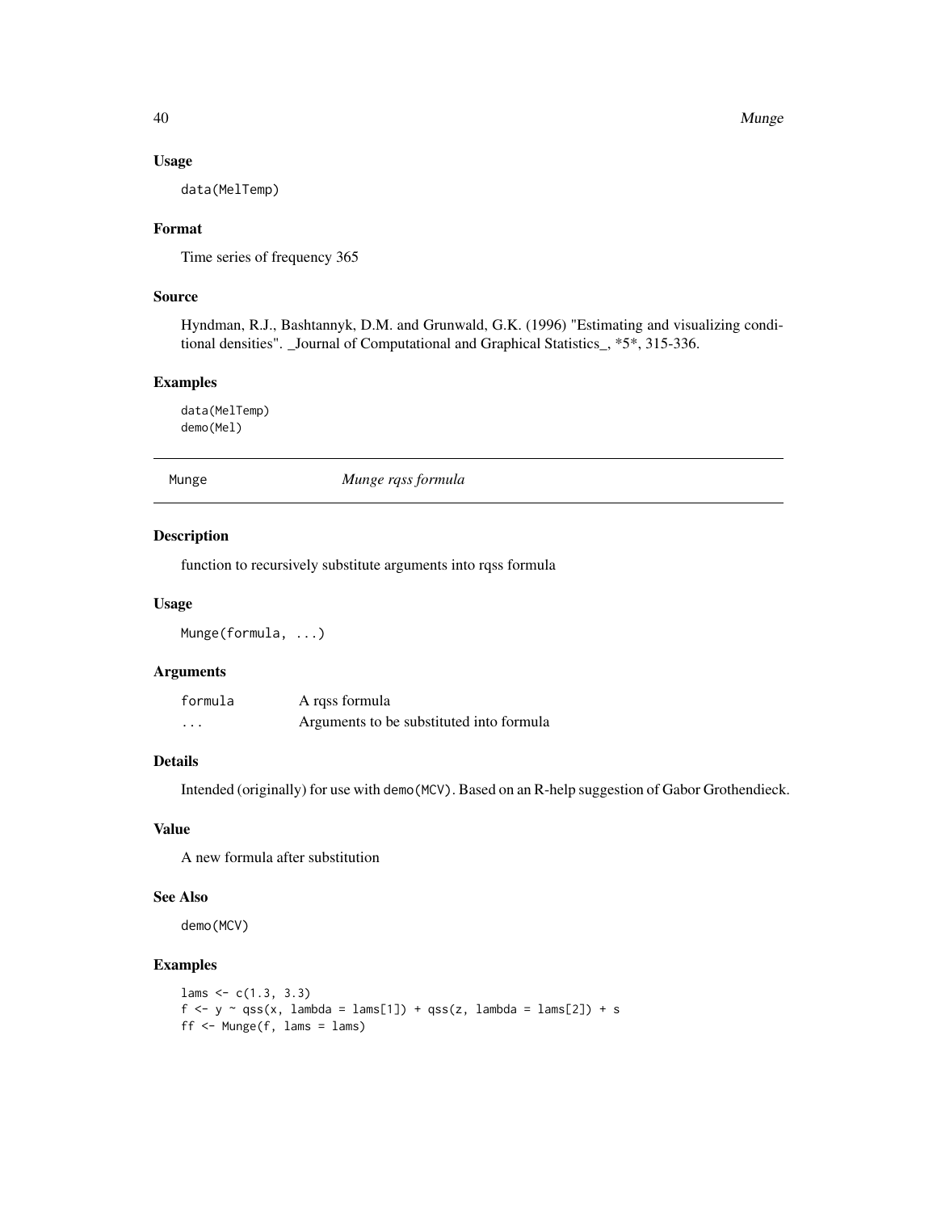### Usage

```
data(MelTemp)
```

### Format

Time series of frequency 365

### Source

Hyndman, R.J., Bashtannyk, D.M. and Grunwald, G.K. (1996) "Estimating and visualizing conditional densities". _Journal of Computational and Graphical Statistics_, *5*, 315-336.

### Examples

```
data(MelTemp)
demo(Mel)
```

---

## Munge — *Munge rqss formula*

### Description

function to recursively substitute arguments into rqss formula

### Usage

```
Munge(formula, ...)
```

### Arguments

| | |
|---|---|
| `formula` | A rqss formula |
| `...` | Arguments to be substituted into formula |

### Details

Intended (originally) for use with `demo(MCV)`. Based on an R-help suggestion of Gabor Grothendieck.

### Value

A new formula after substitution

### See Also

`demo(MCV)`

### Examples

```
lams <- c(1.3, 3.3)
f <- y ~ qss(x, lambda = lams[1]) + qss(z, lambda = lams[2]) + s
ff <- Munge(f, lams = lams)
```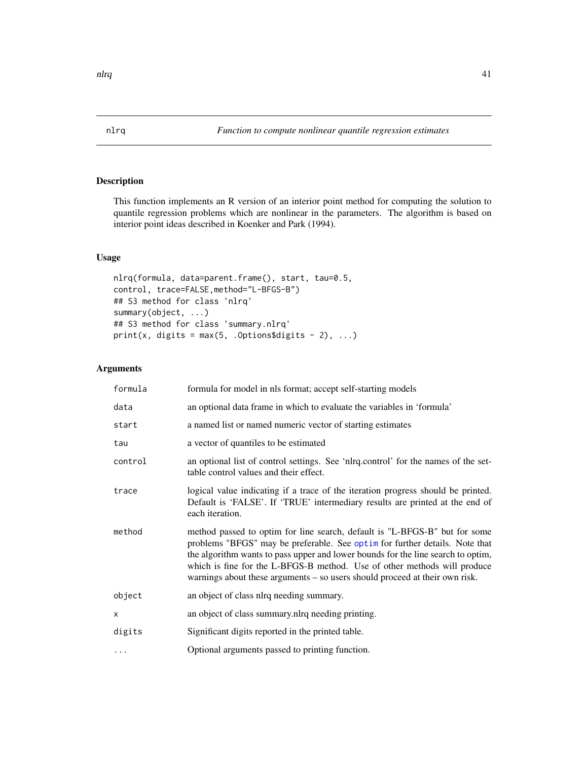nlrq *Function to compute nonlinear quantile regression estimates*

## Description

This function implements an R version of an interior point method for computing the solution to quantile regression problems which are nonlinear in the parameters. The algorithm is based on interior point ideas described in Koenker and Park (1994).

## Usage

```
nlrq(formula, data=parent.frame(), start, tau=0.5,
control, trace=FALSE,method="L-BFGS-B")
## S3 method for class 'nlrq'
summary(object, ...)
## S3 method for class 'summary.nlrq'
print(x, digits = max(5, .Options$digits - 2), ...)
```

## Arguments

| | |
|---|---|
| `formula` | formula for model in nls format; accept self-starting models |
| `data` | an optional data frame in which to evaluate the variables in 'formula' |
| `start` | a named list or named numeric vector of starting estimates |
| `tau` | a vector of quantiles to be estimated |
| `control` | an optional list of control settings. See 'nlrq.control' for the names of the settable control values and their effect. |
| `trace` | logical value indicating if a trace of the iteration progress should be printed. Default is 'FALSE'. If 'TRUE' intermediary results are printed at the end of each iteration. |
| `method` | method passed to optim for line search, default is "L-BFGS-B" but for some problems "BFGS" may be preferable. See optim for further details. Note that the algorithm wants to pass upper and lower bounds for the line search to optim, which is fine for the L-BFGS-B method. Use of other methods will produce warnings about these arguments – so users should proceed at their own risk. |
| `object` | an object of class nlrq needing summary. |
| `x` | an object of class summary.nlrq needing printing. |
| `digits` | Significant digits reported in the printed table. |
| `...` | Optional arguments passed to printing function. |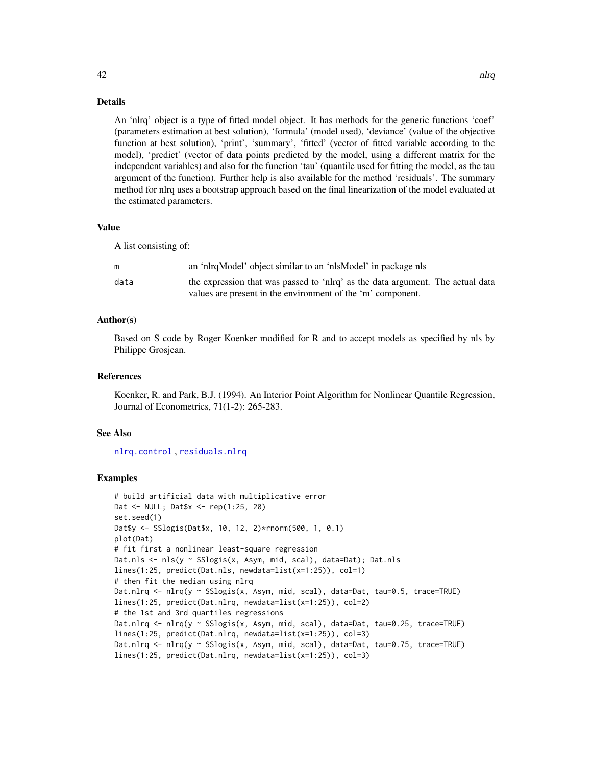## Details

An 'nlrq' object is a type of fitted model object. It has methods for the generic functions 'coef' (parameters estimation at best solution), 'formula' (model used), 'deviance' (value of the objective function at best solution), 'print', 'summary', 'fitted' (vector of fitted variable according to the model), 'predict' (vector of data points predicted by the model, using a different matrix for the independent variables) and also for the function 'tau' (quantile used for fitting the model, as the tau argument of the function). Further help is also available for the method 'residuals'. The summary method for nlrq uses a bootstrap approach based on the final linearization of the model evaluated at the estimated parameters.

## Value

A list consisting of:

| | |
|---|---|
| `m` | an 'nlrqModel' object similar to an 'nlsModel' in package nls |
| `data` | the expression that was passed to 'nlrq' as the data argument. The actual data values are present in the environment of the 'm' component. |

## Author(s)

Based on S code by Roger Koenker modified for R and to accept models as specified by nls by Philippe Grosjean.

## References

Koenker, R. and Park, B.J. (1994). An Interior Point Algorithm for Nonlinear Quantile Regression, Journal of Econometrics, 71(1-2): 265-283.

## See Also

`nlrq.control`, `residuals.nlrq`

## Examples

```
# build artificial data with multiplicative error
Dat <- NULL; Dat$x <- rep(1:25, 20)
set.seed(1)
Dat$y <- SSlogis(Dat$x, 10, 12, 2)*rnorm(500, 1, 0.1)
plot(Dat)
# fit first a nonlinear least-square regression
Dat.nls <- nls(y ~ SSlogis(x, Asym, mid, scal), data=Dat); Dat.nls
lines(1:25, predict(Dat.nls, newdata=list(x=1:25)), col=1)
# then fit the median using nlrq
Dat.nlrq <- nlrq(y ~ SSlogis(x, Asym, mid, scal), data=Dat, tau=0.5, trace=TRUE)
lines(1:25, predict(Dat.nlrq, newdata=list(x=1:25)), col=2)
# the 1st and 3rd quartiles regressions
Dat.nlrq <- nlrq(y ~ SSlogis(x, Asym, mid, scal), data=Dat, tau=0.25, trace=TRUE)
lines(1:25, predict(Dat.nlrq, newdata=list(x=1:25)), col=3)
Dat.nlrq <- nlrq(y ~ SSlogis(x, Asym, mid, scal), data=Dat, tau=0.75, trace=TRUE)
lines(1:25, predict(Dat.nlrq, newdata=list(x=1:25)), col=3)
```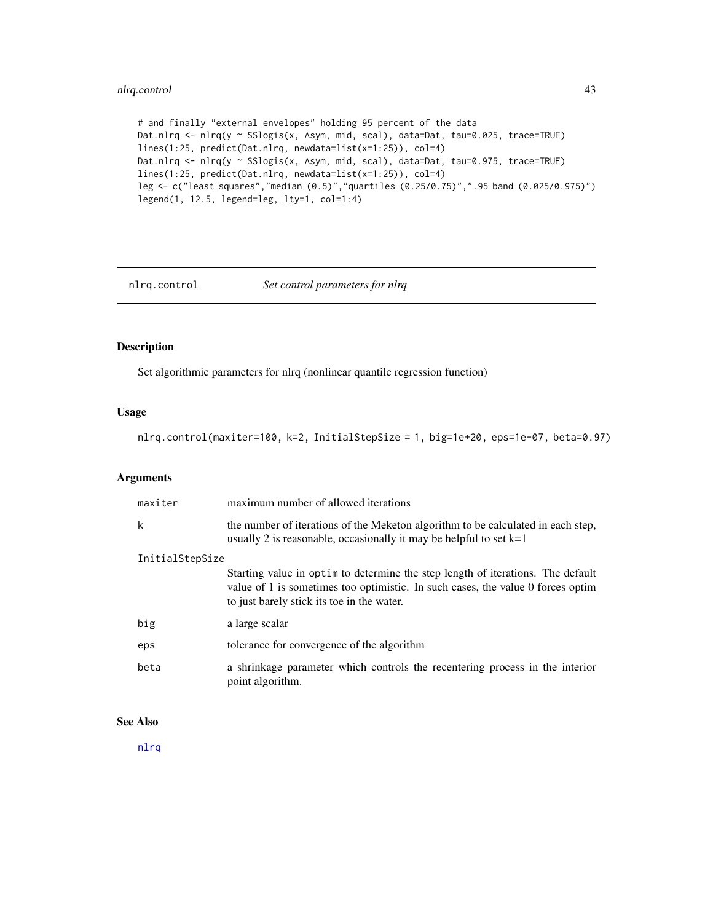```
# and finally "external envelopes" holding 95 percent of the data
Dat.nlrq <- nlrq(y ~ SSlogis(x, Asym, mid, scal), data=Dat, tau=0.025, trace=TRUE)
lines(1:25, predict(Dat.nlrq, newdata=list(x=1:25)), col=4)
Dat.nlrq <- nlrq(y ~ SSlogis(x, Asym, mid, scal), data=Dat, tau=0.975, trace=TRUE)
lines(1:25, predict(Dat.nlrq, newdata=list(x=1:25)), col=4)
leg <- c("least squares","median (0.5)","quartiles (0.25/0.75)",".95 band (0.025/0.975)")
legend(1, 12.5, legend=leg, lty=1, col=1:4)
```

## nlrq.control *Set control parameters for nlrq*

### Description

Set algorithmic parameters for nlrq (nonlinear quantile regression function)

### Usage

```
nlrq.control(maxiter=100, k=2, InitialStepSize = 1, big=1e+20, eps=1e-07, beta=0.97)
```

### Arguments

| | |
|---|---|
| `maxiter` | maximum number of allowed iterations |
| `k` | the number of iterations of the Meketon algorithm to be calculated in each step, usually 2 is reasonable, occasionally it may be helpful to set k=1 |
| `InitialStepSize` | Starting value in `optim` to determine the step length of iterations. The default value of 1 is sometimes too optimistic. In such cases, the value 0 forces optim to just barely stick its toe in the water. |
| `big` | a large scalar |
| `eps` | tolerance for convergence of the algorithm |
| `beta` | a shrinkage parameter which controls the recentering process in the interior point algorithm. |

### See Also

nlrq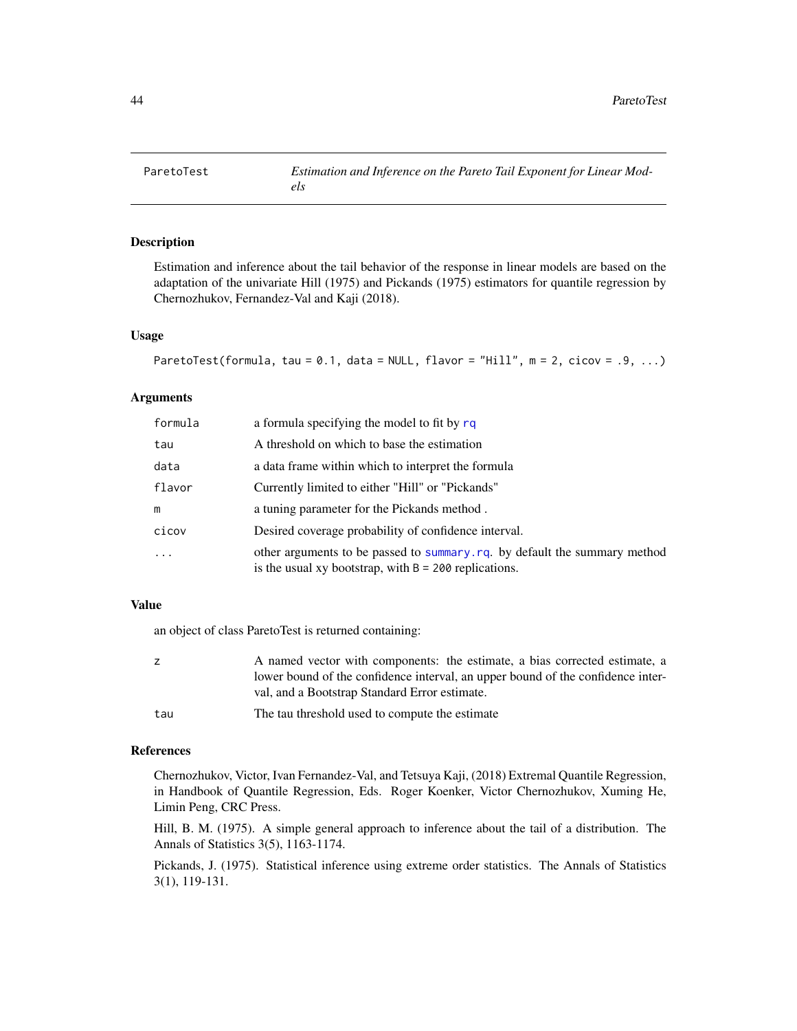## ParetoTest *Estimation and Inference on the Pareto Tail Exponent for Linear Models*

### Description

Estimation and inference about the tail behavior of the response in linear models are based on the adaptation of the univariate Hill (1975) and Pickands (1975) estimators for quantile regression by Chernozhukov, Fernandez-Val and Kaji (2018).

### Usage

```
ParetoTest(formula, tau = 0.1, data = NULL, flavor = "Hill", m = 2, cicov = .9, ...)
```

### Arguments

| | |
|---|---|
| formula | a formula specifying the model to fit by rq |
| tau | A threshold on which to base the estimation |
| data | a data frame within which to interpret the formula |
| flavor | Currently limited to either "Hill" or "Pickands" |
| m | a tuning parameter for the Pickands method . |
| cicov | Desired coverage probability of confidence interval. |
| ... | other arguments to be passed to summary.rq. by default the summary method is the usual xy bootstrap, with B = 200 replications. |

### Value

an object of class ParetoTest is returned containing:

| | |
|---|---|
| z | A named vector with components: the estimate, a bias corrected estimate, a lower bound of the confidence interval, an upper bound of the confidence interval, and a Bootstrap Standard Error estimate. |
| tau | The tau threshold used to compute the estimate |

### References

Chernozhukov, Victor, Ivan Fernandez-Val, and Tetsuya Kaji, (2018) Extremal Quantile Regression, in Handbook of Quantile Regression, Eds. Roger Koenker, Victor Chernozhukov, Xuming He, Limin Peng, CRC Press.

Hill, B. M. (1975). A simple general approach to inference about the tail of a distribution. The Annals of Statistics 3(5), 1163-1174.

Pickands, J. (1975). Statistical inference using extreme order statistics. The Annals of Statistics 3(1), 119-131.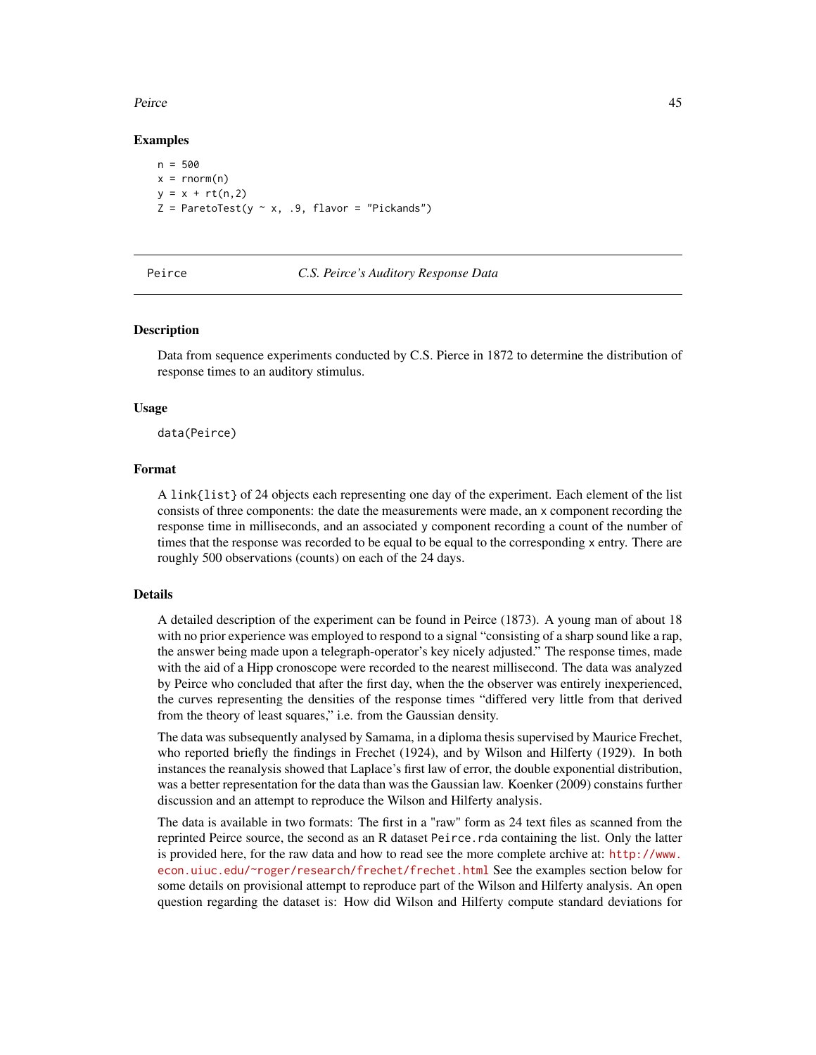## Examples

```
n = 500
x = rnorm(n)
y = x + rt(n,2)
Z = ParetoTest(y ~ x, .9, flavor = "Pickands")
```

---

# Peirce — *C.S. Peirce's Auditory Response Data*

## Description

Data from sequence experiments conducted by C.S. Pierce in 1872 to determine the distribution of response times to an auditory stimulus.

## Usage

```
data(Peirce)
```

## Format

A `link{list}` of 24 objects each representing one day of the experiment. Each element of the list consists of three components: the date the measurements were made, an `x` component recording the response time in milliseconds, and an associated `y` component recording a count of the number of times that the response was recorded to be equal to be equal to the corresponding `x` entry. There are roughly 500 observations (counts) on each of the 24 days.

## Details

A detailed description of the experiment can be found in Peirce (1873). A young man of about 18 with no prior experience was employed to respond to a signal "consisting of a sharp sound like a rap, the answer being made upon a telegraph-operator's key nicely adjusted." The response times, made with the aid of a Hipp cronoscope were recorded to the nearest millisecond. The data was analyzed by Peirce who concluded that after the first day, when the the observer was entirely inexperienced, the curves representing the densities of the response times "differed very little from that derived from the theory of least squares," i.e. from the Gaussian density.

The data was subsequently analysed by Samama, in a diploma thesis supervised by Maurice Frechet, who reported briefly the findings in Frechet (1924), and by Wilson and Hilferty (1929). In both instances the reanalysis showed that Laplace's first law of error, the double exponential distribution, was a better representation for the data than was the Gaussian law. Koenker (2009) constains further discussion and an attempt to reproduce the Wilson and Hilferty analysis.

The data is available in two formats: The first in a "raw" form as 24 text files as scanned from the reprinted Peirce source, the second as an R dataset `Peirce.rda` containing the list. Only the latter is provided here, for the raw data and how to read see the more complete archive at: http://www.econ.uiuc.edu/~roger/research/frechet/frechet.html See the examples section below for some details on provisional attempt to reproduce part of the Wilson and Hilferty analysis. An open question regarding the dataset is: How did Wilson and Hilferty compute standard deviations for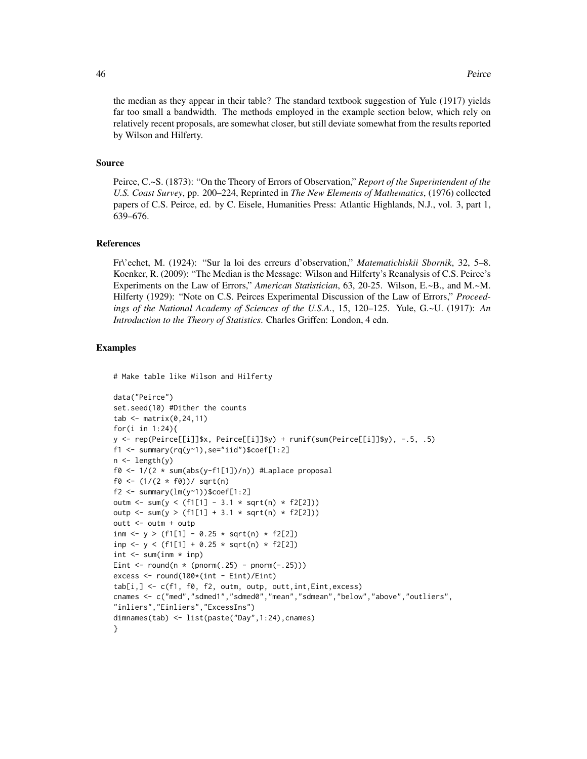the median as they appear in their table? The standard textbook suggestion of Yule (1917) yields far too small a bandwidth. The methods employed in the example section below, which rely on relatively recent proposals, are somewhat closer, but still deviate somewhat from the results reported by Wilson and Hilferty.

### Source

Peirce, C.~S. (1873): "On the Theory of Errors of Observation," *Report of the Superintendent of the U.S. Coast Survey*, pp. 200–224, Reprinted in *The New Elements of Mathematics*, (1976) collected papers of C.S. Peirce, ed. by C. Eisele, Humanities Press: Atlantic Highlands, N.J., vol. 3, part 1, 639–676.

### References

Fr\'echet, M. (1924): "Sur la loi des erreurs d'observation," *Matematichiskii Sbornik*, 32, 5–8. Koenker, R. (2009): "The Median is the Message: Wilson and Hilferty's Reanalysis of C.S. Peirce's Experiments on the Law of Errors," *American Statistician*, 63, 20-25. Wilson, E.~B., and M.~M. Hilferty (1929): "Note on C.S. Peirces Experimental Discussion of the Law of Errors," *Proceedings of the National Academy of Sciences of the U.S.A.*, 15, 120–125. Yule, G.~U. (1917): *An Introduction to the Theory of Statistics*. Charles Griffen: London, 4 edn.

### Examples

```
# Make table like Wilson and Hilferty

data("Peirce")
set.seed(10) #Dither the counts
tab <- matrix(0,24,11)
for(i in 1:24){
y <- rep(Peirce[[i]]$x, Peirce[[i]]$y) + runif(sum(Peirce[[i]]$y), -.5, .5)
f1 <- summary(rq(y~1),se="iid")$coef[1:2]
n <- length(y)
f0 <- 1/(2 * sum(abs(y-f1[1])/n)) #Laplace proposal
f0 <- (1/(2 * f0))/ sqrt(n)
f2 <- summary(lm(y~1))$coef[1:2]
outm <- sum(y < (f1[1] - 3.1 * sqrt(n) * f2[2]))
outp <- sum(y > (f1[1] + 3.1 * sqrt(n) * f2[2]))
outt <- outm + outp
inm <- y > (f1[1] - 0.25 * sqrt(n) * f2[2])
inp <- y < (f1[1] + 0.25 * sqrt(n) * f2[2])
int <- sum(inm * inp)
Eint <- round(n * (pnorm(.25) - pnorm(-.25)))
excess <- round(100*(int - Eint)/Eint)
tab[i,] <- c(f1, f0, f2, outm, outp, outt,int,Eint,excess)
cnames <- c("med","sdmed1","sdmed0","mean","sdmean","below","above","outliers",
"inliers","Einliers","ExcessIns")
dimnames(tab) <- list(paste("Day",1:24),cnames)
}
```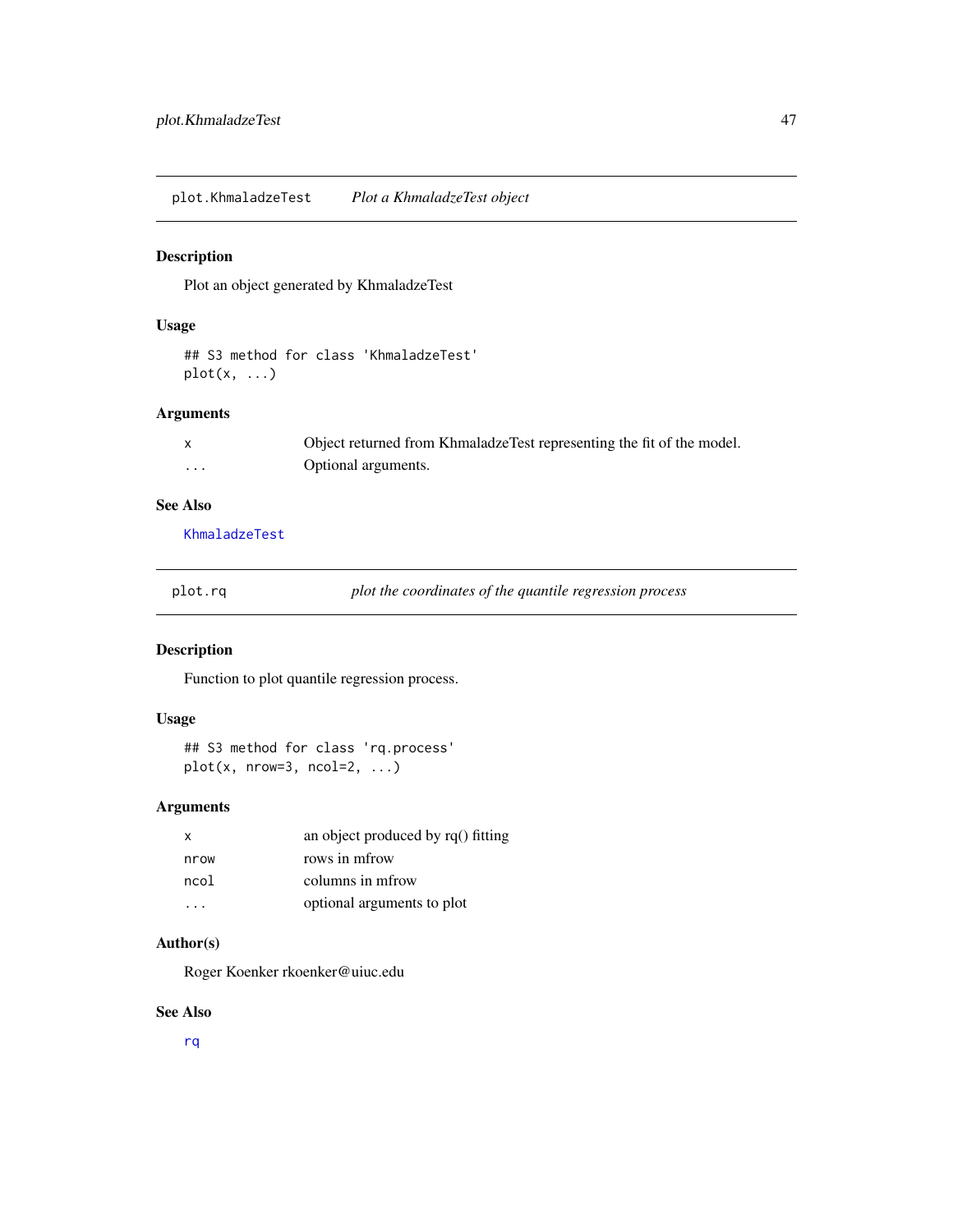## plot.KhmaladzeTest — *Plot a KhmaladzeTest object*

### Description

Plot an object generated by KhmaladzeTest

### Usage

```
## S3 method for class 'KhmaladzeTest'
plot(x, ...)
```

### Arguments

| | |
|---|---|
| x | Object returned from KhmaladzeTest representing the fit of the model. |
| ... | Optional arguments. |

### See Also

KhmaladzeTest

## plot.rq — *plot the coordinates of the quantile regression process*

### Description

Function to plot quantile regression process.

### Usage

```
## S3 method for class 'rq.process'
plot(x, nrow=3, ncol=2, ...)
```

### Arguments

| | |
|---|---|
| x | an object produced by rq() fitting |
| nrow | rows in mfrow |
| ncol | columns in mfrow |
| ... | optional arguments to plot |

### Author(s)

Roger Koenker rkoenker@uiuc.edu

### See Also

rq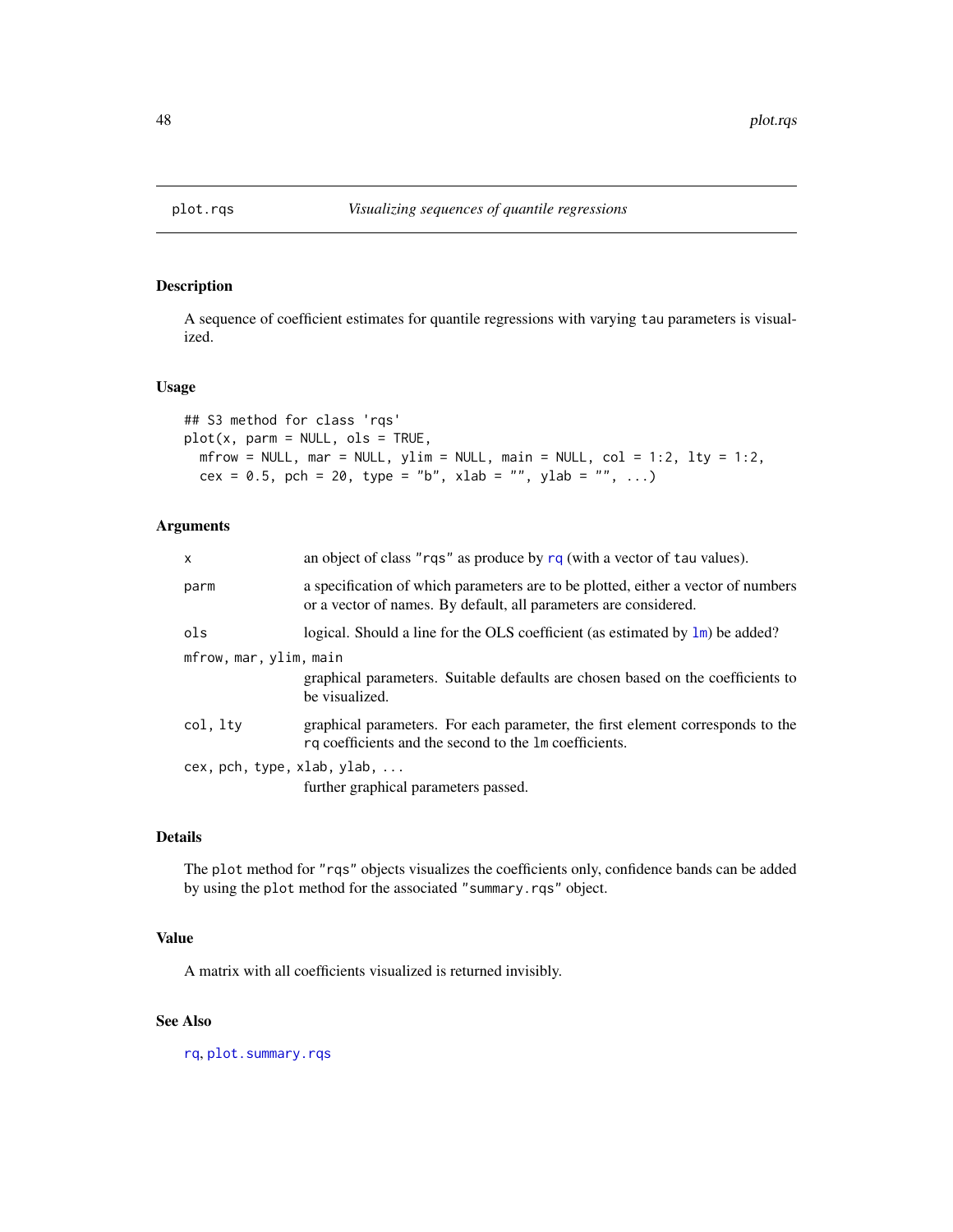# plot.rqs — *Visualizing sequences of quantile regressions*

## Description

A sequence of coefficient estimates for quantile regressions with varying `tau` parameters is visualized.

## Usage

```
## S3 method for class 'rqs'
plot(x, parm = NULL, ols = TRUE,
  mfrow = NULL, mar = NULL, ylim = NULL, main = NULL, col = 1:2, lty = 1:2,
  cex = 0.5, pch = 20, type = "b", xlab = "", ylab = "", ...)
```

## Arguments

| | |
|---|---|
| `x` | an object of class `"rqs"` as produce by `rq` (with a vector of `tau` values). |
| `parm` | a specification of which parameters are to be plotted, either a vector of numbers or a vector of names. By default, all parameters are considered. |
| `ols` | logical. Should a line for the OLS coefficient (as estimated by `lm`) be added? |
| `mfrow, mar, ylim, main` | graphical parameters. Suitable defaults are chosen based on the coefficients to be visualized. |
| `col, lty` | graphical parameters. For each parameter, the first element corresponds to the `rq` coefficients and the second to the `lm` coefficients. |
| `cex, pch, type, xlab, ylab, ...` | further graphical parameters passed. |

## Details

The `plot` method for `"rqs"` objects visualizes the coefficients only, confidence bands can be added by using the `plot` method for the associated `"summary.rqs"` object.

## Value

A matrix with all coefficients visualized is returned invisibly.

## See Also

`rq`, `plot.summary.rqs`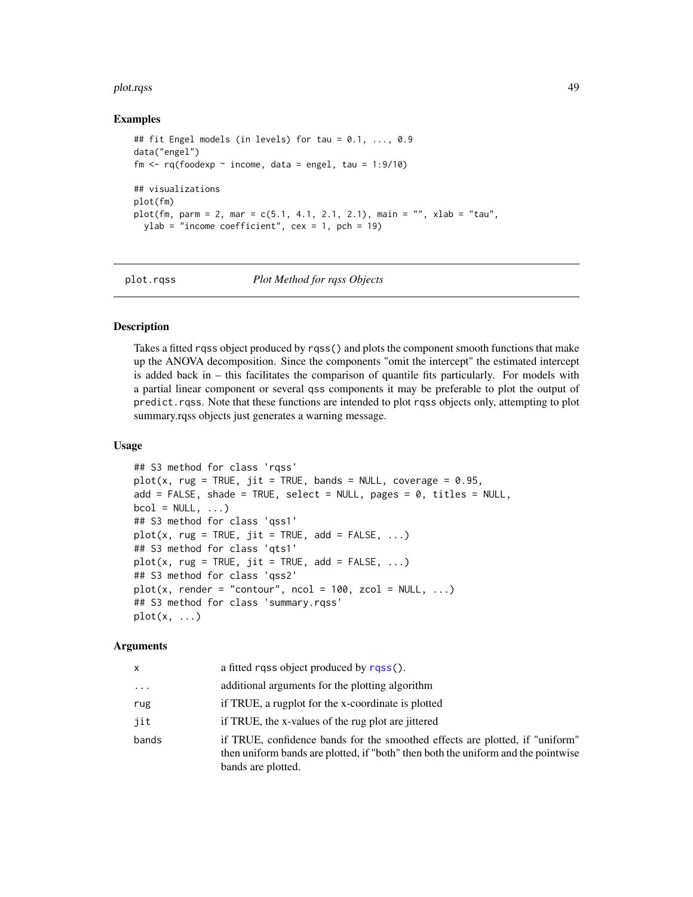### Examples

```
## fit Engel models (in levels) for tau = 0.1, ..., 0.9
data("engel")
fm <- rq(foodexp ~ income, data = engel, tau = 1:9/10)

## visualizations
plot(fm)
plot(fm, parm = 2, mar = c(5.1, 4.1, 2.1, 2.1), main = "", xlab = "tau",
  ylab = "income coefficient", cex = 1, pch = 19)
```

---

## plot.rqss — *Plot Method for rqss Objects*

---

### Description

Takes a fitted rqss object produced by rqss() and plots the component smooth functions that make up the ANOVA decomposition. Since the components "omit the intercept" the estimated intercept is added back in – this facilitates the comparison of quantile fits particularly. For models with a partial linear component or several qss components it may be preferable to plot the output of predict.rqss. Note that these functions are intended to plot rqss objects only, attempting to plot summary.rqss objects just generates a warning message.

### Usage

```
## S3 method for class 'rqss'
plot(x, rug = TRUE, jit = TRUE, bands = NULL, coverage = 0.95,
add = FALSE, shade = TRUE, select = NULL, pages = 0, titles = NULL,
bcol = NULL, ...)
## S3 method for class 'qss1'
plot(x, rug = TRUE, jit = TRUE, add = FALSE, ...)
## S3 method for class 'qts1'
plot(x, rug = TRUE, jit = TRUE, add = FALSE, ...)
## S3 method for class 'qss2'
plot(x, render = "contour", ncol = 100, zcol = NULL, ...)
## S3 method for class 'summary.rqss'
plot(x, ...)
```

### Arguments

| | |
|---|---|
| x | a fitted rqss object produced by rqss(). |
| ... | additional arguments for the plotting algorithm |
| rug | if TRUE, a rugplot for the x-coordinate is plotted |
| jit | if TRUE, the x-values of the rug plot are jittered |
| bands | if TRUE, confidence bands for the smoothed effects are plotted, if "uniform" then uniform bands are plotted, if "both" then both the uniform and the pointwise bands are plotted. |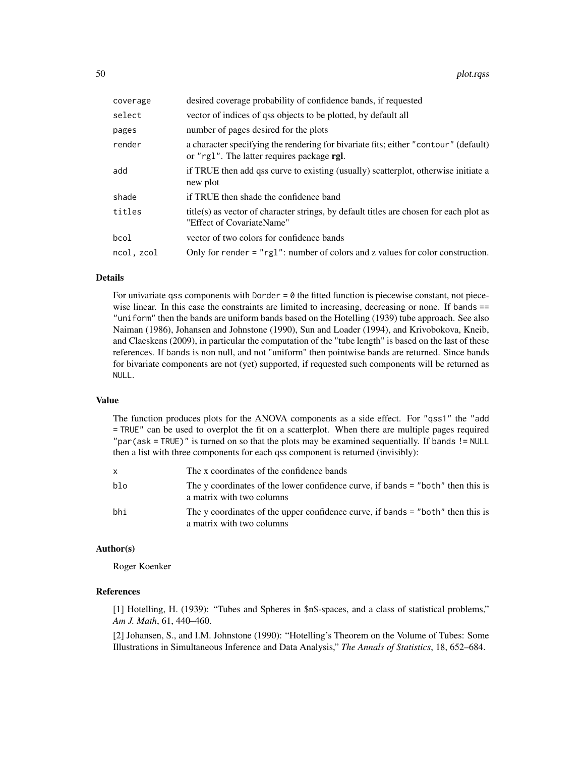| | |
|---|---|
| coverage | desired coverage probability of confidence bands, if requested |
| select | vector of indices of qss objects to be plotted, by default all |
| pages | number of pages desired for the plots |
| render | a character specifying the rendering for bivariate fits; either "contour" (default) or "rgl". The latter requires package **rgl**. |
| add | if TRUE then add qss curve to existing (usually) scatterplot, otherwise initiate a new plot |
| shade | if TRUE then shade the confidence band |
| titles | title(s) as vector of character strings, by default titles are chosen for each plot as "Effect of CovariateName" |
| bcol | vector of two colors for confidence bands |
| ncol, zcol | Only for render = "rgl": number of colors and z values for color construction. |

## Details

For univariate qss components with Dorder = 0 the fitted function is piecewise constant, not piecewise linear. In this case the constraints are limited to increasing, decreasing or none. If bands == "uniform" then the bands are uniform bands based on the Hotelling (1939) tube approach. See also Naiman (1986), Johansen and Johnstone (1990), Sun and Loader (1994), and Krivobokova, Kneib, and Claeskens (2009), in particular the computation of the "tube length" is based on the last of these references. If bands is non null, and not "uniform" then pointwise bands are returned. Since bands for bivariate components are not (yet) supported, if requested such components will be returned as NULL.

## Value

The function produces plots for the ANOVA components as a side effect. For "qss1" the "add = TRUE" can be used to overplot the fit on a scatterplot. When there are multiple pages required "par(ask = TRUE)" is turned on so that the plots may be examined sequentially. If bands != NULL then a list with three components for each qss component is returned (invisibly):

| | |
|---|---|
| x | The x coordinates of the confidence bands |
| blo | The y coordinates of the lower confidence curve, if bands = "both" then this is a matrix with two columns |
| bhi | The y coordinates of the upper confidence curve, if bands = "both" then this is a matrix with two columns |

## Author(s)

Roger Koenker

## References

[1] Hotelling, H. (1939): "Tubes and Spheres in $n$-spaces, and a class of statistical problems," *Am J. Math*, 61, 440–460.

[2] Johansen, S., and I.M. Johnstone (1990): "Hotelling's Theorem on the Volume of Tubes: Some Illustrations in Simultaneous Inference and Data Analysis," *The Annals of Statistics*, 18, 652–684.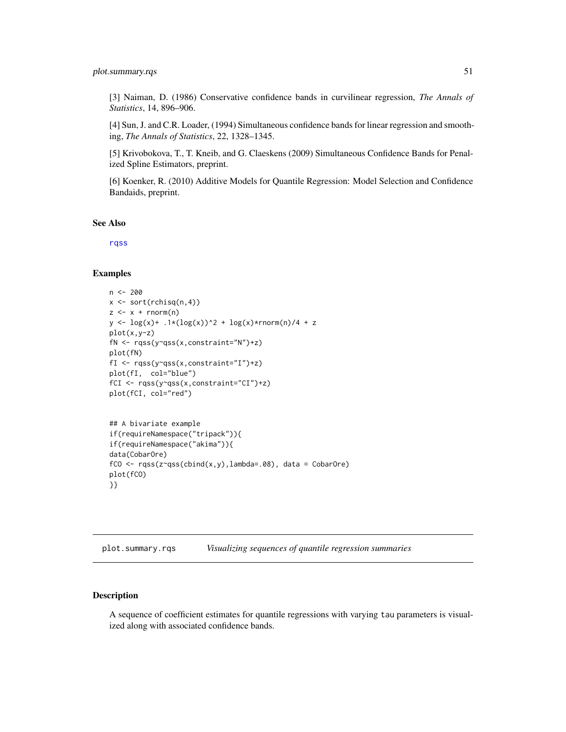[3] Naiman, D. (1986) Conservative confidence bands in curvilinear regression, *The Annals of Statistics*, 14, 896–906.

[4] Sun, J. and C.R. Loader, (1994) Simultaneous confidence bands for linear regression and smoothing, *The Annals of Statistics*, 22, 1328–1345.

[5] Krivobokova, T., T. Kneib, and G. Claeskens (2009) Simultaneous Confidence Bands for Penalized Spline Estimators, preprint.

[6] Koenker, R. (2010) Additive Models for Quantile Regression: Model Selection and Confidence Bandaids, preprint.

## See Also

rqss

## Examples

```
n <- 200
x <- sort(rchisq(n,4))
z <- x + rnorm(n)
y <- log(x)+ .1*(log(x))^2 + log(x)*rnorm(n)/4 + z
plot(x,y-z)
fN <- rqss(y~qss(x,constraint="N")+z)
plot(fN)
fI <- rqss(y~qss(x,constraint="I")+z)
plot(fI,  col="blue")
fCI <- rqss(y~qss(x,constraint="CI")+z)
plot(fCI, col="red")


## A bivariate example
if(requireNamespace("tripack")){
if(requireNamespace("akima")){
data(CobarOre)
fCO <- rqss(z~qss(cbind(x,y),lambda=.08), data = CobarOre)
plot(fCO)
}}
```

---

# plot.summary.rqs *Visualizing sequences of quantile regression summaries*

## Description

A sequence of coefficient estimates for quantile regressions with varying tau parameters is visualized along with associated confidence bands.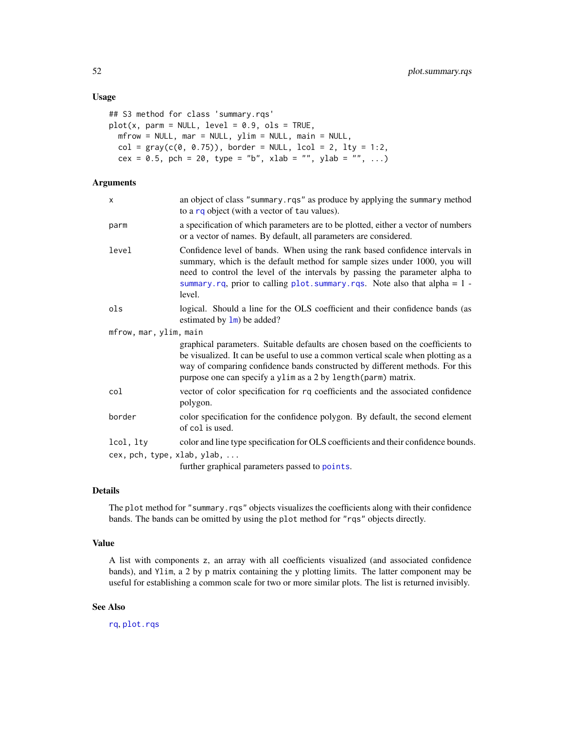## Usage

```
## S3 method for class 'summary.rqs'
plot(x, parm = NULL, level = 0.9, ols = TRUE,
  mfrow = NULL, mar = NULL, ylim = NULL, main = NULL,
  col = gray(c(0, 0.75)), border = NULL, lcol = 2, lty = 1:2,
  cex = 0.5, pch = 20, type = "b", xlab = "", ylab = "", ...)
```

## Arguments

| | |
|---|---|
| `x` | an object of class `"summary.rqs"` as produce by applying the `summary` method to a `rq` object (with a vector of `tau` values). |
| `parm` | a specification of which parameters are to be plotted, either a vector of numbers or a vector of names. By default, all parameters are considered. |
| `level` | Confidence level of bands. When using the rank based confidence intervals in summary, which is the default method for sample sizes under 1000, you will need to control the level of the intervals by passing the parameter alpha to `summary.rq`, prior to calling `plot.summary.rqs`. Note also that alpha = 1 - level. |
| `ols` | logical. Should a line for the OLS coefficient and their confidence bands (as estimated by `lm`) be added? |
| `mfrow, mar, ylim, main` | graphical parameters. Suitable defaults are chosen based on the coefficients to be visualized. It can be useful to use a common vertical scale when plotting as a way of comparing confidence bands constructed by different methods. For this purpose one can specify a `ylim` as a 2 by `length(parm)` matrix. |
| `col` | vector of color specification for `rq` coefficients and the associated confidence polygon. |
| `border` | color specification for the confidence polygon. By default, the second element of `col` is used. |
| `lcol, lty` | color and line type specification for OLS coefficients and their confidence bounds. |
| `cex, pch, type, xlab, ylab, ...` | further graphical parameters passed to `points`. |

## Details

The `plot` method for `"summary.rqs"` objects visualizes the coefficients along with their confidence bands. The bands can be omitted by using the `plot` method for `"rqs"` objects directly.

## Value

A list with components `z`, an array with all coefficients visualized (and associated confidence bands), and `Ylim`, a 2 by p matrix containing the y plotting limits. The latter component may be useful for establishing a common scale for two or more similar plots. The list is returned invisibly.

## See Also

`rq`, `plot.rqs`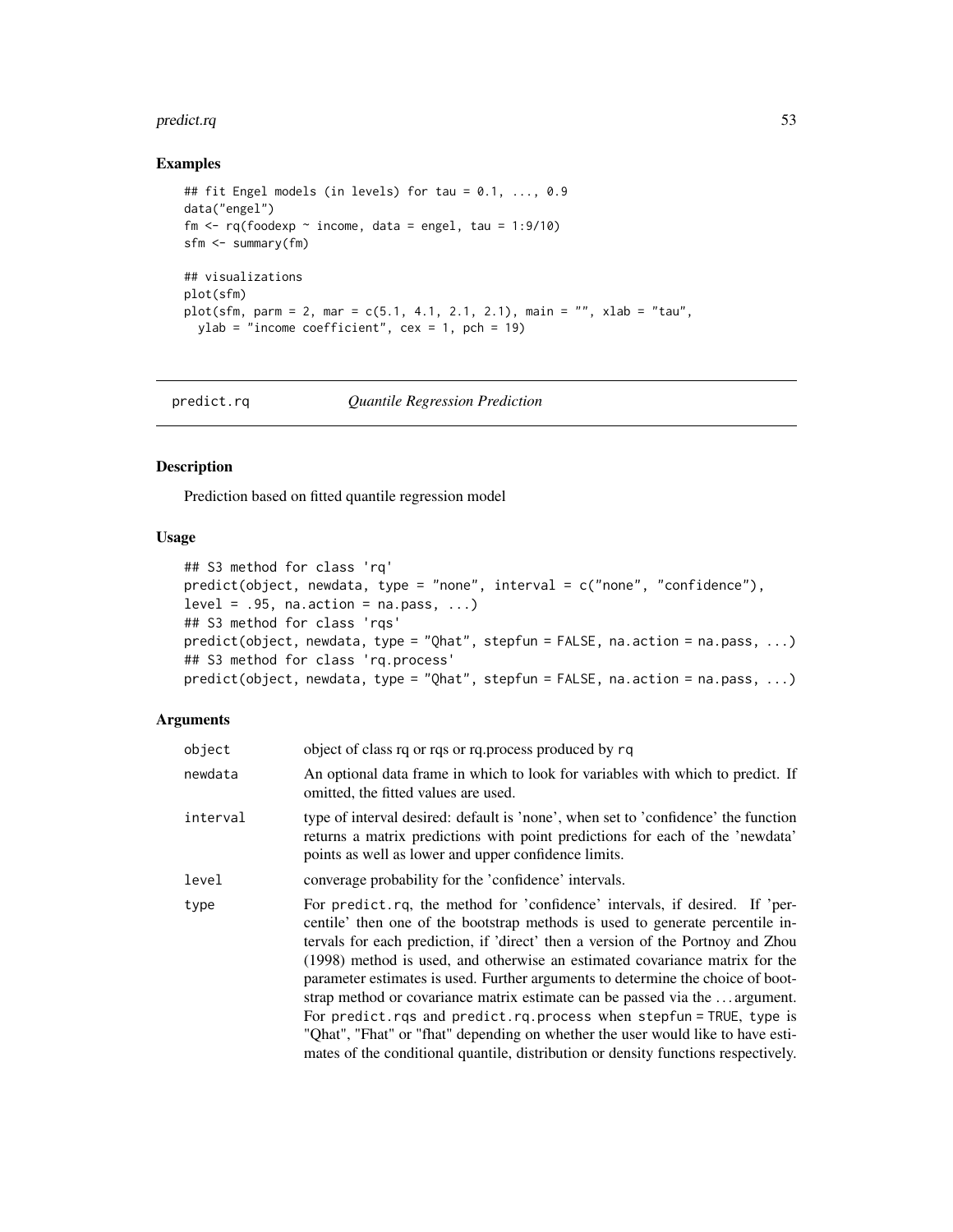### Examples

```
## fit Engel models (in levels) for tau = 0.1, ..., 0.9
data("engel")
fm <- rq(foodexp ~ income, data = engel, tau = 1:9/10)
sfm <- summary(fm)

## visualizations
plot(sfm)
plot(sfm, parm = 2, mar = c(5.1, 4.1, 2.1, 2.1), main = "", xlab = "tau",
  ylab = "income coefficient", cex = 1, pch = 19)
```

---

## predict.rq — *Quantile Regression Prediction*

### Description

Prediction based on fitted quantile regression model

### Usage

```
## S3 method for class 'rq'
predict(object, newdata, type = "none", interval = c("none", "confidence"),
level = .95, na.action = na.pass, ...)
## S3 method for class 'rqs'
predict(object, newdata, type = "Qhat", stepfun = FALSE, na.action = na.pass, ...)
## S3 method for class 'rq.process'
predict(object, newdata, type = "Qhat", stepfun = FALSE, na.action = na.pass, ...)
```

### Arguments

| | |
|---|---|
| `object` | object of class rq or rqs or rq.process produced by `rq` |
| `newdata` | An optional data frame in which to look for variables with which to predict. If omitted, the fitted values are used. |
| `interval` | type of interval desired: default is 'none', when set to 'confidence' the function returns a matrix predictions with point predictions for each of the 'newdata' points as well as lower and upper confidence limits. |
| `level` | converage probability for the 'confidence' intervals. |
| `type` | For `predict.rq`, the method for 'confidence' intervals, if desired. If 'percentile' then one of the bootstrap methods is used to generate percentile intervals for each prediction, if 'direct' then a version of the Portnoy and Zhou (1998) method is used, and otherwise an estimated covariance matrix for the parameter estimates is used. Further arguments to determine the choice of bootstrap method or covariance matrix estimate can be passed via the ... argument. For `predict.rqs` and `predict.rq.process` when `stepfun = TRUE`, type is "Qhat", "Fhat" or "fhat" depending on whether the user would like to have estimates of the conditional quantile, distribution or density functions respectively. |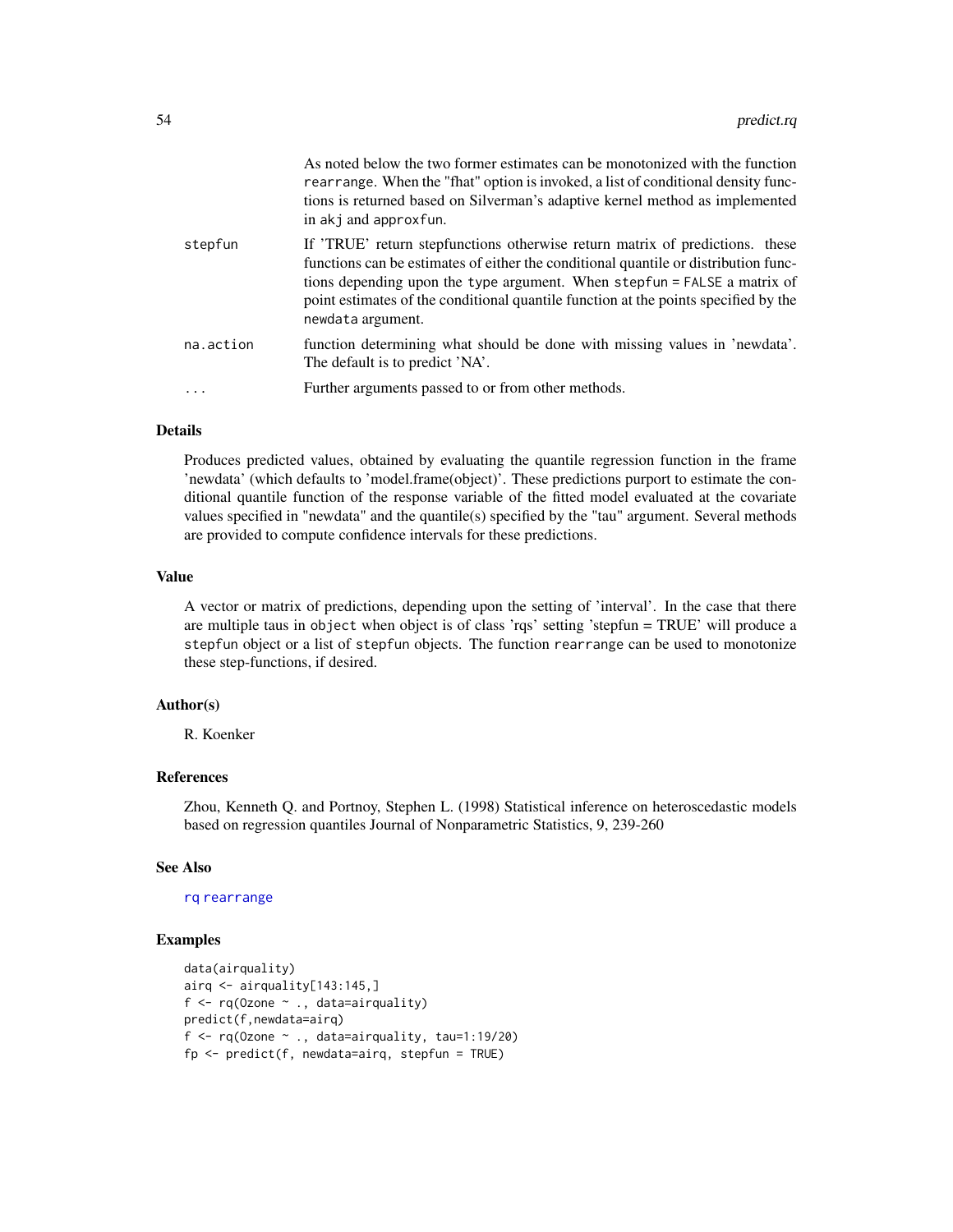As noted below the two former estimates can be monotonized with the function `rearrange`. When the "fhat" option is invoked, a list of conditional density functions is returned based on Silverman's adaptive kernel method as implemented in `akj` and `approxfun`.

`stepfun` If 'TRUE' return stepfunctions otherwise return matrix of predictions. these functions can be estimates of either the conditional quantile or distribution functions depending upon the `type` argument. When `stepfun = FALSE` a matrix of point estimates of the conditional quantile function at the points specified by the `newdata` argument.

`na.action` function determining what should be done with missing values in 'newdata'. The default is to predict 'NA'.

`...` Further arguments passed to or from other methods.

### Details

Produces predicted values, obtained by evaluating the quantile regression function in the frame 'newdata' (which defaults to 'model.frame(object)'. These predictions purport to estimate the conditional quantile function of the response variable of the fitted model evaluated at the covariate values specified in "newdata" and the quantile(s) specified by the "tau" argument. Several methods are provided to compute confidence intervals for these predictions.

### Value

A vector or matrix of predictions, depending upon the setting of 'interval'. In the case that there are multiple taus in `object` when object is of class 'rqs' setting 'stepfun = TRUE' will produce a `stepfun` object or a list of `stepfun` objects. The function `rearrange` can be used to monotonize these step-functions, if desired.

### Author(s)

R. Koenker

### References

Zhou, Kenneth Q. and Portnoy, Stephen L. (1998) Statistical inference on heteroscedastic models based on regression quantiles Journal of Nonparametric Statistics, 9, 239-260

### See Also

`rq` `rearrange`

### Examples

```
data(airquality)
airq <- airquality[143:145,]
f <- rq(Ozone ~ ., data=airquality)
predict(f,newdata=airq)
f <- rq(Ozone ~ ., data=airquality, tau=1:19/20)
fp <- predict(f, newdata=airq, stepfun = TRUE)
```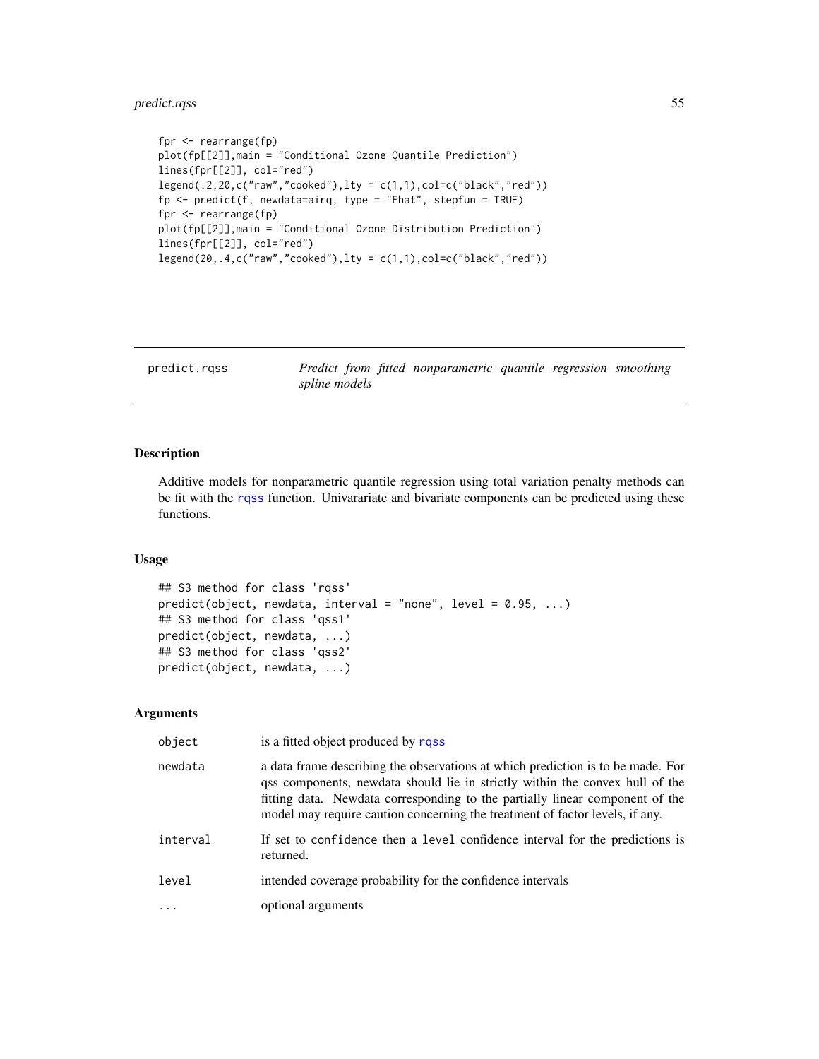```
fpr <- rearrange(fp)
plot(fp[[2]],main = "Conditional Ozone Quantile Prediction")
lines(fpr[[2]], col="red")
legend(.2,20,c("raw","cooked"),lty = c(1,1),col=c("black","red"))
fp <- predict(f, newdata=airq, type = "Fhat", stepfun = TRUE)
fpr <- rearrange(fp)
plot(fp[[2]],main = "Conditional Ozone Distribution Prediction")
lines(fpr[[2]], col="red")
legend(20,.4,c("raw","cooked"),lty = c(1,1),col=c("black","red"))
```

---

predict.rqss — *Predict from fitted nonparametric quantile regression smoothing spline models*

---

## Description

Additive models for nonparametric quantile regression using total variation penalty methods can be fit with the rqss function. Univarariate and bivariate components can be predicted using these functions.

## Usage

```
## S3 method for class 'rqss'
predict(object, newdata, interval = "none", level = 0.95, ...)
## S3 method for class 'qss1'
predict(object, newdata, ...)
## S3 method for class 'qss2'
predict(object, newdata, ...)
```

## Arguments

| | |
|---|---|
| object | is a fitted object produced by rqss |
| newdata | a data frame describing the observations at which prediction is to be made. For qss components, newdata should lie in strictly within the convex hull of the fitting data. Newdata corresponding to the partially linear component of the model may require caution concerning the treatment of factor levels, if any. |
| interval | If set to confidence then a level confidence interval for the predictions is returned. |
| level | intended coverage probability for the confidence intervals |
| ... | optional arguments |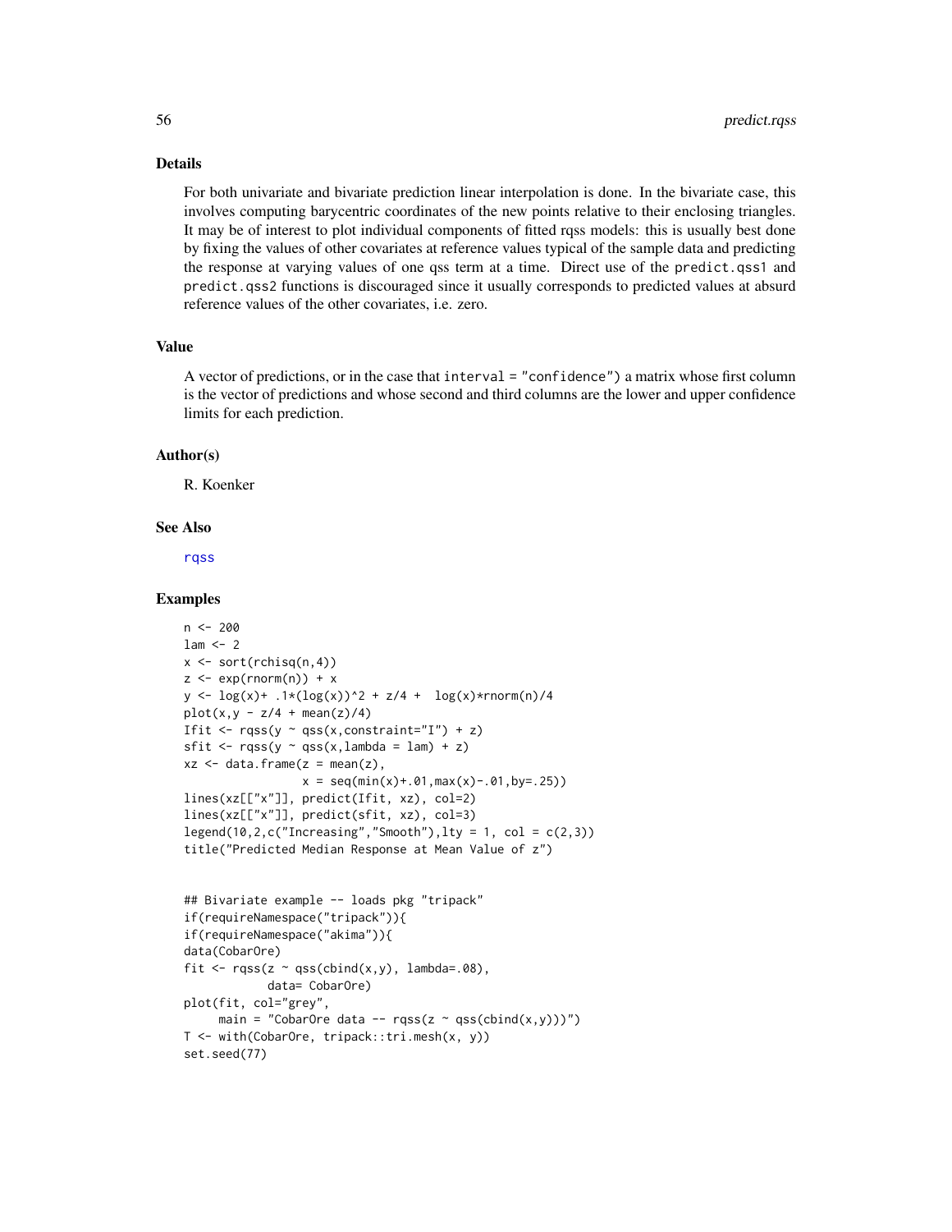### Details

For both univariate and bivariate prediction linear interpolation is done. In the bivariate case, this involves computing barycentric coordinates of the new points relative to their enclosing triangles. It may be of interest to plot individual components of fitted rqss models: this is usually best done by fixing the values of other covariates at reference values typical of the sample data and predicting the response at varying values of one qss term at a time. Direct use of the `predict.qss1` and `predict.qss2` functions is discouraged since it usually corresponds to predicted values at absurd reference values of the other covariates, i.e. zero.

### Value

A vector of predictions, or in the case that `interval = "confidence")` a matrix whose first column is the vector of predictions and whose second and third columns are the lower and upper confidence limits for each prediction.

### Author(s)

R. Koenker

### See Also

rqss

### Examples

```
n <- 200
lam <- 2
x <- sort(rchisq(n,4))
z <- exp(rnorm(n)) + x
y <- log(x)+ .1*(log(x))^2 + z/4 +  log(x)*rnorm(n)/4
plot(x,y - z/4 + mean(z)/4)
Ifit <- rqss(y ~ qss(x,constraint="I") + z)
sfit <- rqss(y ~ qss(x,lambda = lam) + z)
xz <- data.frame(z = mean(z),
                 x = seq(min(x)+.01,max(x)-.01,by=.25))
lines(xz[["x"]], predict(Ifit, xz), col=2)
lines(xz[["x"]], predict(sfit, xz), col=3)
legend(10,2,c("Increasing","Smooth"),lty = 1, col = c(2,3))
title("Predicted Median Response at Mean Value of z")


## Bivariate example -- loads pkg "tripack"
if(requireNamespace("tripack")){
if(requireNamespace("akima")){
data(CobarOre)
fit <- rqss(z ~ qss(cbind(x,y), lambda=.08),
            data= CobarOre)
plot(fit, col="grey",
     main = "CobarOre data -- rqss(z ~ qss(cbind(x,y)))")
T <- with(CobarOre, tripack::tri.mesh(x, y))
set.seed(77)
```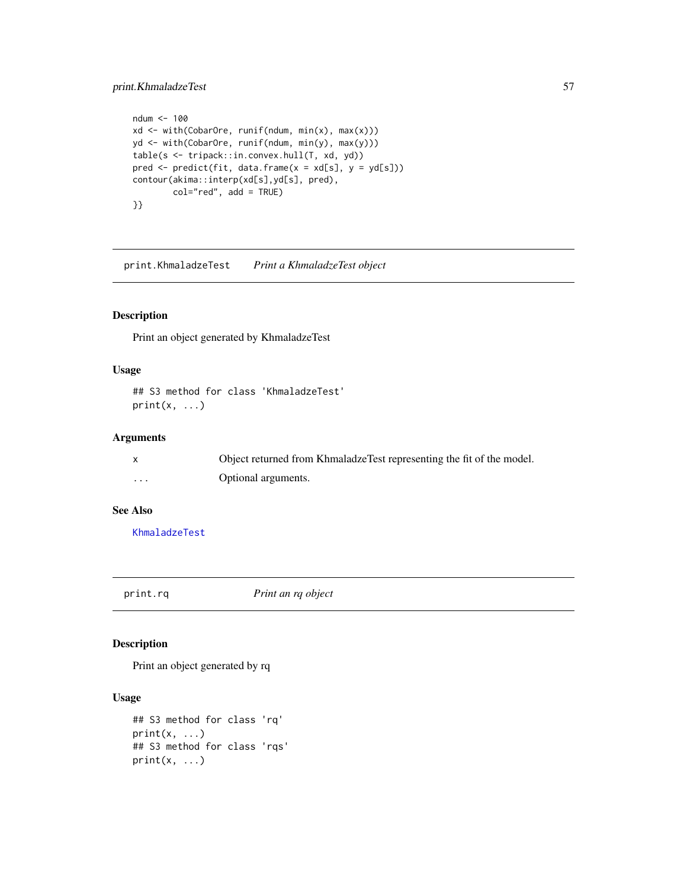```
ndum <- 100
xd <- with(CobarOre, runif(ndum, min(x), max(x)))
yd <- with(CobarOre, runif(ndum, min(y), max(y)))
table(s <- tripack::in.convex.hull(T, xd, yd))
pred <- predict(fit, data.frame(x = xd[s], y = yd[s]))
contour(akima::interp(xd[s],yd[s], pred),
        col="red", add = TRUE)
}}
```

## print.KhmaladzeTest — *Print a KhmaladzeTest object*

### Description

Print an object generated by KhmaladzeTest

### Usage

```
## S3 method for class 'KhmaladzeTest'
print(x, ...)
```

### Arguments

| | |
|---|---|
| x | Object returned from KhmaladzeTest representing the fit of the model. |
| ... | Optional arguments. |

### See Also

KhmaladzeTest

## print.rq — *Print an rq object*

### Description

Print an object generated by rq

### Usage

```
## S3 method for class 'rq'
print(x, ...)
## S3 method for class 'rqs'
print(x, ...)
```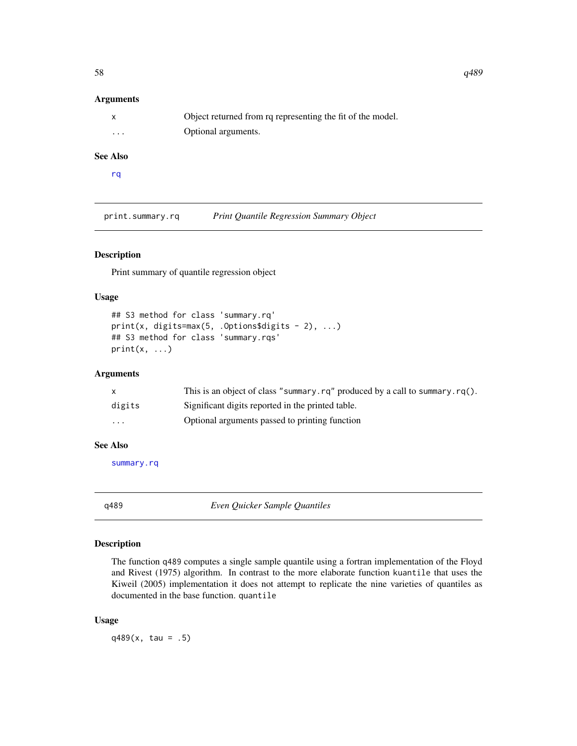### Arguments

| | |
|---|---|
| x | Object returned from rq representing the fit of the model. |
| ... | Optional arguments. |

### See Also

rq

---

## print.summary.rq — *Print Quantile Regression Summary Object*

### Description

Print summary of quantile regression object

### Usage

```
## S3 method for class 'summary.rq'
print(x, digits=max(5, .Options$digits - 2), ...)
## S3 method for class 'summary.rqs'
print(x, ...)
```

### Arguments

| | |
|---|---|
| x | This is an object of class "summary.rq" produced by a call to summary.rq(). |
| digits | Significant digits reported in the printed table. |
| ... | Optional arguments passed to printing function |

### See Also

summary.rq

---

## q489 — *Even Quicker Sample Quantiles*

### Description

The function q489 computes a single sample quantile using a fortran implementation of the Floyd and Rivest (1975) algorithm. In contrast to the more elaborate function kuantile that uses the Kiweil (2005) implementation it does not attempt to replicate the nine varieties of quantiles as documented in the base function. quantile

### Usage

```
q489(x, tau = .5)
```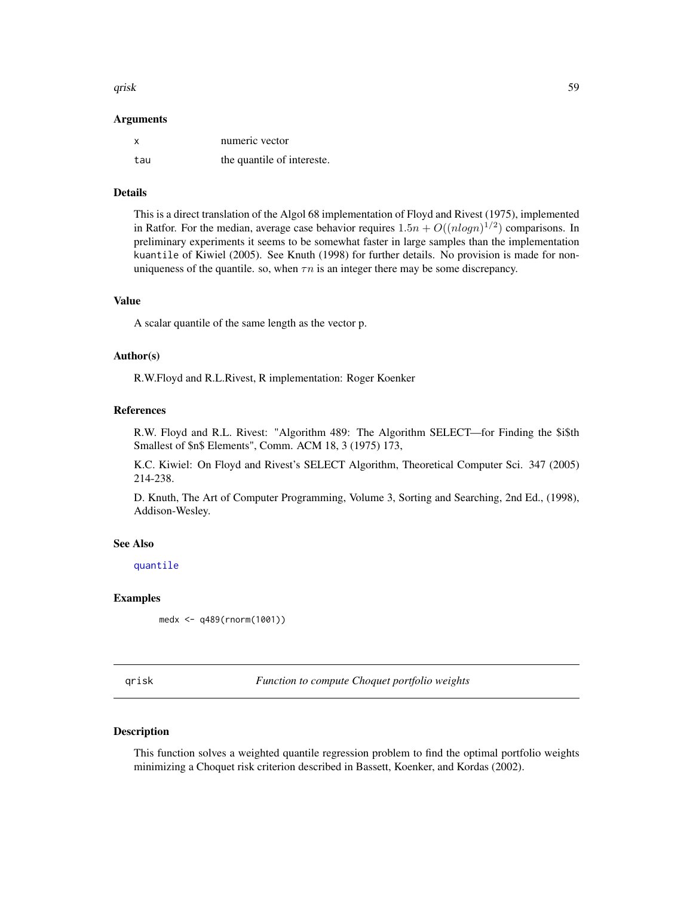### Arguments

| | |
|---|---|
| x | numeric vector |
| tau | the quantile of intereste. |

### Details

This is a direct translation of the Algol 68 implementation of Floyd and Rivest (1975), implemented in Ratfor. For the median, average case behavior requires $1.5n + O((nlogn)^{1/2})$ comparisons. In preliminary experiments it seems to be somewhat faster in large samples than the implementation `kuantile` of Kiwiel (2005). See Knuth (1998) for further details. No provision is made for non-uniqueness of the quantile. so, when $\tau n$ is an integer there may be some discrepancy.

### Value

A scalar quantile of the same length as the vector p.

### Author(s)

R.W.Floyd and R.L.Rivest, R implementation: Roger Koenker

### References

R.W. Floyd and R.L. Rivest: "Algorithm 489: The Algorithm SELECT—for Finding the $i$th Smallest of $n$ Elements", Comm. ACM 18, 3 (1975) 173,

K.C. Kiwiel: On Floyd and Rivest's SELECT Algorithm, Theoretical Computer Sci. 347 (2005) 214-238.

D. Knuth, The Art of Computer Programming, Volume 3, Sorting and Searching, 2nd Ed., (1998), Addison-Wesley.

### See Also

quantile

### Examples

```
medx <- q489(rnorm(1001))
```

---

## qrisk — *Function to compute Choquet portfolio weights*

### Description

This function solves a weighted quantile regression problem to find the optimal portfolio weights minimizing a Choquet risk criterion described in Bassett, Koenker, and Kordas (2002).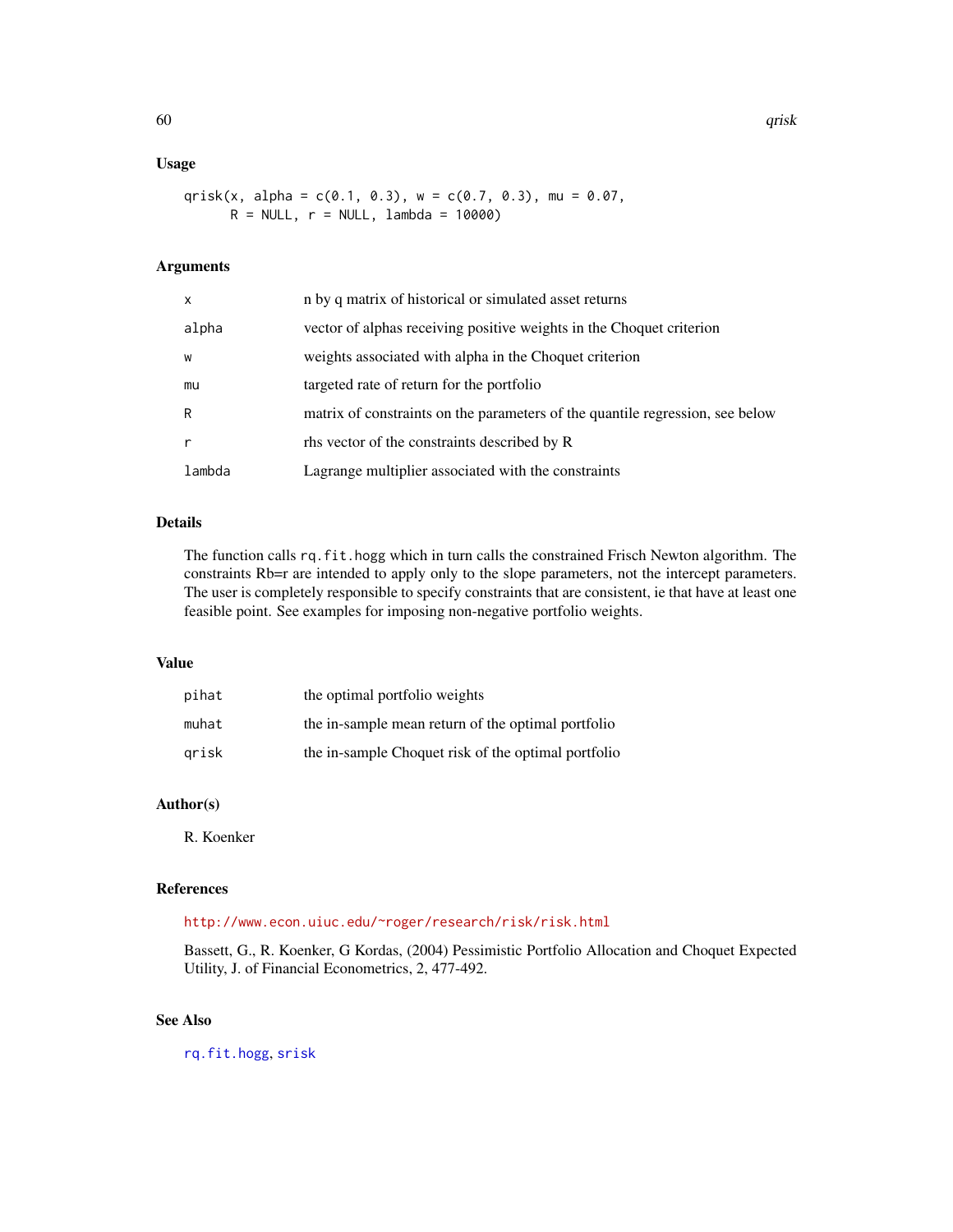## Usage

```
qrisk(x, alpha = c(0.1, 0.3), w = c(0.7, 0.3), mu = 0.07,
      R = NULL, r = NULL, lambda = 10000)
```

## Arguments

| | |
|---|---|
| x | n by q matrix of historical or simulated asset returns |
| alpha | vector of alphas receiving positive weights in the Choquet criterion |
| w | weights associated with alpha in the Choquet criterion |
| mu | targeted rate of return for the portfolio |
| R | matrix of constraints on the parameters of the quantile regression, see below |
| r | rhs vector of the constraints described by R |
| lambda | Lagrange multiplier associated with the constraints |

## Details

The function calls `rq.fit.hogg` which in turn calls the constrained Frisch Newton algorithm. The constraints Rb=r are intended to apply only to the slope parameters, not the intercept parameters. The user is completely responsible to specify constraints that are consistent, ie that have at least one feasible point. See examples for imposing non-negative portfolio weights.

## Value

| | |
|---|---|
| pihat | the optimal portfolio weights |
| muhat | the in-sample mean return of the optimal portfolio |
| qrisk | the in-sample Choquet risk of the optimal portfolio |

## Author(s)

R. Koenker

## References

http://www.econ.uiuc.edu/~roger/research/risk/risk.html

Bassett, G., R. Koenker, G Kordas, (2004) Pessimistic Portfolio Allocation and Choquet Expected Utility, J. of Financial Econometrics, 2, 477-492.

## See Also

`rq.fit.hogg`, `srisk`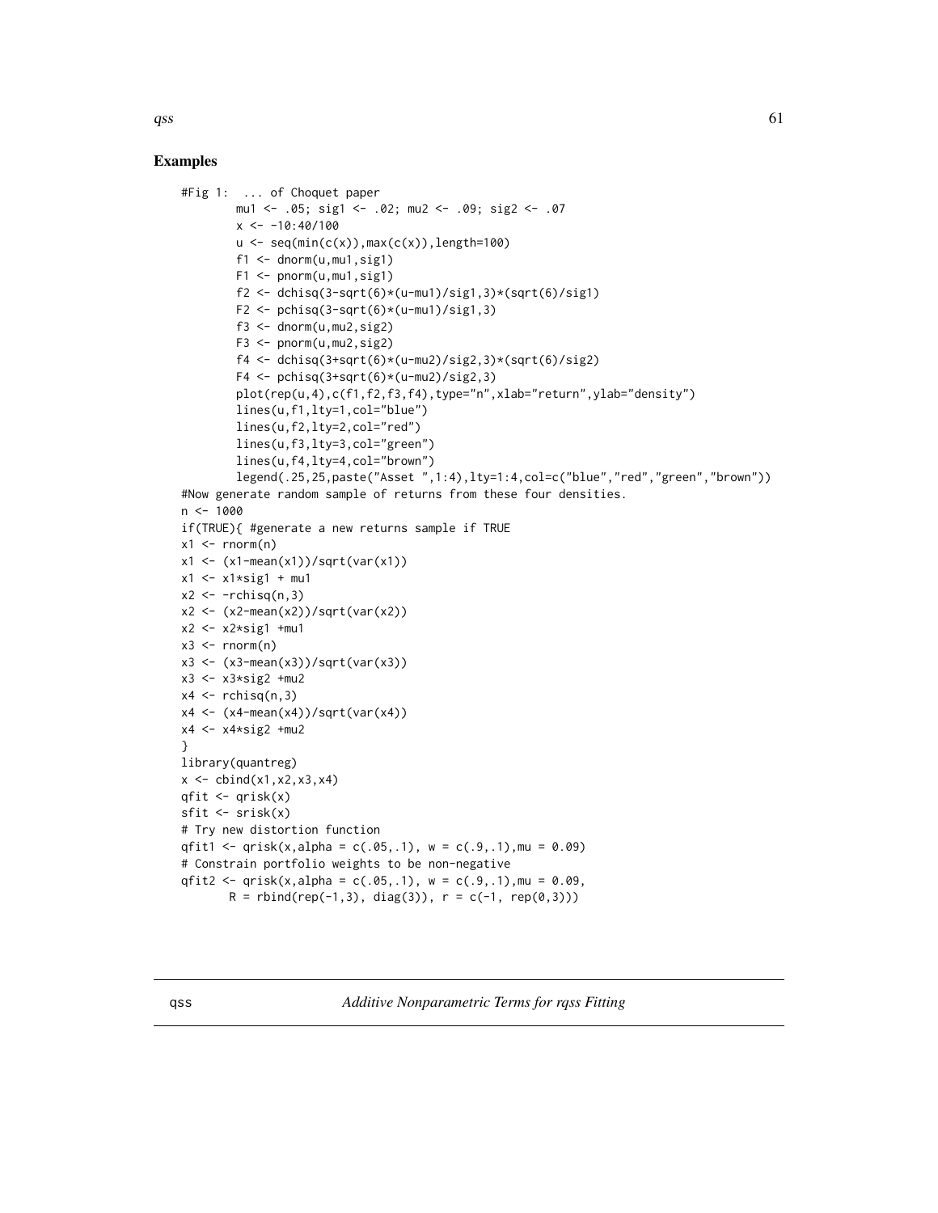## Examples

```
#Fig 1:  ... of Choquet paper
        mu1 <- .05; sig1 <- .02; mu2 <- .09; sig2 <- .07
        x <- -10:40/100
        u <- seq(min(c(x)),max(c(x)),length=100)
        f1 <- dnorm(u,mu1,sig1)
        F1 <- pnorm(u,mu1,sig1)
        f2 <- dchisq(3-sqrt(6)*(u-mu1)/sig1,3)*(sqrt(6)/sig1)
        F2 <- pchisq(3-sqrt(6)*(u-mu1)/sig1,3)
        f3 <- dnorm(u,mu2,sig2)
        F3 <- pnorm(u,mu2,sig2)
        f4 <- dchisq(3+sqrt(6)*(u-mu2)/sig2,3)*(sqrt(6)/sig2)
        F4 <- pchisq(3+sqrt(6)*(u-mu2)/sig2,3)
        plot(rep(u,4),c(f1,f2,f3,f4),type="n",xlab="return",ylab="density")
        lines(u,f1,lty=1,col="blue")
        lines(u,f2,lty=2,col="red")
        lines(u,f3,lty=3,col="green")
        lines(u,f4,lty=4,col="brown")
        legend(.25,25,paste("Asset ",1:4),lty=1:4,col=c("blue","red","green","brown"))
#Now generate random sample of returns from these four densities.
n <- 1000
if(TRUE){ #generate a new returns sample if TRUE
x1 <- rnorm(n)
x1 <- (x1-mean(x1))/sqrt(var(x1))
x1 <- x1*sig1 + mu1
x2 <- -rchisq(n,3)
x2 <- (x2-mean(x2))/sqrt(var(x2))
x2 <- x2*sig1 +mu1
x3 <- rnorm(n)
x3 <- (x3-mean(x3))/sqrt(var(x3))
x3 <- x3*sig2 +mu2
x4 <- rchisq(n,3)
x4 <- (x4-mean(x4))/sqrt(var(x4))
x4 <- x4*sig2 +mu2
}
library(quantreg)
x <- cbind(x1,x2,x3,x4)
qfit <- qrisk(x)
sfit <- srisk(x)
# Try new distortion function
qfit1 <- qrisk(x,alpha = c(.05,.1), w = c(.9,.1),mu = 0.09)
# Constrain portfolio weights to be non-negative
qfit2 <- qrisk(x,alpha = c(.05,.1), w = c(.9,.1),mu = 0.09,
       R = rbind(rep(-1,3), diag(3)), r = c(-1, rep(0,3)))
```

---

## qss    *Additive Nonparametric Terms for rqss Fitting*

---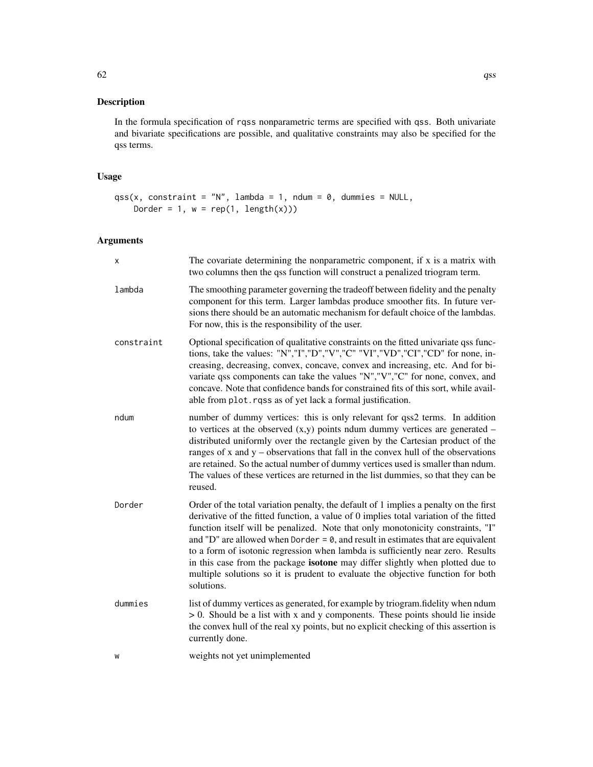## Description

In the formula specification of rqss nonparametric terms are specified with qss. Both univariate and bivariate specifications are possible, and qualitative constraints may also be specified for the qss terms.

## Usage

```
qss(x, constraint = "N", lambda = 1, ndum = 0, dummies = NULL,
    Dorder = 1, w = rep(1, length(x)))
```

## Arguments

| | |
|---|---|
| x | The covariate determining the nonparametric component, if x is a matrix with two columns then the qss function will construct a penalized triogram term. |
| lambda | The smoothing parameter governing the tradeoff between fidelity and the penalty component for this term. Larger lambdas produce smoother fits. In future versions there should be an automatic mechanism for default choice of the lambdas. For now, this is the responsibility of the user. |
| constraint | Optional specification of qualitative constraints on the fitted univariate qss functions, take the values: "N","I","D","V","C" "VI","VD","CI","CD" for none, increasing, decreasing, convex, concave, convex and increasing, etc. And for bivariate qss components can take the values "N","V","C" for none, convex, and concave. Note that confidence bands for constrained fits of this sort, while available from plot.rqss as of yet lack a formal justification. |
| ndum | number of dummy vertices: this is only relevant for qss2 terms. In addition to vertices at the observed (x,y) points ndum dummy vertices are generated – distributed uniformly over the rectangle given by the Cartesian product of the ranges of x and y – observations that fall in the convex hull of the observations are retained. So the actual number of dummy vertices used is smaller than ndum. The values of these vertices are returned in the list dummies, so that they can be reused. |
| Dorder | Order of the total variation penalty, the default of 1 implies a penalty on the first derivative of the fitted function, a value of 0 implies total variation of the fitted function itself will be penalized. Note that only monotonicity constraints, "I" and "D" are allowed when Dorder = 0, and result in estimates that are equivalent to a form of isotonic regression when lambda is sufficiently near zero. Results in this case from the package **isotone** may differ slightly when plotted due to multiple solutions so it is prudent to evaluate the objective function for both solutions. |
| dummies | list of dummy vertices as generated, for example by triogram.fidelity when ndum > 0. Should be a list with x and y components. These points should lie inside the convex hull of the real xy points, but no explicit checking of this assertion is currently done. |
| w | weights not yet unimplemented |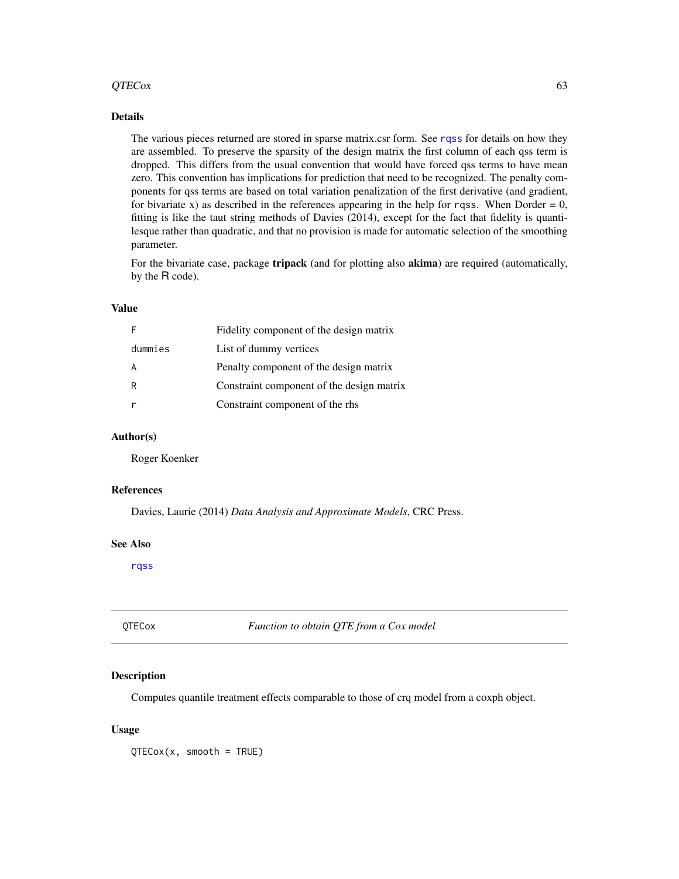### Details

The various pieces returned are stored in sparse matrix.csr form. See rqss for details on how they are assembled. To preserve the sparsity of the design matrix the first column of each qss term is dropped. This differs from the usual convention that would have forced qss terms to have mean zero. This convention has implications for prediction that need to be recognized. The penalty components for qss terms are based on total variation penalization of the first derivative (and gradient, for bivariate x) as described in the references appearing in the help for rqss. When Dorder = 0, fitting is like the taut string methods of Davies (2014), except for the fact that fidelity is quantilesque rather than quadratic, and that no provision is made for automatic selection of the smoothing parameter.

For the bivariate case, package **tripack** (and for plotting also **akima**) are required (automatically, by the R code).

### Value

| | |
|---|---|
| F | Fidelity component of the design matrix |
| dummies | List of dummy vertices |
| A | Penalty component of the design matrix |
| R | Constraint component of the design matrix |
| r | Constraint component of the rhs |

### Author(s)

Roger Koenker

### References

Davies, Laurie (2014) *Data Analysis and Approximate Models*, CRC Press.

### See Also

rqss

---

## QTECox — *Function to obtain QTE from a Cox model*

### Description

Computes quantile treatment effects comparable to those of crq model from a coxph object.

### Usage

```
QTECox(x, smooth = TRUE)
```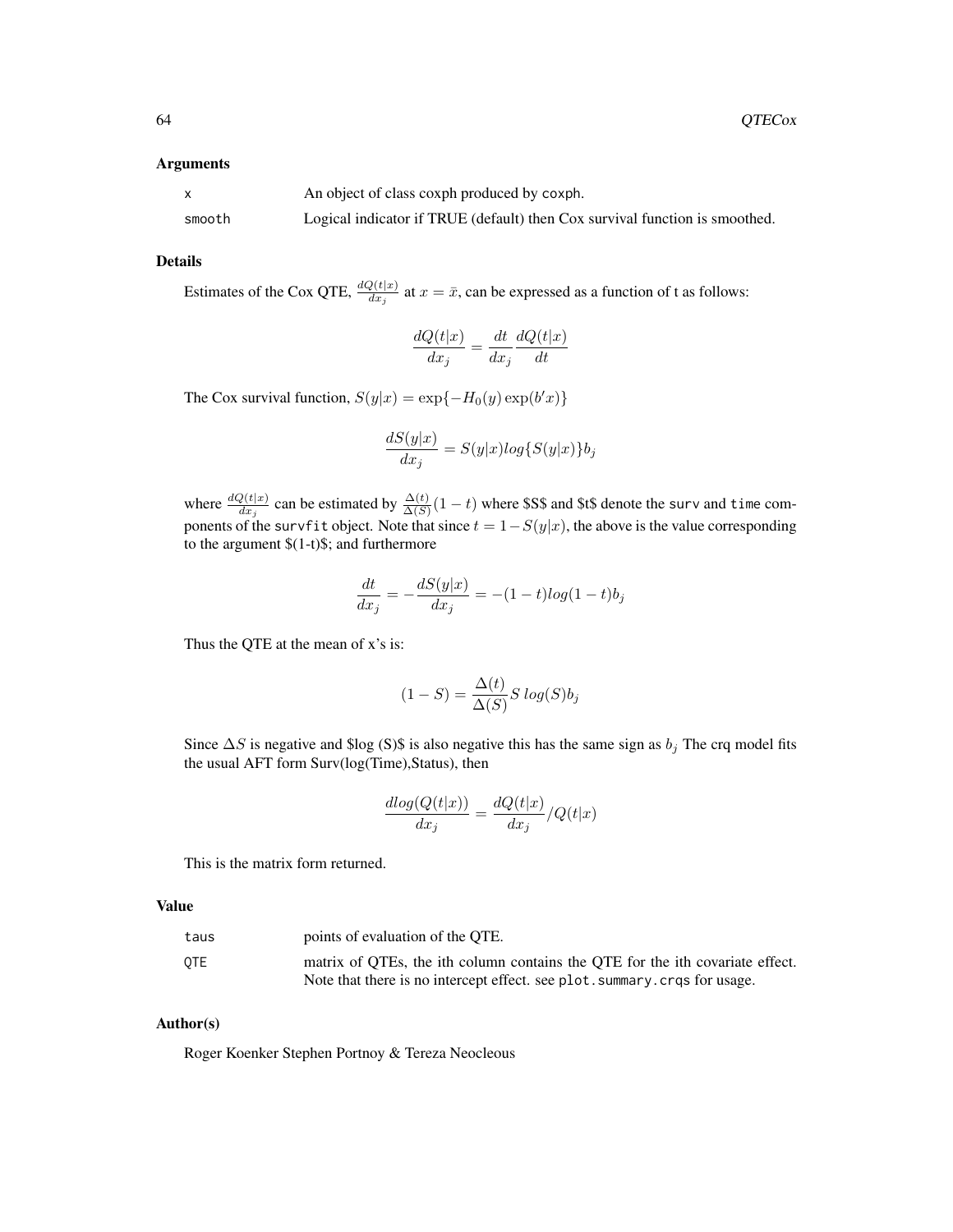## Arguments

| | |
|---|---|
| x | An object of class coxph produced by coxph. |
| smooth | Logical indicator if TRUE (default) then Cox survival function is smoothed. |

## Details

Estimates of the Cox QTE, $\frac{dQ(t|x)}{dx_j}$ at $x = \bar{x}$, can be expressed as a function of t as follows:

$$\frac{dQ(t|x)}{dx_j} = \frac{dt}{dx_j}\frac{dQ(t|x)}{dt}$$

The Cox survival function, $S(y|x) = \exp\{-H_0(y)\exp(b'x)\}$

$$\frac{dS(y|x)}{dx_j} = S(y|x)log\{S(y|x)\}b_j$$

where $\frac{dQ(t|x)}{dx_j}$ can be estimated by $\frac{\Delta(t)}{\Delta(S)}(1-t)$ where $S$ and $t$ denote the surv and time components of the survfit object. Note that since $t = 1 - S(y|x)$, the above is the value corresponding to the argument $(1-t)$; and furthermore

$$\frac{dt}{dx_j} = -\frac{dS(y|x)}{dx_j} = -(1-t)log(1-t)b_j$$

Thus the QTE at the mean of x's is:

$$(1-S) = \frac{\Delta(t)}{\Delta(S)}S\, log(S)b_j$$

Since $\Delta S$ is negative and $log (S)$ is also negative this has the same sign as $b_j$ The crq model fits the usual AFT form Surv(log(Time),Status), then

$$\frac{dlog(Q(t|x))}{dx_j} = \frac{dQ(t|x)}{dx_j}/Q(t|x)$$

This is the matrix form returned.

## Value

| | |
|---|---|
| taus | points of evaluation of the QTE. |
| QTE | matrix of QTEs, the ith column contains the QTE for the ith covariate effect. Note that there is no intercept effect. see plot.summary.crqs for usage. |

## Author(s)

Roger Koenker Stephen Portnoy & Tereza Neocleous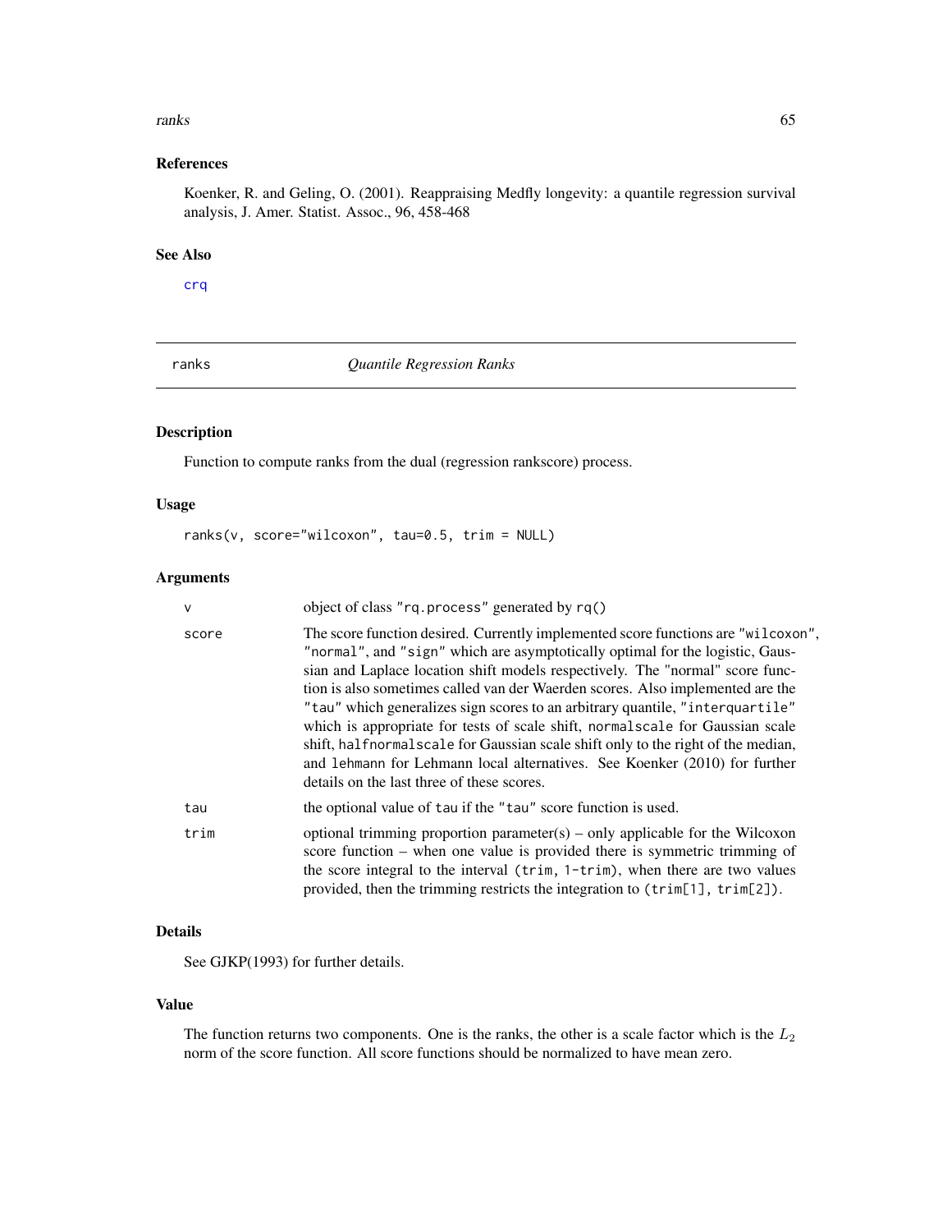## References

Koenker, R. and Geling, O. (2001). Reappraising Medfly longevity: a quantile regression survival analysis, J. Amer. Statist. Assoc., 96, 458-468

## See Also

crq

---

# ranks — *Quantile Regression Ranks*

## Description

Function to compute ranks from the dual (regression rankscore) process.

## Usage

```
ranks(v, score="wilcoxon", tau=0.5, trim = NULL)
```

## Arguments

| | |
|---|---|
| v | object of class "rq.process" generated by rq() |
| score | The score function desired. Currently implemented score functions are "wilcoxon", "normal", and "sign" which are asymptotically optimal for the logistic, Gaussian and Laplace location shift models respectively. The "normal" score function is also sometimes called van der Waerden scores. Also implemented are the "tau" which generalizes sign scores to an arbitrary quantile, "interquartile" which is appropriate for tests of scale shift, normalscale for Gaussian scale shift, halfnormalscale for Gaussian scale shift only to the right of the median, and lehmann for Lehmann local alternatives. See Koenker (2010) for further details on the last three of these scores. |
| tau | the optional value of tau if the "tau" score function is used. |
| trim | optional trimming proportion parameter(s) – only applicable for the Wilcoxon score function – when one value is provided there is symmetric trimming of the score integral to the interval (trim, 1-trim), when there are two values provided, then the trimming restricts the integration to (trim[1], trim[2]). |

## Details

See GJKP(1993) for further details.

## Value

The function returns two components. One is the ranks, the other is a scale factor which is the $L_2$ norm of the score function. All score functions should be normalized to have mean zero.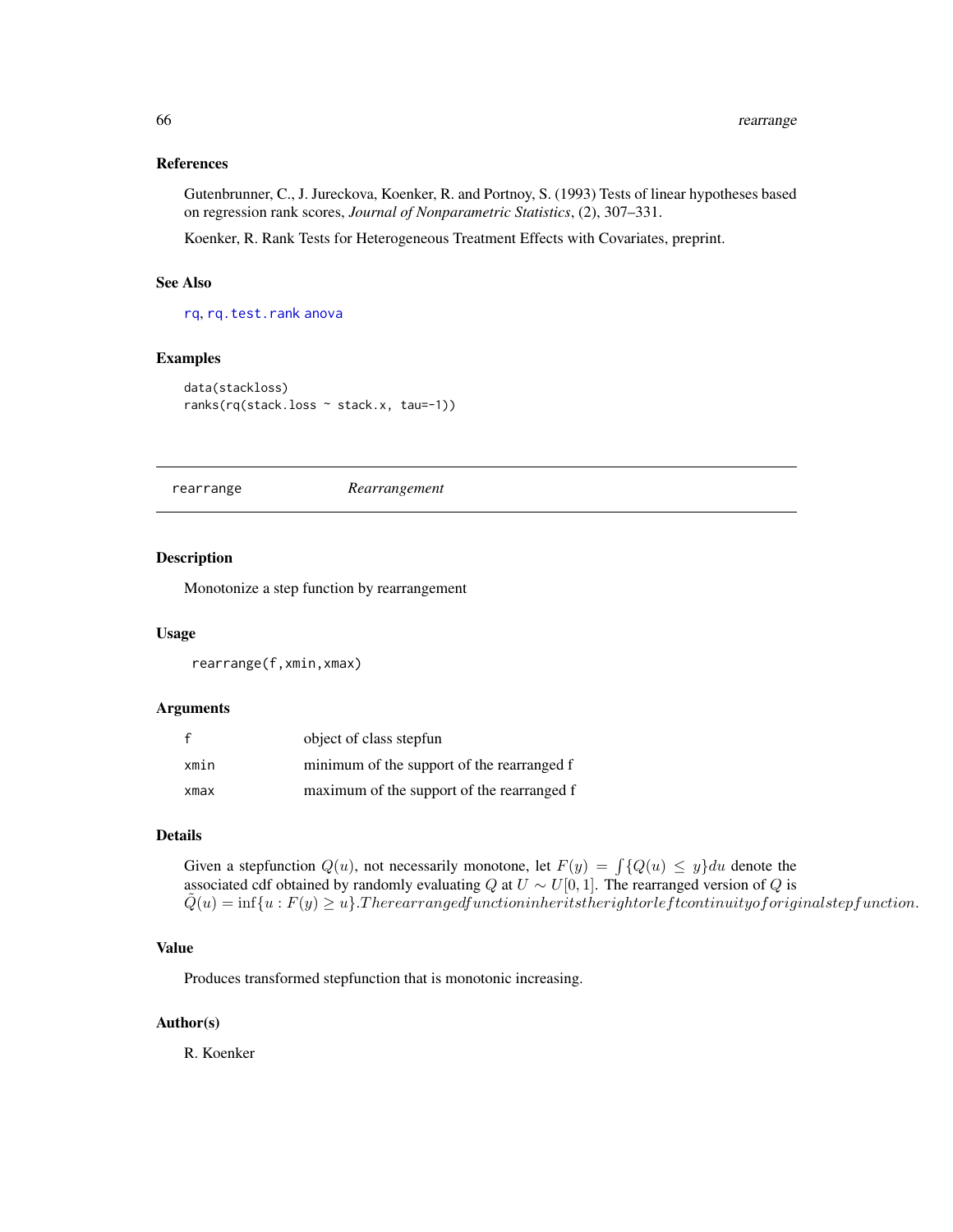### References

Gutenbrunner, C., J. Jureckova, Koenker, R. and Portnoy, S. (1993) Tests of linear hypotheses based on regression rank scores, *Journal of Nonparametric Statistics*, (2), 307–331.

Koenker, R. Rank Tests for Heterogeneous Treatment Effects with Covariates, preprint.

### See Also

rq, rq.test.rank anova

### Examples

```
data(stackloss)
ranks(rq(stack.loss ~ stack.x, tau=-1))
```

---

## rearrange        *Rearrangement*

---

### Description

Monotonize a step function by rearrangement

### Usage

```
rearrange(f,xmin,xmax)
```

### Arguments

| | |
|---|---|
| f | object of class stepfun |
| xmin | minimum of the support of the rearranged f |
| xmax | maximum of the support of the rearranged f |

### Details

Given a stepfunction $Q(u)$, not necessarily monotone, let $F(y) = \int \{Q(u) \leq y\} du$ denote the associated cdf obtained by randomly evaluating $Q$ at $U \sim U[0,1]$. The rearranged version of $Q$ is $\tilde{Q}(u) = \inf\{u : F(y) \geq u\}. The rearranged function inherits the right or left continuity of original step function.$

### Value

Produces transformed stepfunction that is monotonic increasing.

### Author(s)

R. Koenker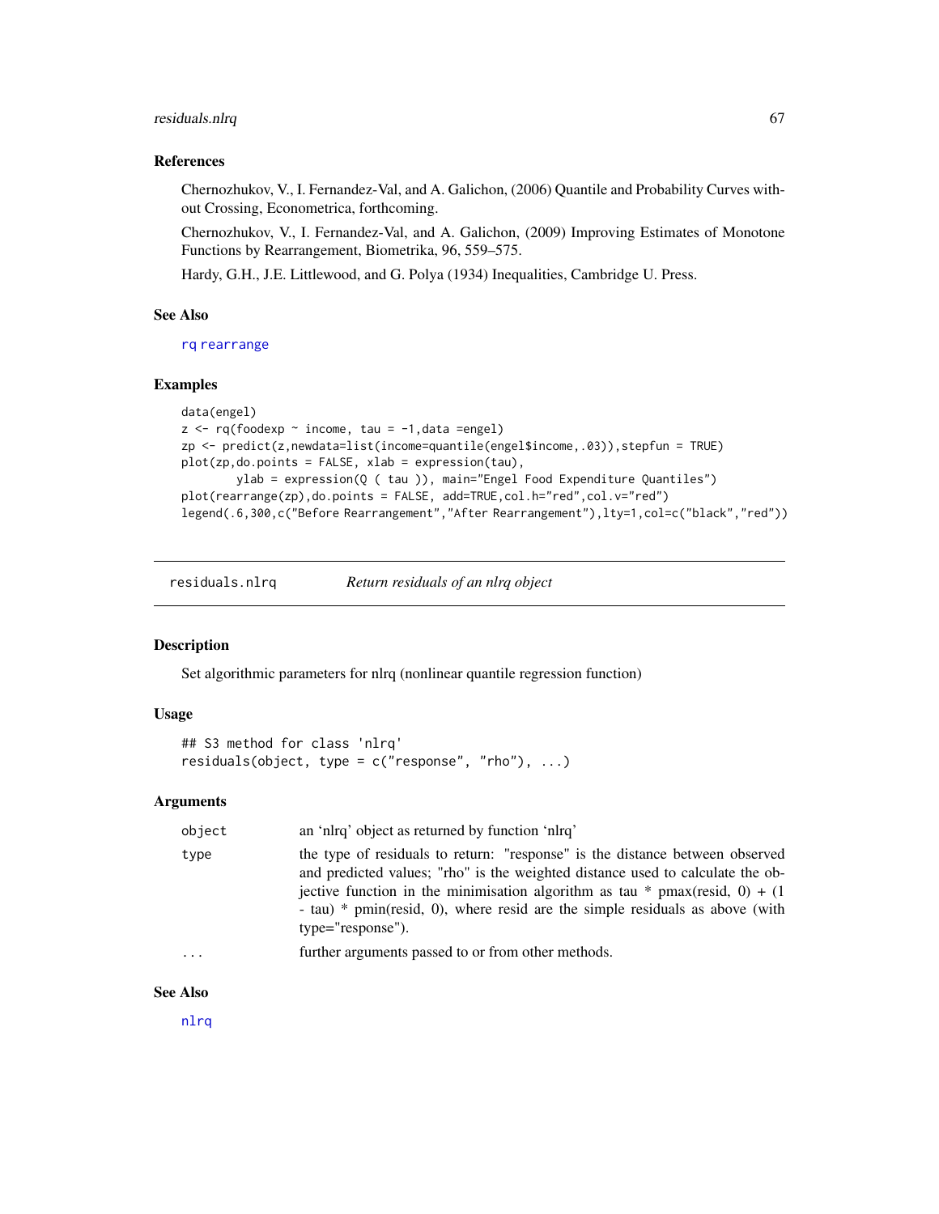### References

Chernozhukov, V., I. Fernandez-Val, and A. Galichon, (2006) Quantile and Probability Curves without Crossing, Econometrica, forthcoming.

Chernozhukov, V., I. Fernandez-Val, and A. Galichon, (2009) Improving Estimates of Monotone Functions by Rearrangement, Biometrika, 96, 559–575.

Hardy, G.H., J.E. Littlewood, and G. Polya (1934) Inequalities, Cambridge U. Press.

### See Also

rq rearrange

### Examples

```
data(engel)
z <- rq(foodexp ~ income, tau = -1,data =engel)
zp <- predict(z,newdata=list(income=quantile(engel$income,.03)),stepfun = TRUE)
plot(zp,do.points = FALSE, xlab = expression(tau),
        ylab = expression(Q ( tau )), main="Engel Food Expenditure Quantiles")
plot(rearrange(zp),do.points = FALSE, add=TRUE,col.h="red",col.v="red")
legend(.6,300,c("Before Rearrangement","After Rearrangement"),lty=1,col=c("black","red"))
```

---

## residuals.nlrq *Return residuals of an nlrq object*

### Description

Set algorithmic parameters for nlrq (nonlinear quantile regression function)

### Usage

```
## S3 method for class 'nlrq'
residuals(object, type = c("response", "rho"), ...)
```

### Arguments

| | |
|---|---|
| object | an 'nlrq' object as returned by function 'nlrq' |
| type | the type of residuals to return: "response" is the distance between observed and predicted values; "rho" is the weighted distance used to calculate the objective function in the minimisation algorithm as tau * pmax(resid, 0) + (1 - tau) * pmin(resid, 0), where resid are the simple residuals as above (with type="response"). |
| ... | further arguments passed to or from other methods. |

### See Also

nlrq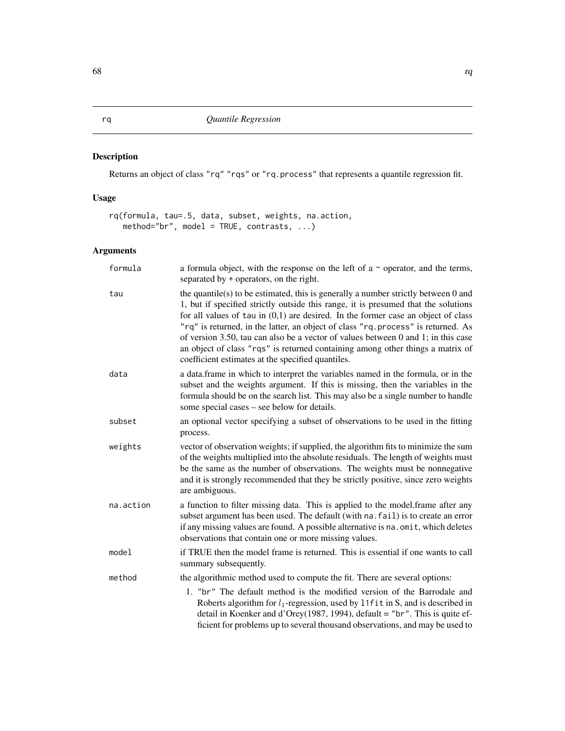## rq *Quantile Regression*

### Description

Returns an object of class "rq" "rqs" or "rq.process" that represents a quantile regression fit.

### Usage

```
rq(formula, tau=.5, data, subset, weights, na.action,
   method="br", model = TRUE, contrasts, ...)
```

### Arguments

| | |
|---|---|
| formula | a formula object, with the response on the left of a ~ operator, and the terms, separated by + operators, on the right. |
| tau | the quantile(s) to be estimated, this is generally a number strictly between 0 and 1, but if specified strictly outside this range, it is presumed that the solutions for all values of tau in (0,1) are desired. In the former case an object of class "rq" is returned, in the latter, an object of class "rq.process" is returned. As of version 3.50, tau can also be a vector of values between 0 and 1; in this case an object of class "rqs" is returned containing among other things a matrix of coefficient estimates at the specified quantiles. |
| data | a data.frame in which to interpret the variables named in the formula, or in the subset and the weights argument. If this is missing, then the variables in the formula should be on the search list. This may also be a single number to handle some special cases – see below for details. |
| subset | an optional vector specifying a subset of observations to be used in the fitting process. |
| weights | vector of observation weights; if supplied, the algorithm fits to minimize the sum of the weights multiplied into the absolute residuals. The length of weights must be the same as the number of observations. The weights must be nonnegative and it is strongly recommended that they be strictly positive, since zero weights are ambiguous. |
| na.action | a function to filter missing data. This is applied to the model.frame after any subset argument has been used. The default (with na.fail) is to create an error if any missing values are found. A possible alternative is na.omit, which deletes observations that contain one or more missing values. |
| model | if TRUE then the model frame is returned. This is essential if one wants to call summary subsequently. |
| method | the algorithmic method used to compute the fit. There are several options: <br>1. "br" The default method is the modified version of the Barrodale and Roberts algorithm for $l_1$-regression, used by l1fit in S, and is described in detail in Koenker and d'Orey(1987, 1994), default = "br". This is quite efficient for problems up to several thousand observations, and may be used to |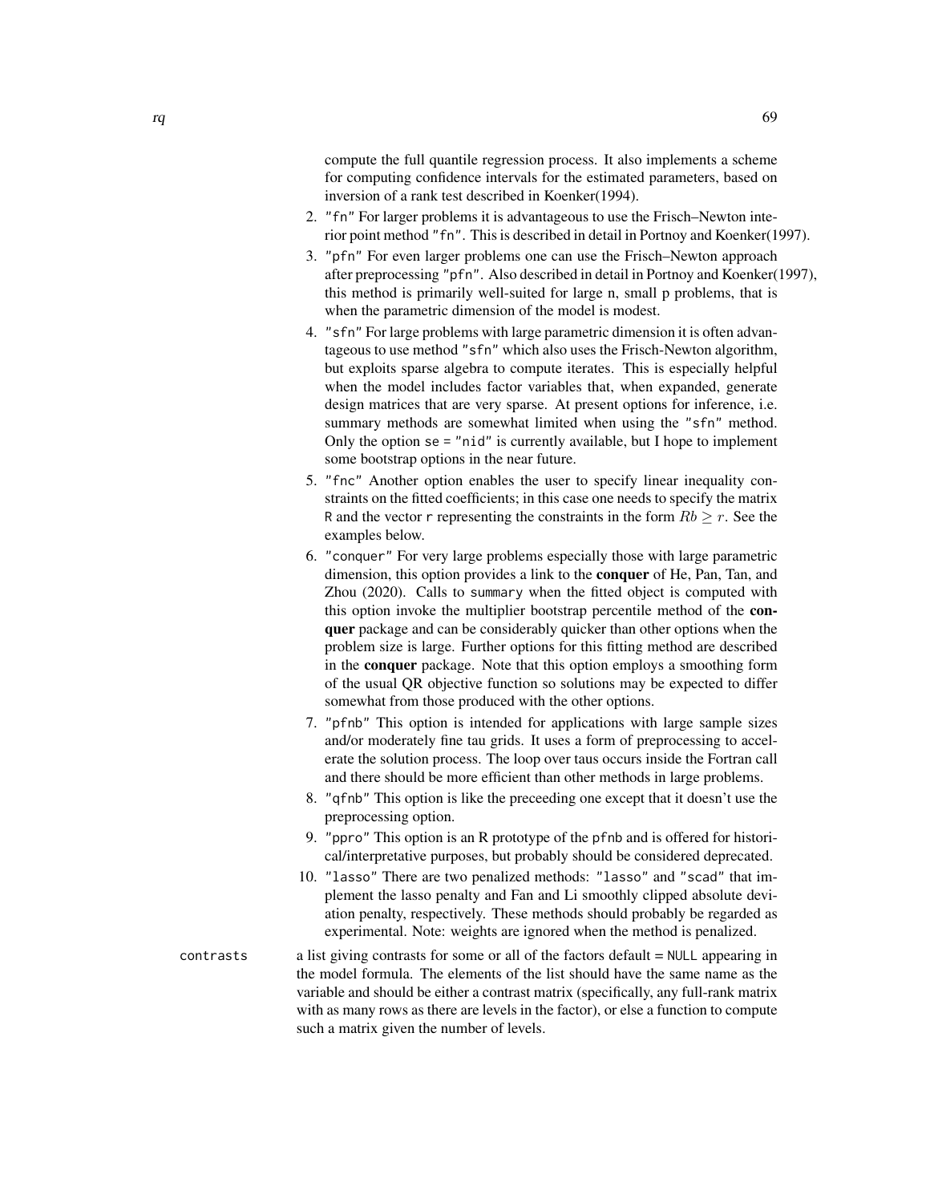compute the full quantile regression process. It also implements a scheme for computing confidence intervals for the estimated parameters, based on inversion of a rank test described in Koenker(1994).

2. "fn" For larger problems it is advantageous to use the Frisch–Newton interior point method "fn". This is described in detail in Portnoy and Koenker(1997).
3. "pfn" For even larger problems one can use the Frisch–Newton approach after preprocessing "pfn". Also described in detail in Portnoy and Koenker(1997), this method is primarily well-suited for large n, small p problems, that is when the parametric dimension of the model is modest.
4. "sfn" For large problems with large parametric dimension it is often advantageous to use method "sfn" which also uses the Frisch-Newton algorithm, but exploits sparse algebra to compute iterates. This is especially helpful when the model includes factor variables that, when expanded, generate design matrices that are very sparse. At present options for inference, i.e. summary methods are somewhat limited when using the "sfn" method. Only the option se = "nid" is currently available, but I hope to implement some bootstrap options in the near future.
5. "fnc" Another option enables the user to specify linear inequality constraints on the fitted coefficients; in this case one needs to specify the matrix R and the vector r representing the constraints in the form $Rb \geq r$. See the examples below.
6. "conquer" For very large problems especially those with large parametric dimension, this option provides a link to the **conquer** of He, Pan, Tan, and Zhou (2020). Calls to summary when the fitted object is computed with this option invoke the multiplier bootstrap percentile method of the **conquer** package and can be considerably quicker than other options when the problem size is large. Further options for this fitting method are described in the **conquer** package. Note that this option employs a smoothing form of the usual QR objective function so solutions may be expected to differ somewhat from those produced with the other options.
7. "pfnb" This option is intended for applications with large sample sizes and/or moderately fine tau grids. It uses a form of preprocessing to accelerate the solution process. The loop over taus occurs inside the Fortran call and there should be more efficient than other methods in large problems.
8. "qfnb" This option is like the preceeding one except that it doesn't use the preprocessing option.
9. "ppro" This option is an R prototype of the pfnb and is offered for historical/interpretative purposes, but probably should be considered deprecated.
10. "lasso" There are two penalized methods: "lasso" and "scad" that implement the lasso penalty and Fan and Li smoothly clipped absolute deviation penalty, respectively. These methods should probably be regarded as experimental. Note: weights are ignored when the method is penalized.

contrasts — a list giving contrasts for some or all of the factors default = NULL appearing in the model formula. The elements of the list should have the same name as the variable and should be either a contrast matrix (specifically, any full-rank matrix with as many rows as there are levels in the factor), or else a function to compute such a matrix given the number of levels.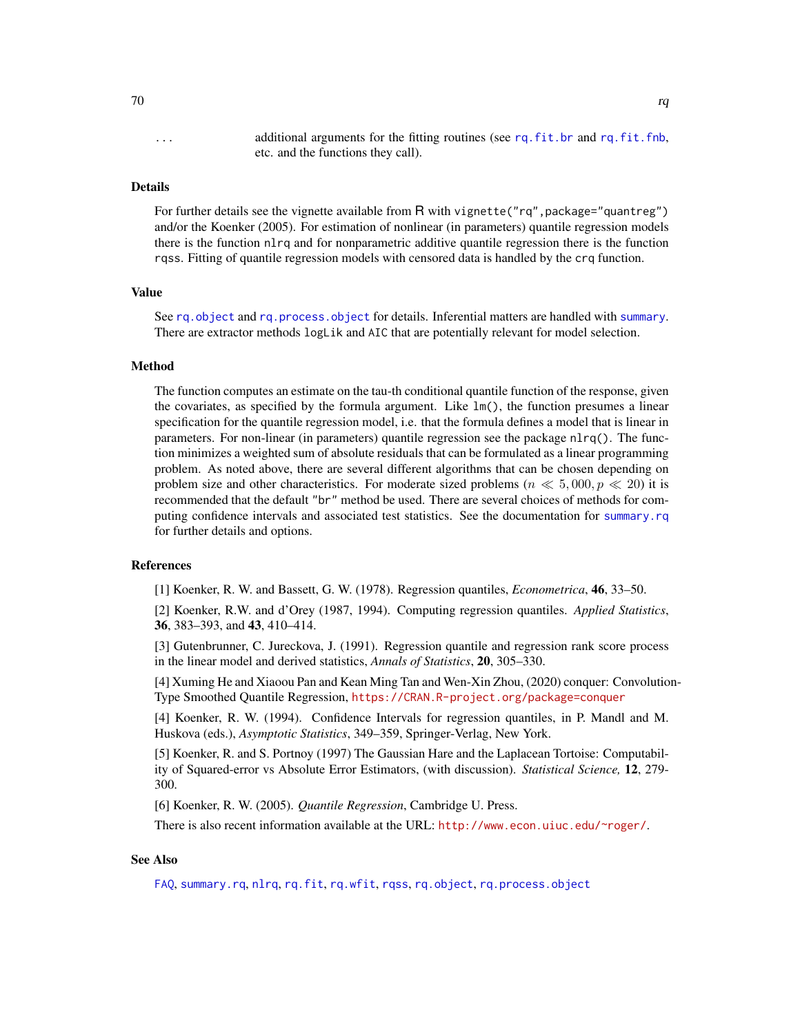... additional arguments for the fitting routines (see rq.fit.br and rq.fit.fnb, etc. and the functions they call).

### Details

For further details see the vignette available from R with vignette("rq",package="quantreg") and/or the Koenker (2005). For estimation of nonlinear (in parameters) quantile regression models there is the function nlrq and for nonparametric additive quantile regression there is the function rqss. Fitting of quantile regression models with censored data is handled by the crq function.

### Value

See rq.object and rq.process.object for details. Inferential matters are handled with summary. There are extractor methods logLik and AIC that are potentially relevant for model selection.

### Method

The function computes an estimate on the tau-th conditional quantile function of the response, given the covariates, as specified by the formula argument. Like lm(), the function presumes a linear specification for the quantile regression model, i.e. that the formula defines a model that is linear in parameters. For non-linear (in parameters) quantile regression see the package nlrq(). The function minimizes a weighted sum of absolute residuals that can be formulated as a linear programming problem. As noted above, there are several different algorithms that can be chosen depending on problem size and other characteristics. For moderate sized problems ($n \ll 5,000, p \ll 20$) it is recommended that the default "br" method be used. There are several choices of methods for computing confidence intervals and associated test statistics. See the documentation for summary.rq for further details and options.

### References

[1] Koenker, R. W. and Bassett, G. W. (1978). Regression quantiles, *Econometrica*, **46**, 33–50.

[2] Koenker, R.W. and d'Orey (1987, 1994). Computing regression quantiles. *Applied Statistics*, **36**, 383–393, and **43**, 410–414.

[3] Gutenbrunner, C. Jureckova, J. (1991). Regression quantile and regression rank score process in the linear model and derived statistics, *Annals of Statistics*, **20**, 305–330.

[4] Xuming He and Xiaoou Pan and Kean Ming Tan and Wen-Xin Zhou, (2020) conquer: Convolution-Type Smoothed Quantile Regression, https://CRAN.R-project.org/package=conquer

[4] Koenker, R. W. (1994). Confidence Intervals for regression quantiles, in P. Mandl and M. Huskova (eds.), *Asymptotic Statistics*, 349–359, Springer-Verlag, New York.

[5] Koenker, R. and S. Portnoy (1997) The Gaussian Hare and the Laplacean Tortoise: Computability of Squared-error vs Absolute Error Estimators, (with discussion). *Statistical Science,* **12**, 279-300.

[6] Koenker, R. W. (2005). *Quantile Regression*, Cambridge U. Press.

There is also recent information available at the URL: http://www.econ.uiuc.edu/~roger/.

### See Also

FAQ, summary.rq, nlrq, rq.fit, rq.wfit, rqss, rq.object, rq.process.object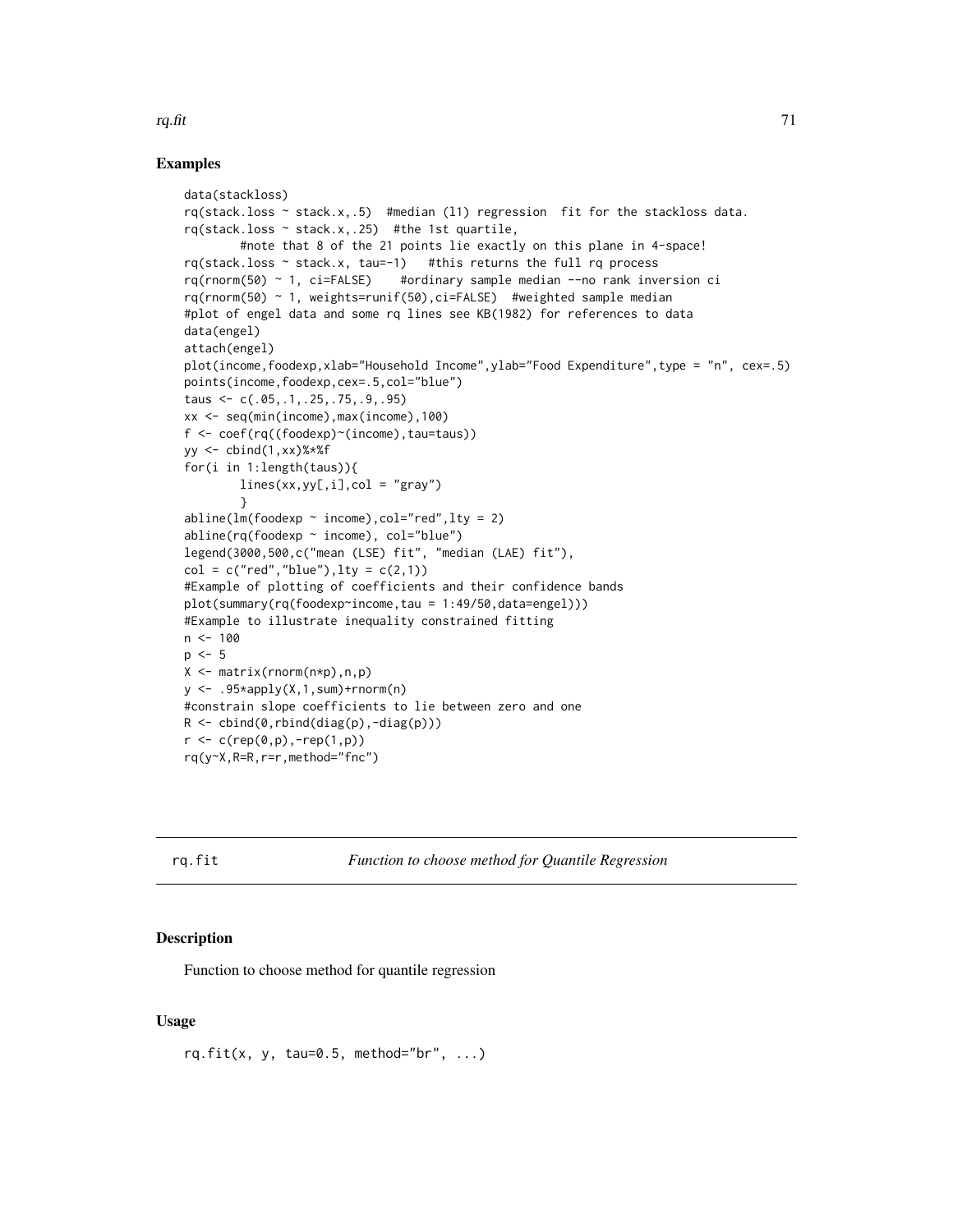## Examples

```
data(stackloss)
rq(stack.loss ~ stack.x,.5)  #median (l1) regression  fit for the stackloss data.
rq(stack.loss ~ stack.x,.25)  #the 1st quartile,
        #note that 8 of the 21 points lie exactly on this plane in 4-space!
rq(stack.loss ~ stack.x, tau=-1)   #this returns the full rq process
rq(rnorm(50) ~ 1, ci=FALSE)    #ordinary sample median --no rank inversion ci
rq(rnorm(50) ~ 1, weights=runif(50),ci=FALSE)  #weighted sample median
#plot of engel data and some rq lines see KB(1982) for references to data
data(engel)
attach(engel)
plot(income,foodexp,xlab="Household Income",ylab="Food Expenditure",type = "n", cex=.5)
points(income,foodexp,cex=.5,col="blue")
taus <- c(.05,.1,.25,.75,.9,.95)
xx <- seq(min(income),max(income),100)
f <- coef(rq((foodexp)~(income),tau=taus))
yy <- cbind(1,xx)%*%f
for(i in 1:length(taus)){
        lines(xx,yy[,i],col = "gray")
        }
abline(lm(foodexp ~ income),col="red",lty = 2)
abline(rq(foodexp ~ income), col="blue")
legend(3000,500,c("mean (LSE) fit", "median (LAE) fit"),
col = c("red","blue"),lty = c(2,1))
#Example of plotting of coefficients and their confidence bands
plot(summary(rq(foodexp~income,tau = 1:49/50,data=engel)))
#Example to illustrate inequality constrained fitting
n <- 100
p <- 5
X <- matrix(rnorm(n*p),n,p)
y <- .95*apply(X,1,sum)+rnorm(n)
#constrain slope coefficients to lie between zero and one
R <- cbind(0,rbind(diag(p),-diag(p)))
r <- c(rep(0,p),-rep(1,p))
rq(y~X,R=R,r=r,method="fnc")
```

---

# rq.fit — *Function to choose method for Quantile Regression*

## Description

Function to choose method for quantile regression

## Usage

```
rq.fit(x, y, tau=0.5, method="br", ...)
```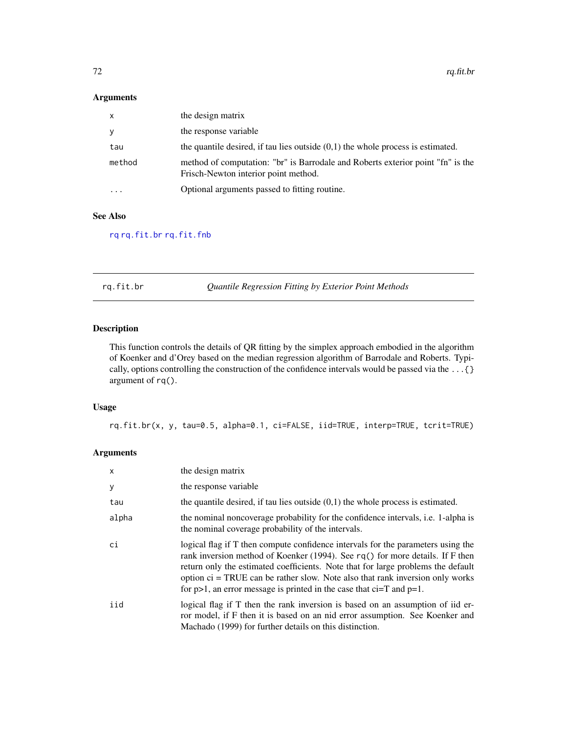## Arguments

| | |
|---|---|
| `x` | the design matrix |
| `y` | the response variable |
| `tau` | the quantile desired, if tau lies outside (0,1) the whole process is estimated. |
| `method` | method of computation: "br" is Barrodale and Roberts exterior point "fn" is the Frisch-Newton interior point method. |
| `...` | Optional arguments passed to fitting routine. |

## See Also

`rq` `rq.fit.br` `rq.fit.fnb`

---

# rq.fit.br — *Quantile Regression Fitting by Exterior Point Methods*

## Description

This function controls the details of QR fitting by the simplex approach embodied in the algorithm of Koenker and d'Orey based on the median regression algorithm of Barrodale and Roberts. Typically, options controlling the construction of the confidence intervals would be passed via the `...{}` argument of `rq()`.

## Usage

```
rq.fit.br(x, y, tau=0.5, alpha=0.1, ci=FALSE, iid=TRUE, interp=TRUE, tcrit=TRUE)
```

## Arguments

| | |
|---|---|
| `x` | the design matrix |
| `y` | the response variable |
| `tau` | the quantile desired, if tau lies outside (0,1) the whole process is estimated. |
| `alpha` | the nominal noncoverage probability for the confidence intervals, i.e. 1-alpha is the nominal coverage probability of the intervals. |
| `ci` | logical flag if T then compute confidence intervals for the parameters using the rank inversion method of Koenker (1994). See `rq()` for more details. If F then return only the estimated coefficients. Note that for large problems the default option ci = TRUE can be rather slow. Note also that rank inversion only works for p>1, an error message is printed in the case that ci=T and p=1. |
| `iid` | logical flag if T then the rank inversion is based on an assumption of iid error model, if F then it is based on an nid error assumption. See Koenker and Machado (1999) for further details on this distinction. |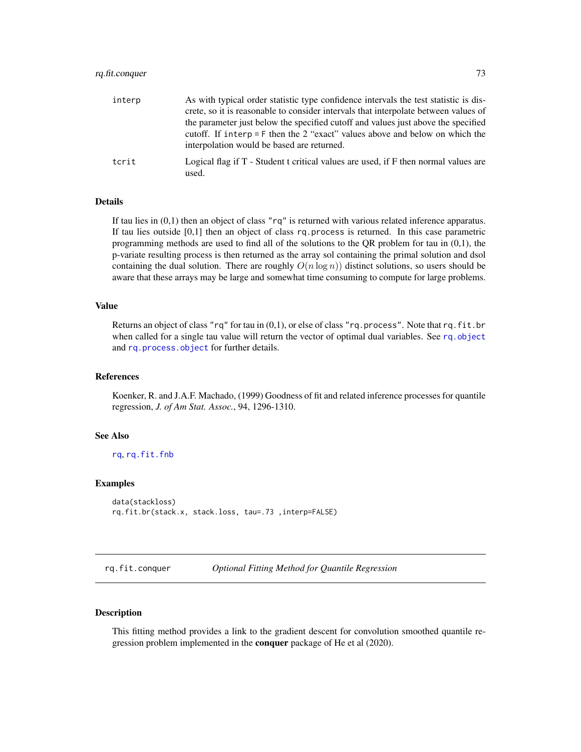| | |
|---|---|
| interp | As with typical order statistic type confidence intervals the test statistic is discrete, so it is reasonable to consider intervals that interpolate between values of the parameter just below the specified cutoff and values just above the specified cutoff. If interp = F then the 2 "exact" values above and below on which the interpolation would be based are returned. |
| tcrit | Logical flag if T - Student t critical values are used, if F then normal values are used. |

### Details

If tau lies in (0,1) then an object of class "rq" is returned with various related inference apparatus. If tau lies outside [0,1] then an object of class rq.process is returned. In this case parametric programming methods are used to find all of the solutions to the QR problem for tau in (0,1), the p-variate resulting process is then returned as the array sol containing the primal solution and dsol containing the dual solution. There are roughly $O(n \log n)$) distinct solutions, so users should be aware that these arrays may be large and somewhat time consuming to compute for large problems.

### Value

Returns an object of class "rq" for tau in (0,1), or else of class "rq.process". Note that rq.fit.br when called for a single tau value will return the vector of optimal dual variables. See rq.object and rq.process.object for further details.

### References

Koenker, R. and J.A.F. Machado, (1999) Goodness of fit and related inference processes for quantile regression, *J. of Am Stat. Assoc.*, 94, 1296-1310.

### See Also

rq, rq.fit.fnb

### Examples

```
data(stackloss)
rq.fit.br(stack.x, stack.loss, tau=.73 ,interp=FALSE)
```

---

## rq.fit.conquer — *Optional Fitting Method for Quantile Regression*

---

### Description

This fitting method provides a link to the gradient descent for convolution smoothed quantile regression problem implemented in the **conquer** package of He et al (2020).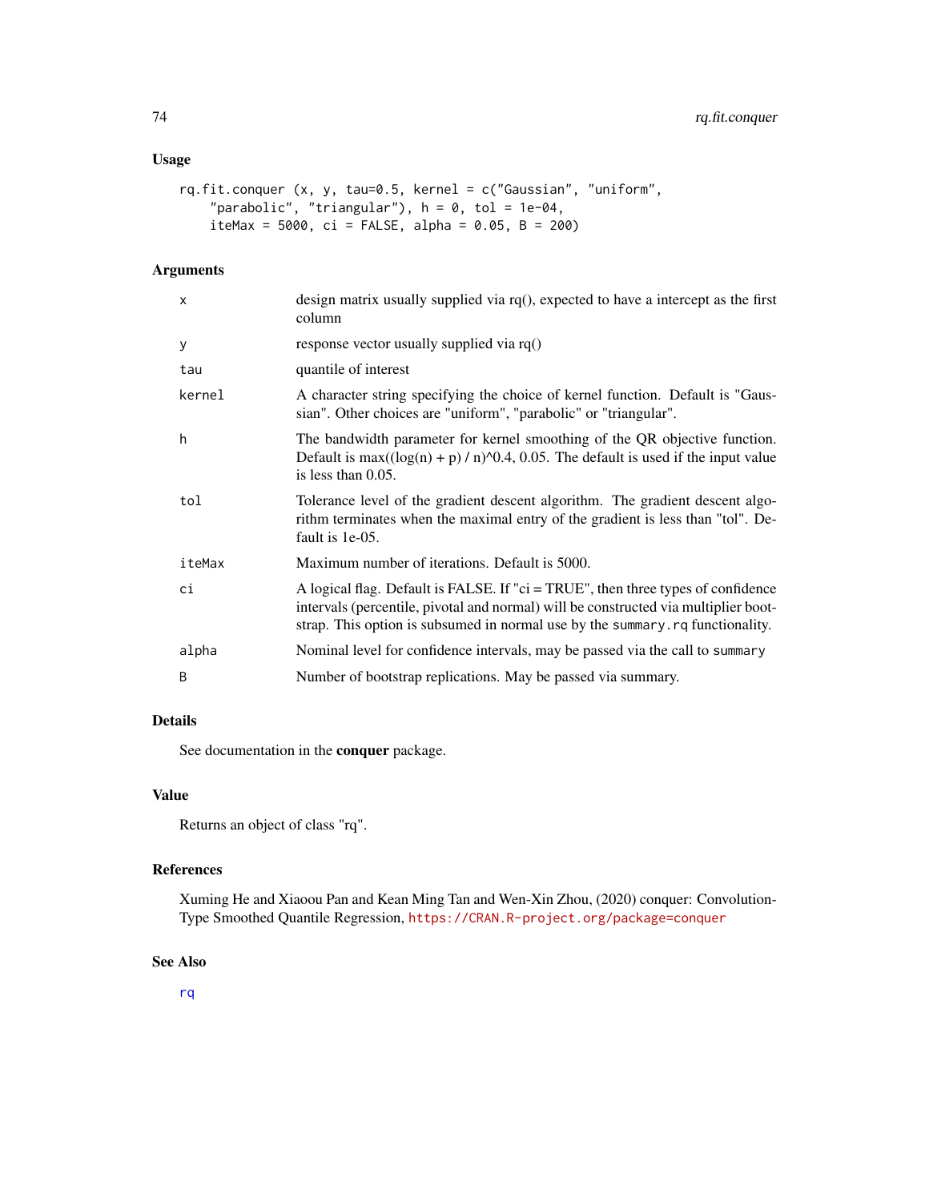## Usage

```
rq.fit.conquer (x, y, tau=0.5, kernel = c("Gaussian", "uniform",
    "parabolic", "triangular"), h = 0, tol = 1e-04,
    iteMax = 5000, ci = FALSE, alpha = 0.05, B = 200)
```

## Arguments

| | |
|---|---|
| `x` | design matrix usually supplied via rq(), expected to have a intercept as the first column |
| `y` | response vector usually supplied via rq() |
| `tau` | quantile of interest |
| `kernel` | A character string specifying the choice of kernel function. Default is "Gaussian". Other choices are "uniform", "parabolic" or "triangular". |
| `h` | The bandwidth parameter for kernel smoothing of the QR objective function. Default is max((log(n) + p) / n)^0.4, 0.05. The default is used if the input value is less than 0.05. |
| `tol` | Tolerance level of the gradient descent algorithm. The gradient descent algorithm terminates when the maximal entry of the gradient is less than "tol". Default is 1e-05. |
| `iteMax` | Maximum number of iterations. Default is 5000. |
| `ci` | A logical flag. Default is FALSE. If "ci = TRUE", then three types of confidence intervals (percentile, pivotal and normal) will be constructed via multiplier bootstrap. This option is subsumed in normal use by the `summary.rq` functionality. |
| `alpha` | Nominal level for confidence intervals, may be passed via the call to `summary` |
| `B` | Number of bootstrap replications. May be passed via summary. |

## Details

See documentation in the **conquer** package.

## Value

Returns an object of class "rq".

## References

Xuming He and Xiaoou Pan and Kean Ming Tan and Wen-Xin Zhou, (2020) conquer: Convolution-Type Smoothed Quantile Regression, https://CRAN.R-project.org/package=conquer

## See Also

rq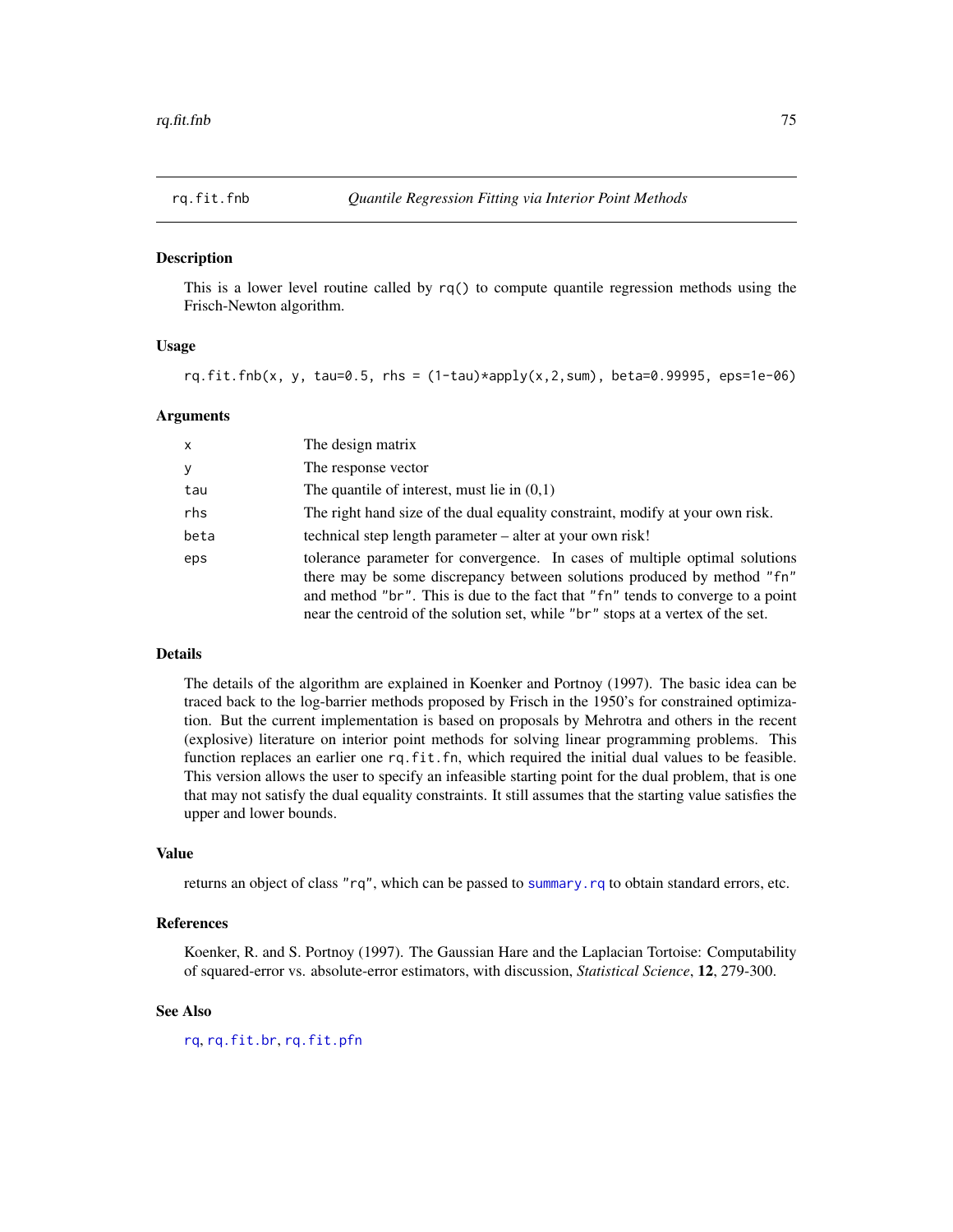## rq.fit.fnb *Quantile Regression Fitting via Interior Point Methods*

### Description

This is a lower level routine called by rq() to compute quantile regression methods using the Frisch-Newton algorithm.

### Usage

```
rq.fit.fnb(x, y, tau=0.5, rhs = (1-tau)*apply(x,2,sum), beta=0.99995, eps=1e-06)
```

### Arguments

| | |
|---|---|
| x | The design matrix |
| y | The response vector |
| tau | The quantile of interest, must lie in (0,1) |
| rhs | The right hand size of the dual equality constraint, modify at your own risk. |
| beta | technical step length parameter – alter at your own risk! |
| eps | tolerance parameter for convergence. In cases of multiple optimal solutions there may be some discrepancy between solutions produced by method "fn" and method "br". This is due to the fact that "fn" tends to converge to a point near the centroid of the solution set, while "br" stops at a vertex of the set. |

### Details

The details of the algorithm are explained in Koenker and Portnoy (1997). The basic idea can be traced back to the log-barrier methods proposed by Frisch in the 1950's for constrained optimization. But the current implementation is based on proposals by Mehrotra and others in the recent (explosive) literature on interior point methods for solving linear programming problems. This function replaces an earlier one rq.fit.fn, which required the initial dual values to be feasible. This version allows the user to specify an infeasible starting point for the dual problem, that is one that may not satisfy the dual equality constraints. It still assumes that the starting value satisfies the upper and lower bounds.

### Value

returns an object of class "rq", which can be passed to summary.rq to obtain standard errors, etc.

### References

Koenker, R. and S. Portnoy (1997). The Gaussian Hare and the Laplacian Tortoise: Computability of squared-error vs. absolute-error estimators, with discussion, *Statistical Science*, **12**, 279-300.

### See Also

rq, rq.fit.br, rq.fit.pfn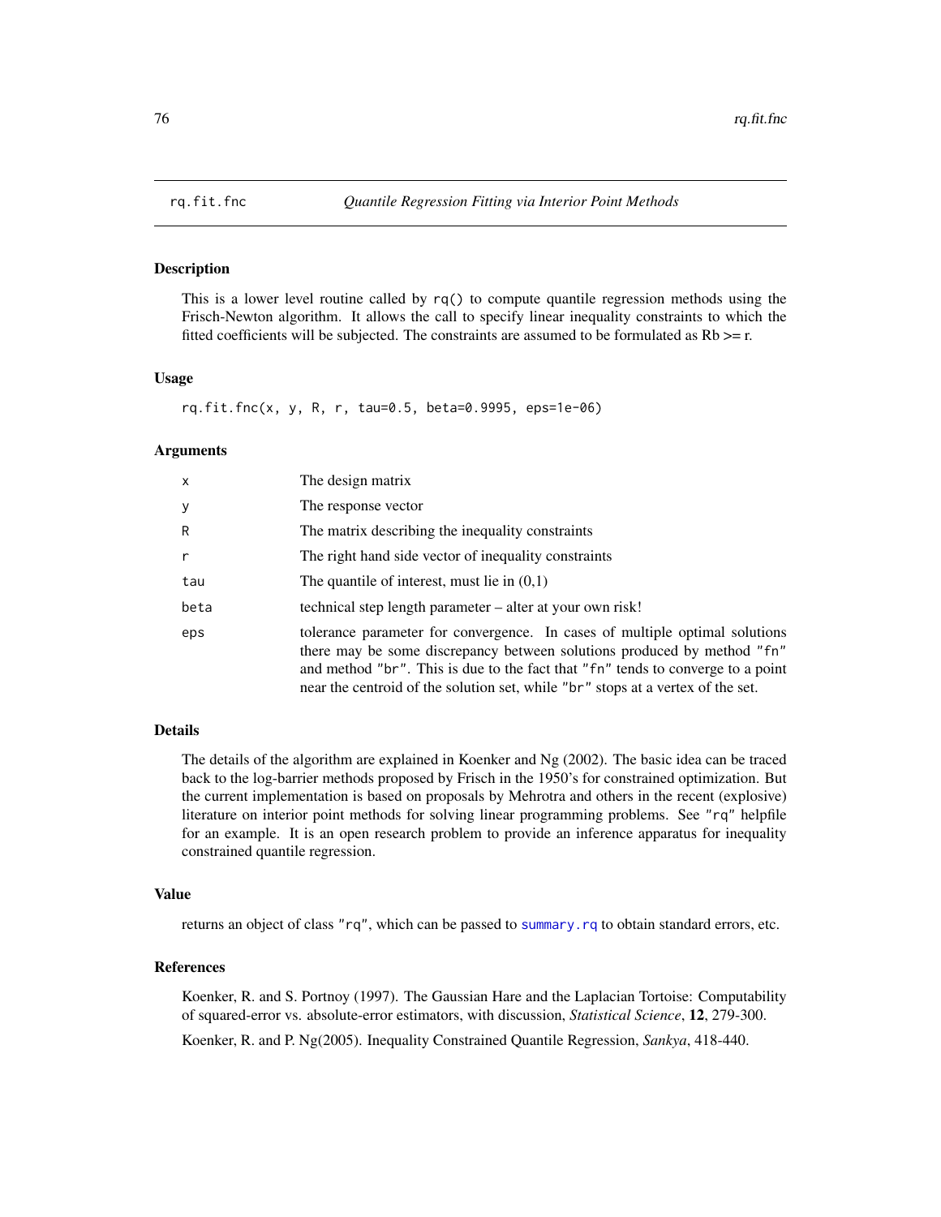rq.fit.fnc *Quantile Regression Fitting via Interior Point Methods*

## Description

This is a lower level routine called by `rq()` to compute quantile regression methods using the Frisch-Newton algorithm. It allows the call to specify linear inequality constraints to which the fitted coefficients will be subjected. The constraints are assumed to be formulated as Rb >= r.

## Usage

```
rq.fit.fnc(x, y, R, r, tau=0.5, beta=0.9995, eps=1e-06)
```

## Arguments

| | |
|---|---|
| `x` | The design matrix |
| `y` | The response vector |
| `R` | The matrix describing the inequality constraints |
| `r` | The right hand side vector of inequality constraints |
| `tau` | The quantile of interest, must lie in (0,1) |
| `beta` | technical step length parameter – alter at your own risk! |
| `eps` | tolerance parameter for convergence. In cases of multiple optimal solutions there may be some discrepancy between solutions produced by method `"fn"` and method `"br"`. This is due to the fact that `"fn"` tends to converge to a point near the centroid of the solution set, while `"br"` stops at a vertex of the set. |

## Details

The details of the algorithm are explained in Koenker and Ng (2002). The basic idea can be traced back to the log-barrier methods proposed by Frisch in the 1950's for constrained optimization. But the current implementation is based on proposals by Mehrotra and others in the recent (explosive) literature on interior point methods for solving linear programming problems. See `"rq"` helpfile for an example. It is an open research problem to provide an inference apparatus for inequality constrained quantile regression.

## Value

returns an object of class `"rq"`, which can be passed to `summary.rq` to obtain standard errors, etc.

## References

Koenker, R. and S. Portnoy (1997). The Gaussian Hare and the Laplacian Tortoise: Computability of squared-error vs. absolute-error estimators, with discussion, *Statistical Science*, **12**, 279-300.

Koenker, R. and P. Ng(2005). Inequality Constrained Quantile Regression, *Sankya*, 418-440.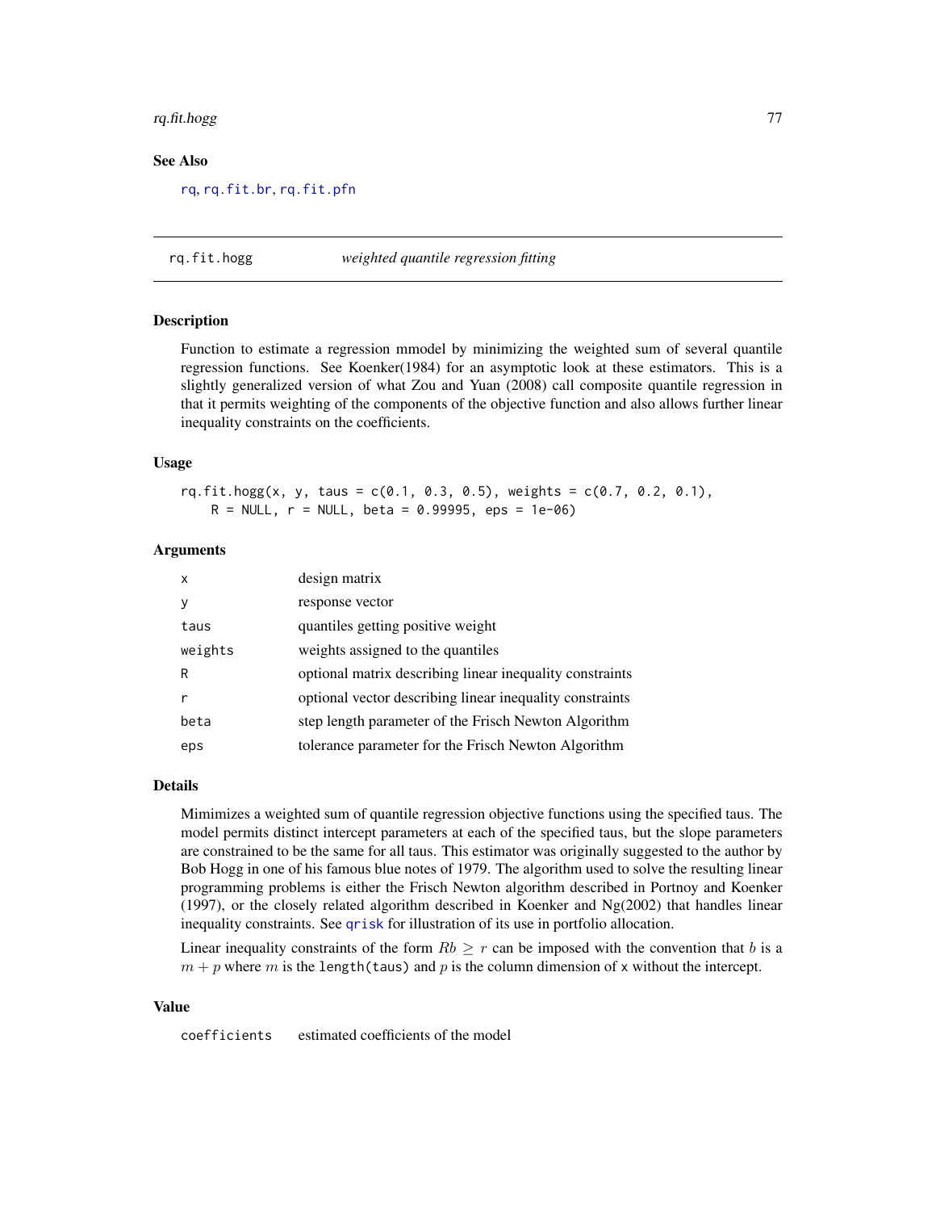### See Also

rq, rq.fit.br, rq.fit.pfn

---

## rq.fit.hogg *weighted quantile regression fitting*

### Description

Function to estimate a regression mmodel by minimizing the weighted sum of several quantile regression functions. See Koenker(1984) for an asymptotic look at these estimators. This is a slightly generalized version of what Zou and Yuan (2008) call composite quantile regression in that it permits weighting of the components of the objective function and also allows further linear inequality constraints on the coefficients.

### Usage

```
rq.fit.hogg(x, y, taus = c(0.1, 0.3, 0.5), weights = c(0.7, 0.2, 0.1),
    R = NULL, r = NULL, beta = 0.99995, eps = 1e-06)
```

### Arguments

| | |
|---|---|
| `x` | design matrix |
| `y` | response vector |
| `taus` | quantiles getting positive weight |
| `weights` | weights assigned to the quantiles |
| `R` | optional matrix describing linear inequality constraints |
| `r` | optional vector describing linear inequality constraints |
| `beta` | step length parameter of the Frisch Newton Algorithm |
| `eps` | tolerance parameter for the Frisch Newton Algorithm |

### Details

Mimimizes a weighted sum of quantile regression objective functions using the specified taus. The model permits distinct intercept parameters at each of the specified taus, but the slope parameters are constrained to be the same for all taus. This estimator was originally suggested to the author by Bob Hogg in one of his famous blue notes of 1979. The algorithm used to solve the resulting linear programming problems is either the Frisch Newton algorithm described in Portnoy and Koenker (1997), or the closely related algorithm described in Koenker and Ng(2002) that handles linear inequality constraints. See qrisk for illustration of its use in portfolio allocation.

Linear inequality constraints of the form $Rb \geq r$ can be imposed with the convention that $b$ is a $m + p$ where $m$ is the `length(taus)` and $p$ is the column dimension of `x` without the intercept.

### Value

| | |
|---|---|
| `coefficients` | estimated coefficients of the model |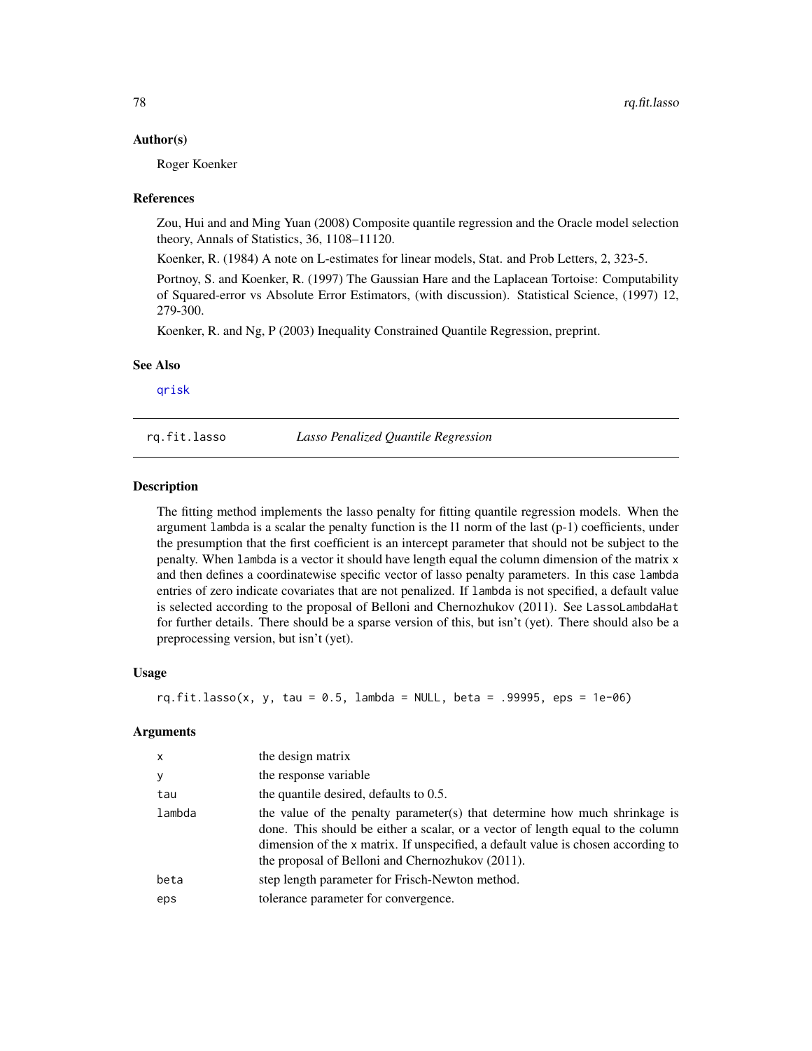## Author(s)

Roger Koenker

## References

Zou, Hui and and Ming Yuan (2008) Composite quantile regression and the Oracle model selection theory, Annals of Statistics, 36, 1108–11120.

Koenker, R. (1984) A note on L-estimates for linear models, Stat. and Prob Letters, 2, 323-5.

Portnoy, S. and Koenker, R. (1997) The Gaussian Hare and the Laplacean Tortoise: Computability of Squared-error vs Absolute Error Estimators, (with discussion). Statistical Science, (1997) 12, 279-300.

Koenker, R. and Ng, P (2003) Inequality Constrained Quantile Regression, preprint.

## See Also

qrisk

---

# rq.fit.lasso — *Lasso Penalized Quantile Regression*

## Description

The fitting method implements the lasso penalty for fitting quantile regression models. When the argument `lambda` is a scalar the penalty function is the l1 norm of the last (p-1) coefficients, under the presumption that the first coefficient is an intercept parameter that should not be subject to the penalty. When `lambda` is a vector it should have length equal the column dimension of the matrix `x` and then defines a coordinatewise specific vector of lasso penalty parameters. In this case `lambda` entries of zero indicate covariates that are not penalized. If `lambda` is not specified, a default value is selected according to the proposal of Belloni and Chernozhukov (2011). See `LassoLambdaHat` for further details. There should be a sparse version of this, but isn't (yet). There should also be a preprocessing version, but isn't (yet).

## Usage

```
rq.fit.lasso(x, y, tau = 0.5, lambda = NULL, beta = .99995, eps = 1e-06)
```

## Arguments

| | |
|---|---|
| `x` | the design matrix |
| `y` | the response variable |
| `tau` | the quantile desired, defaults to 0.5. |
| `lambda` | the value of the penalty parameter(s) that determine how much shrinkage is done. This should be either a scalar, or a vector of length equal to the column dimension of the `x` matrix. If unspecified, a default value is chosen according to the proposal of Belloni and Chernozhukov (2011). |
| `beta` | step length parameter for Frisch-Newton method. |
| `eps` | tolerance parameter for convergence. |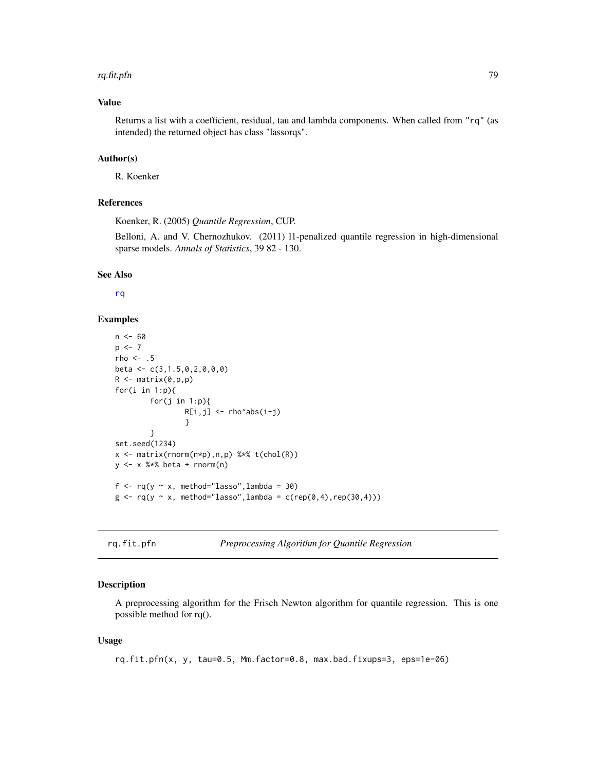## Value

Returns a list with a coefficient, residual, tau and lambda components. When called from "rq" (as intended) the returned object has class "lassorqs".

## Author(s)

R. Koenker

## References

Koenker, R. (2005) *Quantile Regression*, CUP.

Belloni, A. and V. Chernozhukov. (2011) l1-penalized quantile regression in high-dimensional sparse models. *Annals of Statistics*, 39 82 - 130.

## See Also

rq

## Examples

```
n <- 60
p <- 7
rho <- .5
beta <- c(3,1.5,0,2,0,0,0)
R <- matrix(0,p,p)
for(i in 1:p){
        for(j in 1:p){
                R[i,j] <- rho^abs(i-j)
                }
        }
set.seed(1234)
x <- matrix(rnorm(n*p),n,p) %*% t(chol(R))
y <- x %*% beta + rnorm(n)

f <- rq(y ~ x, method="lasso",lambda = 30)
g <- rq(y ~ x, method="lasso",lambda = c(rep(0,4),rep(30,4)))
```

---

# rq.fit.pfn — *Preprocessing Algorithm for Quantile Regression*

## Description

A preprocessing algorithm for the Frisch Newton algorithm for quantile regression. This is one possible method for rq().

## Usage

```
rq.fit.pfn(x, y, tau=0.5, Mm.factor=0.8, max.bad.fixups=3, eps=1e-06)
```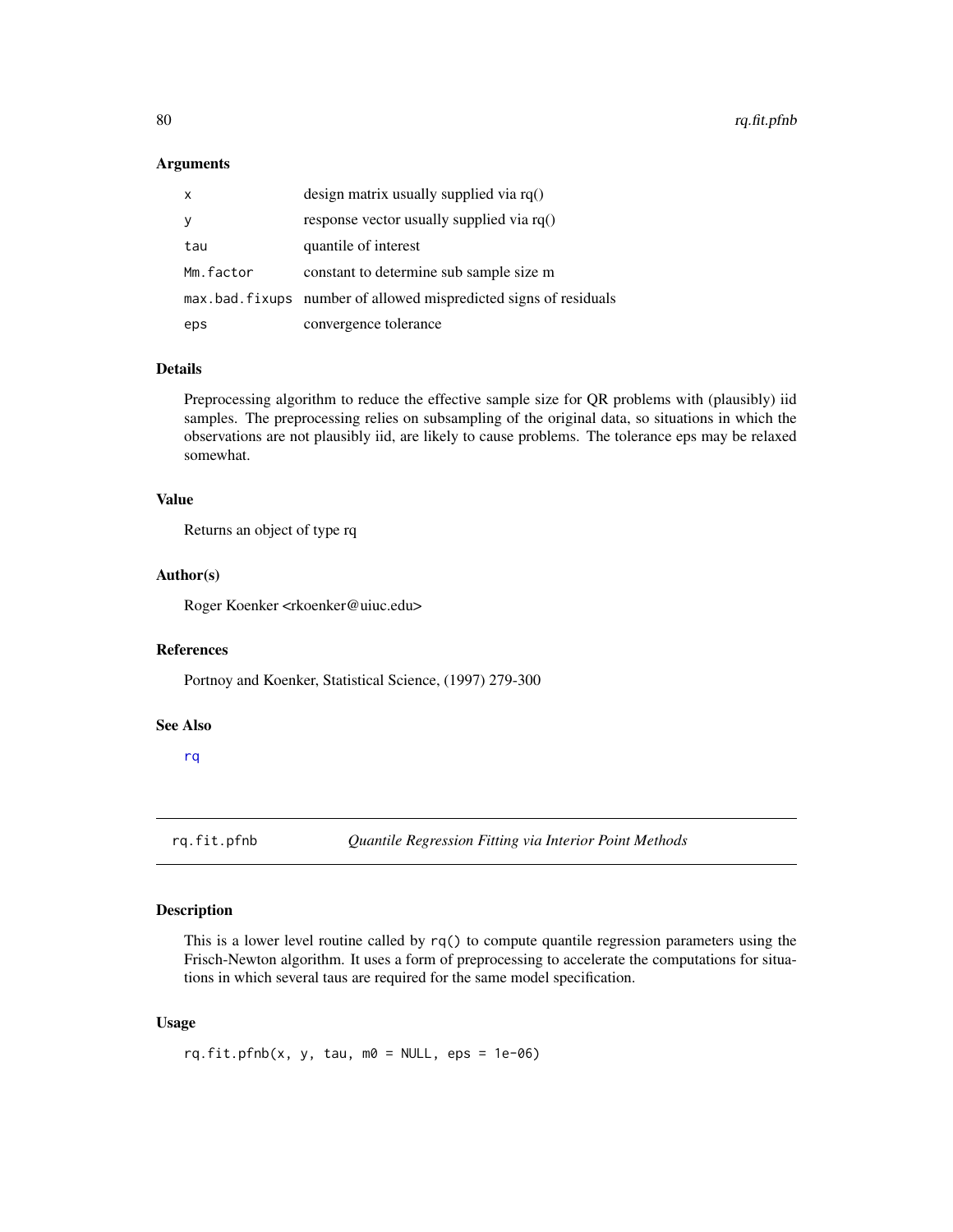## Arguments

| | |
|---|---|
| x | design matrix usually supplied via rq() |
| y | response vector usually supplied via rq() |
| tau | quantile of interest |
| Mm.factor | constant to determine sub sample size m |
| max.bad.fixups | number of allowed mispredicted signs of residuals |
| eps | convergence tolerance |

## Details

Preprocessing algorithm to reduce the effective sample size for QR problems with (plausibly) iid samples. The preprocessing relies on subsampling of the original data, so situations in which the observations are not plausibly iid, are likely to cause problems. The tolerance eps may be relaxed somewhat.

## Value

Returns an object of type rq

## Author(s)

Roger Koenker <rkoenker@uiuc.edu>

## References

Portnoy and Koenker, Statistical Science, (1997) 279-300

## See Also

rq

---

# rq.fit.pfnb — *Quantile Regression Fitting via Interior Point Methods*

## Description

This is a lower level routine called by rq() to compute quantile regression parameters using the Frisch-Newton algorithm. It uses a form of preprocessing to accelerate the computations for situations in which several taus are required for the same model specification.

## Usage

```
rq.fit.pfnb(x, y, tau, m0 = NULL, eps = 1e-06)
```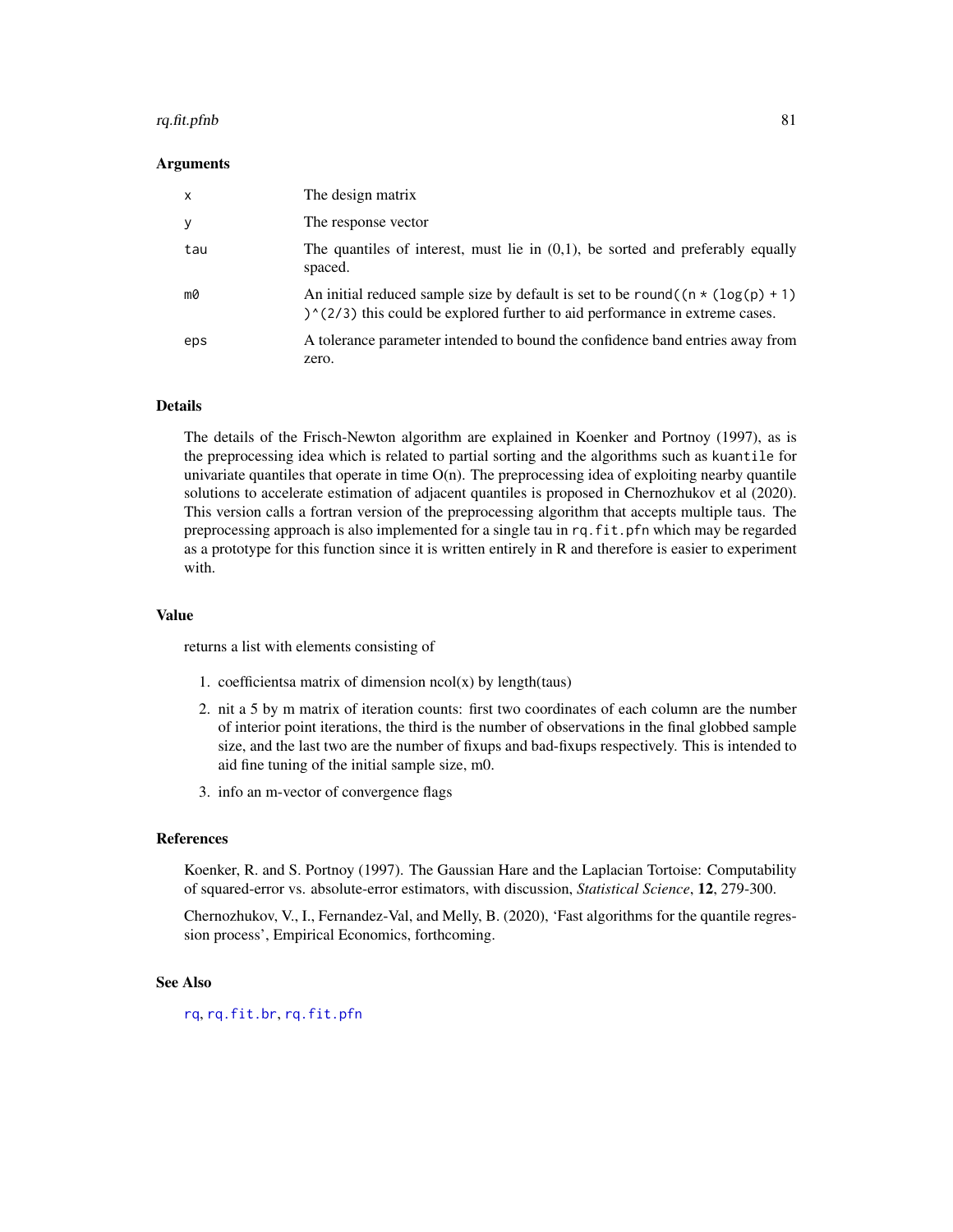### Arguments

| | |
|---|---|
| x | The design matrix |
| y | The response vector |
| tau | The quantiles of interest, must lie in (0,1), be sorted and preferably equally spaced. |
| m0 | An initial reduced sample size by default is set to be `round((n * (log(p) + 1) )^(2/3)` this could be explored further to aid performance in extreme cases. |
| eps | A tolerance parameter intended to bound the confidence band entries away from zero. |

### Details

The details of the Frisch-Newton algorithm are explained in Koenker and Portnoy (1997), as is the preprocessing idea which is related to partial sorting and the algorithms such as `kuantile` for univariate quantiles that operate in time O(n). The preprocessing idea of exploiting nearby quantile solutions to accelerate estimation of adjacent quantiles is proposed in Chernozhukov et al (2020). This version calls a fortran version of the preprocessing algorithm that accepts multiple taus. The preprocessing approach is also implemented for a single tau in `rq.fit.pfn` which may be regarded as a prototype for this function since it is written entirely in R and therefore is easier to experiment with.

### Value

returns a list with elements consisting of

1. coefficientsa matrix of dimension ncol(x) by length(taus)
2. nit a 5 by m matrix of iteration counts: first two coordinates of each column are the number of interior point iterations, the third is the number of observations in the final globbed sample size, and the last two are the number of fixups and bad-fixups respectively. This is intended to aid fine tuning of the initial sample size, m0.
3. info an m-vector of convergence flags

### References

Koenker, R. and S. Portnoy (1997). The Gaussian Hare and the Laplacian Tortoise: Computability of squared-error vs. absolute-error estimators, with discussion, *Statistical Science*, **12**, 279-300.

Chernozhukov, V., I., Fernandez-Val, and Melly, B. (2020), 'Fast algorithms for the quantile regression process', Empirical Economics, forthcoming.

### See Also

`rq`, `rq.fit.br`, `rq.fit.pfn`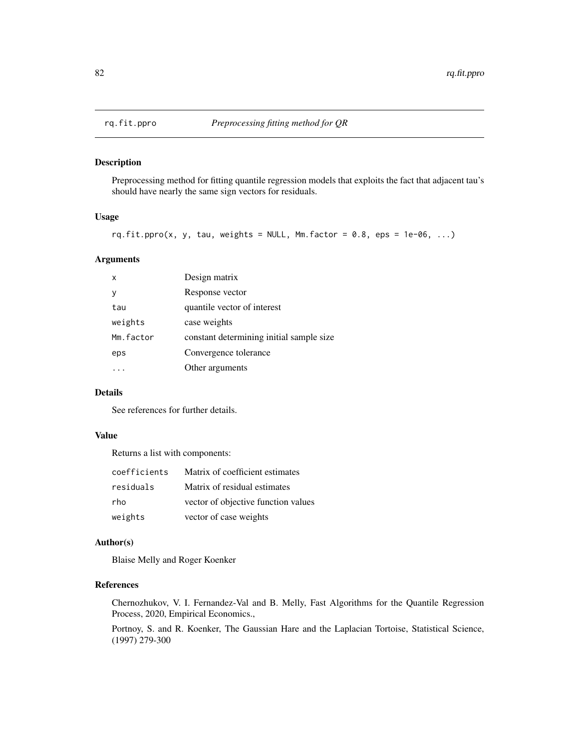## rq.fit.ppro *Preprocessing fitting method for QR*

### Description

Preprocessing method for fitting quantile regression models that exploits the fact that adjacent tau's should have nearly the same sign vectors for residuals.

### Usage

```
rq.fit.ppro(x, y, tau, weights = NULL, Mm.factor = 0.8, eps = 1e-06, ...)
```

### Arguments

| | |
|---|---|
| `x` | Design matrix |
| `y` | Response vector |
| `tau` | quantile vector of interest |
| `weights` | case weights |
| `Mm.factor` | constant determining initial sample size |
| `eps` | Convergence tolerance |
| `...` | Other arguments |

### Details

See references for further details.

### Value

Returns a list with components:

| | |
|---|---|
| `coefficients` | Matrix of coefficient estimates |
| `residuals` | Matrix of residual estimates |
| `rho` | vector of objective function values |
| `weights` | vector of case weights |

### Author(s)

Blaise Melly and Roger Koenker

### References

Chernozhukov, V. I. Fernandez-Val and B. Melly, Fast Algorithms for the Quantile Regression Process, 2020, Empirical Economics.,

Portnoy, S. and R. Koenker, The Gaussian Hare and the Laplacian Tortoise, Statistical Science, (1997) 279-300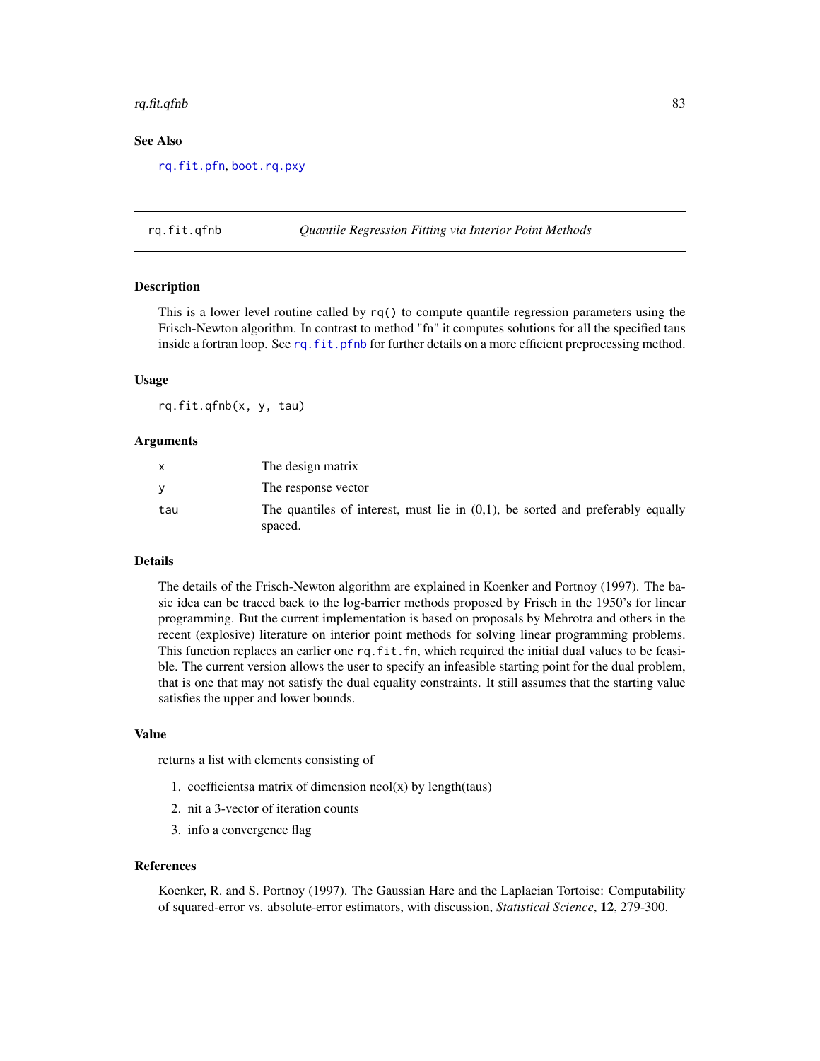## See Also

rq.fit.pfn, boot.rq.pxy

---

rq.fit.qfnb *Quantile Regression Fitting via Interior Point Methods*

---

### Description

This is a lower level routine called by `rq()` to compute quantile regression parameters using the Frisch-Newton algorithm. In contrast to method "fn" it computes solutions for all the specified taus inside a fortran loop. See rq.fit.pfnb for further details on a more efficient preprocessing method.

### Usage

```
rq.fit.qfnb(x, y, tau)
```

### Arguments

| | |
|---|---|
| x | The design matrix |
| y | The response vector |
| tau | The quantiles of interest, must lie in (0,1), be sorted and preferably equally spaced. |

### Details

The details of the Frisch-Newton algorithm are explained in Koenker and Portnoy (1997). The basic idea can be traced back to the log-barrier methods proposed by Frisch in the 1950's for linear programming. But the current implementation is based on proposals by Mehrotra and others in the recent (explosive) literature on interior point methods for solving linear programming problems. This function replaces an earlier one `rq.fit.fn`, which required the initial dual values to be feasible. The current version allows the user to specify an infeasible starting point for the dual problem, that is one that may not satisfy the dual equality constraints. It still assumes that the starting value satisfies the upper and lower bounds.

### Value

returns a list with elements consisting of

1. coefficientsa matrix of dimension ncol(x) by length(taus)
2. nit a 3-vector of iteration counts
3. info a convergence flag

### References

Koenker, R. and S. Portnoy (1997). The Gaussian Hare and the Laplacian Tortoise: Computability of squared-error vs. absolute-error estimators, with discussion, *Statistical Science*, **12**, 279-300.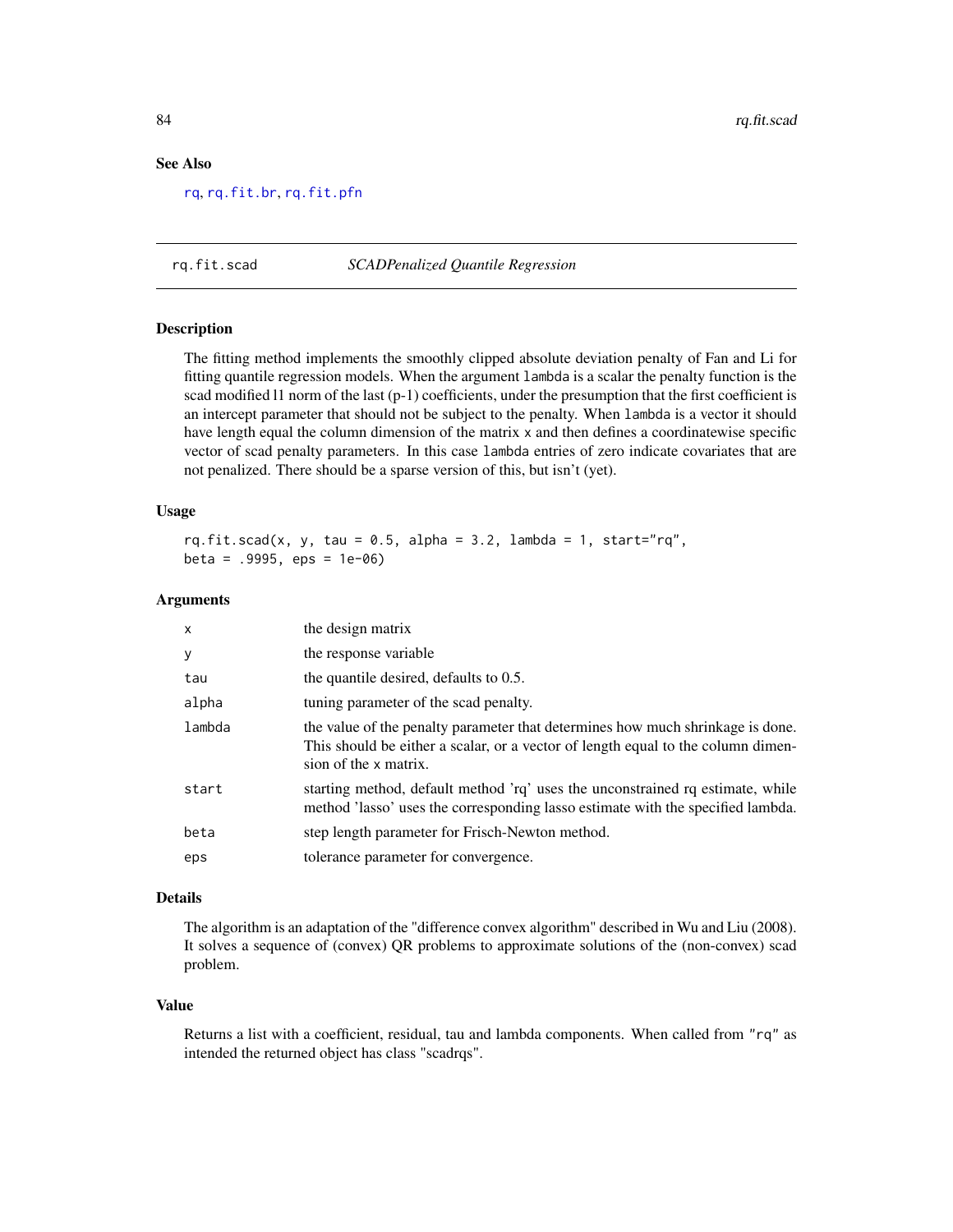## See Also

rq, rq.fit.br, rq.fit.pfn

---

## rq.fit.scad — *SCADPenalized Quantile Regression*

### Description

The fitting method implements the smoothly clipped absolute deviation penalty of Fan and Li for fitting quantile regression models. When the argument `lambda` is a scalar the penalty function is the scad modified l1 norm of the last (p-1) coefficients, under the presumption that the first coefficient is an intercept parameter that should not be subject to the penalty. When `lambda` is a vector it should have length equal the column dimension of the matrix `x` and then defines a coordinatewise specific vector of scad penalty parameters. In this case `lambda` entries of zero indicate covariates that are not penalized. There should be a sparse version of this, but isn't (yet).

### Usage

```
rq.fit.scad(x, y, tau = 0.5, alpha = 3.2, lambda = 1, start="rq",
beta = .9995, eps = 1e-06)
```

### Arguments

| | |
|---|---|
| `x` | the design matrix |
| `y` | the response variable |
| `tau` | the quantile desired, defaults to 0.5. |
| `alpha` | tuning parameter of the scad penalty. |
| `lambda` | the value of the penalty parameter that determines how much shrinkage is done. This should be either a scalar, or a vector of length equal to the column dimension of the `x` matrix. |
| `start` | starting method, default method 'rq' uses the unconstrained rq estimate, while method 'lasso' uses the corresponding lasso estimate with the specified lambda. |
| `beta` | step length parameter for Frisch-Newton method. |
| `eps` | tolerance parameter for convergence. |

### Details

The algorithm is an adaptation of the "difference convex algorithm" described in Wu and Liu (2008). It solves a sequence of (convex) QR problems to approximate solutions of the (non-convex) scad problem.

### Value

Returns a list with a coefficient, residual, tau and lambda components. When called from `"rq"` as intended the returned object has class "scadrqs".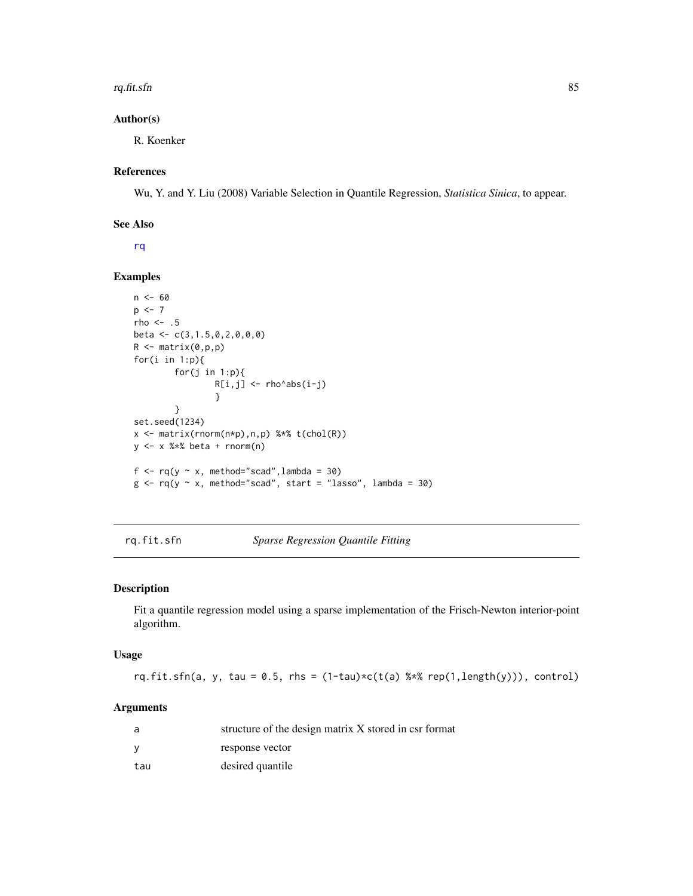### Author(s)

R. Koenker

### References

Wu, Y. and Y. Liu (2008) Variable Selection in Quantile Regression, *Statistica Sinica*, to appear.

### See Also

rq

### Examples

```
n <- 60
p <- 7
rho <- .5
beta <- c(3,1.5,0,2,0,0,0)
R <- matrix(0,p,p)
for(i in 1:p){
        for(j in 1:p){
                R[i,j] <- rho^abs(i-j)
                }
        }
set.seed(1234)
x <- matrix(rnorm(n*p),n,p) %*% t(chol(R))
y <- x %*% beta + rnorm(n)

f <- rq(y ~ x, method="scad",lambda = 30)
g <- rq(y ~ x, method="scad", start = "lasso", lambda = 30)
```

---

## rq.fit.sfn — *Sparse Regression Quantile Fitting*

### Description

Fit a quantile regression model using a sparse implementation of the Frisch-Newton interior-point algorithm.

### Usage

```
rq.fit.sfn(a, y, tau = 0.5, rhs = (1-tau)*c(t(a) %*% rep(1,length(y))), control)
```

### Arguments

| | |
|---|---|
| a | structure of the design matrix X stored in csr format |
| y | response vector |
| tau | desired quantile |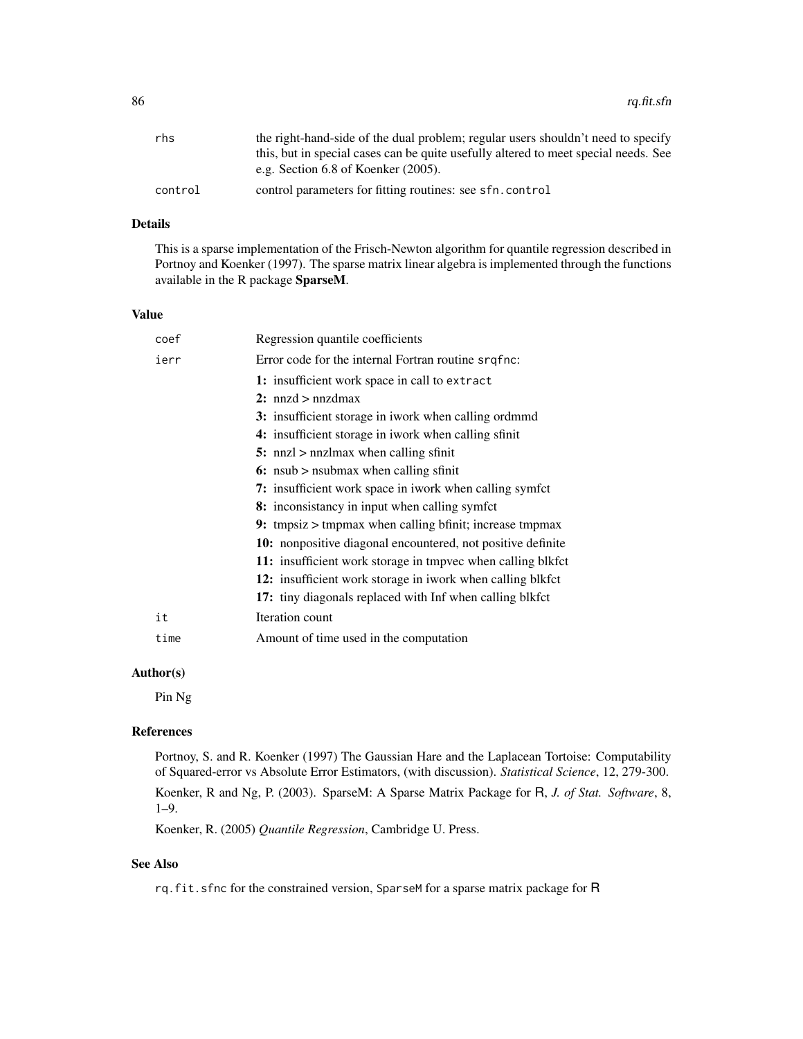| | |
|---|---|
| `rhs` | the right-hand-side of the dual problem; regular users shouldn't need to specify this, but in special cases can be quite usefully altered to meet special needs. See e.g. Section 6.8 of Koenker (2005). |
| `control` | control parameters for fitting routines: see `sfn.control` |

### Details

This is a sparse implementation of the Frisch-Newton algorithm for quantile regression described in Portnoy and Koenker (1997). The sparse matrix linear algebra is implemented through the functions available in the R package **SparseM**.

### Value

`coef` Regression quantile coefficients

`ierr` Error code for the internal Fortran routine `srqfnc`:

- **1:** insufficient work space in call to `extract`
- **2:** nnzd > nnzdmax
- **3:** insufficient storage in iwork when calling ordmmd
- **4:** insufficient storage in iwork when calling sfinit
- **5:** nnzl > nnzlmax when calling sfinit
- **6:** nsub > nsubmax when calling sfinit
- **7:** insufficient work space in iwork when calling symfct
- **8:** inconsistancy in input when calling symfct
- **9:** tmpsiz > tmpmax when calling bfinit; increase tmpmax
- **10:** nonpositive diagonal encountered, not positive definite
- **11:** insufficient work storage in tmpvec when calling blkfct
- **12:** insufficient work storage in iwork when calling blkfct
- **17:** tiny diagonals replaced with Inf when calling blkfct

`it` Iteration count

`time` Amount of time used in the computation

### Author(s)

Pin Ng

### References

Portnoy, S. and R. Koenker (1997) The Gaussian Hare and the Laplacean Tortoise: Computability of Squared-error vs Absolute Error Estimators, (with discussion). *Statistical Science*, 12, 279-300.

Koenker, R and Ng, P. (2003). SparseM: A Sparse Matrix Package for R, *J. of Stat. Software*, 8, 1–9.

Koenker, R. (2005) *Quantile Regression*, Cambridge U. Press.

### See Also

`rq.fit.sfnc` for the constrained version, `SparseM` for a sparse matrix package for R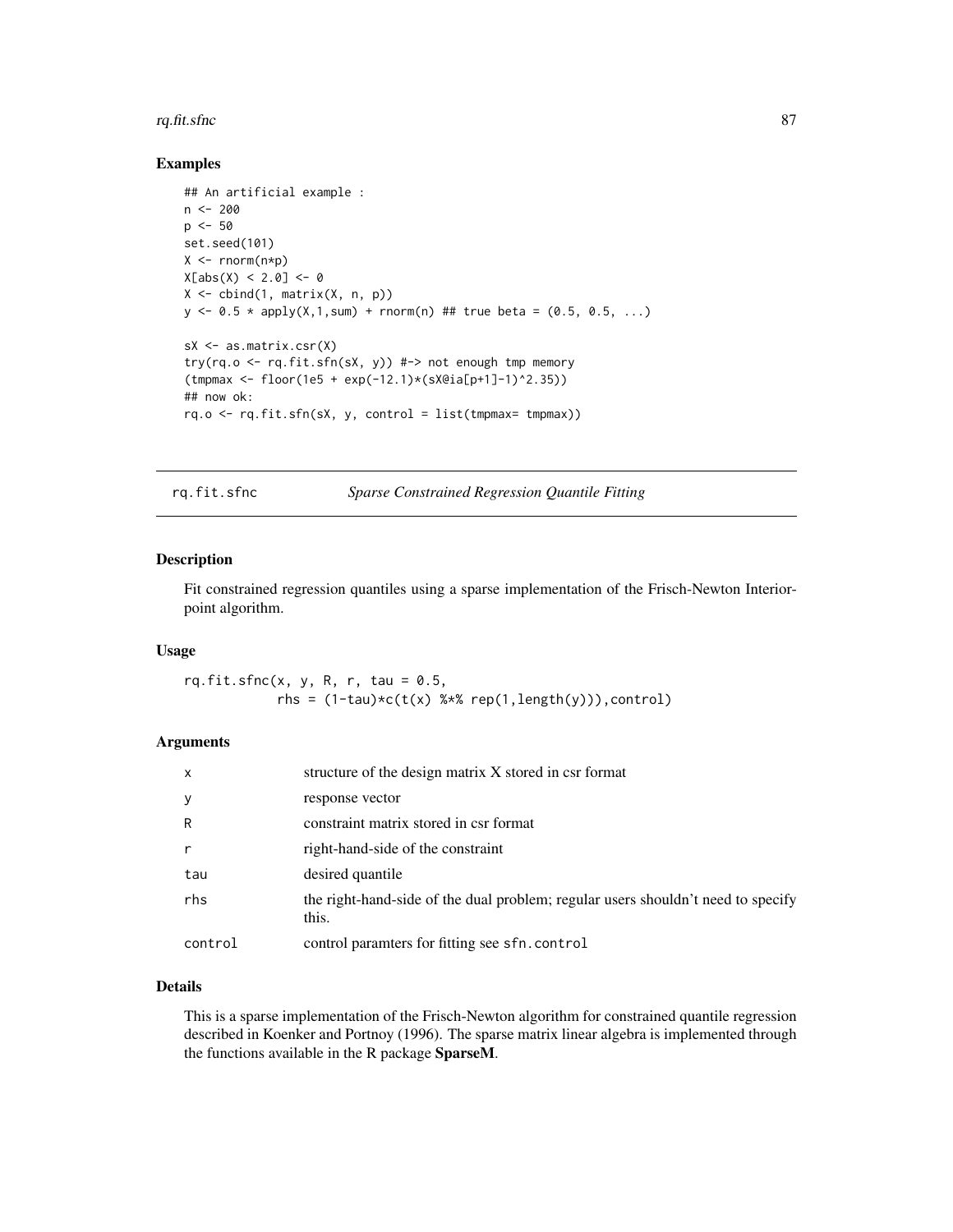## Examples

```
## An artificial example :
n <- 200
p <- 50
set.seed(101)
X <- rnorm(n*p)
X[abs(X) < 2.0] <- 0
X <- cbind(1, matrix(X, n, p))
y <- 0.5 * apply(X,1,sum) + rnorm(n) ## true beta = (0.5, 0.5, ...)

sX <- as.matrix.csr(X)
try(rq.o <- rq.fit.sfn(sX, y)) #-> not enough tmp memory
(tmpmax <- floor(1e5 + exp(-12.1)*(sX@ia[p+1]-1)^2.35))
## now ok:
rq.o <- rq.fit.sfn(sX, y, control = list(tmpmax= tmpmax))
```

---

# rq.fit.sfnc — *Sparse Constrained Regression Quantile Fitting*

## Description

Fit constrained regression quantiles using a sparse implementation of the Frisch-Newton Interior-point algorithm.

## Usage

```
rq.fit.sfnc(x, y, R, r, tau = 0.5,
            rhs = (1-tau)*c(t(x) %*% rep(1,length(y))),control)
```

## Arguments

| | |
|---|---|
| x | structure of the design matrix X stored in csr format |
| y | response vector |
| R | constraint matrix stored in csr format |
| r | right-hand-side of the constraint |
| tau | desired quantile |
| rhs | the right-hand-side of the dual problem; regular users shouldn't need to specify this. |
| control | control paramters for fitting see `sfn.control` |

## Details

This is a sparse implementation of the Frisch-Newton algorithm for constrained quantile regression described in Koenker and Portnoy (1996). The sparse matrix linear algebra is implemented through the functions available in the R package **SparseM**.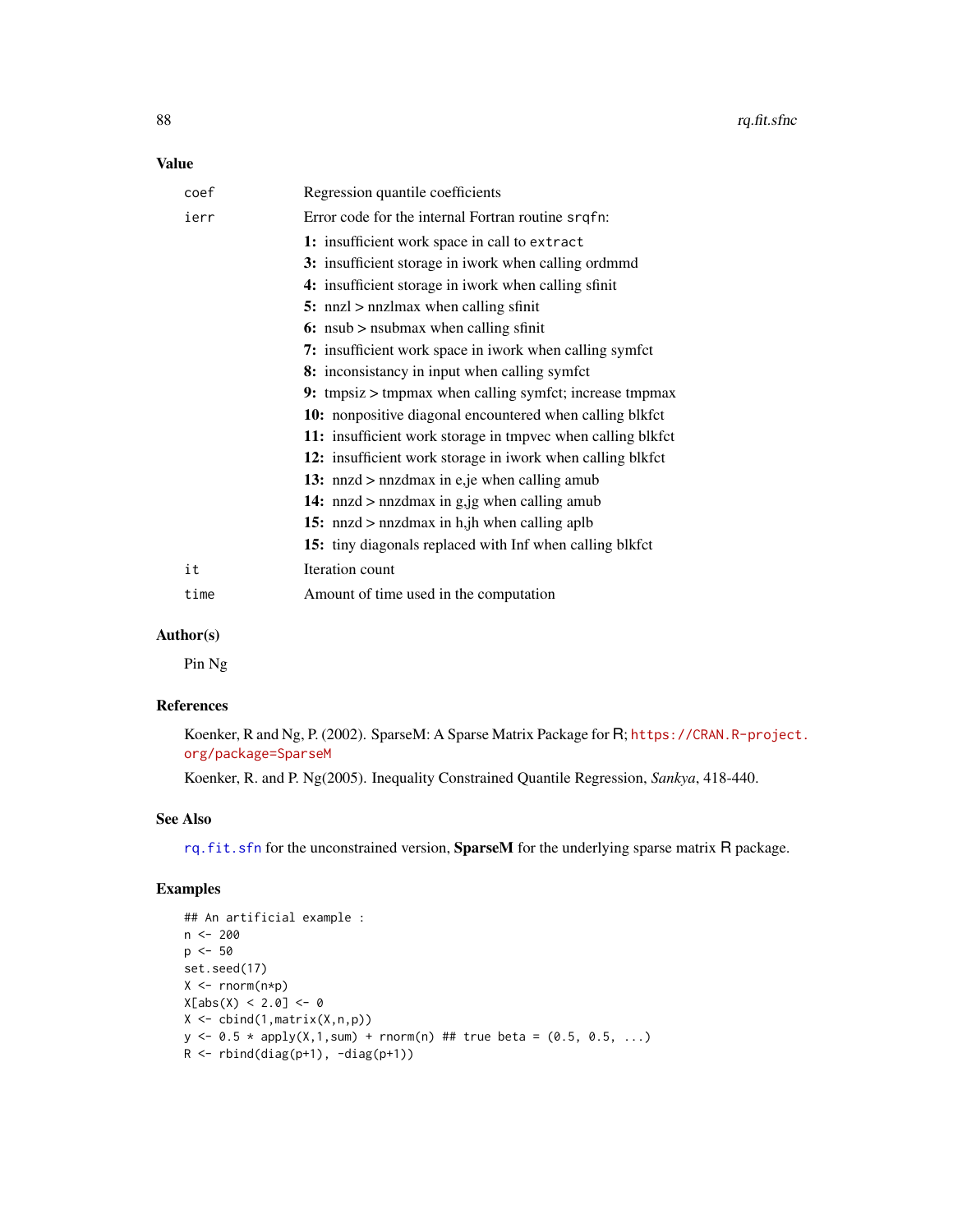## Value

| | |
|---|---|
| `coef` | Regression quantile coefficients |
| `ierr` | Error code for the internal Fortran routine `srqfn`: |
| | **1:** insufficient work space in call to `extract` |
| | **3:** insufficient storage in iwork when calling ordmmd |
| | **4:** insufficient storage in iwork when calling sfinit |
| | **5:** nnzl > nnzlmax when calling sfinit |
| | **6:** nsub > nsubmax when calling sfinit |
| | **7:** insufficient work space in iwork when calling symfct |
| | **8:** inconsistancy in input when calling symfct |
| | **9:** tmpsiz > tmpmax when calling symfct; increase tmpmax |
| | **10:** nonpositive diagonal encountered when calling blkfct |
| | **11:** insufficient work storage in tmpvec when calling blkfct |
| | **12:** insufficient work storage in iwork when calling blkfct |
| | **13:** nnzd > nnzdmax in e,je when calling amub |
| | **14:** nnzd > nnzdmax in g,jg when calling amub |
| | **15:** nnzd > nnzdmax in h,jh when calling aplb |
| | **15:** tiny diagonals replaced with Inf when calling blkfct |
| `it` | Iteration count |
| `time` | Amount of time used in the computation |

## Author(s)

Pin Ng

## References

Koenker, R and Ng, P. (2002). SparseM: A Sparse Matrix Package for R; https://CRAN.R-project.org/package=SparseM

Koenker, R. and P. Ng(2005). Inequality Constrained Quantile Regression, *Sankya*, 418-440.

## See Also

`rq.fit.sfn` for the unconstrained version, **SparseM** for the underlying sparse matrix R package.

## Examples

```
## An artificial example :
n <- 200
p <- 50
set.seed(17)
X <- rnorm(n*p)
X[abs(X) < 2.0] <- 0
X <- cbind(1,matrix(X,n,p))
y <- 0.5 * apply(X,1,sum) + rnorm(n) ## true beta = (0.5, 0.5, ...)
R <- rbind(diag(p+1), -diag(p+1))
```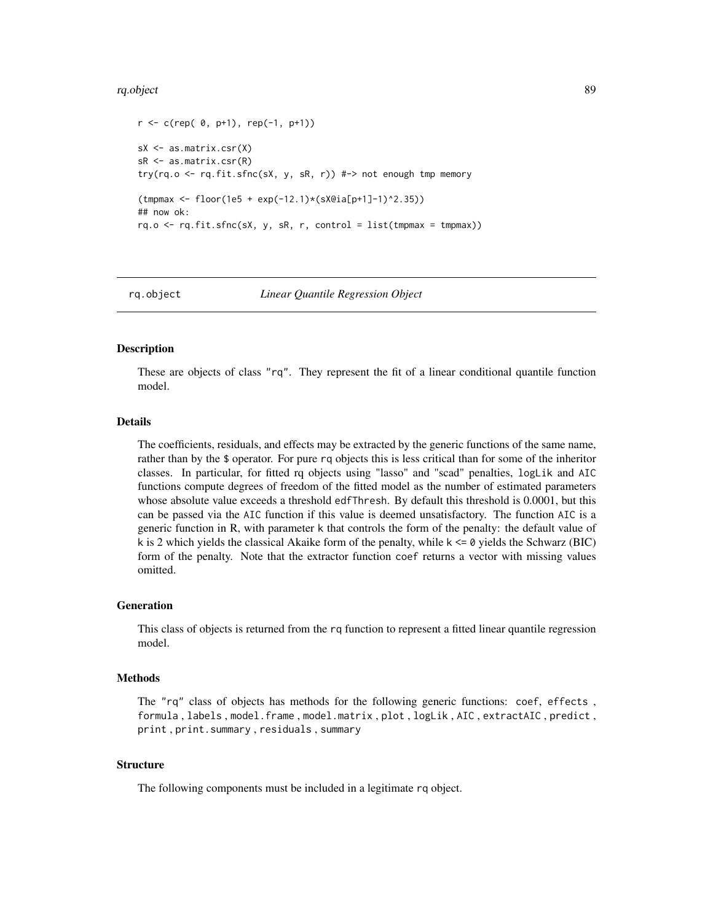```
r <- c(rep( 0, p+1), rep(-1, p+1))

sX <- as.matrix.csr(X)
sR <- as.matrix.csr(R)
try(rq.o <- rq.fit.sfnc(sX, y, sR, r)) #-> not enough tmp memory

(tmpmax <- floor(1e5 + exp(-12.1)*(sX@ia[p+1]-1)^2.35))
## now ok:
rq.o <- rq.fit.sfnc(sX, y, sR, r, control = list(tmpmax = tmpmax))
```

---

## rq.object *Linear Quantile Regression Object*

---

### Description

These are objects of class "rq". They represent the fit of a linear conditional quantile function model.

### Details

The coefficients, residuals, and effects may be extracted by the generic functions of the same name, rather than by the $ operator. For pure rq objects this is less critical than for some of the inheritor classes. In particular, for fitted rq objects using "lasso" and "scad" penalties, logLik and AIC functions compute degrees of freedom of the fitted model as the number of estimated parameters whose absolute value exceeds a threshold edfThresh. By default this threshold is 0.0001, but this can be passed via the AIC function if this value is deemed unsatisfactory. The function AIC is a generic function in R, with parameter k that controls the form of the penalty: the default value of k is 2 which yields the classical Akaike form of the penalty, while k <= 0 yields the Schwarz (BIC) form of the penalty. Note that the extractor function coef returns a vector with missing values omitted.

### Generation

This class of objects is returned from the rq function to represent a fitted linear quantile regression model.

### Methods

The "rq" class of objects has methods for the following generic functions: coef, effects , formula , labels , model.frame , model.matrix , plot , logLik , AIC , extractAIC , predict , print , print.summary , residuals , summary

### Structure

The following components must be included in a legitimate rq object.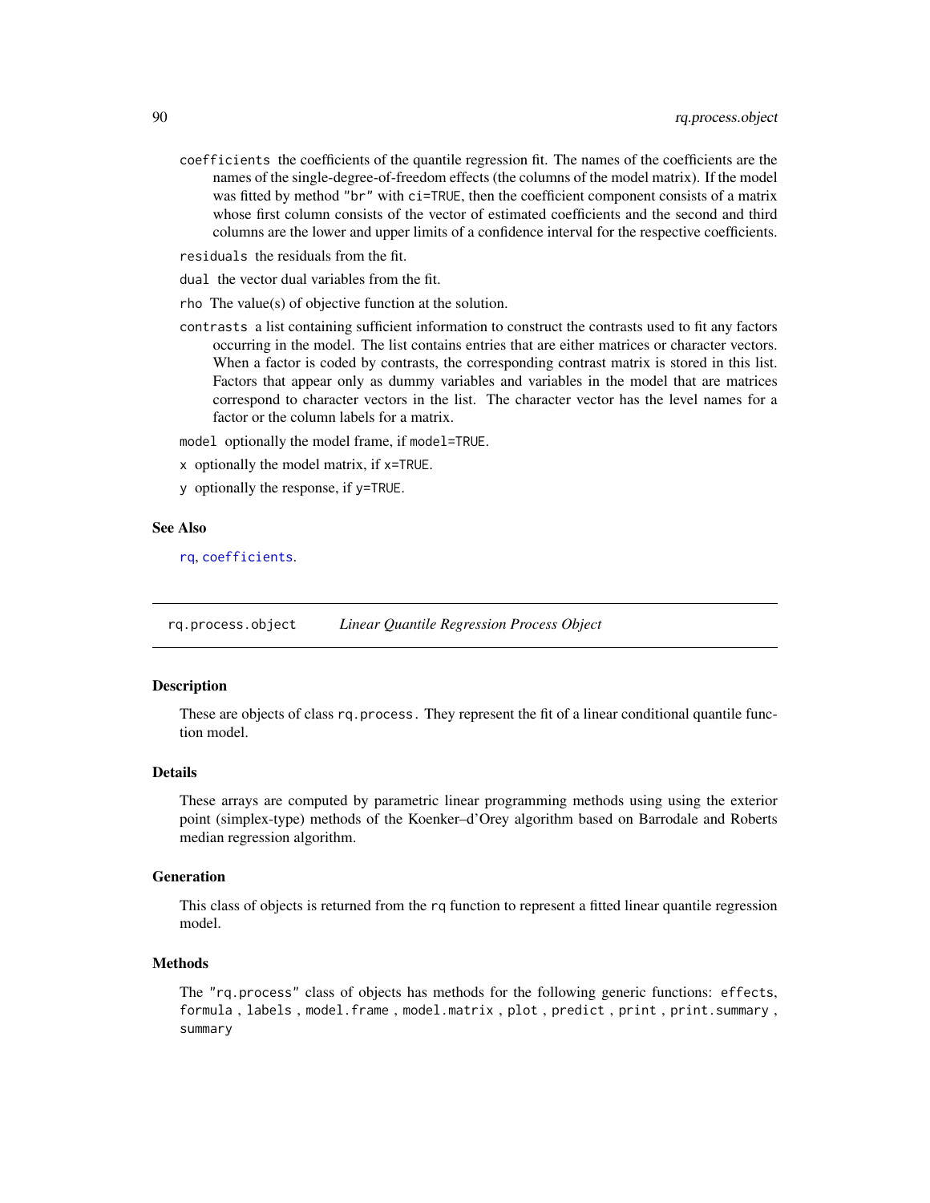`coefficients` the coefficients of the quantile regression fit. The names of the coefficients are the names of the single-degree-of-freedom effects (the columns of the model matrix). If the model was fitted by method "br" with `ci=TRUE`, then the coefficient component consists of a matrix whose first column consists of the vector of estimated coefficients and the second and third columns are the lower and upper limits of a confidence interval for the respective coefficients.

`residuals` the residuals from the fit.

`dual` the vector dual variables from the fit.

`rho` The value(s) of objective function at the solution.

`contrasts` a list containing sufficient information to construct the contrasts used to fit any factors occurring in the model. The list contains entries that are either matrices or character vectors. When a factor is coded by contrasts, the corresponding contrast matrix is stored in this list. Factors that appear only as dummy variables and variables in the model that are matrices correspond to character vectors in the list. The character vector has the level names for a factor or the column labels for a matrix.

`model` optionally the model frame, if `model=TRUE`.

`x` optionally the model matrix, if `x=TRUE`.

`y` optionally the response, if `y=TRUE`.

## See Also

`rq`, `coefficients`.

---

# rq.process.object *Linear Quantile Regression Process Object*

## Description

These are objects of class `rq.process.` They represent the fit of a linear conditional quantile function model.

## Details

These arrays are computed by parametric linear programming methods using using the exterior point (simplex-type) methods of the Koenker–d'Orey algorithm based on Barrodale and Roberts median regression algorithm.

## Generation

This class of objects is returned from the `rq` function to represent a fitted linear quantile regression model.

## Methods

The "rq.process" class of objects has methods for the following generic functions: `effects`, `formula` , `labels` , `model.frame` , `model.matrix` , `plot` , `predict` , `print` , `print.summary` , `summary`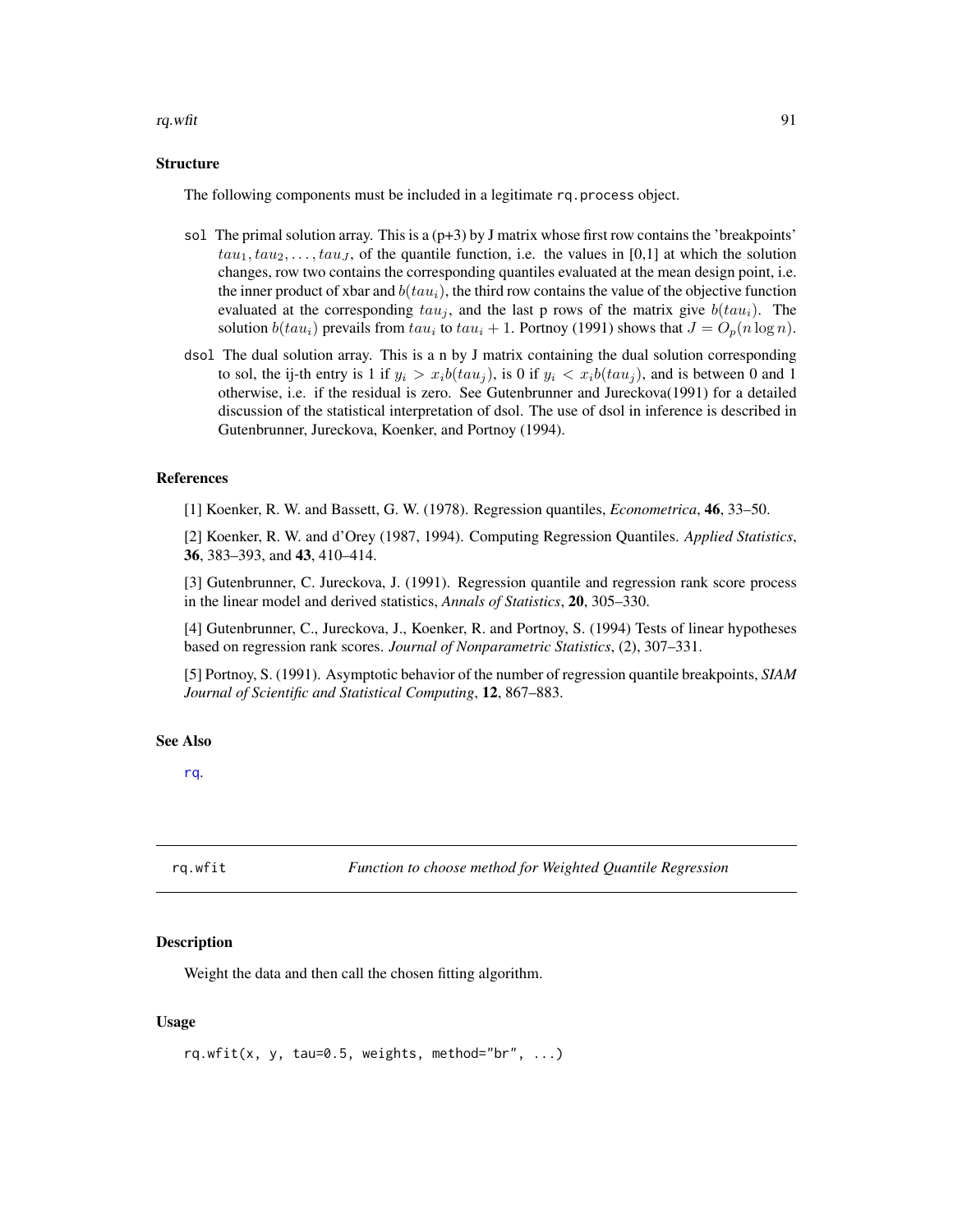### Structure

The following components must be included in a legitimate `rq.process` object.

`sol` The primal solution array. This is a (p+3) by J matrix whose first row contains the 'breakpoints' $tau_1, tau_2, \ldots, tau_J$, of the quantile function, i.e. the values in [0,1] at which the solution changes, row two contains the corresponding quantiles evaluated at the mean design point, i.e. the inner product of xbar and $b(tau_i)$, the third row contains the value of the objective function evaluated at the corresponding $tau_j$, and the last p rows of the matrix give $b(tau_i)$. The solution $b(tau_i)$ prevails from $tau_i$ to $tau_i + 1$. Portnoy (1991) shows that $J = O_p(n \log n)$.

`dsol` The dual solution array. This is a n by J matrix containing the dual solution corresponding to sol, the ij-th entry is 1 if $y_i > x_i b(tau_j)$, is 0 if $y_i < x_i b(tau_j)$, and is between 0 and 1 otherwise, i.e. if the residual is zero. See Gutenbrunner and Jureckova(1991) for a detailed discussion of the statistical interpretation of dsol. The use of dsol in inference is described in Gutenbrunner, Jureckova, Koenker, and Portnoy (1994).

### References

[1] Koenker, R. W. and Bassett, G. W. (1978). Regression quantiles, *Econometrica*, **46**, 33–50.

[2] Koenker, R. W. and d'Orey (1987, 1994). Computing Regression Quantiles. *Applied Statistics*, **36**, 383–393, and **43**, 410–414.

[3] Gutenbrunner, C. Jureckova, J. (1991). Regression quantile and regression rank score process in the linear model and derived statistics, *Annals of Statistics*, **20**, 305–330.

[4] Gutenbrunner, C., Jureckova, J., Koenker, R. and Portnoy, S. (1994) Tests of linear hypotheses based on regression rank scores. *Journal of Nonparametric Statistics*, (2), 307–331.

[5] Portnoy, S. (1991). Asymptotic behavior of the number of regression quantile breakpoints, *SIAM Journal of Scientific and Statistical Computing*, **12**, 867–883.

### See Also

`rq`.

---

## rq.wfit — *Function to choose method for Weighted Quantile Regression*

### Description

Weight the data and then call the chosen fitting algorithm.

### Usage

```
rq.wfit(x, y, tau=0.5, weights, method="br", ...)
```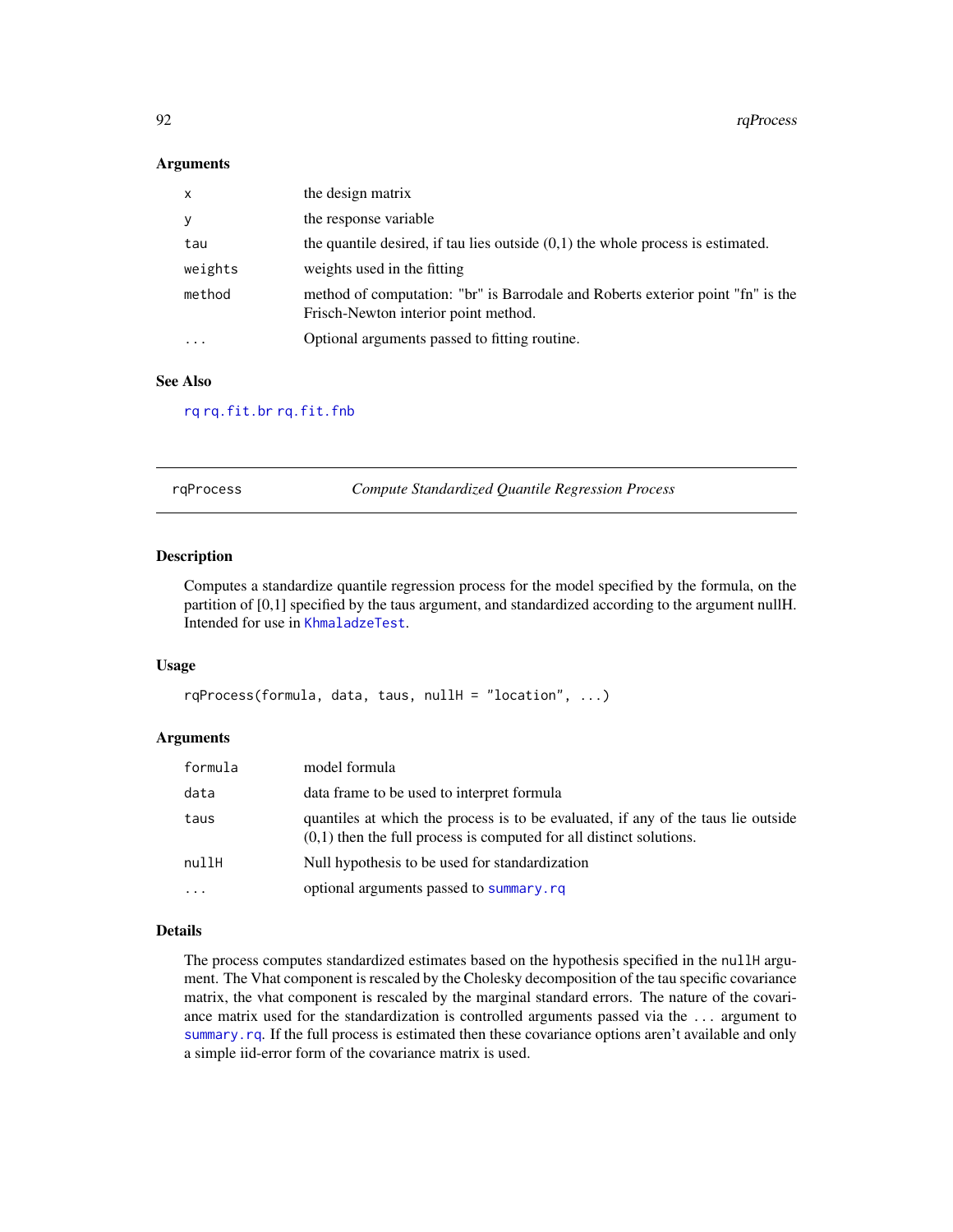### Arguments

| | |
|---|---|
| `x` | the design matrix |
| `y` | the response variable |
| `tau` | the quantile desired, if tau lies outside (0,1) the whole process is estimated. |
| `weights` | weights used in the fitting |
| `method` | method of computation: "br" is Barrodale and Roberts exterior point "fn" is the Frisch-Newton interior point method. |
| `...` | Optional arguments passed to fitting routine. |

### See Also

`rq` `rq.fit.br` `rq.fit.fnb`

---

## rqProcess — *Compute Standardized Quantile Regression Process*

### Description

Computes a standardize quantile regression process for the model specified by the formula, on the partition of [0,1] specified by the taus argument, and standardized according to the argument nullH. Intended for use in `KhmaladzeTest`.

### Usage

```
rqProcess(formula, data, taus, nullH = "location", ...)
```

### Arguments

| | |
|---|---|
| `formula` | model formula |
| `data` | data frame to be used to interpret formula |
| `taus` | quantiles at which the process is to be evaluated, if any of the taus lie outside (0,1) then the full process is computed for all distinct solutions. |
| `nullH` | Null hypothesis to be used for standardization |
| `...` | optional arguments passed to `summary.rq` |

### Details

The process computes standardized estimates based on the hypothesis specified in the `nullH` argument. The Vhat component is rescaled by the Cholesky decomposition of the tau specific covariance matrix, the vhat component is rescaled by the marginal standard errors. The nature of the covariance matrix used for the standardization is controlled arguments passed via the `...` argument to `summary.rq`. If the full process is estimated then these covariance options aren't available and only a simple iid-error form of the covariance matrix is used.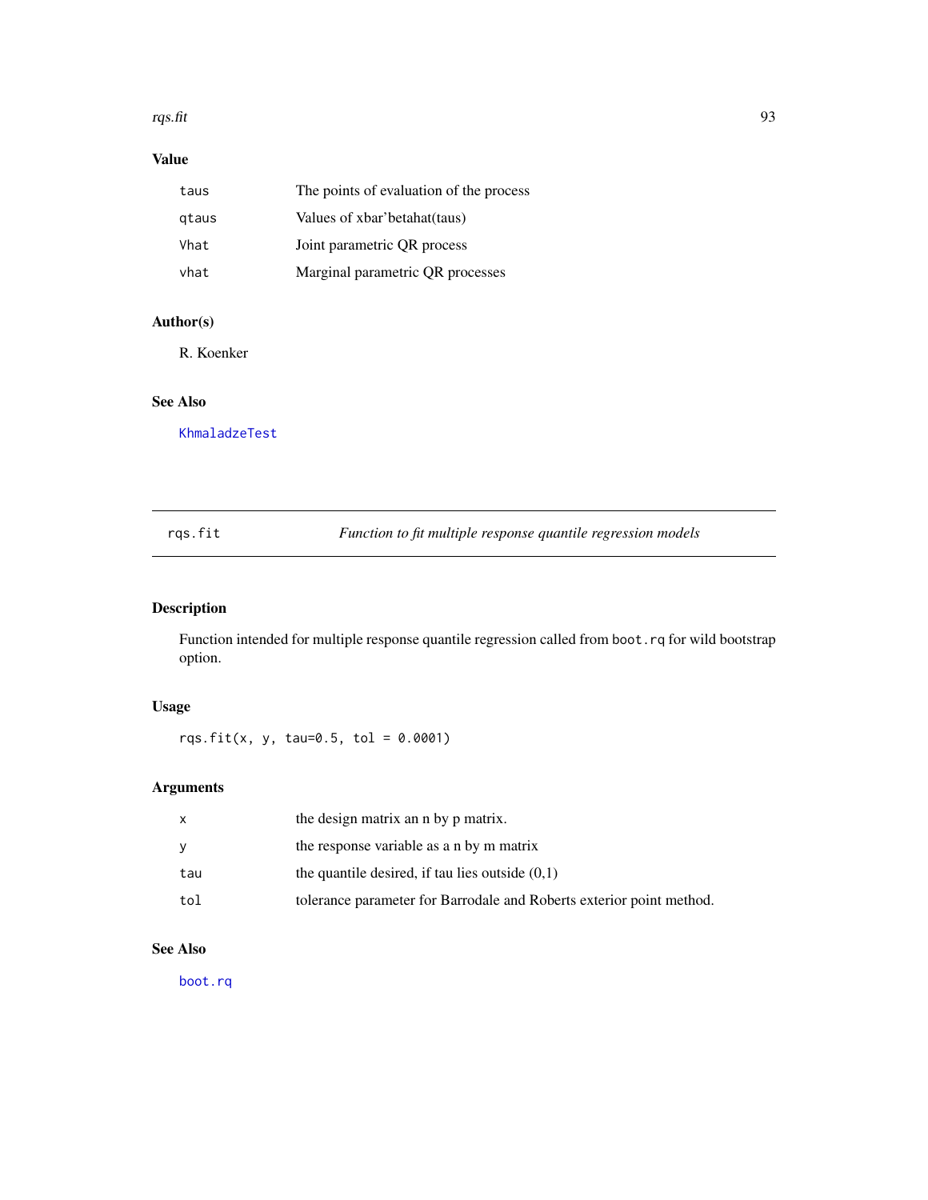## Value

| | |
|---|---|
| `taus` | The points of evaluation of the process |
| `qtaus` | Values of xbar'betahat(taus) |
| `Vhat` | Joint parametric QR process |
| `vhat` | Marginal parametric QR processes |

## Author(s)

R. Koenker

## See Also

KhmaladzeTest

---

# rqs.fit — *Function to fit multiple response quantile regression models*

## Description

Function intended for multiple response quantile regression called from `boot.rq` for wild bootstrap option.

## Usage

```
rqs.fit(x, y, tau=0.5, tol = 0.0001)
```

## Arguments

| | |
|---|---|
| `x` | the design matrix an n by p matrix. |
| `y` | the response variable as a n by m matrix |
| `tau` | the quantile desired, if tau lies outside (0,1) |
| `tol` | tolerance parameter for Barrodale and Roberts exterior point method. |

## See Also

boot.rq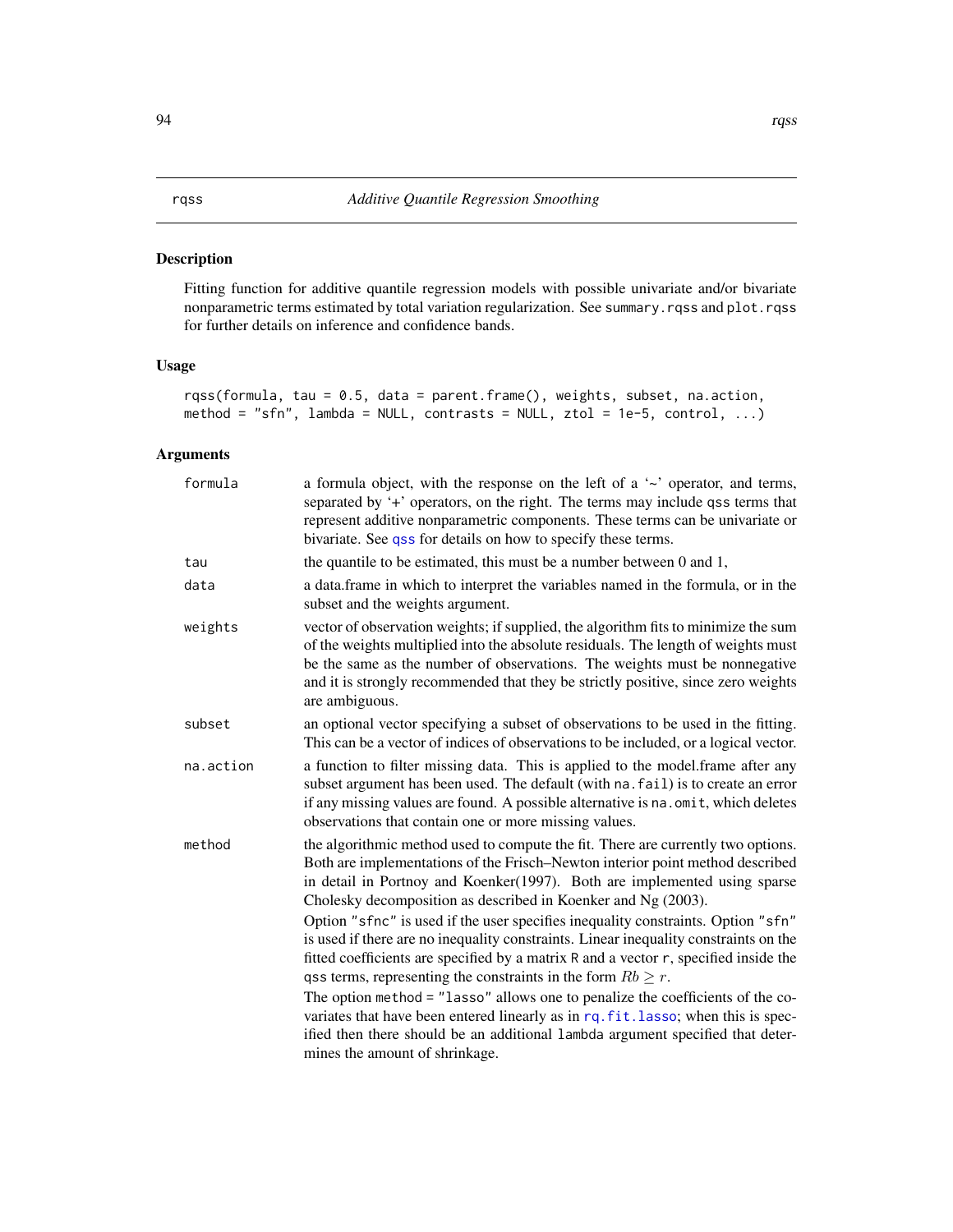rqss — *Additive Quantile Regression Smoothing*

## Description

Fitting function for additive quantile regression models with possible univariate and/or bivariate nonparametric terms estimated by total variation regularization. See summary.rqss and plot.rqss for further details on inference and confidence bands.

## Usage

```
rqss(formula, tau = 0.5, data = parent.frame(), weights, subset, na.action,
method = "sfn", lambda = NULL, contrasts = NULL, ztol = 1e-5, control, ...)
```

## Arguments

| | |
|---|---|
| formula | a formula object, with the response on the left of a '~' operator, and terms, separated by '+' operators, on the right. The terms may include qss terms that represent additive nonparametric components. These terms can be univariate or bivariate. See qss for details on how to specify these terms. |
| tau | the quantile to be estimated, this must be a number between 0 and 1, |
| data | a data.frame in which to interpret the variables named in the formula, or in the subset and the weights argument. |
| weights | vector of observation weights; if supplied, the algorithm fits to minimize the sum of the weights multiplied into the absolute residuals. The length of weights must be the same as the number of observations. The weights must be nonnegative and it is strongly recommended that they be strictly positive, since zero weights are ambiguous. |
| subset | an optional vector specifying a subset of observations to be used in the fitting. This can be a vector of indices of observations to be included, or a logical vector. |
| na.action | a function to filter missing data. This is applied to the model.frame after any subset argument has been used. The default (with na.fail) is to create an error if any missing values are found. A possible alternative is na.omit, which deletes observations that contain one or more missing values. |
| method | the algorithmic method used to compute the fit. There are currently two options. Both are implementations of the Frisch–Newton interior point method described in detail in Portnoy and Koenker(1997). Both are implemented using sparse Cholesky decomposition as described in Koenker and Ng (2003).<br><br>Option "sfnc" is used if the user specifies inequality constraints. Option "sfn" is used if there are no inequality constraints. Linear inequality constraints on the fitted coefficients are specified by a matrix R and a vector r, specified inside the qss terms, representing the constraints in the form $Rb \geq r$.<br><br>The option method = "lasso" allows one to penalize the coefficients of the covariates that have been entered linearly as in rq.fit.lasso; when this is specified then there should be an additional lambda argument specified that determines the amount of shrinkage. |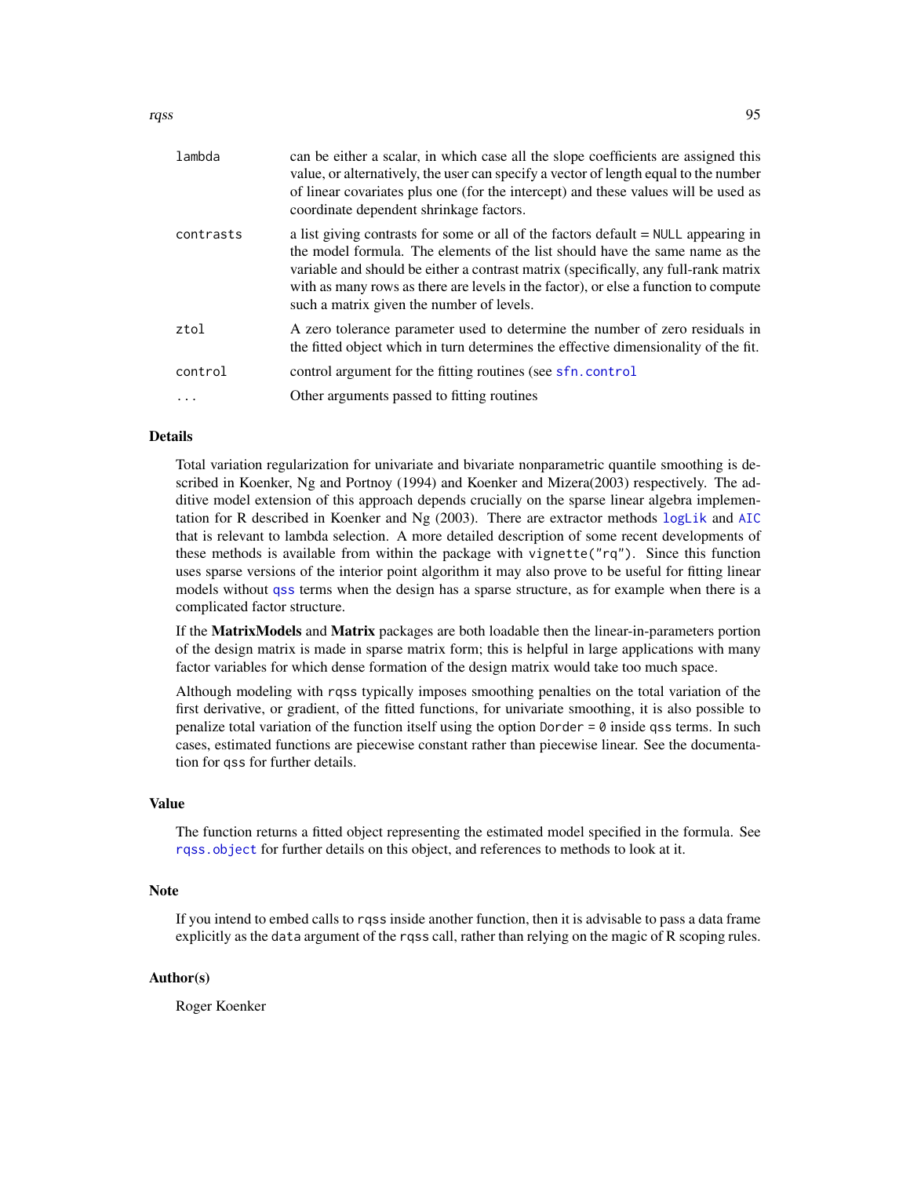| | |
|---|---|
| `lambda` | can be either a scalar, in which case all the slope coefficients are assigned this value, or alternatively, the user can specify a vector of length equal to the number of linear covariates plus one (for the intercept) and these values will be used as coordinate dependent shrinkage factors. |
| `contrasts` | a list giving contrasts for some or all of the factors default = `NULL` appearing in the model formula. The elements of the list should have the same name as the variable and should be either a contrast matrix (specifically, any full-rank matrix with as many rows as there are levels in the factor), or else a function to compute such a matrix given the number of levels. |
| `ztol` | A zero tolerance parameter used to determine the number of zero residuals in the fitted object which in turn determines the effective dimensionality of the fit. |
| `control` | control argument for the fitting routines (see `sfn.control` |
| `...` | Other arguments passed to fitting routines |

## Details

Total variation regularization for univariate and bivariate nonparametric quantile smoothing is described in Koenker, Ng and Portnoy (1994) and Koenker and Mizera(2003) respectively. The additive model extension of this approach depends crucially on the sparse linear algebra implementation for R described in Koenker and Ng (2003). There are extractor methods `logLik` and `AIC` that is relevant to lambda selection. A more detailed description of some recent developments of these methods is available from within the package with `vignette("rq")`. Since this function uses sparse versions of the interior point algorithm it may also prove to be useful for fitting linear models without `qss` terms when the design has a sparse structure, as for example when there is a complicated factor structure.

If the **MatrixModels** and **Matrix** packages are both loadable then the linear-in-parameters portion of the design matrix is made in sparse matrix form; this is helpful in large applications with many factor variables for which dense formation of the design matrix would take too much space.

Although modeling with `rqss` typically imposes smoothing penalties on the total variation of the first derivative, or gradient, of the fitted functions, for univariate smoothing, it is also possible to penalize total variation of the function itself using the option `Dorder = 0` inside `qss` terms. In such cases, estimated functions are piecewise constant rather than piecewise linear. See the documentation for `qss` for further details.

## Value

The function returns a fitted object representing the estimated model specified in the formula. See `rqss.object` for further details on this object, and references to methods to look at it.

## Note

If you intend to embed calls to `rqss` inside another function, then it is advisable to pass a data frame explicitly as the `data` argument of the `rqss` call, rather than relying on the magic of R scoping rules.

## Author(s)

Roger Koenker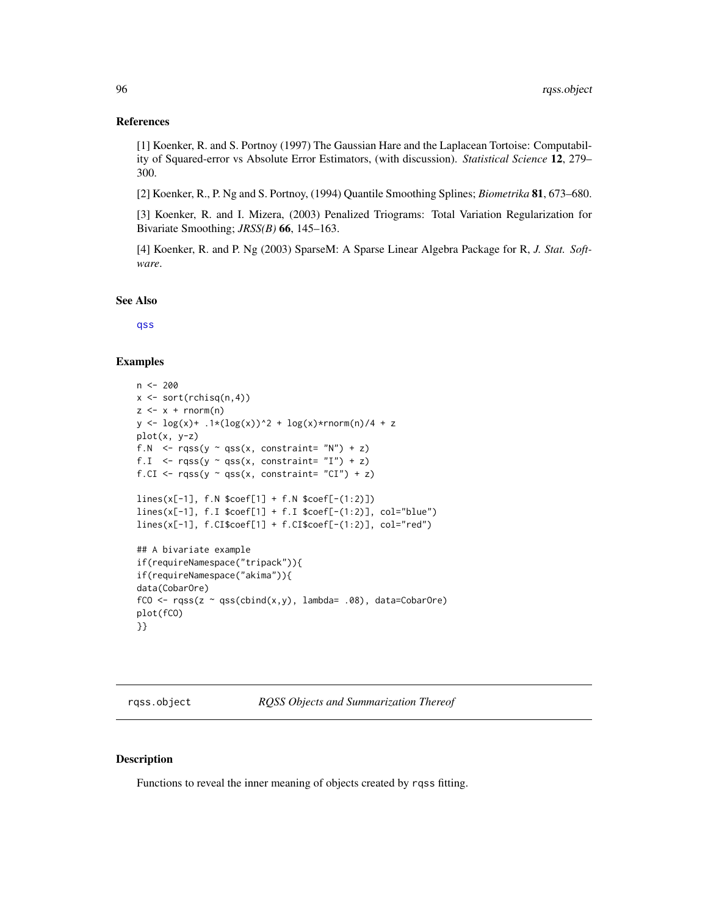### References

[1] Koenker, R. and S. Portnoy (1997) The Gaussian Hare and the Laplacean Tortoise: Computability of Squared-error vs Absolute Error Estimators, (with discussion). *Statistical Science* **12**, 279–300.

[2] Koenker, R., P. Ng and S. Portnoy, (1994) Quantile Smoothing Splines; *Biometrika* **81**, 673–680.

[3] Koenker, R. and I. Mizera, (2003) Penalized Triograms: Total Variation Regularization for Bivariate Smoothing; *JRSS(B)* **66**, 145–163.

[4] Koenker, R. and P. Ng (2003) SparseM: A Sparse Linear Algebra Package for R, *J. Stat. Software*.

### See Also

qss

### Examples

```
n <- 200
x <- sort(rchisq(n,4))
z <- x + rnorm(n)
y <- log(x)+ .1*(log(x))^2 + log(x)*rnorm(n)/4 + z
plot(x, y-z)
f.N  <- rqss(y ~ qss(x, constraint= "N") + z)
f.I  <- rqss(y ~ qss(x, constraint= "I") + z)
f.CI <- rqss(y ~ qss(x, constraint= "CI") + z)

lines(x[-1], f.N $coef[1] + f.N $coef[-(1:2)])
lines(x[-1], f.I $coef[1] + f.I $coef[-(1:2)], col="blue")
lines(x[-1], f.CI$coef[1] + f.CI$coef[-(1:2)], col="red")

## A bivariate example
if(requireNamespace("tripack")){
if(requireNamespace("akima")){
data(CobarOre)
fCO <- rqss(z ~ qss(cbind(x,y), lambda= .08), data=CobarOre)
plot(fCO)
}}
```

---

## rqss.object *RQSS Objects and Summarization Thereof*

### Description

Functions to reveal the inner meaning of objects created by rqss fitting.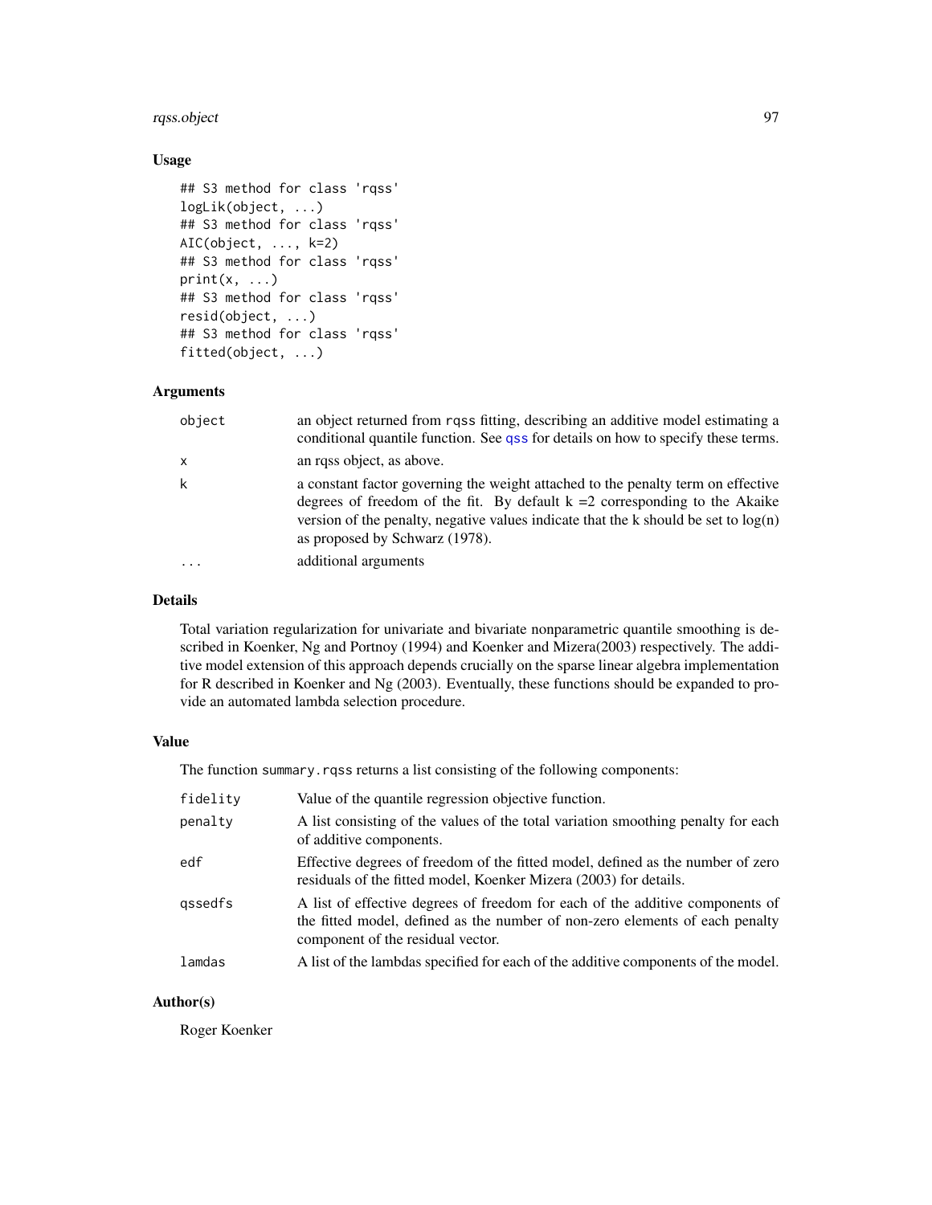## Usage

```
## S3 method for class 'rqss'
logLik(object, ...)
## S3 method for class 'rqss'
AIC(object, ..., k=2)
## S3 method for class 'rqss'
print(x, ...)
## S3 method for class 'rqss'
resid(object, ...)
## S3 method for class 'rqss'
fitted(object, ...)
```

## Arguments

| | |
|---|---|
| object | an object returned from rqss fitting, describing an additive model estimating a conditional quantile function. See qss for details on how to specify these terms. |
| x | an rqss object, as above. |
| k | a constant factor governing the weight attached to the penalty term on effective degrees of freedom of the fit. By default k =2 corresponding to the Akaike version of the penalty, negative values indicate that the k should be set to log(n) as proposed by Schwarz (1978). |
| ... | additional arguments |

## Details

Total variation regularization for univariate and bivariate nonparametric quantile smoothing is described in Koenker, Ng and Portnoy (1994) and Koenker and Mizera(2003) respectively. The additive model extension of this approach depends crucially on the sparse linear algebra implementation for R described in Koenker and Ng (2003). Eventually, these functions should be expanded to provide an automated lambda selection procedure.

## Value

The function summary.rqss returns a list consisting of the following components:

| | |
|---|---|
| fidelity | Value of the quantile regression objective function. |
| penalty | A list consisting of the values of the total variation smoothing penalty for each of additive components. |
| edf | Effective degrees of freedom of the fitted model, defined as the number of zero residuals of the fitted model, Koenker Mizera (2003) for details. |
| qssedfs | A list of effective degrees of freedom for each of the additive components of the fitted model, defined as the number of non-zero elements of each penalty component of the residual vector. |
| lamdas | A list of the lambdas specified for each of the additive components of the model. |

## Author(s)

Roger Koenker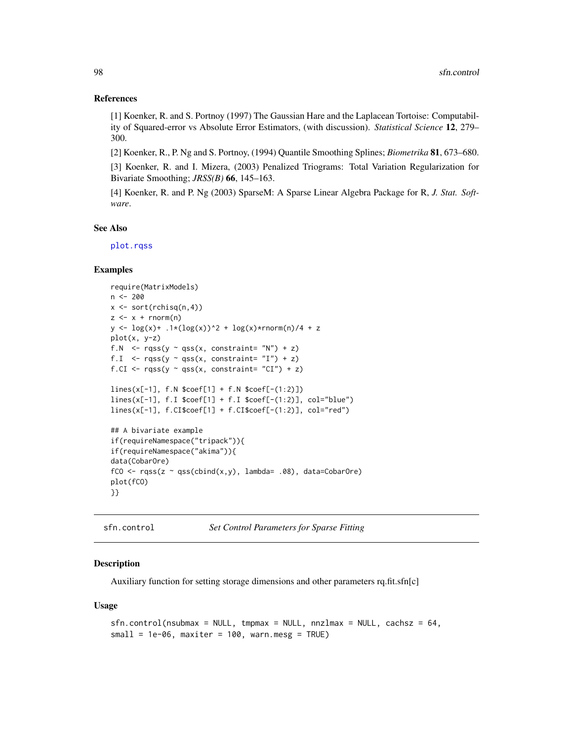## References

[1] Koenker, R. and S. Portnoy (1997) The Gaussian Hare and the Laplacean Tortoise: Computability of Squared-error vs Absolute Error Estimators, (with discussion). *Statistical Science* **12**, 279–300.

[2] Koenker, R., P. Ng and S. Portnoy, (1994) Quantile Smoothing Splines; *Biometrika* **81**, 673–680.

[3] Koenker, R. and I. Mizera, (2003) Penalized Triograms: Total Variation Regularization for Bivariate Smoothing; *JRSS(B)* **66**, 145–163.

[4] Koenker, R. and P. Ng (2003) SparseM: A Sparse Linear Algebra Package for R, *J. Stat. Software*.

## See Also

plot.rqss

## Examples

```
require(MatrixModels)
n <- 200
x <- sort(rchisq(n,4))
z <- x + rnorm(n)
y <- log(x)+ .1*(log(x))^2 + log(x)*rnorm(n)/4 + z
plot(x, y-z)
f.N  <- rqss(y ~ qss(x, constraint= "N") + z)
f.I  <- rqss(y ~ qss(x, constraint= "I") + z)
f.CI <- rqss(y ~ qss(x, constraint= "CI") + z)

lines(x[-1], f.N $coef[1] + f.N $coef[-(1:2)])
lines(x[-1], f.I $coef[1] + f.I $coef[-(1:2)], col="blue")
lines(x[-1], f.CI$coef[1] + f.CI$coef[-(1:2)], col="red")

## A bivariate example
if(requireNamespace("tripack")){
if(requireNamespace("akima")){
data(CobarOre)
fCO <- rqss(z ~ qss(cbind(x,y), lambda= .08), data=CobarOre)
plot(fCO)
}}
```

---

# sfn.control — *Set Control Parameters for Sparse Fitting*

## Description

Auxiliary function for setting storage dimensions and other parameters rq.fit.sfn[c]

## Usage

```
sfn.control(nsubmax = NULL, tmpmax = NULL, nnzlmax = NULL, cachsz = 64,
small = 1e-06, maxiter = 100, warn.mesg = TRUE)
```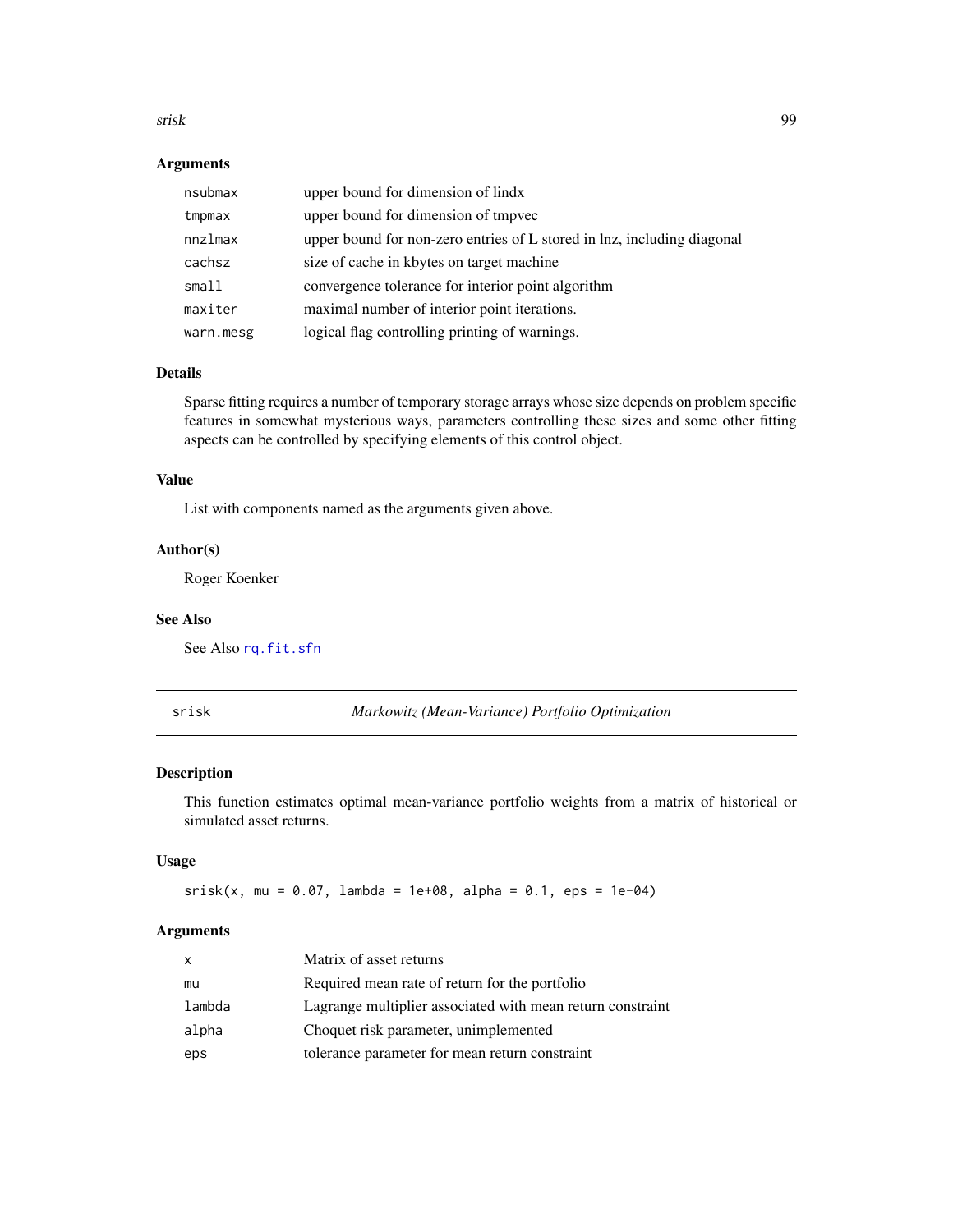## Arguments

| | |
|---|---|
| nsubmax | upper bound for dimension of lindx |
| tmpmax | upper bound for dimension of tmpvec |
| nnzlmax | upper bound for non-zero entries of L stored in lnz, including diagonal |
| cachsz | size of cache in kbytes on target machine |
| small | convergence tolerance for interior point algorithm |
| maxiter | maximal number of interior point iterations. |
| warn.mesg | logical flag controlling printing of warnings. |

## Details

Sparse fitting requires a number of temporary storage arrays whose size depends on problem specific features in somewhat mysterious ways, parameters controlling these sizes and some other fitting aspects can be controlled by specifying elements of this control object.

## Value

List with components named as the arguments given above.

## Author(s)

Roger Koenker

## See Also

See Also rq.fit.sfn

---

# srisk — *Markowitz (Mean-Variance) Portfolio Optimization*

## Description

This function estimates optimal mean-variance portfolio weights from a matrix of historical or simulated asset returns.

## Usage

```
srisk(x, mu = 0.07, lambda = 1e+08, alpha = 0.1, eps = 1e-04)
```

## Arguments

| | |
|---|---|
| x | Matrix of asset returns |
| mu | Required mean rate of return for the portfolio |
| lambda | Lagrange multiplier associated with mean return constraint |
| alpha | Choquet risk parameter, unimplemented |
| eps | tolerance parameter for mean return constraint |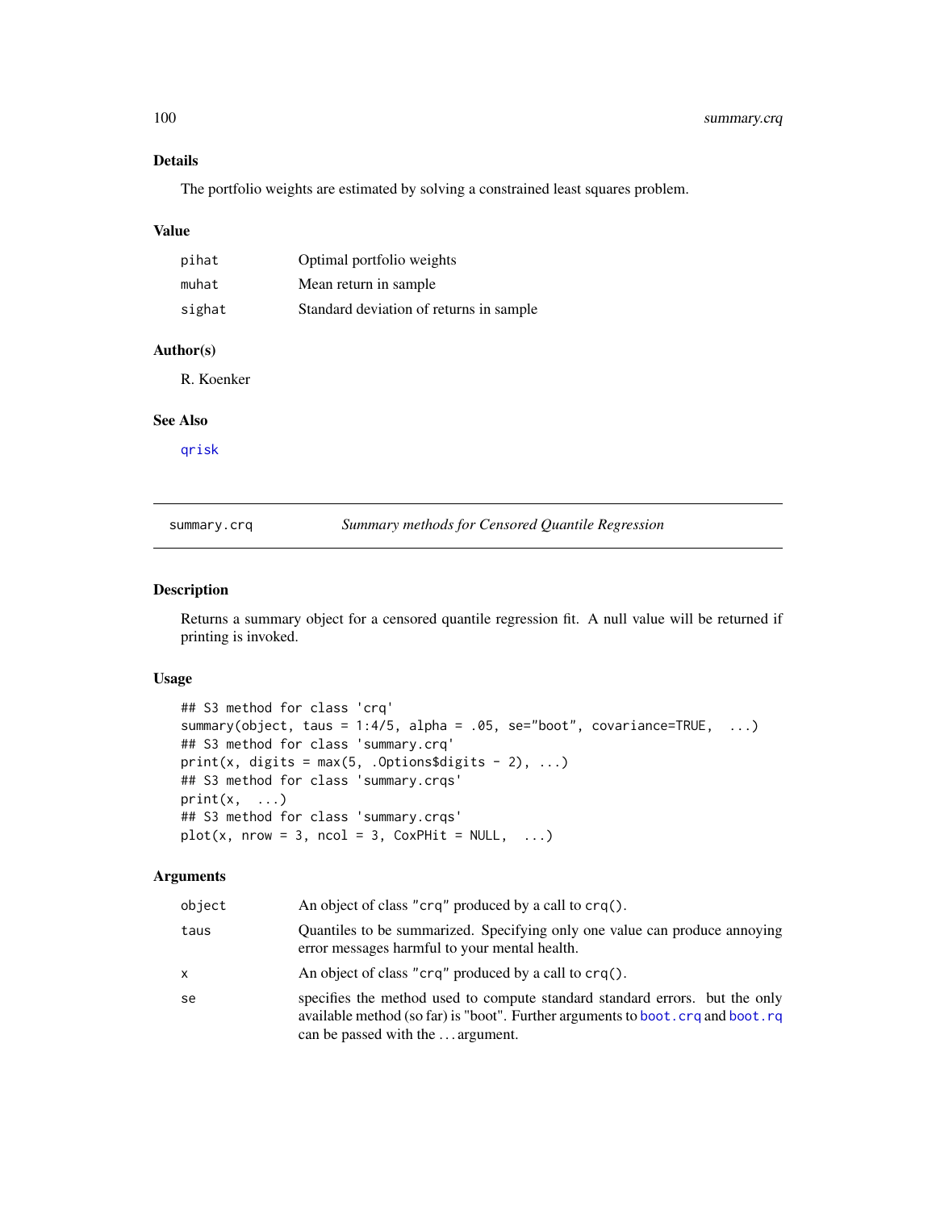## Details

The portfolio weights are estimated by solving a constrained least squares problem.

## Value

| | |
|---|---|
| pihat | Optimal portfolio weights |
| muhat | Mean return in sample |
| sighat | Standard deviation of returns in sample |

## Author(s)

R. Koenker

## See Also

qrisk

---

summary.crq    *Summary methods for Censored Quantile Regression*

---

## Description

Returns a summary object for a censored quantile regression fit. A null value will be returned if printing is invoked.

## Usage

```
## S3 method for class 'crq'
summary(object, taus = 1:4/5, alpha = .05, se="boot", covariance=TRUE,  ...)
## S3 method for class 'summary.crq'
print(x, digits = max(5, .Options$digits - 2), ...)
## S3 method for class 'summary.crqs'
print(x,  ...)
## S3 method for class 'summary.crqs'
plot(x, nrow = 3, ncol = 3, CoxPHit = NULL,  ...)
```

## Arguments

| | |
|---|---|
| object | An object of class "crq" produced by a call to crq(). |
| taus | Quantiles to be summarized. Specifying only one value can produce annoying error messages harmful to your mental health. |
| x | An object of class "crq" produced by a call to crq(). |
| se | specifies the method used to compute standard standard errors. but the only available method (so far) is "boot". Further arguments to boot.crq and boot.rq can be passed with the ... argument. |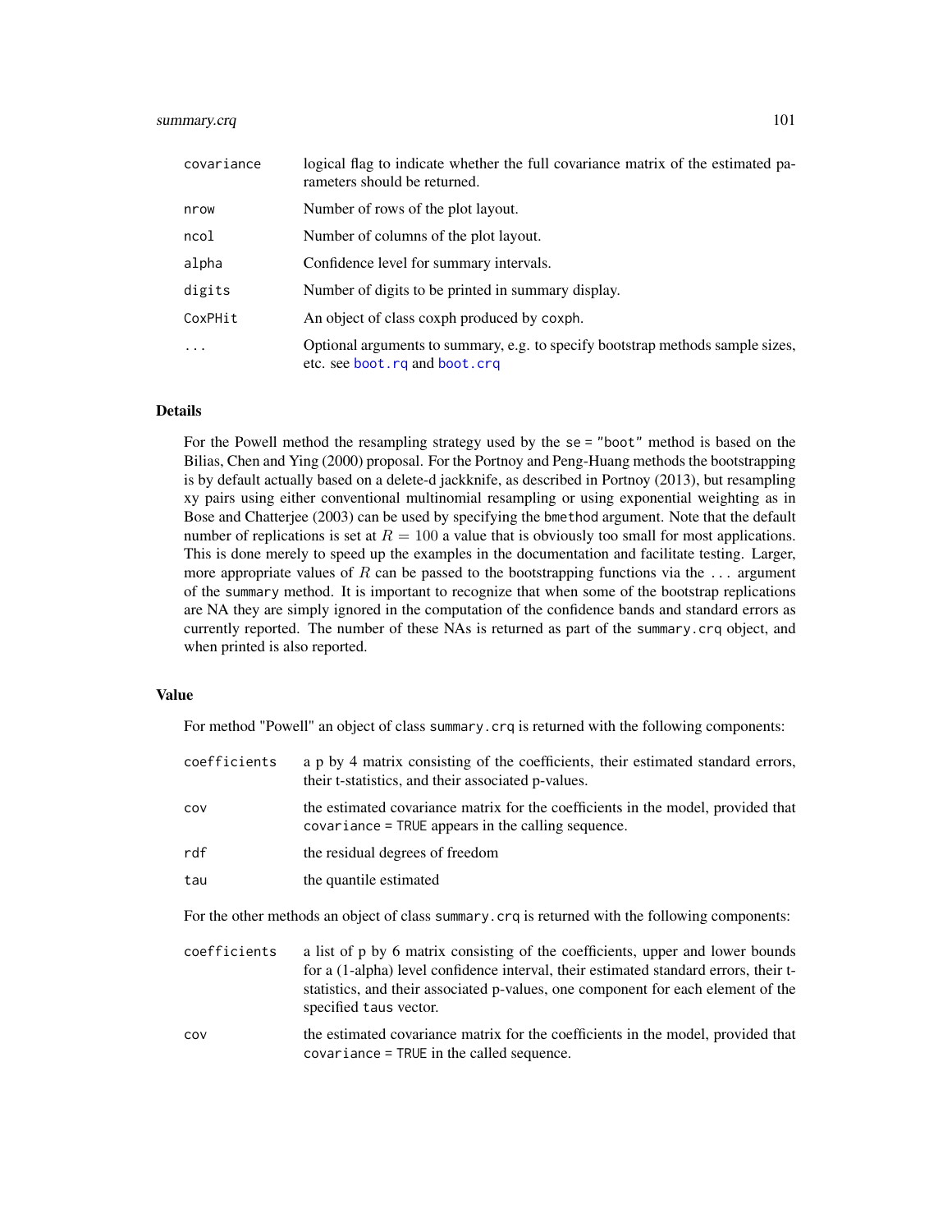| | |
|---|---|
| covariance | logical flag to indicate whether the full covariance matrix of the estimated parameters should be returned. |
| nrow | Number of rows of the plot layout. |
| ncol | Number of columns of the plot layout. |
| alpha | Confidence level for summary intervals. |
| digits | Number of digits to be printed in summary display. |
| CoxPHit | An object of class coxph produced by coxph. |
| ... | Optional arguments to summary, e.g. to specify bootstrap methods sample sizes, etc. see boot.rq and boot.crq |

## Details

For the Powell method the resampling strategy used by the se = "boot" method is based on the Bilias, Chen and Ying (2000) proposal. For the Portnoy and Peng-Huang methods the bootstrapping is by default actually based on a delete-d jackknife, as described in Portnoy (2013), but resampling xy pairs using either conventional multinomial resampling or using exponential weighting as in Bose and Chatterjee (2003) can be used by specifying the bmethod argument. Note that the default number of replications is set at $R = 100$ a value that is obviously too small for most applications. This is done merely to speed up the examples in the documentation and facilitate testing. Larger, more appropriate values of $R$ can be passed to the bootstrapping functions via the ... argument of the summary method. It is important to recognize that when some of the bootstrap replications are NA they are simply ignored in the computation of the confidence bands and standard errors as currently reported. The number of these NAs is returned as part of the summary.crq object, and when printed is also reported.

## Value

For method "Powell" an object of class summary.crq is returned with the following components:

| | |
|---|---|
| coefficients | a p by 4 matrix consisting of the coefficients, their estimated standard errors, their t-statistics, and their associated p-values. |
| cov | the estimated covariance matrix for the coefficients in the model, provided that covariance = TRUE appears in the calling sequence. |
| rdf | the residual degrees of freedom |
| tau | the quantile estimated |

For the other methods an object of class summary.crq is returned with the following components:

| | |
|---|---|
| coefficients | a list of p by 6 matrix consisting of the coefficients, upper and lower bounds for a (1-alpha) level confidence interval, their estimated standard errors, their t-statistics, and their associated p-values, one component for each element of the specified taus vector. |
| cov | the estimated covariance matrix for the coefficients in the model, provided that covariance = TRUE in the called sequence. |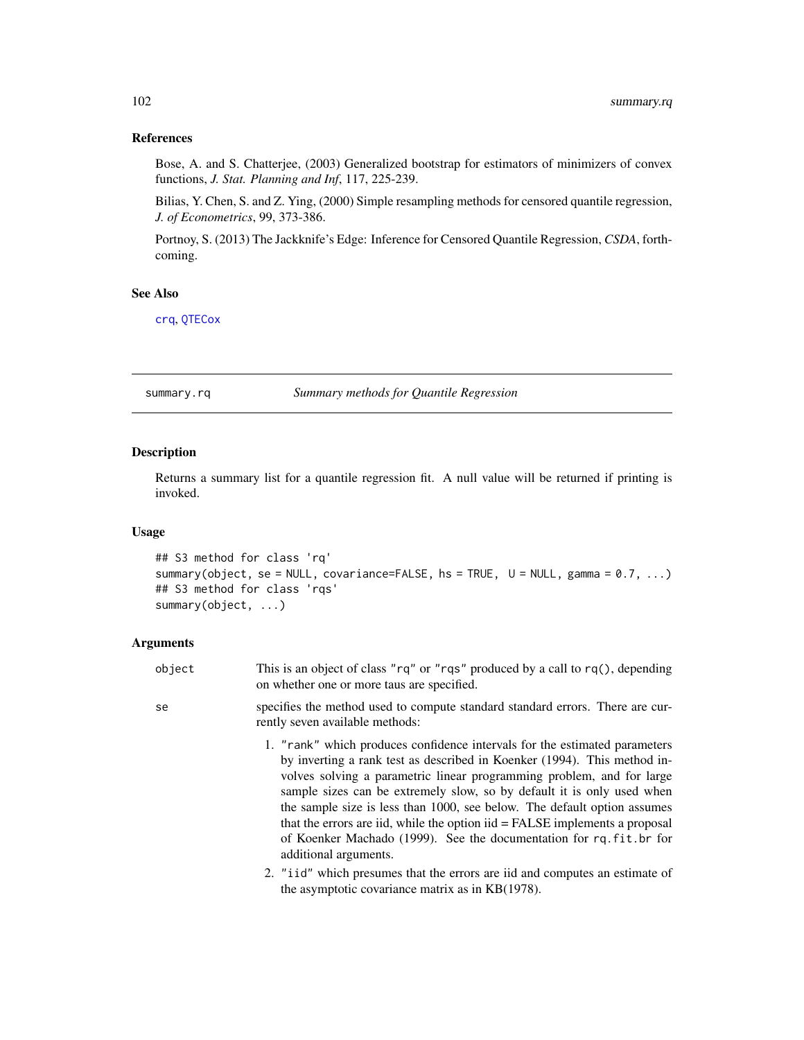## References

Bose, A. and S. Chatterjee, (2003) Generalized bootstrap for estimators of minimizers of convex functions, *J. Stat. Planning and Inf*, 117, 225-239.

Bilias, Y. Chen, S. and Z. Ying, (2000) Simple resampling methods for censored quantile regression, *J. of Econometrics*, 99, 373-386.

Portnoy, S. (2013) The Jackknife's Edge: Inference for Censored Quantile Regression, *CSDA*, forthcoming.

## See Also

crq, QTECox

---

# summary.rq — *Summary methods for Quantile Regression*

## Description

Returns a summary list for a quantile regression fit. A null value will be returned if printing is invoked.

## Usage

```
## S3 method for class 'rq'
summary(object, se = NULL, covariance=FALSE, hs = TRUE,  U = NULL, gamma = 0.7, ...)
## S3 method for class 'rqs'
summary(object, ...)
```

## Arguments

`object` — This is an object of class "rq" or "rqs" produced by a call to rq(), depending on whether one or more taus are specified.

`se` — specifies the method used to compute standard standard errors. There are currently seven available methods:

1. "rank" which produces confidence intervals for the estimated parameters by inverting a rank test as described in Koenker (1994). This method involves solving a parametric linear programming problem, and for large sample sizes can be extremely slow, so by default it is only used when the sample size is less than 1000, see below. The default option assumes that the errors are iid, while the option iid = FALSE implements a proposal of Koenker Machado (1999). See the documentation for rq.fit.br for additional arguments.
2. "iid" which presumes that the errors are iid and computes an estimate of the asymptotic covariance matrix as in KB(1978).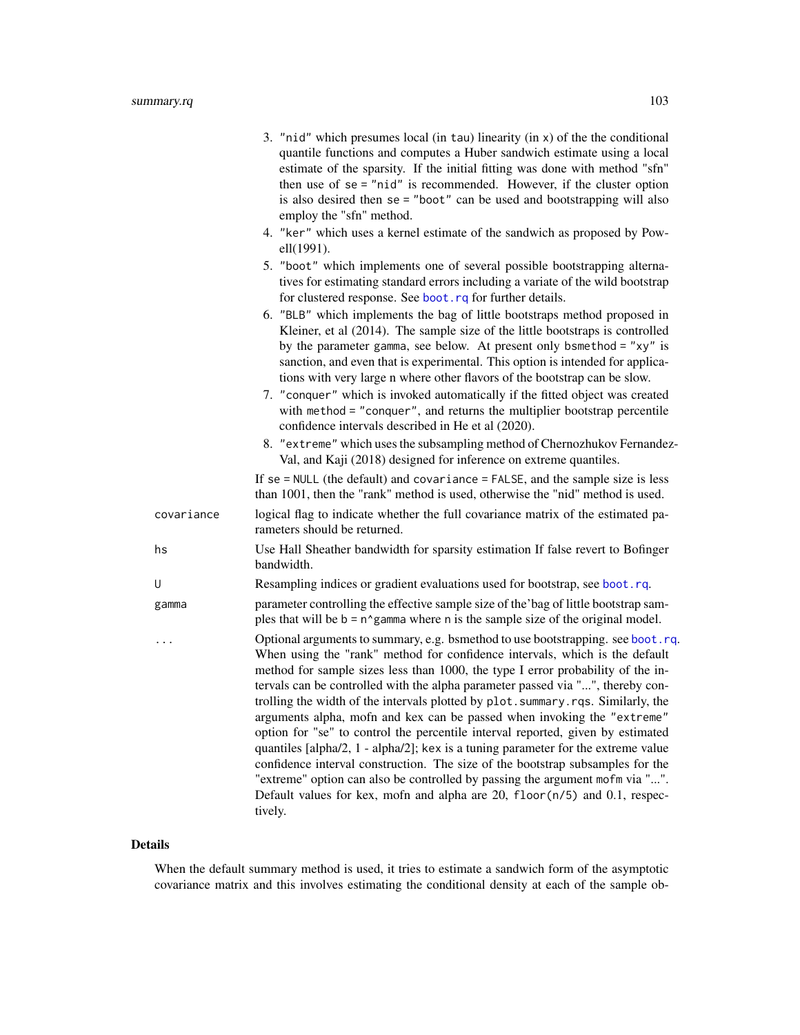3. "nid" which presumes local (in tau) linearity (in x) of the the conditional quantile functions and computes a Huber sandwich estimate using a local estimate of the sparsity. If the initial fitting was done with method "sfn" then use of se = "nid" is recommended. However, if the cluster option is also desired then se = "boot" can be used and bootstrapping will also employ the "sfn" method.
4. "ker" which uses a kernel estimate of the sandwich as proposed by Powell(1991).
5. "boot" which implements one of several possible bootstrapping alternatives for estimating standard errors including a variate of the wild bootstrap for clustered response. See boot.rq for further details.
6. "BLB" which implements the bag of little bootstraps method proposed in Kleiner, et al (2014). The sample size of the little bootstraps is controlled by the parameter gamma, see below. At present only bsmethod = "xy" is sanction, and even that is experimental. This option is intended for applications with very large n where other flavors of the bootstrap can be slow.
7. "conquer" which is invoked automatically if the fitted object was created with method = "conquer", and returns the multiplier bootstrap percentile confidence intervals described in He et al (2020).
8. "extreme" which uses the subsampling method of Chernozhukov Fernandez-Val, and Kaji (2018) designed for inference on extreme quantiles.

If se = NULL (the default) and covariance = FALSE, and the sample size is less than 1001, then the "rank" method is used, otherwise the "nid" method is used.

| | |
|---|---|
| covariance | logical flag to indicate whether the full covariance matrix of the estimated parameters should be returned. |
| hs | Use Hall Sheather bandwidth for sparsity estimation If false revert to Bofinger bandwidth. |
| U | Resampling indices or gradient evaluations used for bootstrap, see boot.rq. |
| gamma | parameter controlling the effective sample size of the'bag of little bootstrap samples that will be b = n^gamma where n is the sample size of the original model. |
| ... | Optional arguments to summary, e.g. bsmethod to use bootstrapping. see boot.rq. When using the "rank" method for confidence intervals, which is the default method for sample sizes less than 1000, the type I error probability of the intervals can be controlled with the alpha parameter passed via "...", thereby controlling the width of the intervals plotted by plot.summary.rqs. Similarly, the arguments alpha, mofn and kex can be passed when invoking the "extreme" option for "se" to control the percentile interval reported, given by estimated quantiles [alpha/2, 1 - alpha/2]; kex is a tuning parameter for the extreme value confidence interval construction. The size of the bootstrap subsamples for the "extreme" option can also be controlled by passing the argument mofm via "...". Default values for kex, mofn and alpha are 20, floor(n/5) and 0.1, respectively. |

## Details

When the default summary method is used, it tries to estimate a sandwich form of the asymptotic covariance matrix and this involves estimating the conditional density at each of the sample ob-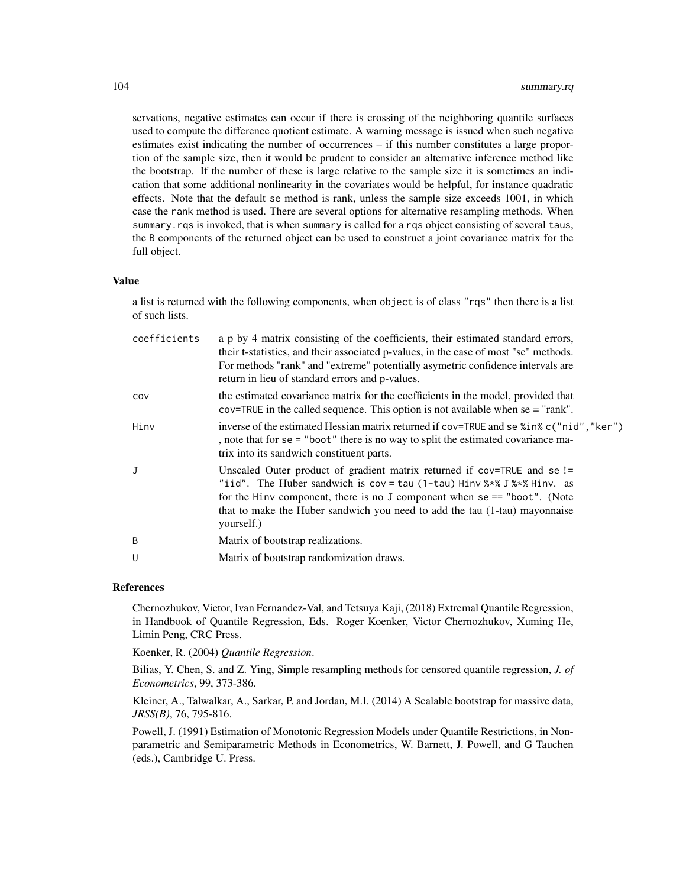servations, negative estimates can occur if there is crossing of the neighboring quantile surfaces used to compute the difference quotient estimate. A warning message is issued when such negative estimates exist indicating the number of occurrences – if this number constitutes a large proportion of the sample size, then it would be prudent to consider an alternative inference method like the bootstrap. If the number of these is large relative to the sample size it is sometimes an indication that some additional nonlinearity in the covariates would be helpful, for instance quadratic effects. Note that the default se method is rank, unless the sample size exceeds 1001, in which case the rank method is used. There are several options for alternative resampling methods. When summary.rqs is invoked, that is when summary is called for a rqs object consisting of several taus, the B components of the returned object can be used to construct a joint covariance matrix for the full object.

### Value

a list is returned with the following components, when object is of class "rqs" then there is a list of such lists.

| | |
|---|---|
| coefficients | a p by 4 matrix consisting of the coefficients, their estimated standard errors, their t-statistics, and their associated p-values, in the case of most "se" methods. For methods "rank" and "extreme" potentially asymetric confidence intervals are return in lieu of standard errors and p-values. |
| cov | the estimated covariance matrix for the coefficients in the model, provided that cov=TRUE in the called sequence. This option is not available when se = "rank". |
| Hinv | inverse of the estimated Hessian matrix returned if cov=TRUE and se %in% c("nid","ker") , note that for se = "boot" there is no way to split the estimated covariance matrix into its sandwich constituent parts. |
| J | Unscaled Outer product of gradient matrix returned if cov=TRUE and se != "iid". The Huber sandwich is cov = tau (1-tau) Hinv %*% J %*% Hinv. as for the Hinv component, there is no J component when se == "boot". (Note that to make the Huber sandwich you need to add the tau (1-tau) mayonnaise yourself.) |
| B | Matrix of bootstrap realizations. |
| U | Matrix of bootstrap randomization draws. |

### References

Chernozhukov, Victor, Ivan Fernandez-Val, and Tetsuya Kaji, (2018) Extremal Quantile Regression, in Handbook of Quantile Regression, Eds. Roger Koenker, Victor Chernozhukov, Xuming He, Limin Peng, CRC Press.

Koenker, R. (2004) *Quantile Regression*.

Bilias, Y. Chen, S. and Z. Ying, Simple resampling methods for censored quantile regression, *J. of Econometrics*, 99, 373-386.

Kleiner, A., Talwalkar, A., Sarkar, P. and Jordan, M.I. (2014) A Scalable bootstrap for massive data, *JRSS(B)*, 76, 795-816.

Powell, J. (1991) Estimation of Monotonic Regression Models under Quantile Restrictions, in Nonparametric and Semiparametric Methods in Econometrics, W. Barnett, J. Powell, and G Tauchen (eds.), Cambridge U. Press.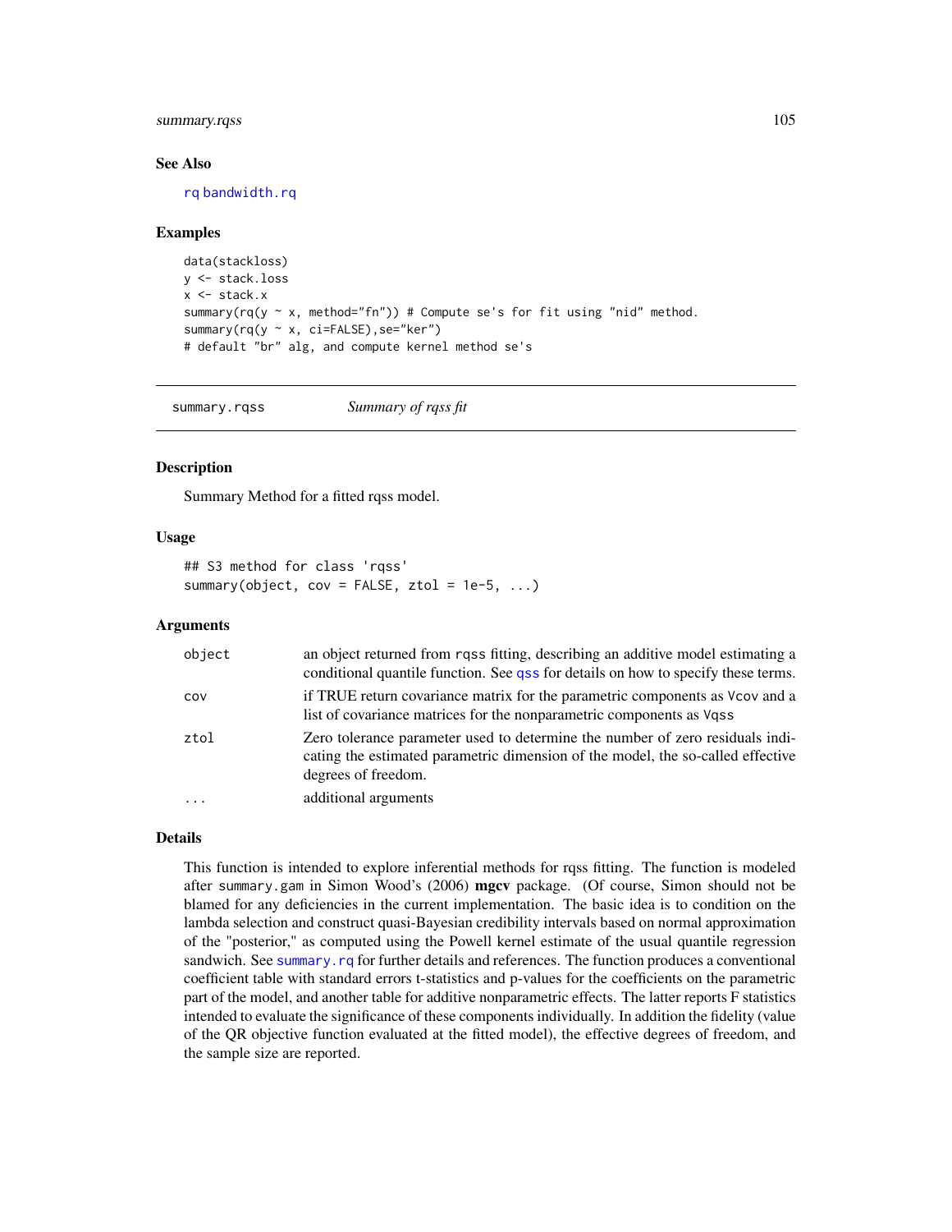### See Also

rq bandwidth.rq

### Examples

```
data(stackloss)
y <- stack.loss
x <- stack.x
summary(rq(y ~ x, method="fn")) # Compute se's for fit using "nid" method.
summary(rq(y ~ x, ci=FALSE),se="ker")
# default "br" alg, and compute kernel method se's
```

---

## summary.rqss *Summary of rqss fit*

### Description

Summary Method for a fitted rqss model.

### Usage

```
## S3 method for class 'rqss'
summary(object, cov = FALSE, ztol = 1e-5, ...)
```

### Arguments

| | |
|---|---|
| object | an object returned from rqss fitting, describing an additive model estimating a conditional quantile function. See qss for details on how to specify these terms. |
| cov | if TRUE return covariance matrix for the parametric components as Vcov and a list of covariance matrices for the nonparametric components as Vqss |
| ztol | Zero tolerance parameter used to determine the number of zero residuals indicating the estimated parametric dimension of the model, the so-called effective degrees of freedom. |
| ... | additional arguments |

### Details

This function is intended to explore inferential methods for rqss fitting. The function is modeled after summary.gam in Simon Wood's (2006) **mgcv** package. (Of course, Simon should not be blamed for any deficiencies in the current implementation. The basic idea is to condition on the lambda selection and construct quasi-Bayesian credibility intervals based on normal approximation of the "posterior," as computed using the Powell kernel estimate of the usual quantile regression sandwich. See summary.rq for further details and references. The function produces a conventional coefficient table with standard errors t-statistics and p-values for the coefficients on the parametric part of the model, and another table for additive nonparametric effects. The latter reports F statistics intended to evaluate the significance of these components individually. In addition the fidelity (value of the QR objective function evaluated at the fitted model), the effective degrees of freedom, and the sample size are reported.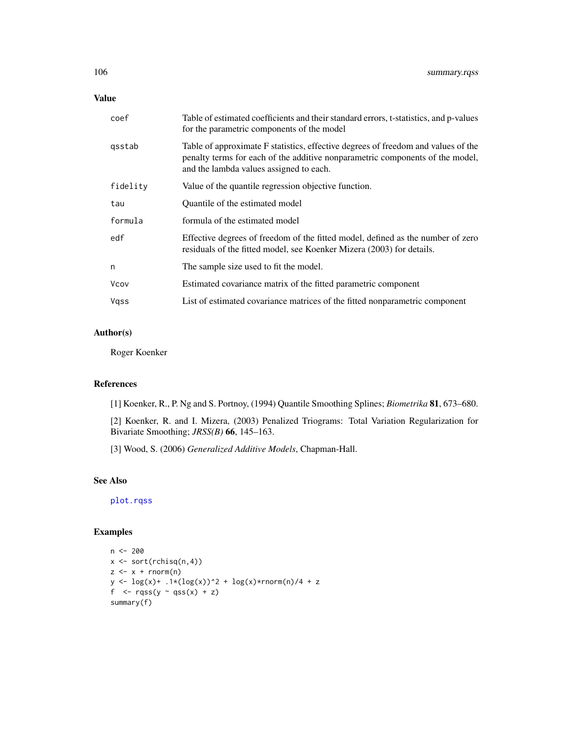## Value

| | |
|---|---|
| coef | Table of estimated coefficients and their standard errors, t-statistics, and p-values for the parametric components of the model |
| qsstab | Table of approximate F statistics, effective degrees of freedom and values of the penalty terms for each of the additive nonparametric components of the model, and the lambda values assigned to each. |
| fidelity | Value of the quantile regression objective function. |
| tau | Quantile of the estimated model |
| formula | formula of the estimated model |
| edf | Effective degrees of freedom of the fitted model, defined as the number of zero residuals of the fitted model, see Koenker Mizera (2003) for details. |
| n | The sample size used to fit the model. |
| Vcov | Estimated covariance matrix of the fitted parametric component |
| Vqss | List of estimated covariance matrices of the fitted nonparametric component |

## Author(s)

Roger Koenker

## References

[1] Koenker, R., P. Ng and S. Portnoy, (1994) Quantile Smoothing Splines; *Biometrika* **81**, 673–680.

[2] Koenker, R. and I. Mizera, (2003) Penalized Triograms: Total Variation Regularization for Bivariate Smoothing; *JRSS(B)* **66**, 145–163.

[3] Wood, S. (2006) *Generalized Additive Models*, Chapman-Hall.

## See Also

plot.rqss

## Examples

```
n <- 200
x <- sort(rchisq(n,4))
z <- x + rnorm(n)
y <- log(x)+ .1*(log(x))^2 + log(x)*rnorm(n)/4 + z
f  <- rqss(y ~ qss(x) + z)
summary(f)
```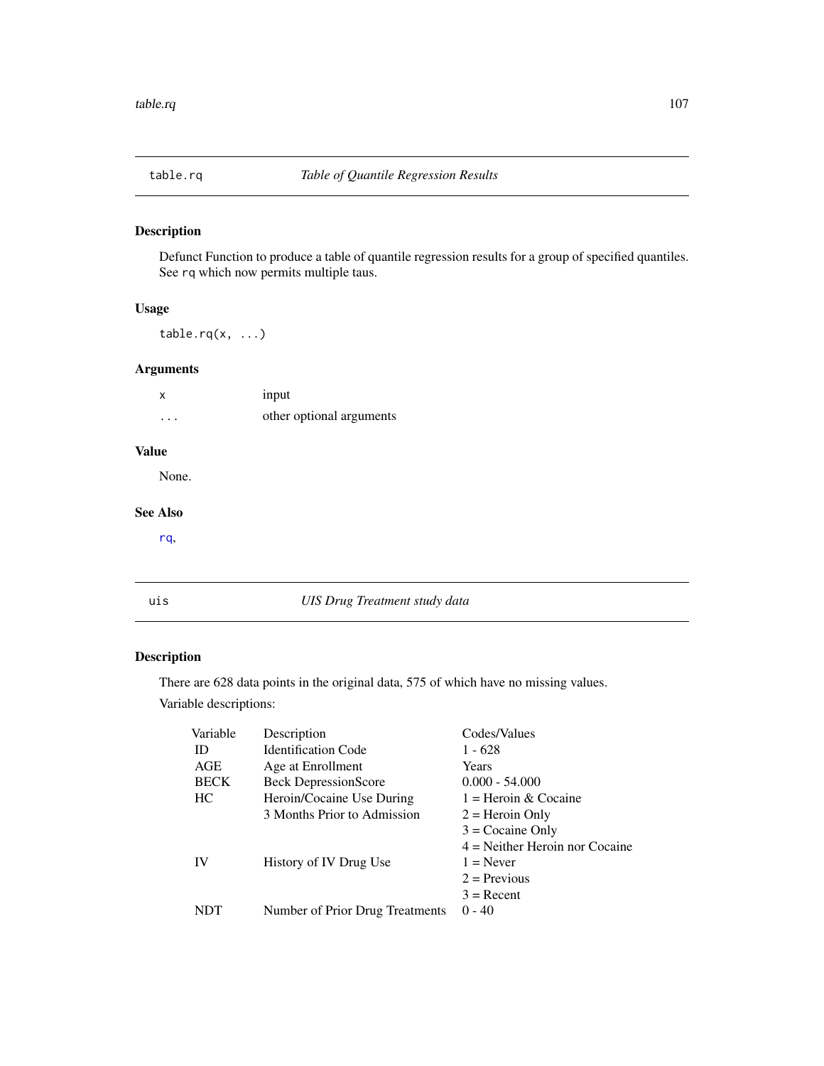## table.rq *Table of Quantile Regression Results*

### Description

Defunct Function to produce a table of quantile regression results for a group of specified quantiles. See `rq` which now permits multiple taus.

### Usage

```
table.rq(x, ...)
```

### Arguments

| | |
|---|---|
| `x` | input |
| `...` | other optional arguments |

### Value

None.

### See Also

`rq`,

## uis *UIS Drug Treatment study data*

### Description

There are 628 data points in the original data, 575 of which have no missing values.

Variable descriptions:

| Variable | Description | Codes/Values |
|---|---|---|
| ID | Identification Code | 1 - 628 |
| AGE | Age at Enrollment | Years |
| BECK | Beck DepressionScore | 0.000 - 54.000 |
| HC | Heroin/Cocaine Use During | 1 = Heroin & Cocaine |
| | 3 Months Prior to Admission | 2 = Heroin Only |
| | | 3 = Cocaine Only |
| | | 4 = Neither Heroin nor Cocaine |
| IV | History of IV Drug Use | 1 = Never |
| | | 2 = Previous |
| | | 3 = Recent |
| NDT | Number of Prior Drug Treatments | 0 - 40 |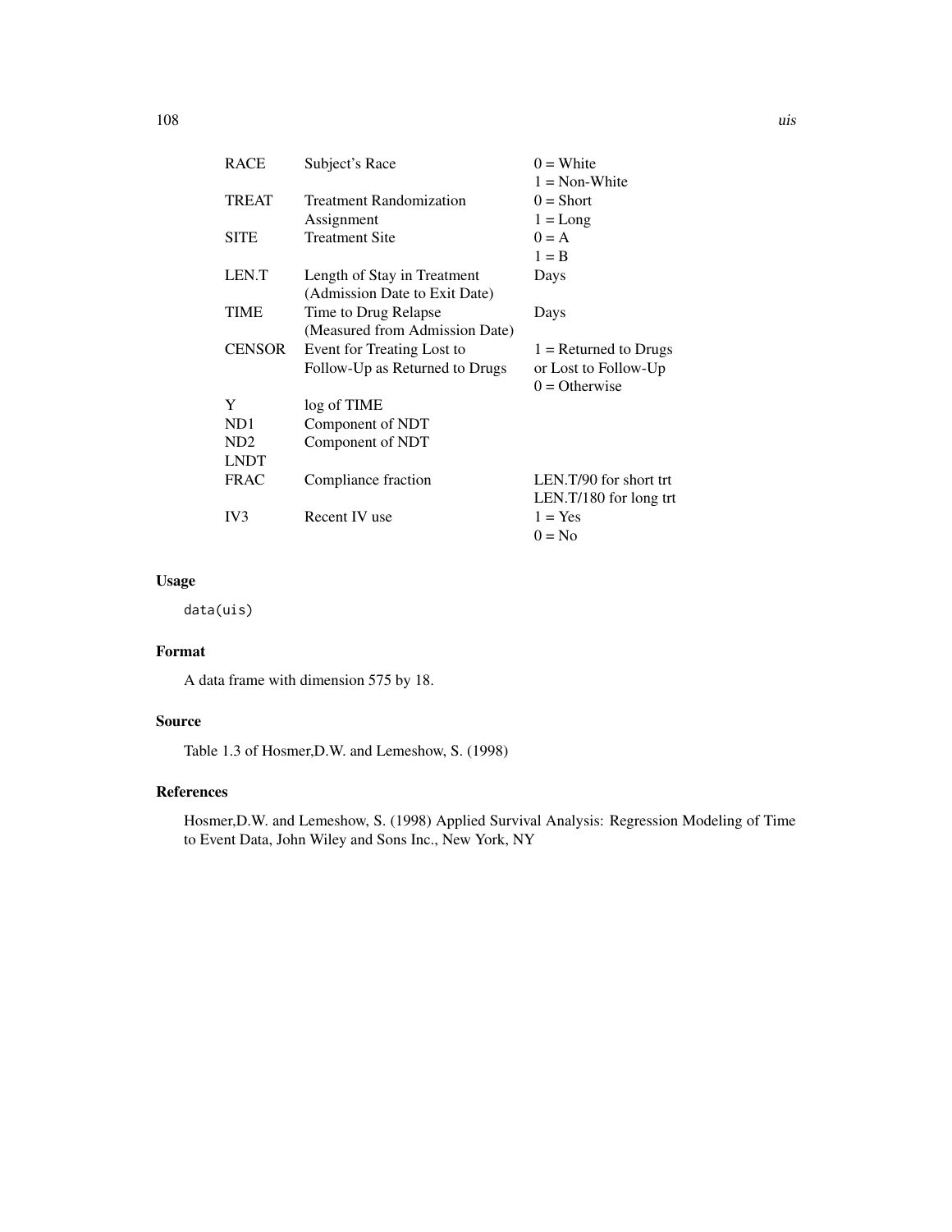| | | |
|---|---|---|
| RACE | Subject's Race | 0 = White<br>1 = Non-White |
| TREAT | Treatment Randomization Assignment | 0 = Short<br>1 = Long |
| SITE | Treatment Site | 0 = A<br>1 = B |
| LEN.T | Length of Stay in Treatment (Admission Date to Exit Date) | Days |
| TIME | Time to Drug Relapse (Measured from Admission Date) | Days |
| CENSOR | Event for Treating Lost to Follow-Up as Returned to Drugs | 1 = Returned to Drugs or Lost to Follow-Up<br>0 = Otherwise |
| Y | log of TIME | |
| ND1 | Component of NDT | |
| ND2 | Component of NDT | |
| LNDT | | |
| FRAC | Compliance fraction | LEN.T/90 for short trt<br>LEN.T/180 for long trt |
| IV3 | Recent IV use | 1 = Yes<br>0 = No |

## Usage

```
data(uis)
```

## Format

A data frame with dimension 575 by 18.

## Source

Table 1.3 of Hosmer,D.W. and Lemeshow, S. (1998)

## References

Hosmer,D.W. and Lemeshow, S. (1998) Applied Survival Analysis: Regression Modeling of Time to Event Data, John Wiley and Sons Inc., New York, NY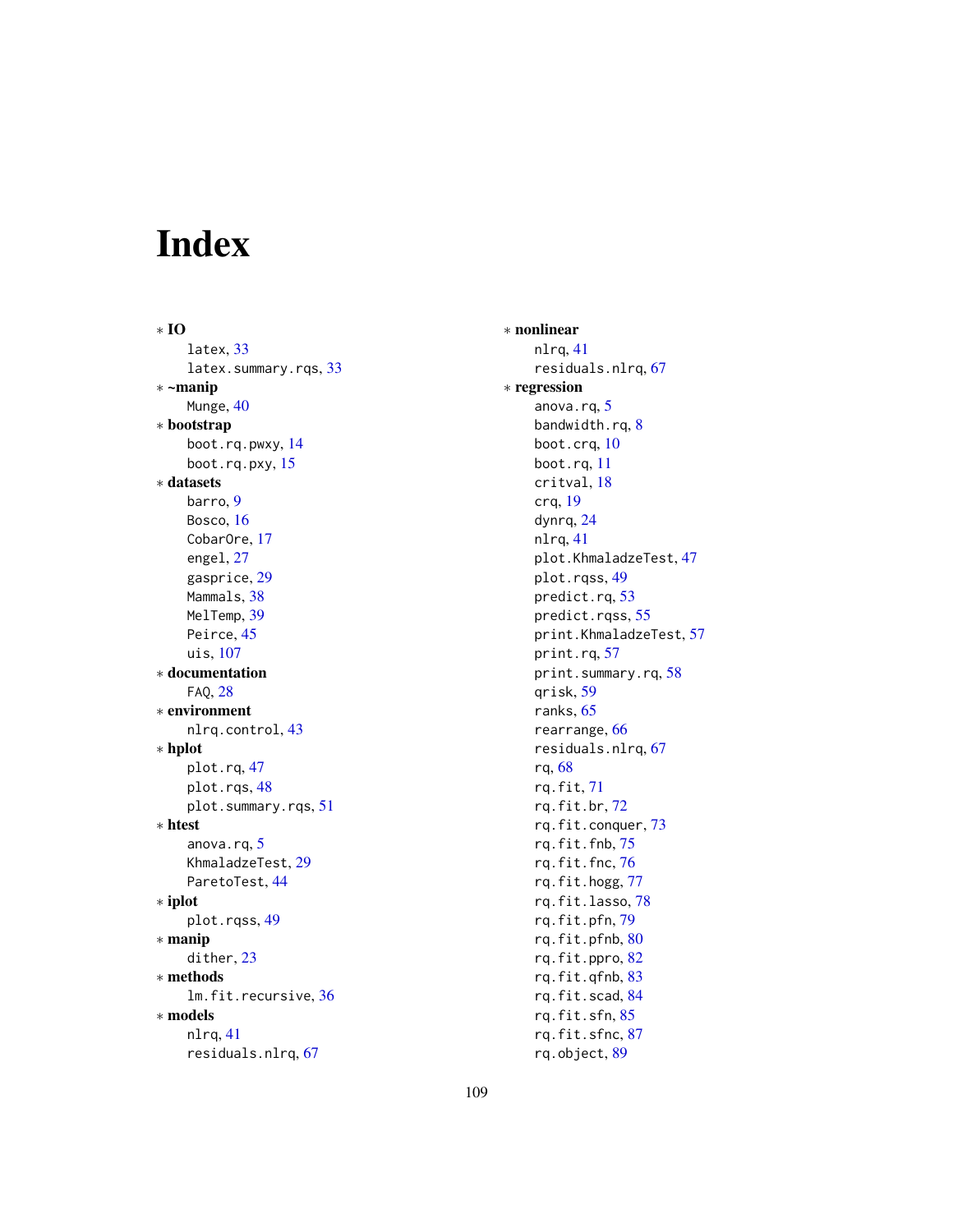# Index

* **IO**
  - latex, 33
  - latex.summary.rqs, 33
* **~manip**
  - Munge, 40
* **bootstrap**
  - boot.rq.pwxy, 14
  - boot.rq.pxy, 15
* **datasets**
  - barro, 9
  - Bosco, 16
  - CobarOre, 17
  - engel, 27
  - gasprice, 29
  - Mammals, 38
  - MelTemp, 39
  - Peirce, 45
  - uis, 107
* **documentation**
  - FAQ, 28
* **environment**
  - nlrq.control, 43
* **hplot**
  - plot.rq, 47
  - plot.rqs, 48
  - plot.summary.rqs, 51
* **htest**
  - anova.rq, 5
  - KhmaladzeTest, 29
  - ParetoTest, 44
* **iplot**
  - plot.rqss, 49
* **manip**
  - dither, 23
* **methods**
  - lm.fit.recursive, 36
* **models**
  - nlrq, 41
  - residuals.nlrq, 67
* **nonlinear**
  - nlrq, 41
  - residuals.nlrq, 67
* **regression**
  - anova.rq, 5
  - bandwidth.rq, 8
  - boot.crq, 10
  - boot.rq, 11
  - critval, 18
  - crq, 19
  - dynrq, 24
  - nlrq, 41
  - plot.KhmaladzeTest, 47
  - plot.rqss, 49
  - predict.rq, 53
  - predict.rqss, 55
  - print.KhmaladzeTest, 57
  - print.rq, 57
  - print.summary.rq, 58
  - qrisk, 59
  - ranks, 65
  - rearrange, 66
  - residuals.nlrq, 67
  - rq, 68
  - rq.fit, 71
  - rq.fit.br, 72
  - rq.fit.conquer, 73
  - rq.fit.fnb, 75
  - rq.fit.fnc, 76
  - rq.fit.hogg, 77
  - rq.fit.lasso, 78
  - rq.fit.pfn, 79
  - rq.fit.pfnb, 80
  - rq.fit.ppro, 82
  - rq.fit.qfnb, 83
  - rq.fit.scad, 84
  - rq.fit.sfn, 85
  - rq.fit.sfnc, 87
  - rq.object, 89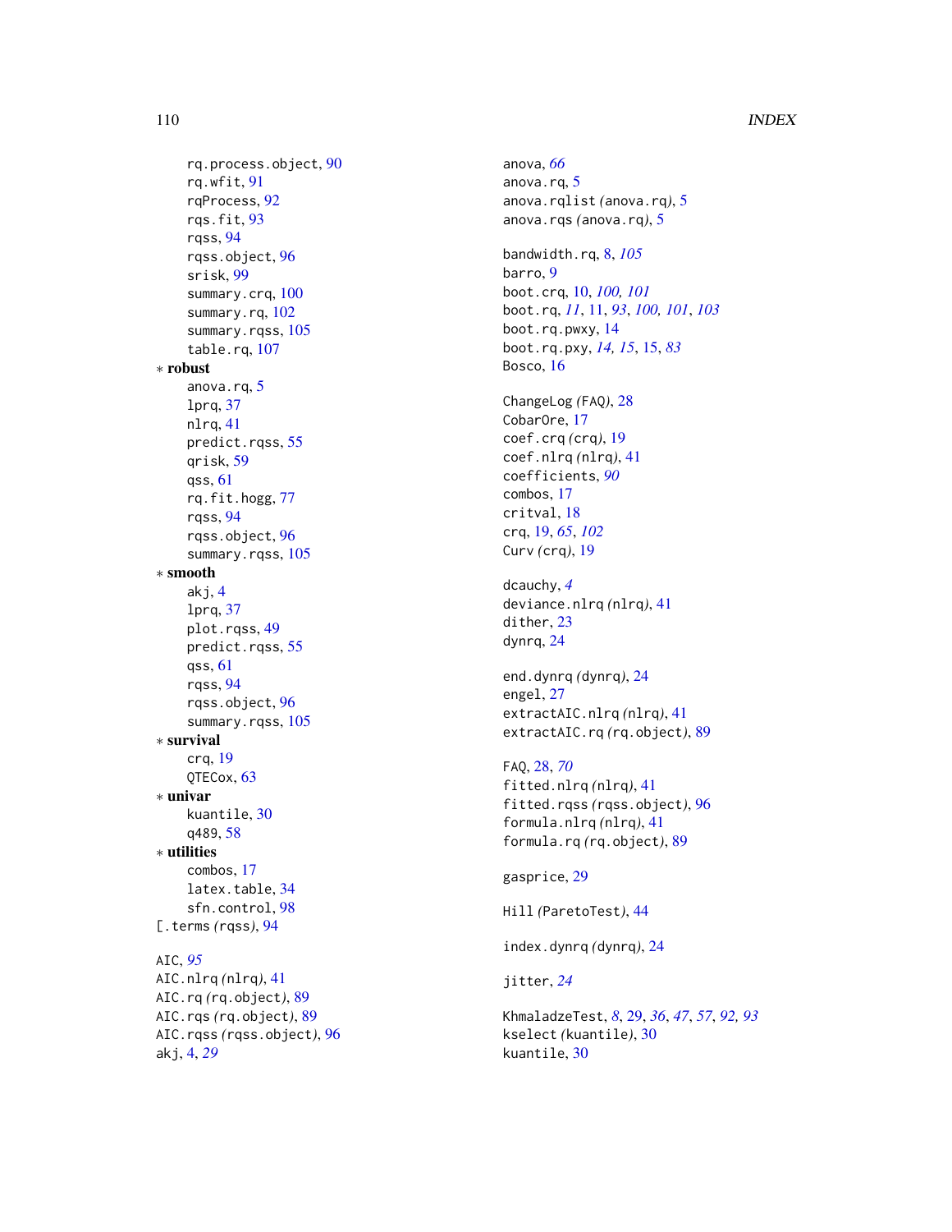rq.process.object, 90
rq.wfit, 91
rqProcess, 92
rqs.fit, 93
rqss, 94
rqss.object, 96
srisk, 99
summary.crq, 100
summary.rq, 102
summary.rqss, 105
table.rq, 107

∗ **robust**

anova.rq, 5
lprq, 37
nlrq, 41
predict.rqss, 55
qrisk, 59
qss, 61
rq.fit.hogg, 77
rqss, 94
rqss.object, 96
summary.rqss, 105

∗ **smooth**

akj, 4
lprq, 37
plot.rqss, 49
predict.rqss, 55
qss, 61
rqss, 94
rqss.object, 96
summary.rqss, 105

∗ **survival**

crq, 19
QTECox, 63

∗ **univar**

kuantile, 30
q489, 58

∗ **utilities**

combos, 17
latex.table, 34
sfn.control, 98

[.terms (rqss), 94

AIC, *95*
AIC.nlrq (nlrq), 41
AIC.rq (rq.object), 89
AIC.rqs (rq.object), 89
AIC.rqss (rqss.object), 96
akj, 4, *29*

anova, *66*
anova.rq, 5
anova.rqlist (anova.rq), 5
anova.rqs (anova.rq), 5

bandwidth.rq, 8, *105*
barro, 9
boot.crq, 10, *100, 101*
boot.rq, *11*, 11, *93*, *100, 101*, *103*
boot.rq.pwxy, 14
boot.rq.pxy, *14, 15*, 15, *83*
Bosco, 16

ChangeLog (FAQ), 28
CobarOre, 17
coef.crq (crq), 19
coef.nlrq (nlrq), 41
coefficients, *90*
combos, 17
critval, 18
crq, 19, *65*, *102*
Curv (crq), 19

dcauchy, *4*
deviance.nlrq (nlrq), 41
dither, 23
dynrq, 24

end.dynrq (dynrq), 24
engel, 27
extractAIC.nlrq (nlrq), 41
extractAIC.rq (rq.object), 89

FAQ, 28, *70*
fitted.nlrq (nlrq), 41
fitted.rqss (rqss.object), 96
formula.nlrq (nlrq), 41
formula.rq (rq.object), 89

gasprice, 29

Hill (ParetoTest), 44

index.dynrq (dynrq), 24

jitter, *24*

KhmaladzeTest, *8*, 29, *36*, *47*, *57*, *92, 93*
kselect (kuantile), 30
kuantile, 30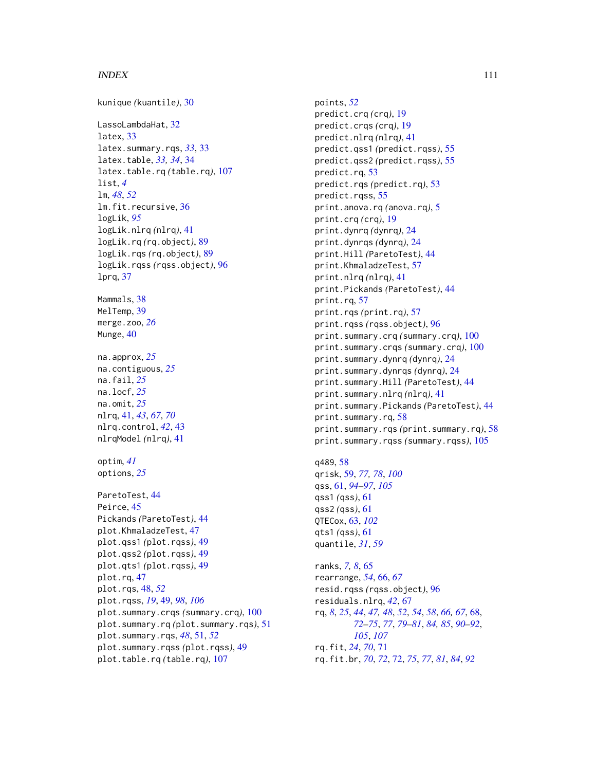kunique *(kuantile)*, 30

LassoLambdaHat, 32
latex, 33
latex.summary.rqs, *33*, 33
latex.table, *33, 34*, 34
latex.table.rq *(table.rq)*, 107
list, *4*
lm, *48*, *52*
lm.fit.recursive, 36
logLik, *95*
logLik.nlrq *(nlrq)*, 41
logLik.rq *(rq.object)*, 89
logLik.rqs *(rq.object)*, 89
logLik.rqss *(rqss.object)*, 96
lprq, 37

Mammals, 38
MelTemp, 39
merge.zoo, *26*
Munge, 40

na.approx, *25*
na.contiguous, *25*
na.fail, *25*
na.locf, *25*
na.omit, *25*
nlrq, 41, *43*, *67*, *70*
nlrq.control, *42*, 43
nlrqModel *(nlrq)*, 41

optim, *41*
options, *25*

ParetoTest, 44
Peirce, 45
Pickands *(ParetoTest)*, 44
plot.KhmaladzeTest, 47
plot.qss1 *(plot.rqss)*, 49
plot.qss2 *(plot.rqss)*, 49
plot.qts1 *(plot.rqss)*, 49
plot.rq, 47
plot.rqs, 48, *52*
plot.rqss, *19*, 49, *98*, *106*
plot.summary.crqs *(summary.crq)*, 100
plot.summary.rq *(plot.summary.rqs)*, 51
plot.summary.rqs, *48*, 51, *52*
plot.summary.rqss *(plot.rqss)*, 49
plot.table.rq *(table.rq)*, 107

points, *52*
predict.crq *(crq)*, 19
predict.crqs *(crq)*, 19
predict.nlrq *(nlrq)*, 41
predict.qss1 *(predict.rqss)*, 55
predict.qss2 *(predict.rqss)*, 55
predict.rq, 53
predict.rqs *(predict.rq)*, 53
predict.rqss, 55
print.anova.rq *(anova.rq)*, 5
print.crq *(crq)*, 19
print.dynrq *(dynrq)*, 24
print.dynrqs *(dynrq)*, 24
print.Hill *(ParetoTest)*, 44
print.KhmaladzeTest, 57
print.nlrq *(nlrq)*, 41
print.Pickands *(ParetoTest)*, 44
print.rq, 57
print.rqs *(print.rq)*, 57
print.rqss *(rqss.object)*, 96
print.summary.crq *(summary.crq)*, 100
print.summary.crqs *(summary.crq)*, 100
print.summary.dynrq *(dynrq)*, 24
print.summary.dynrqs *(dynrq)*, 24
print.summary.Hill *(ParetoTest)*, 44
print.summary.nlrq *(nlrq)*, 41
print.summary.Pickands *(ParetoTest)*, 44
print.summary.rq, 58
print.summary.rqs *(print.summary.rq)*, 58
print.summary.rqss *(summary.rqss)*, 105

q489, 58
qrisk, 59, *77, 78*, *100*
qss, 61, *94–97*, *105*
qss1 *(qss)*, 61
qss2 *(qss)*, 61
QTECox, 63, *102*
qts1 *(qss)*, 61
quantile, *31*, *59*

ranks, *7, 8*, 65
rearrange, *54*, 66, *67*
resid.rqss *(rqss.object)*, 96
residuals.nlrq, *42*, 67
rq, *8*, *25*, *44*, *47, 48*, *52*, *54*, *58*, *66, 67*, 68, *72–75*, *77*, *79–81*, *84, 85*, *90–92*, *105*, *107*
rq.fit, *24*, *70*, 71
rq.fit.br, *70*, *72*, 72, *75*, *77*, *81*, *84*, *92*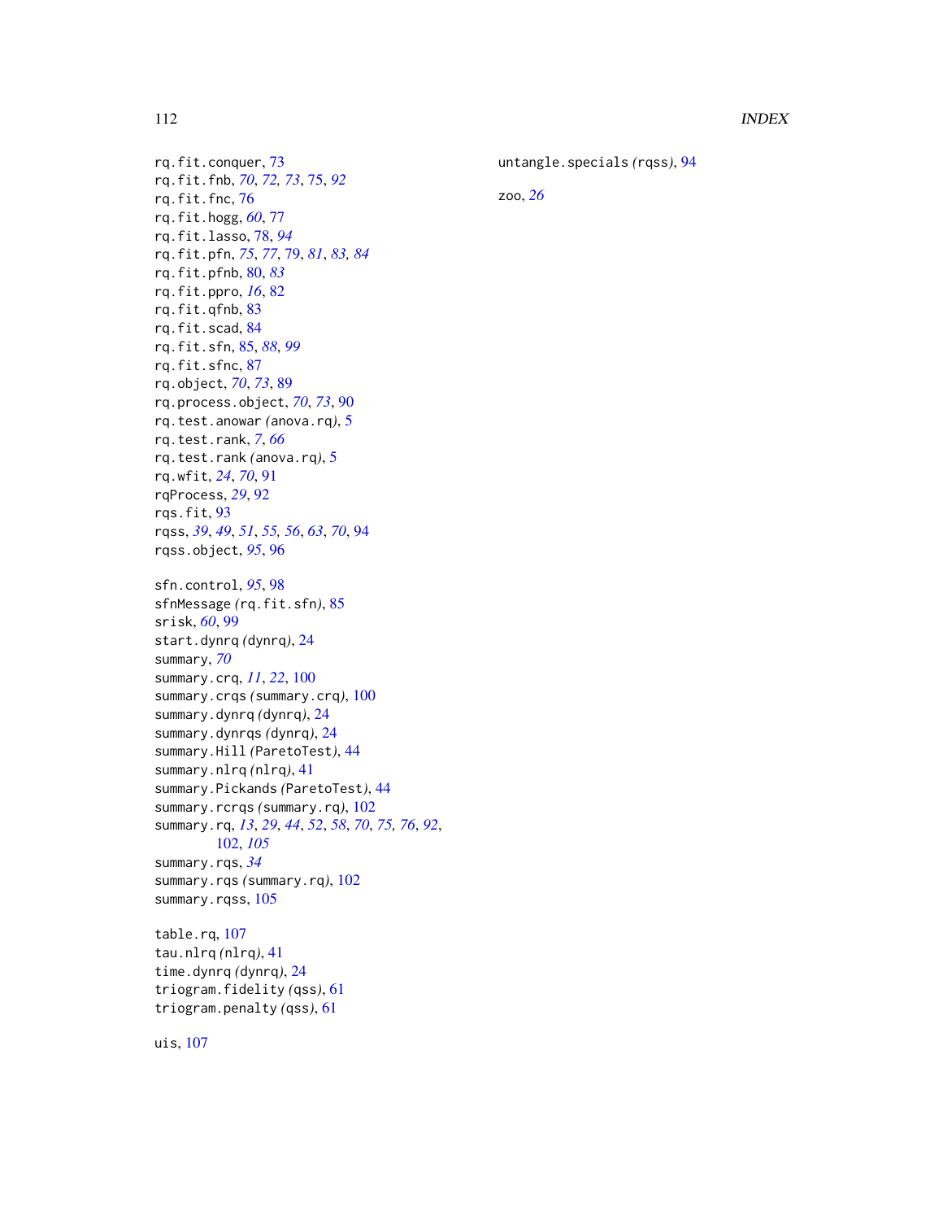rq.fit.conquer, 73
rq.fit.fnb, *70*, *72, 73*, 75, *92*
rq.fit.fnc, 76
rq.fit.hogg, *60*, 77
rq.fit.lasso, 78, *94*
rq.fit.pfn, *75*, *77*, 79, *81*, *83, 84*
rq.fit.pfnb, 80, *83*
rq.fit.ppro, *16*, 82
rq.fit.qfnb, 83
rq.fit.scad, 84
rq.fit.sfn, 85, *88*, *99*
rq.fit.sfnc, 87
rq.object, *70*, *73*, 89
rq.process.object, *70*, *73*, 90
rq.test.anowar *(*anova.rq*)*, 5
rq.test.rank, *7*, *66*
rq.test.rank *(*anova.rq*)*, 5
rq.wfit, *24*, *70*, 91
rqProcess, *29*, 92
rqs.fit, 93
rqss, *39*, *49*, *51*, *55, 56*, *63*, *70*, 94
rqss.object, *95*, 96

sfn.control, *95*, 98
sfnMessage *(*rq.fit.sfn*)*, 85
srisk, *60*, 99
start.dynrq *(*dynrq*)*, 24
summary, *70*
summary.crq, *11*, *22*, 100
summary.crqs *(*summary.crq*)*, 100
summary.dynrq *(*dynrq*)*, 24
summary.dynrqs *(*dynrq*)*, 24
summary.Hill *(*ParetoTest*)*, 44
summary.nlrq *(*nlrq*)*, 41
summary.Pickands *(*ParetoTest*)*, 44
summary.rcrqs *(*summary.rq*)*, 102
summary.rq, *13*, *29*, *44*, *52*, *58*, *70*, *75, 76*, *92*, 102, *105*
summary.rqs, *34*
summary.rqs *(*summary.rq*)*, 102
summary.rqss, 105

table.rq, 107
tau.nlrq *(*nlrq*)*, 41
time.dynrq *(*dynrq*)*, 24
triogram.fidelity *(*qss*)*, 61
triogram.penalty *(*qss*)*, 61

uis, 107
untangle.specials *(*rqss*)*, 94

zoo, *26*